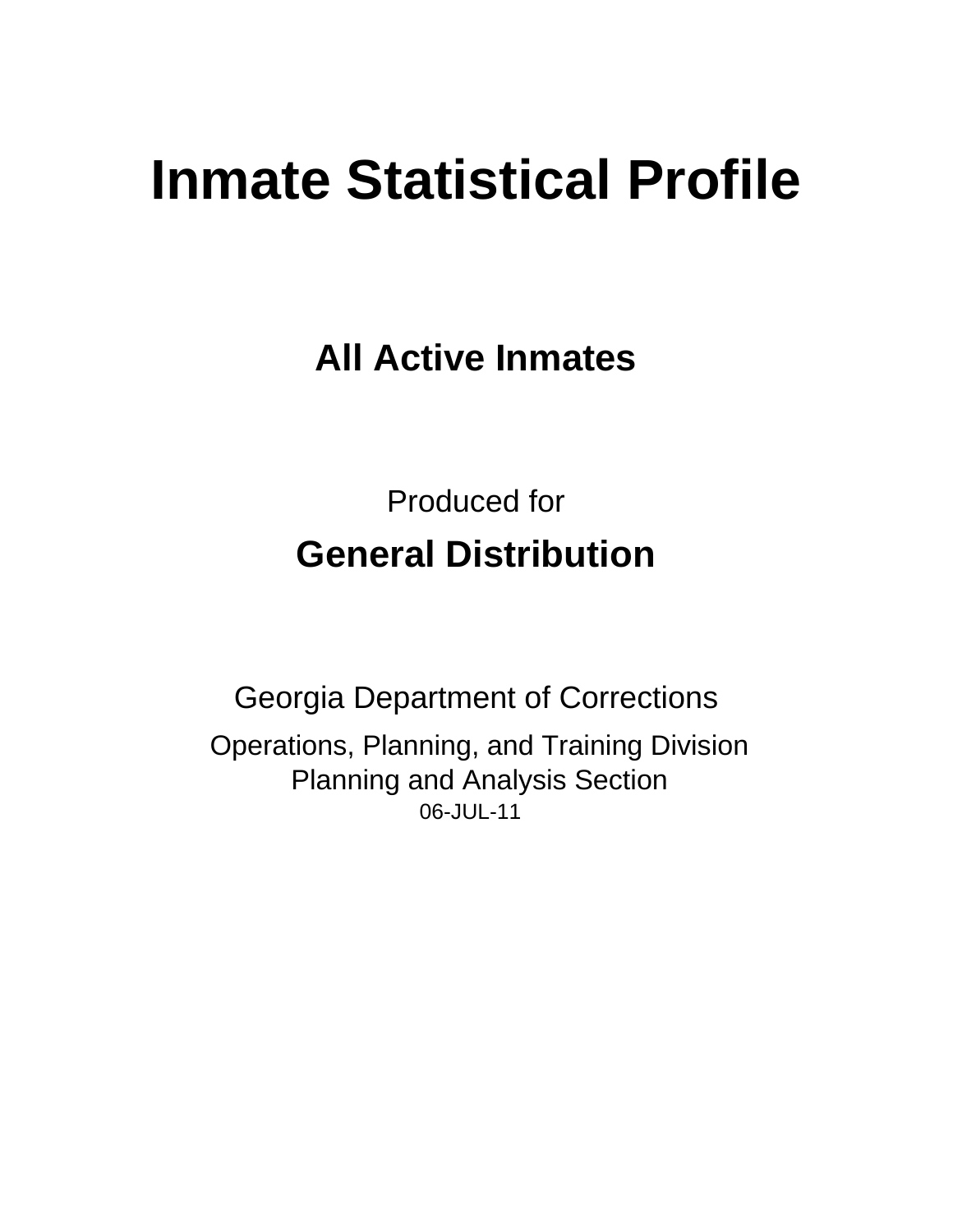# Inmate Statistical Profile

## All Active Inmates

Produced for

## General Distribution

Georgia Department of Corrections

Operations, Planning, and Training Division
Planning and Analysis Section
06-JUL-11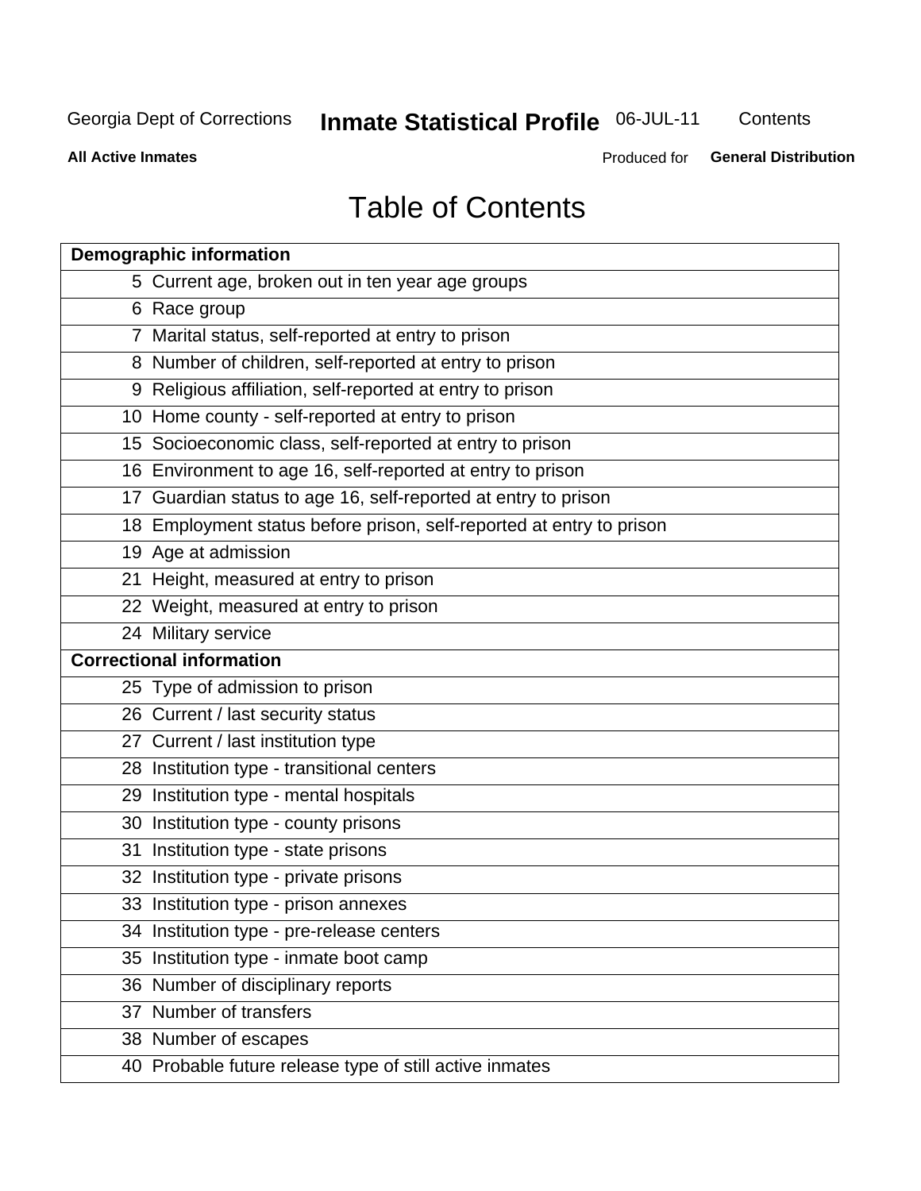# Table of Contents

| Demographic information | |
|---|---|
| 5 | Current age, broken out in ten year age groups |
| 6 | Race group |
| 7 | Marital status, self-reported at entry to prison |
| 8 | Number of children, self-reported at entry to prison |
| 9 | Religious affiliation, self-reported at entry to prison |
| 10 | Home county - self-reported at entry to prison |
| 15 | Socioeconomic class, self-reported at entry to prison |
| 16 | Environment to age 16, self-reported at entry to prison |
| 17 | Guardian status to age 16, self-reported at entry to prison |
| 18 | Employment status before prison, self-reported at entry to prison |
| 19 | Age at admission |
| 21 | Height, measured at entry to prison |
| 22 | Weight, measured at entry to prison |
| 24 | Military service |
| **Correctional information** | |
| 25 | Type of admission to prison |
| 26 | Current / last security status |
| 27 | Current / last institution type |
| 28 | Institution type - transitional centers |
| 29 | Institution type - mental hospitals |
| 30 | Institution type - county prisons |
| 31 | Institution type - state prisons |
| 32 | Institution type - private prisons |
| 33 | Institution type - prison annexes |
| 34 | Institution type - pre-release centers |
| 35 | Institution type - inmate boot camp |
| 36 | Number of disciplinary reports |
| 37 | Number of transfers |
| 38 | Number of escapes |
| 40 | Probable future release type of still active inmates |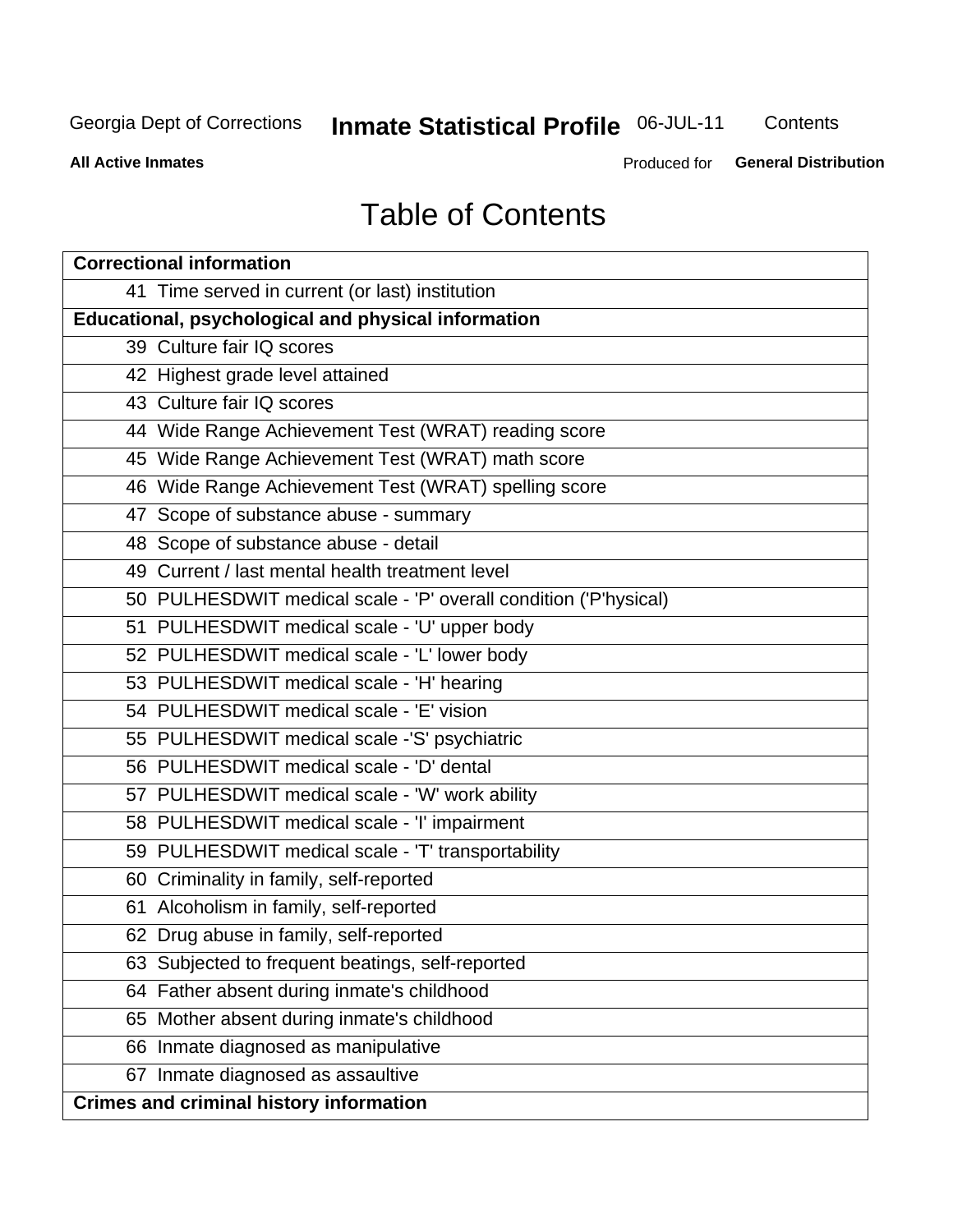# Table of Contents

| Correctional information |
|---|
| 41 Time served in current (or last) institution |
| **Educational, psychological and physical information** |
| 39 Culture fair IQ scores |
| 42 Highest grade level attained |
| 43 Culture fair IQ scores |
| 44 Wide Range Achievement Test (WRAT) reading score |
| 45 Wide Range Achievement Test (WRAT) math score |
| 46 Wide Range Achievement Test (WRAT) spelling score |
| 47 Scope of substance abuse - summary |
| 48 Scope of substance abuse - detail |
| 49 Current / last mental health treatment level |
| 50 PULHESDWIT medical scale - 'P' overall condition ('P'hysical) |
| 51 PULHESDWIT medical scale - 'U' upper body |
| 52 PULHESDWIT medical scale - 'L' lower body |
| 53 PULHESDWIT medical scale - 'H' hearing |
| 54 PULHESDWIT medical scale - 'E' vision |
| 55 PULHESDWIT medical scale -'S' psychiatric |
| 56 PULHESDWIT medical scale - 'D' dental |
| 57 PULHESDWIT medical scale - 'W' work ability |
| 58 PULHESDWIT medical scale - 'I' impairment |
| 59 PULHESDWIT medical scale - 'T' transportability |
| 60 Criminality in family, self-reported |
| 61 Alcoholism in family, self-reported |
| 62 Drug abuse in family, self-reported |
| 63 Subjected to frequent beatings, self-reported |
| 64 Father absent during inmate's childhood |
| 65 Mother absent during inmate's childhood |
| 66 Inmate diagnosed as manipulative |
| 67 Inmate diagnosed as assaultive |
| **Crimes and criminal history information** |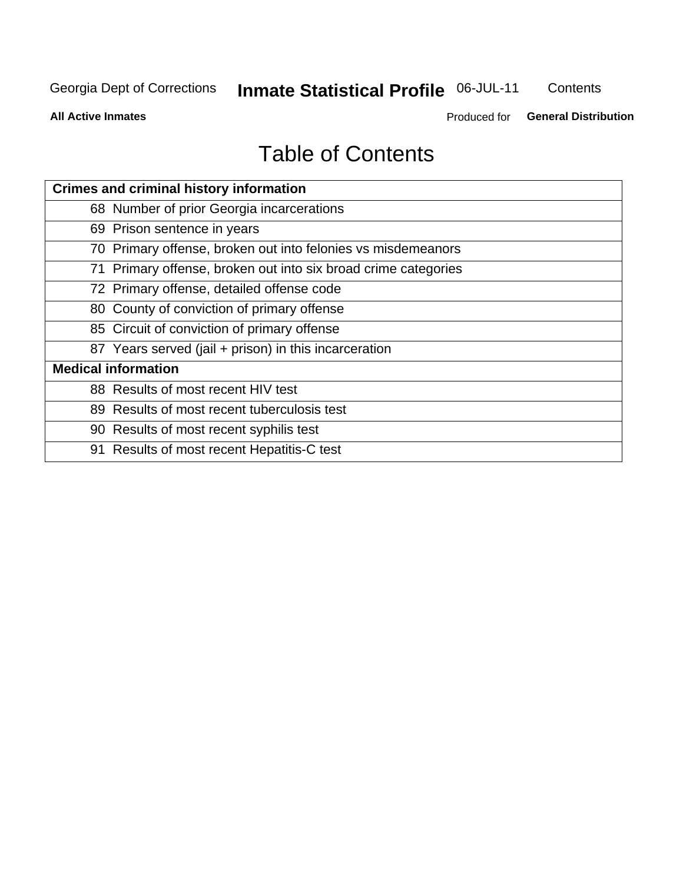# Table of Contents

| Crimes and criminal history information | |
|---|---|
| 68 | Number of prior Georgia incarcerations |
| 69 | Prison sentence in years |
| 70 | Primary offense, broken out into felonies vs misdemeanors |
| 71 | Primary offense, broken out into six broad crime categories |
| 72 | Primary offense, detailed offense code |
| 80 | County of conviction of primary offense |
| 85 | Circuit of conviction of primary offense |
| 87 | Years served (jail + prison) in this incarceration |
| **Medical information** | |
| 88 | Results of most recent HIV test |
| 89 | Results of most recent tuberculosis test |
| 90 | Results of most recent syphilis test |
| 91 | Results of most recent Hepatitis-C test |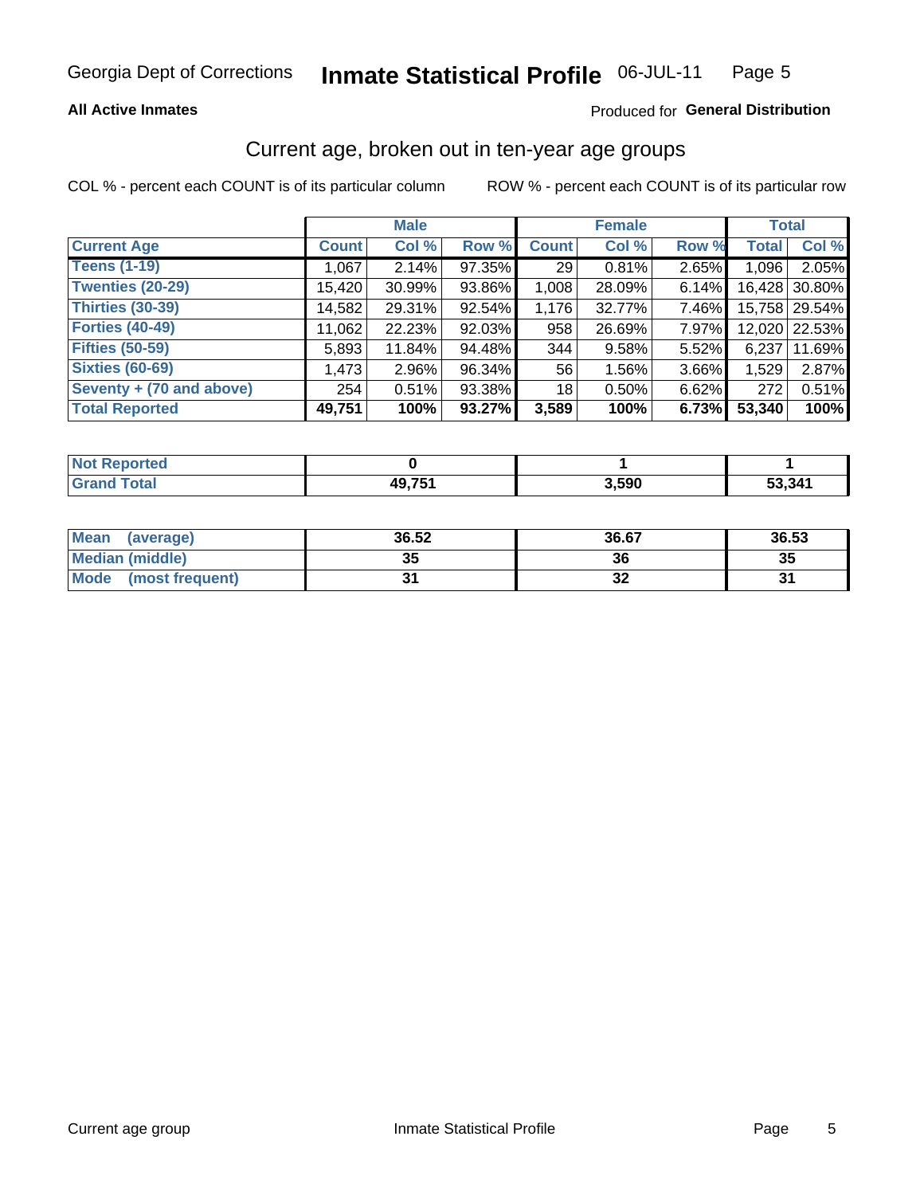Georgia Dept of Corrections **Inmate Statistical Profile** 06-JUL-11

**All Active Inmates**

Produced for **General Distribution**

## Current age, broken out in ten-year age groups

COL % - percent each COUNT is of its particular column

ROW % - percent each COUNT is of its particular row

| | Male | | | Female | | | Total | |
|---|---|---|---|---|---|---|---|---|
| **Current Age** | **Count** | **Col %** | **Row %** | **Count** | **Col %** | **Row %** | **Total** | **Col %** |
| **Teens (1-19)** | 1,067 | 2.14% | 97.35% | 29 | 0.81% | 2.65% | 1,096 | 2.05% |
| **Twenties (20-29)** | 15,420 | 30.99% | 93.86% | 1,008 | 28.09% | 6.14% | 16,428 | 30.80% |
| **Thirties (30-39)** | 14,582 | 29.31% | 92.54% | 1,176 | 32.77% | 7.46% | 15,758 | 29.54% |
| **Forties (40-49)** | 11,062 | 22.23% | 92.03% | 958 | 26.69% | 7.97% | 12,020 | 22.53% |
| **Fifties (50-59)** | 5,893 | 11.84% | 94.48% | 344 | 9.58% | 5.52% | 6,237 | 11.69% |
| **Sixties (60-69)** | 1,473 | 2.96% | 96.34% | 56 | 1.56% | 3.66% | 1,529 | 2.87% |
| **Seventy + (70 and above)** | 254 | 0.51% | 93.38% | 18 | 0.50% | 6.62% | 272 | 0.51% |
| **Total Reported** | **49,751** | **100%** | **93.27%** | **3,589** | **100%** | **6.73%** | **53,340** | **100%** |

| | Male | Female | Total |
|---|---|---|---|
| **Not Reported** | **0** | **1** | **1** |
| **Grand Total** | **49,751** | **3,590** | **53,341** |

| | Male | Female | Total |
|---|---|---|---|
| **Mean (average)** | **36.52** | **36.67** | **36.53** |
| **Median (middle)** | **35** | **36** | **35** |
| **Mode (most frequent)** | **31** | **32** | **31** |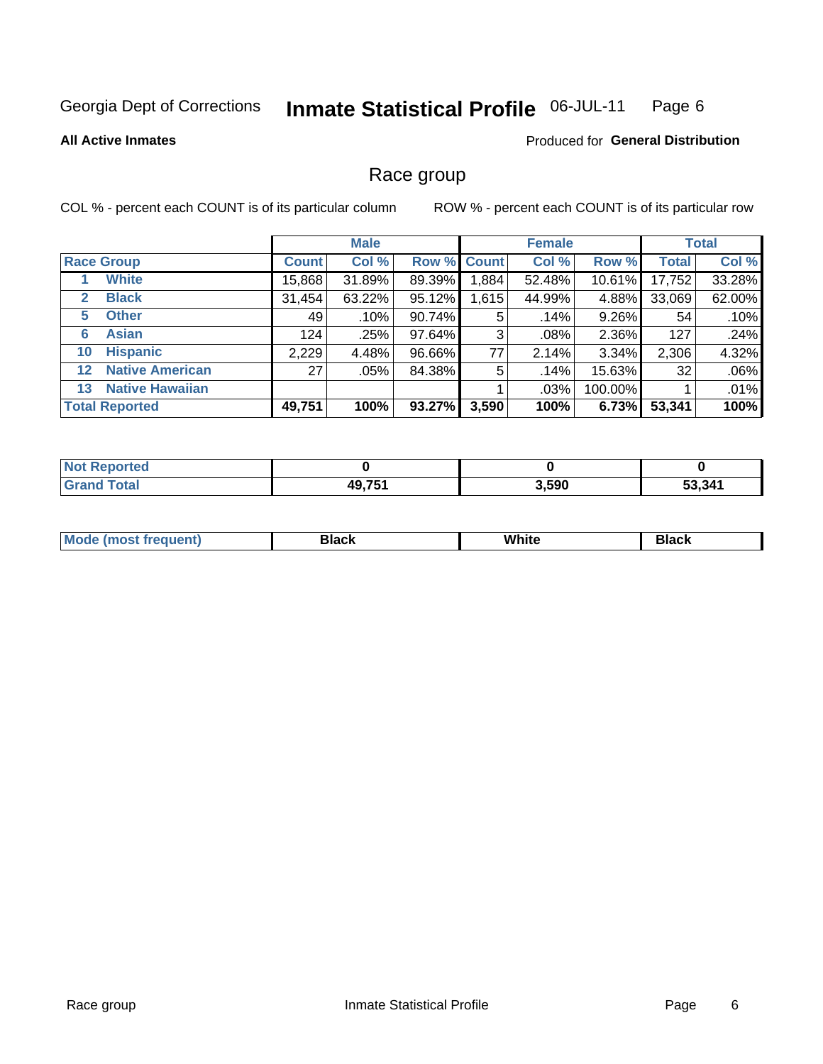Georgia Dept of Corrections **Inmate Statistical Profile** 06-JUL-11 Page 6

**All Active Inmates**

Produced for **General Distribution**

## Race group

COL % - percent each COUNT is of its particular column ROW % - percent each COUNT is of its particular row

| | | Male | | | Female | | | Total | |
|---|---|---|---|---|---|---|---|---|---|
| **Race Group** | | **Count** | **Col %** | **Row %** | **Count** | **Col %** | **Row %** | **Total** | **Col %** |
| 1 | **White** | 15,868 | 31.89% | 89.39% | 1,884 | 52.48% | 10.61% | 17,752 | 33.28% |
| 2 | **Black** | 31,454 | 63.22% | 95.12% | 1,615 | 44.99% | 4.88% | 33,069 | 62.00% |
| 5 | **Other** | 49 | .10% | 90.74% | 5 | .14% | 9.26% | 54 | .10% |
| 6 | **Asian** | 124 | .25% | 97.64% | 3 | .08% | 2.36% | 127 | .24% |
| 10 | **Hispanic** | 2,229 | 4.48% | 96.66% | 77 | 2.14% | 3.34% | 2,306 | 4.32% |
| 12 | **Native American** | 27 | .05% | 84.38% | 5 | .14% | 15.63% | 32 | .06% |
| 13 | **Native Hawaiian** | | | | 1 | .03% | 100.00% | 1 | .01% |
| **Total Reported** | | **49,751** | **100%** | **93.27%** | **3,590** | **100%** | **6.73%** | **53,341** | **100%** |

| | Male | Female | Total |
|---|---|---|---|
| **Not Reported** | **0** | **0** | **0** |
| **Grand Total** | **49,751** | **3,590** | **53,341** |

| | Male | Female | Total |
|---|---|---|---|
| **Mode (most frequent)** | **Black** | **White** | **Black** |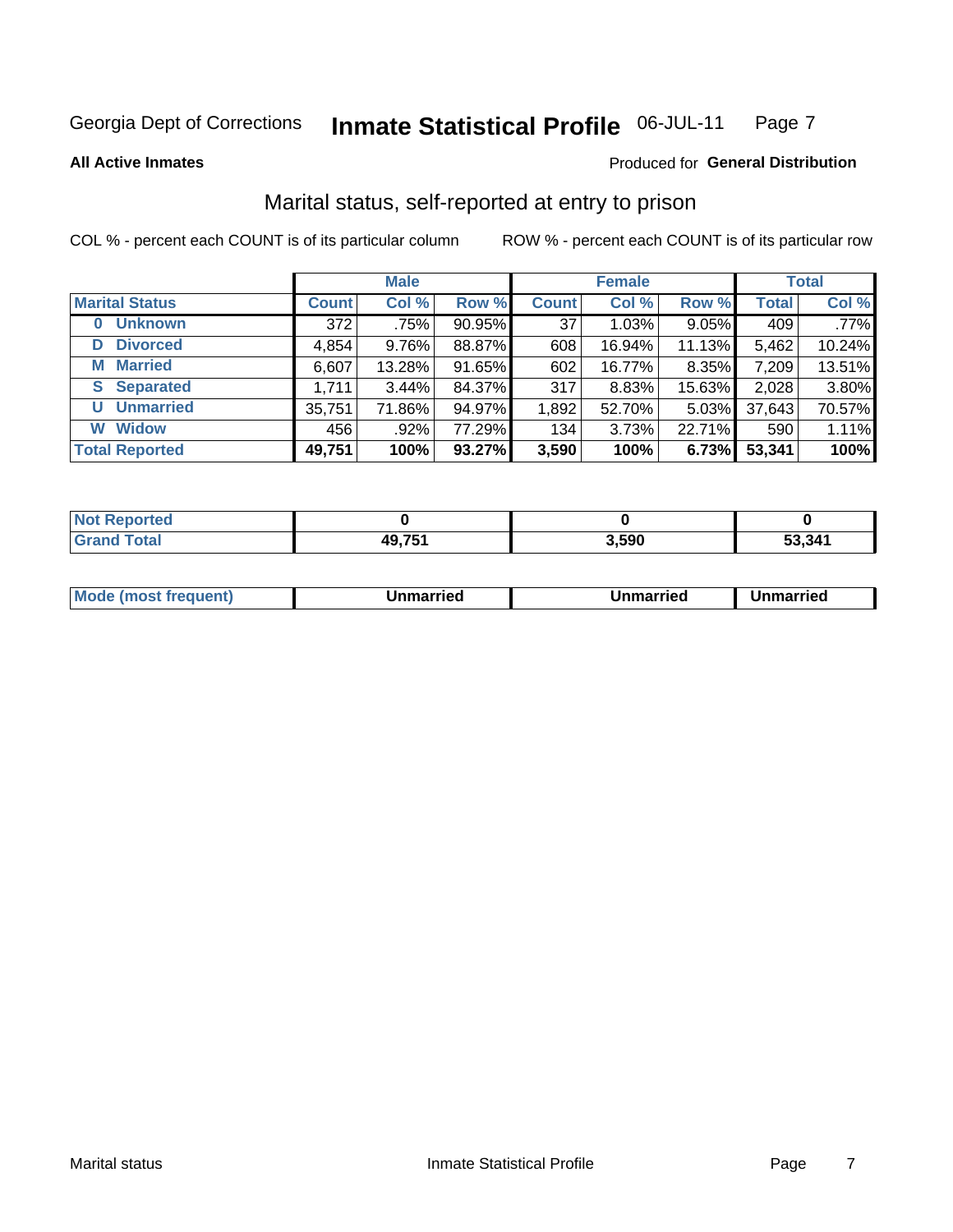Georgia Dept of Corrections **Inmate Statistical Profile** 06-JUL-11

**All Active Inmates**

Produced for **General Distribution**

## Marital status, self-reported at entry to prison

COL % - percent each COUNT is of its particular column

ROW % - percent each COUNT is of its particular row

| | Male | | | Female | | | Total | |
|---|---|---|---|---|---|---|---|---|
| **Marital Status** | **Count** | **Col %** | **Row %** | **Count** | **Col %** | **Row %** | **Total** | **Col %** |
| **0 Unknown** | 372 | .75% | 90.95% | 37 | 1.03% | 9.05% | 409 | .77% |
| **D Divorced** | 4,854 | 9.76% | 88.87% | 608 | 16.94% | 11.13% | 5,462 | 10.24% |
| **M Married** | 6,607 | 13.28% | 91.65% | 602 | 16.77% | 8.35% | 7,209 | 13.51% |
| **S Separated** | 1,711 | 3.44% | 84.37% | 317 | 8.83% | 15.63% | 2,028 | 3.80% |
| **U Unmarried** | 35,751 | 71.86% | 94.97% | 1,892 | 52.70% | 5.03% | 37,643 | 70.57% |
| **W Widow** | 456 | .92% | 77.29% | 134 | 3.73% | 22.71% | 590 | 1.11% |
| **Total Reported** | **49,751** | **100%** | **93.27%** | **3,590** | **100%** | **6.73%** | **53,341** | **100%** |

| | Male | Female | Total |
|---|---|---|---|
| **Not Reported** | **0** | **0** | **0** |
| **Grand Total** | **49,751** | **3,590** | **53,341** |

| | Male | Female | Total |
|---|---|---|---|
| **Mode (most frequent)** | **Unmarried** | **Unmarried** | **Unmarried** |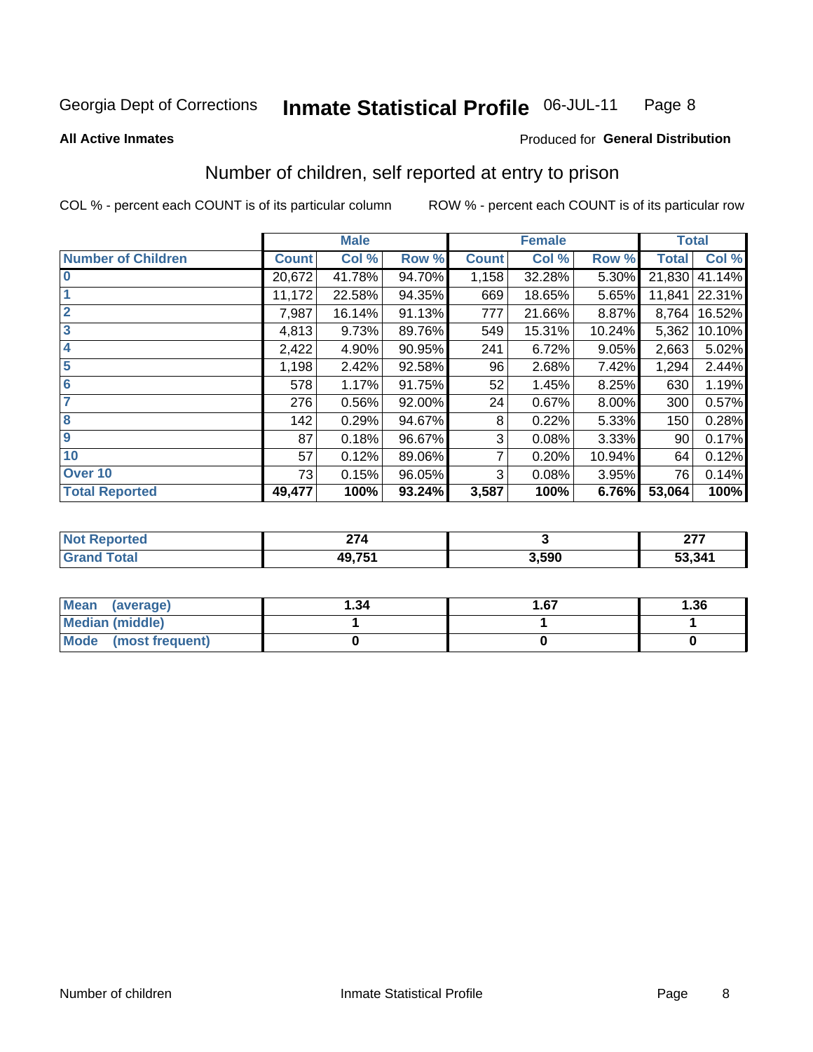Georgia Dept of Corrections **Inmate Statistical Profile** 06-JUL-11

**All Active Inmates**

Produced for **General Distribution**

## Number of children, self reported at entry to prison

COL % - percent each COUNT is of its particular column ROW % - percent each COUNT is of its particular row

| | Male | | | Female | | | Total | |
|---|---|---|---|---|---|---|---|---|
| **Number of Children** | **Count** | **Col %** | **Row %** | **Count** | **Col %** | **Row %** | **Total** | **Col %** |
| **0** | 20,672 | 41.78% | 94.70% | 1,158 | 32.28% | 5.30% | 21,830 | 41.14% |
| **1** | 11,172 | 22.58% | 94.35% | 669 | 18.65% | 5.65% | 11,841 | 22.31% |
| **2** | 7,987 | 16.14% | 91.13% | 777 | 21.66% | 8.87% | 8,764 | 16.52% |
| **3** | 4,813 | 9.73% | 89.76% | 549 | 15.31% | 10.24% | 5,362 | 10.10% |
| **4** | 2,422 | 4.90% | 90.95% | 241 | 6.72% | 9.05% | 2,663 | 5.02% |
| **5** | 1,198 | 2.42% | 92.58% | 96 | 2.68% | 7.42% | 1,294 | 2.44% |
| **6** | 578 | 1.17% | 91.75% | 52 | 1.45% | 8.25% | 630 | 1.19% |
| **7** | 276 | 0.56% | 92.00% | 24 | 0.67% | 8.00% | 300 | 0.57% |
| **8** | 142 | 0.29% | 94.67% | 8 | 0.22% | 5.33% | 150 | 0.28% |
| **9** | 87 | 0.18% | 96.67% | 3 | 0.08% | 3.33% | 90 | 0.17% |
| **10** | 57 | 0.12% | 89.06% | 7 | 0.20% | 10.94% | 64 | 0.12% |
| **Over 10** | 73 | 0.15% | 96.05% | 3 | 0.08% | 3.95% | 76 | 0.14% |
| **Total Reported** | **49,477** | **100%** | **93.24%** | **3,587** | **100%** | **6.76%** | **53,064** | **100%** |

| | Male | Female | Total |
|---|---|---|---|
| **Not Reported** | **274** | **3** | **277** |
| **Grand Total** | **49,751** | **3,590** | **53,341** |

| | Male | Female | Total |
|---|---|---|---|
| **Mean (average)** | **1.34** | **1.67** | **1.36** |
| **Median (middle)** | **1** | **1** | **1** |
| **Mode (most frequent)** | **0** | **0** | **0** |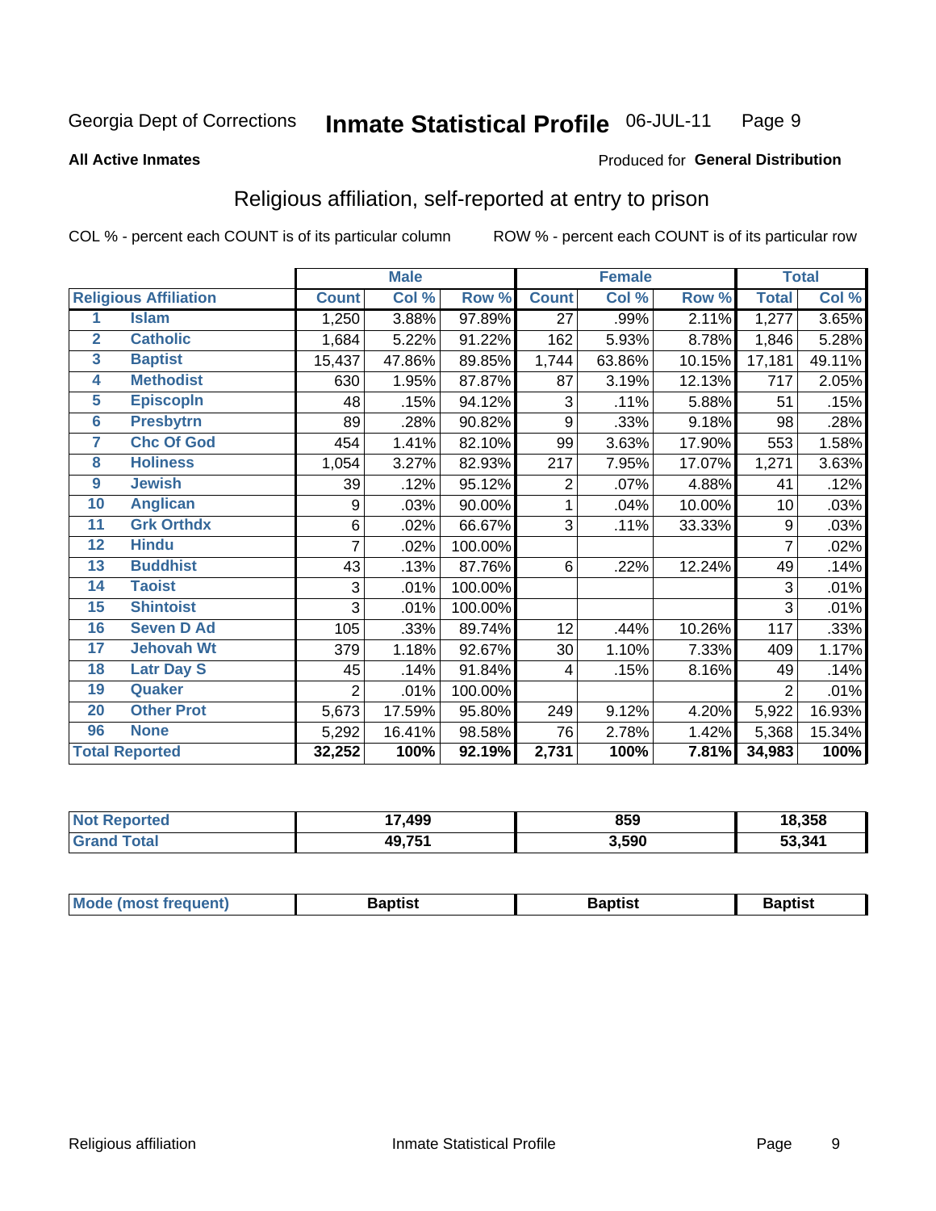Georgia Dept of Corrections **Inmate Statistical Profile** 06-JUL-11

**All Active Inmates**

Produced for **General Distribution**

## Religious affiliation, self-reported at entry to prison

COL % - percent each COUNT is of its particular column ROW % - percent each COUNT is of its particular row

| Religious Affiliation | | Male | | | Female | | | Total | |
|---|---|---|---|---|---|---|---|---|---|
| | | Count | Col % | Row % | Count | Col % | Row % | Total | Col % |
| 1 | Islam | 1,250 | 3.88% | 97.89% | 27 | .99% | 2.11% | 1,277 | 3.65% |
| 2 | Catholic | 1,684 | 5.22% | 91.22% | 162 | 5.93% | 8.78% | 1,846 | 5.28% |
| 3 | Baptist | 15,437 | 47.86% | 89.85% | 1,744 | 63.86% | 10.15% | 17,181 | 49.11% |
| 4 | Methodist | 630 | 1.95% | 87.87% | 87 | 3.19% | 12.13% | 717 | 2.05% |
| 5 | Episcopln | 48 | .15% | 94.12% | 3 | .11% | 5.88% | 51 | .15% |
| 6 | Presbytrn | 89 | .28% | 90.82% | 9 | .33% | 9.18% | 98 | .28% |
| 7 | Chc Of God | 454 | 1.41% | 82.10% | 99 | 3.63% | 17.90% | 553 | 1.58% |
| 8 | Holiness | 1,054 | 3.27% | 82.93% | 217 | 7.95% | 17.07% | 1,271 | 3.63% |
| 9 | Jewish | 39 | .12% | 95.12% | 2 | .07% | 4.88% | 41 | .12% |
| 10 | Anglican | 9 | .03% | 90.00% | 1 | .04% | 10.00% | 10 | .03% |
| 11 | Grk Orthdx | 6 | .02% | 66.67% | 3 | .11% | 33.33% | 9 | .03% |
| 12 | Hindu | 7 | .02% | 100.00% | | | | 7 | .02% |
| 13 | Buddhist | 43 | .13% | 87.76% | 6 | .22% | 12.24% | 49 | .14% |
| 14 | Taoist | 3 | .01% | 100.00% | | | | 3 | .01% |
| 15 | Shintoist | 3 | .01% | 100.00% | | | | 3 | .01% |
| 16 | Seven D Ad | 105 | .33% | 89.74% | 12 | .44% | 10.26% | 117 | .33% |
| 17 | Jehovah Wt | 379 | 1.18% | 92.67% | 30 | 1.10% | 7.33% | 409 | 1.17% |
| 18 | Latr Day S | 45 | .14% | 91.84% | 4 | .15% | 8.16% | 49 | .14% |
| 19 | Quaker | 2 | .01% | 100.00% | | | | 2 | .01% |
| 20 | Other Prot | 5,673 | 17.59% | 95.80% | 249 | 9.12% | 4.20% | 5,922 | 16.93% |
| 96 | None | 5,292 | 16.41% | 98.58% | 76 | 2.78% | 1.42% | 5,368 | 15.34% |
| Total Reported | | 32,252 | 100% | 92.19% | 2,731 | 100% | 7.81% | 34,983 | 100% |

| | Male | Female | Total |
|---|---|---|---|
| Not Reported | 17,499 | 859 | 18,358 |
| Grand Total | 49,751 | 3,590 | 53,341 |

| | Male | Female | Total |
|---|---|---|---|
| Mode (most frequent) | Baptist | Baptist | Baptist |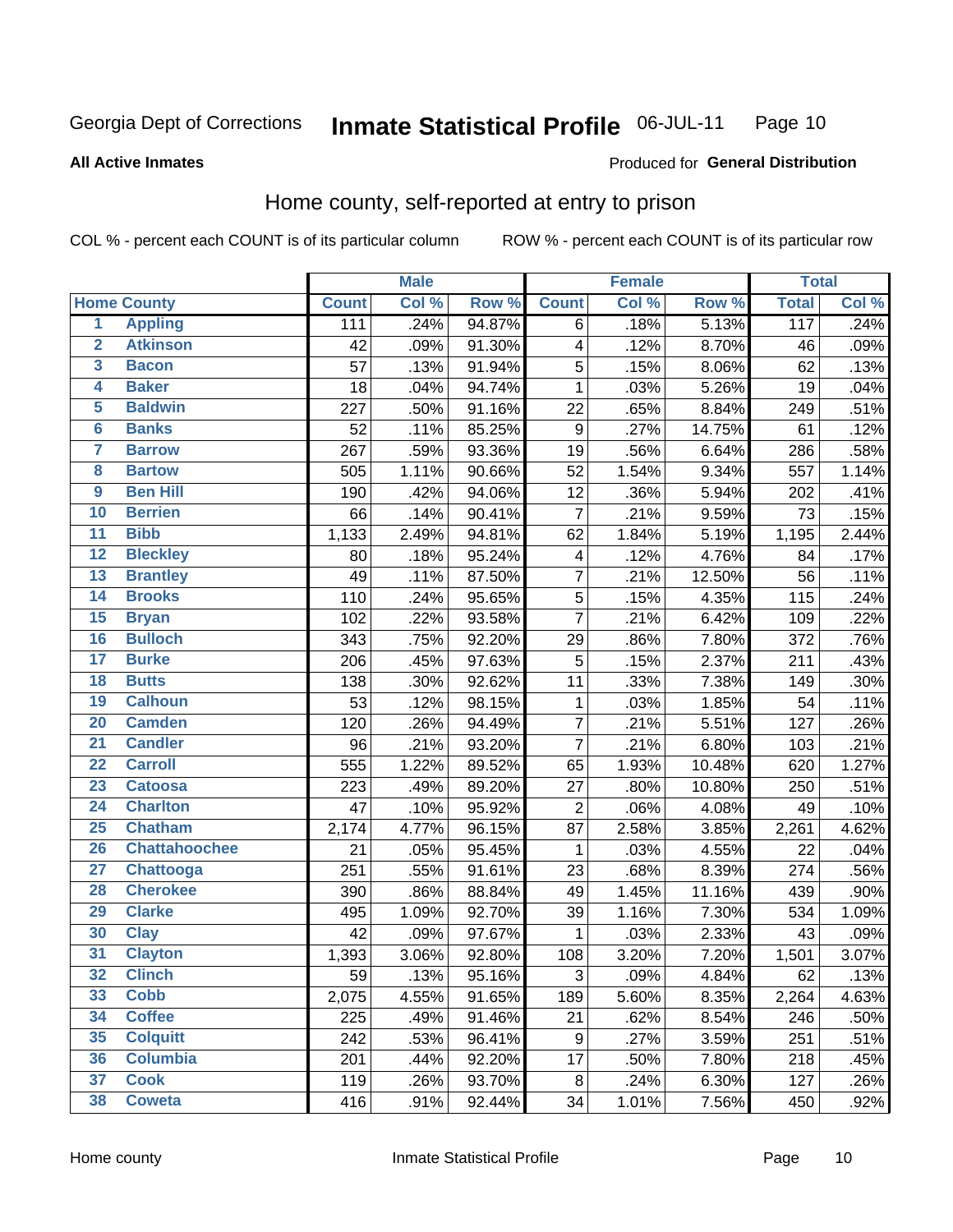Georgia Dept of Corrections **Inmate Statistical Profile** 06-JUL-11

**All Active Inmates**

Produced for **General Distribution**

## Home county, self-reported at entry to prison

COL % - percent each COUNT is of its particular column ROW % - percent each COUNT is of its particular row

| | | Male | | | Female | | | Total | |
|---|---|---|---|---|---|---|---|---|---|
| | Home County | Count | Col % | Row % | Count | Col % | Row % | Total | Col % |
| 1 | Appling | 111 | .24% | 94.87% | 6 | .18% | 5.13% | 117 | .24% |
| 2 | Atkinson | 42 | .09% | 91.30% | 4 | .12% | 8.70% | 46 | .09% |
| 3 | Bacon | 57 | .13% | 91.94% | 5 | .15% | 8.06% | 62 | .13% |
| 4 | Baker | 18 | .04% | 94.74% | 1 | .03% | 5.26% | 19 | .04% |
| 5 | Baldwin | 227 | .50% | 91.16% | 22 | .65% | 8.84% | 249 | .51% |
| 6 | Banks | 52 | .11% | 85.25% | 9 | .27% | 14.75% | 61 | .12% |
| 7 | Barrow | 267 | .59% | 93.36% | 19 | .56% | 6.64% | 286 | .58% |
| 8 | Bartow | 505 | 1.11% | 90.66% | 52 | 1.54% | 9.34% | 557 | 1.14% |
| 9 | Ben Hill | 190 | .42% | 94.06% | 12 | .36% | 5.94% | 202 | .41% |
| 10 | Berrien | 66 | .14% | 90.41% | 7 | .21% | 9.59% | 73 | .15% |
| 11 | Bibb | 1,133 | 2.49% | 94.81% | 62 | 1.84% | 5.19% | 1,195 | 2.44% |
| 12 | Bleckley | 80 | .18% | 95.24% | 4 | .12% | 4.76% | 84 | .17% |
| 13 | Brantley | 49 | .11% | 87.50% | 7 | .21% | 12.50% | 56 | .11% |
| 14 | Brooks | 110 | .24% | 95.65% | 5 | .15% | 4.35% | 115 | .24% |
| 15 | Bryan | 102 | .22% | 93.58% | 7 | .21% | 6.42% | 109 | .22% |
| 16 | Bulloch | 343 | .75% | 92.20% | 29 | .86% | 7.80% | 372 | .76% |
| 17 | Burke | 206 | .45% | 97.63% | 5 | .15% | 2.37% | 211 | .43% |
| 18 | Butts | 138 | .30% | 92.62% | 11 | .33% | 7.38% | 149 | .30% |
| 19 | Calhoun | 53 | .12% | 98.15% | 1 | .03% | 1.85% | 54 | .11% |
| 20 | Camden | 120 | .26% | 94.49% | 7 | .21% | 5.51% | 127 | .26% |
| 21 | Candler | 96 | .21% | 93.20% | 7 | .21% | 6.80% | 103 | .21% |
| 22 | Carroll | 555 | 1.22% | 89.52% | 65 | 1.93% | 10.48% | 620 | 1.27% |
| 23 | Catoosa | 223 | .49% | 89.20% | 27 | .80% | 10.80% | 250 | .51% |
| 24 | Charlton | 47 | .10% | 95.92% | 2 | .06% | 4.08% | 49 | .10% |
| 25 | Chatham | 2,174 | 4.77% | 96.15% | 87 | 2.58% | 3.85% | 2,261 | 4.62% |
| 26 | Chattahoochee | 21 | .05% | 95.45% | 1 | .03% | 4.55% | 22 | .04% |
| 27 | Chattooga | 251 | .55% | 91.61% | 23 | .68% | 8.39% | 274 | .56% |
| 28 | Cherokee | 390 | .86% | 88.84% | 49 | 1.45% | 11.16% | 439 | .90% |
| 29 | Clarke | 495 | 1.09% | 92.70% | 39 | 1.16% | 7.30% | 534 | 1.09% |
| 30 | Clay | 42 | .09% | 97.67% | 1 | .03% | 2.33% | 43 | .09% |
| 31 | Clayton | 1,393 | 3.06% | 92.80% | 108 | 3.20% | 7.20% | 1,501 | 3.07% |
| 32 | Clinch | 59 | .13% | 95.16% | 3 | .09% | 4.84% | 62 | .13% |
| 33 | Cobb | 2,075 | 4.55% | 91.65% | 189 | 5.60% | 8.35% | 2,264 | 4.63% |
| 34 | Coffee | 225 | .49% | 91.46% | 21 | .62% | 8.54% | 246 | .50% |
| 35 | Colquitt | 242 | .53% | 96.41% | 9 | .27% | 3.59% | 251 | .51% |
| 36 | Columbia | 201 | .44% | 92.20% | 17 | .50% | 7.80% | 218 | .45% |
| 37 | Cook | 119 | .26% | 93.70% | 8 | .24% | 6.30% | 127 | .26% |
| 38 | Coweta | 416 | .91% | 92.44% | 34 | 1.01% | 7.56% | 450 | .92% |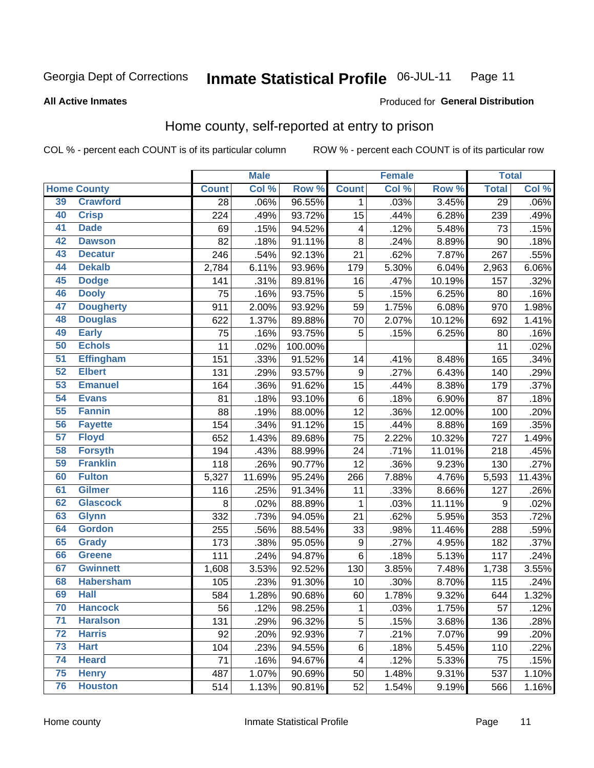Georgia Dept of Corrections **Inmate Statistical Profile** 06-JUL-11 Page 11

**All Active Inmates**

Produced for **General Distribution**

## Home county, self-reported at entry to prison

COL % - percent each COUNT is of its particular column ROW % - percent each COUNT is of its particular row

| Home County | | Male | | | Female | | | Total | |
|---|---|---|---|---|---|---|---|---|---|
| | | Count | Col % | Row % | Count | Col % | Row % | Total | Col % |
| 39 | Crawford | 28 | .06% | 96.55% | 1 | .03% | 3.45% | 29 | .06% |
| 40 | Crisp | 224 | .49% | 93.72% | 15 | .44% | 6.28% | 239 | .49% |
| 41 | Dade | 69 | .15% | 94.52% | 4 | .12% | 5.48% | 73 | .15% |
| 42 | Dawson | 82 | .18% | 91.11% | 8 | .24% | 8.89% | 90 | .18% |
| 43 | Decatur | 246 | .54% | 92.13% | 21 | .62% | 7.87% | 267 | .55% |
| 44 | Dekalb | 2,784 | 6.11% | 93.96% | 179 | 5.30% | 6.04% | 2,963 | 6.06% |
| 45 | Dodge | 141 | .31% | 89.81% | 16 | .47% | 10.19% | 157 | .32% |
| 46 | Dooly | 75 | .16% | 93.75% | 5 | .15% | 6.25% | 80 | .16% |
| 47 | Dougherty | 911 | 2.00% | 93.92% | 59 | 1.75% | 6.08% | 970 | 1.98% |
| 48 | Douglas | 622 | 1.37% | 89.88% | 70 | 2.07% | 10.12% | 692 | 1.41% |
| 49 | Early | 75 | .16% | 93.75% | 5 | .15% | 6.25% | 80 | .16% |
| 50 | Echols | 11 | .02% | 100.00% | | | | 11 | .02% |
| 51 | Effingham | 151 | .33% | 91.52% | 14 | .41% | 8.48% | 165 | .34% |
| 52 | Elbert | 131 | .29% | 93.57% | 9 | .27% | 6.43% | 140 | .29% |
| 53 | Emanuel | 164 | .36% | 91.62% | 15 | .44% | 8.38% | 179 | .37% |
| 54 | Evans | 81 | .18% | 93.10% | 6 | .18% | 6.90% | 87 | .18% |
| 55 | Fannin | 88 | .19% | 88.00% | 12 | .36% | 12.00% | 100 | .20% |
| 56 | Fayette | 154 | .34% | 91.12% | 15 | .44% | 8.88% | 169 | .35% |
| 57 | Floyd | 652 | 1.43% | 89.68% | 75 | 2.22% | 10.32% | 727 | 1.49% |
| 58 | Forsyth | 194 | .43% | 88.99% | 24 | .71% | 11.01% | 218 | .45% |
| 59 | Franklin | 118 | .26% | 90.77% | 12 | .36% | 9.23% | 130 | .27% |
| 60 | Fulton | 5,327 | 11.69% | 95.24% | 266 | 7.88% | 4.76% | 5,593 | 11.43% |
| 61 | Gilmer | 116 | .25% | 91.34% | 11 | .33% | 8.66% | 127 | .26% |
| 62 | Glascock | 8 | .02% | 88.89% | 1 | .03% | 11.11% | 9 | .02% |
| 63 | Glynn | 332 | .73% | 94.05% | 21 | .62% | 5.95% | 353 | .72% |
| 64 | Gordon | 255 | .56% | 88.54% | 33 | .98% | 11.46% | 288 | .59% |
| 65 | Grady | 173 | .38% | 95.05% | 9 | .27% | 4.95% | 182 | .37% |
| 66 | Greene | 111 | .24% | 94.87% | 6 | .18% | 5.13% | 117 | .24% |
| 67 | Gwinnett | 1,608 | 3.53% | 92.52% | 130 | 3.85% | 7.48% | 1,738 | 3.55% |
| 68 | Habersham | 105 | .23% | 91.30% | 10 | .30% | 8.70% | 115 | .24% |
| 69 | Hall | 584 | 1.28% | 90.68% | 60 | 1.78% | 9.32% | 644 | 1.32% |
| 70 | Hancock | 56 | .12% | 98.25% | 1 | .03% | 1.75% | 57 | .12% |
| 71 | Haralson | 131 | .29% | 96.32% | 5 | .15% | 3.68% | 136 | .28% |
| 72 | Harris | 92 | .20% | 92.93% | 7 | .21% | 7.07% | 99 | .20% |
| 73 | Hart | 104 | .23% | 94.55% | 6 | .18% | 5.45% | 110 | .22% |
| 74 | Heard | 71 | .16% | 94.67% | 4 | .12% | 5.33% | 75 | .15% |
| 75 | Henry | 487 | 1.07% | 90.69% | 50 | 1.48% | 9.31% | 537 | 1.10% |
| 76 | Houston | 514 | 1.13% | 90.81% | 52 | 1.54% | 9.19% | 566 | 1.16% |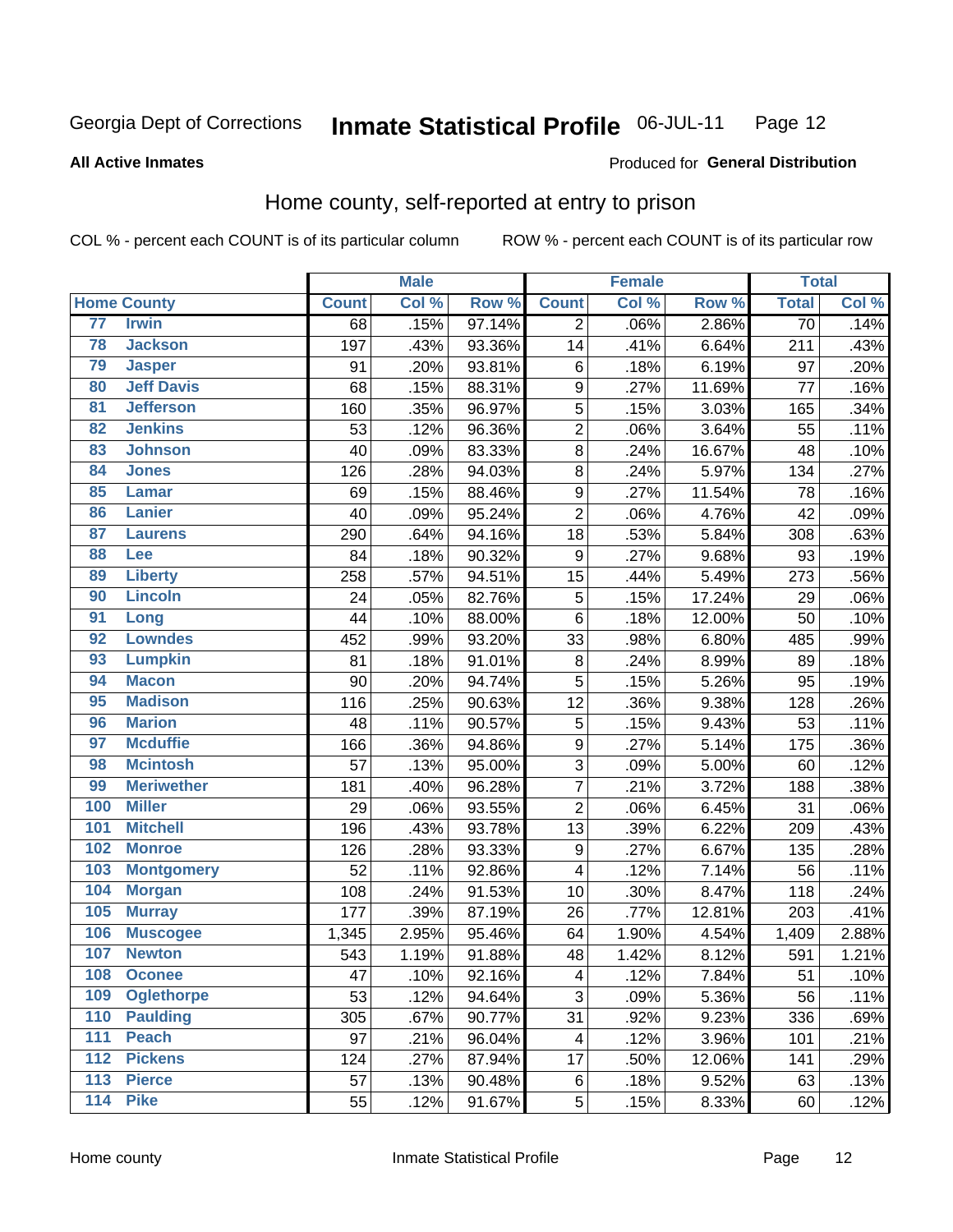Georgia Dept of Corrections **Inmate Statistical Profile** 06-JUL-11 Page 12

**All Active Inmates**

Produced for **General Distribution**

## Home county, self-reported at entry to prison

COL % - percent each COUNT is of its particular column ROW % - percent each COUNT is of its particular row

| | | Male | | | Female | | | Total | |
|---|---|---|---|---|---|---|---|---|---|
| Home County | | Count | Col % | Row % | Count | Col % | Row % | Total | Col % |
| 77 | Irwin | 68 | .15% | 97.14% | 2 | .06% | 2.86% | 70 | .14% |
| 78 | Jackson | 197 | .43% | 93.36% | 14 | .41% | 6.64% | 211 | .43% |
| 79 | Jasper | 91 | .20% | 93.81% | 6 | .18% | 6.19% | 97 | .20% |
| 80 | Jeff Davis | 68 | .15% | 88.31% | 9 | .27% | 11.69% | 77 | .16% |
| 81 | Jefferson | 160 | .35% | 96.97% | 5 | .15% | 3.03% | 165 | .34% |
| 82 | Jenkins | 53 | .12% | 96.36% | 2 | .06% | 3.64% | 55 | .11% |
| 83 | Johnson | 40 | .09% | 83.33% | 8 | .24% | 16.67% | 48 | .10% |
| 84 | Jones | 126 | .28% | 94.03% | 8 | .24% | 5.97% | 134 | .27% |
| 85 | Lamar | 69 | .15% | 88.46% | 9 | .27% | 11.54% | 78 | .16% |
| 86 | Lanier | 40 | .09% | 95.24% | 2 | .06% | 4.76% | 42 | .09% |
| 87 | Laurens | 290 | .64% | 94.16% | 18 | .53% | 5.84% | 308 | .63% |
| 88 | Lee | 84 | .18% | 90.32% | 9 | .27% | 9.68% | 93 | .19% |
| 89 | Liberty | 258 | .57% | 94.51% | 15 | .44% | 5.49% | 273 | .56% |
| 90 | Lincoln | 24 | .05% | 82.76% | 5 | .15% | 17.24% | 29 | .06% |
| 91 | Long | 44 | .10% | 88.00% | 6 | .18% | 12.00% | 50 | .10% |
| 92 | Lowndes | 452 | .99% | 93.20% | 33 | .98% | 6.80% | 485 | .99% |
| 93 | Lumpkin | 81 | .18% | 91.01% | 8 | .24% | 8.99% | 89 | .18% |
| 94 | Macon | 90 | .20% | 94.74% | 5 | .15% | 5.26% | 95 | .19% |
| 95 | Madison | 116 | .25% | 90.63% | 12 | .36% | 9.38% | 128 | .26% |
| 96 | Marion | 48 | .11% | 90.57% | 5 | .15% | 9.43% | 53 | .11% |
| 97 | Mcduffie | 166 | .36% | 94.86% | 9 | .27% | 5.14% | 175 | .36% |
| 98 | Mcintosh | 57 | .13% | 95.00% | 3 | .09% | 5.00% | 60 | .12% |
| 99 | Meriwether | 181 | .40% | 96.28% | 7 | .21% | 3.72% | 188 | .38% |
| 100 | Miller | 29 | .06% | 93.55% | 2 | .06% | 6.45% | 31 | .06% |
| 101 | Mitchell | 196 | .43% | 93.78% | 13 | .39% | 6.22% | 209 | .43% |
| 102 | Monroe | 126 | .28% | 93.33% | 9 | .27% | 6.67% | 135 | .28% |
| 103 | Montgomery | 52 | .11% | 92.86% | 4 | .12% | 7.14% | 56 | .11% |
| 104 | Morgan | 108 | .24% | 91.53% | 10 | .30% | 8.47% | 118 | .24% |
| 105 | Murray | 177 | .39% | 87.19% | 26 | .77% | 12.81% | 203 | .41% |
| 106 | Muscogee | 1,345 | 2.95% | 95.46% | 64 | 1.90% | 4.54% | 1,409 | 2.88% |
| 107 | Newton | 543 | 1.19% | 91.88% | 48 | 1.42% | 8.12% | 591 | 1.21% |
| 108 | Oconee | 47 | .10% | 92.16% | 4 | .12% | 7.84% | 51 | .10% |
| 109 | Oglethorpe | 53 | .12% | 94.64% | 3 | .09% | 5.36% | 56 | .11% |
| 110 | Paulding | 305 | .67% | 90.77% | 31 | .92% | 9.23% | 336 | .69% |
| 111 | Peach | 97 | .21% | 96.04% | 4 | .12% | 3.96% | 101 | .21% |
| 112 | Pickens | 124 | .27% | 87.94% | 17 | .50% | 12.06% | 141 | .29% |
| 113 | Pierce | 57 | .13% | 90.48% | 6 | .18% | 9.52% | 63 | .13% |
| 114 | Pike | 55 | .12% | 91.67% | 5 | .15% | 8.33% | 60 | .12% |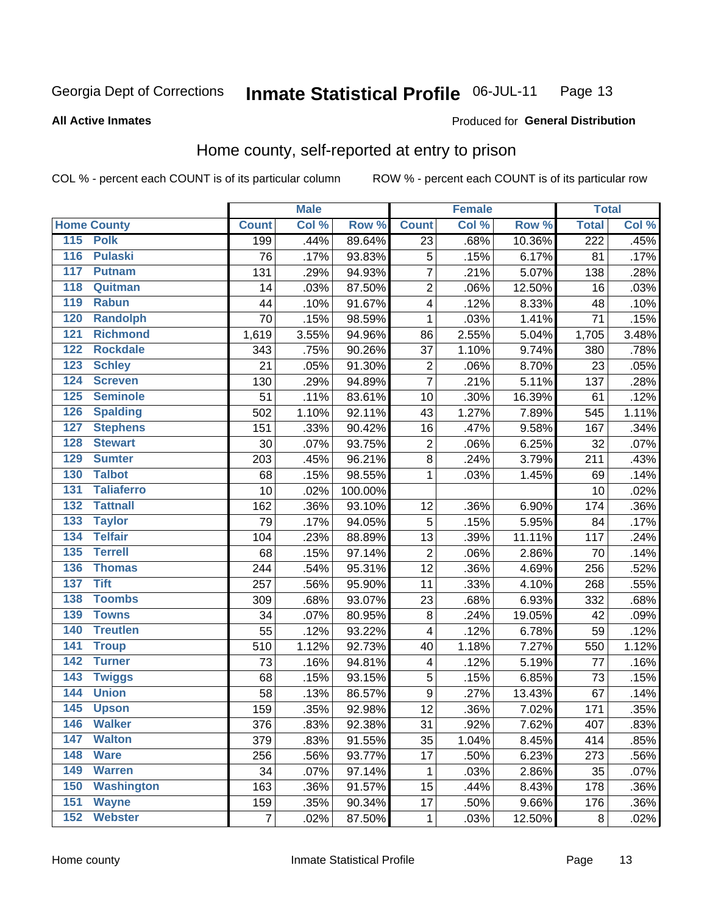Georgia Dept of Corrections **Inmate Statistical Profile** 06-JUL-11

**All Active Inmates**

Produced for **General Distribution**

## Home county, self-reported at entry to prison

COL % - percent each COUNT is of its particular column ROW % - percent each COUNT is of its particular row

| Home County | | Male | | | Female | | | Total | |
|---|---|---|---|---|---|---|---|---|---|
| | | Count | Col % | Row % | Count | Col % | Row % | Total | Col % |
| 115 | Polk | 199 | .44% | 89.64% | 23 | .68% | 10.36% | 222 | .45% |
| 116 | Pulaski | 76 | .17% | 93.83% | 5 | .15% | 6.17% | 81 | .17% |
| 117 | Putnam | 131 | .29% | 94.93% | 7 | .21% | 5.07% | 138 | .28% |
| 118 | Quitman | 14 | .03% | 87.50% | 2 | .06% | 12.50% | 16 | .03% |
| 119 | Rabun | 44 | .10% | 91.67% | 4 | .12% | 8.33% | 48 | .10% |
| 120 | Randolph | 70 | .15% | 98.59% | 1 | .03% | 1.41% | 71 | .15% |
| 121 | Richmond | 1,619 | 3.55% | 94.96% | 86 | 2.55% | 5.04% | 1,705 | 3.48% |
| 122 | Rockdale | 343 | .75% | 90.26% | 37 | 1.10% | 9.74% | 380 | .78% |
| 123 | Schley | 21 | .05% | 91.30% | 2 | .06% | 8.70% | 23 | .05% |
| 124 | Screven | 130 | .29% | 94.89% | 7 | .21% | 5.11% | 137 | .28% |
| 125 | Seminole | 51 | .11% | 83.61% | 10 | .30% | 16.39% | 61 | .12% |
| 126 | Spalding | 502 | 1.10% | 92.11% | 43 | 1.27% | 7.89% | 545 | 1.11% |
| 127 | Stephens | 151 | .33% | 90.42% | 16 | .47% | 9.58% | 167 | .34% |
| 128 | Stewart | 30 | .07% | 93.75% | 2 | .06% | 6.25% | 32 | .07% |
| 129 | Sumter | 203 | .45% | 96.21% | 8 | .24% | 3.79% | 211 | .43% |
| 130 | Talbot | 68 | .15% | 98.55% | 1 | .03% | 1.45% | 69 | .14% |
| 131 | Taliaferro | 10 | .02% | 100.00% | | | | 10 | .02% |
| 132 | Tattnall | 162 | .36% | 93.10% | 12 | .36% | 6.90% | 174 | .36% |
| 133 | Taylor | 79 | .17% | 94.05% | 5 | .15% | 5.95% | 84 | .17% |
| 134 | Telfair | 104 | .23% | 88.89% | 13 | .39% | 11.11% | 117 | .24% |
| 135 | Terrell | 68 | .15% | 97.14% | 2 | .06% | 2.86% | 70 | .14% |
| 136 | Thomas | 244 | .54% | 95.31% | 12 | .36% | 4.69% | 256 | .52% |
| 137 | Tift | 257 | .56% | 95.90% | 11 | .33% | 4.10% | 268 | .55% |
| 138 | Toombs | 309 | .68% | 93.07% | 23 | .68% | 6.93% | 332 | .68% |
| 139 | Towns | 34 | .07% | 80.95% | 8 | .24% | 19.05% | 42 | .09% |
| 140 | Treutlen | 55 | .12% | 93.22% | 4 | .12% | 6.78% | 59 | .12% |
| 141 | Troup | 510 | 1.12% | 92.73% | 40 | 1.18% | 7.27% | 550 | 1.12% |
| 142 | Turner | 73 | .16% | 94.81% | 4 | .12% | 5.19% | 77 | .16% |
| 143 | Twiggs | 68 | .15% | 93.15% | 5 | .15% | 6.85% | 73 | .15% |
| 144 | Union | 58 | .13% | 86.57% | 9 | .27% | 13.43% | 67 | .14% |
| 145 | Upson | 159 | .35% | 92.98% | 12 | .36% | 7.02% | 171 | .35% |
| 146 | Walker | 376 | .83% | 92.38% | 31 | .92% | 7.62% | 407 | .83% |
| 147 | Walton | 379 | .83% | 91.55% | 35 | 1.04% | 8.45% | 414 | .85% |
| 148 | Ware | 256 | .56% | 93.77% | 17 | .50% | 6.23% | 273 | .56% |
| 149 | Warren | 34 | .07% | 97.14% | 1 | .03% | 2.86% | 35 | .07% |
| 150 | Washington | 163 | .36% | 91.57% | 15 | .44% | 8.43% | 178 | .36% |
| 151 | Wayne | 159 | .35% | 90.34% | 17 | .50% | 9.66% | 176 | .36% |
| 152 | Webster | 7 | .02% | 87.50% | 1 | .03% | 12.50% | 8 | .02% |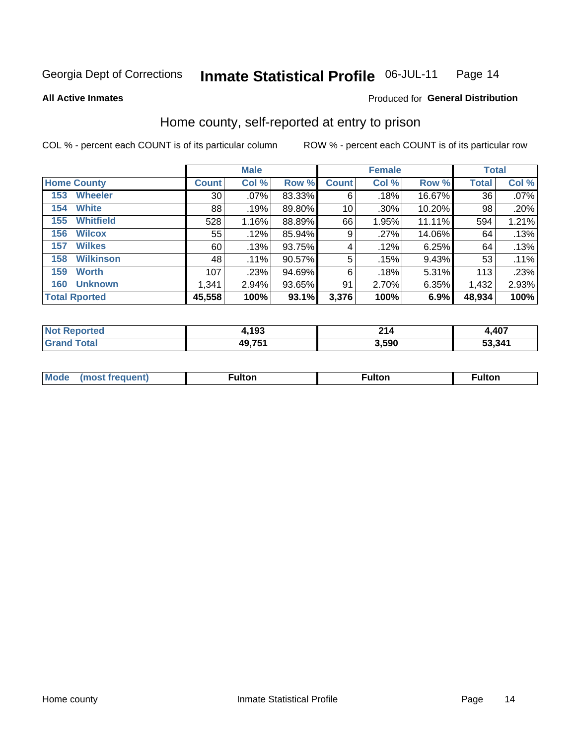Georgia Dept of Corrections **Inmate Statistical Profile** 06-JUL-11

**All Active Inmates**

Produced for **General Distribution**

## Home county, self-reported at entry to prison

COL % - percent each COUNT is of its particular column    ROW % - percent each COUNT is of its particular row

| | Male | | | Female | | | Total | |
|---|---|---|---|---|---|---|---|---|
| **Home County** | **Count** | **Col %** | **Row %** | **Count** | **Col %** | **Row %** | **Total** | **Col %** |
| 153 Wheeler | 30 | .07% | 83.33% | 6 | .18% | 16.67% | 36 | .07% |
| 154 White | 88 | .19% | 89.80% | 10 | .30% | 10.20% | 98 | .20% |
| 155 Whitfield | 528 | 1.16% | 88.89% | 66 | 1.95% | 11.11% | 594 | 1.21% |
| 156 Wilcox | 55 | .12% | 85.94% | 9 | .27% | 14.06% | 64 | .13% |
| 157 Wilkes | 60 | .13% | 93.75% | 4 | .12% | 6.25% | 64 | .13% |
| 158 Wilkinson | 48 | .11% | 90.57% | 5 | .15% | 9.43% | 53 | .11% |
| 159 Worth | 107 | .23% | 94.69% | 6 | .18% | 5.31% | 113 | .23% |
| 160 Unknown | 1,341 | 2.94% | 93.65% | 91 | 2.70% | 6.35% | 1,432 | 2.93% |
| **Total Rported** | **45,558** | **100%** | **93.1%** | **3,376** | **100%** | **6.9%** | **48,934** | **100%** |

| | Male | Female | Total |
|---|---|---|---|
| **Not Reported** | **4,193** | **214** | **4,407** |
| **Grand Total** | **49,751** | **3,590** | **53,341** |

| | Male | Female | Total |
|---|---|---|---|
| **Mode (most frequent)** | **Fulton** | **Fulton** | **Fulton** |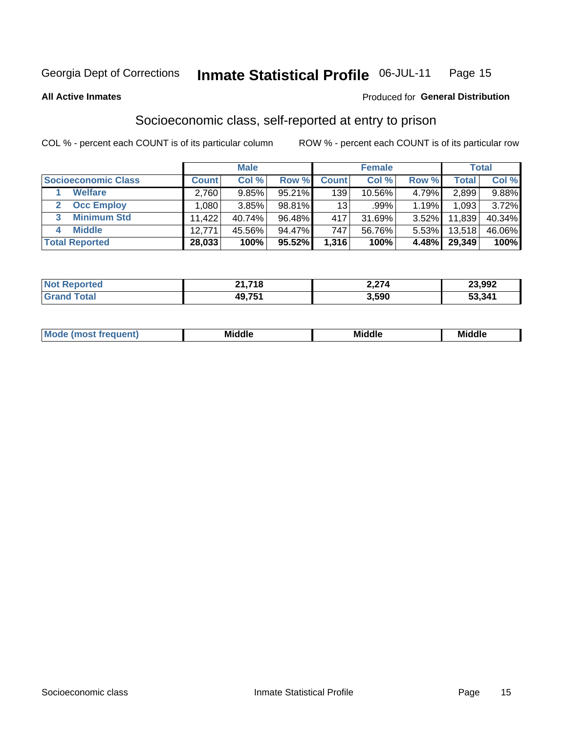Georgia Dept of Corrections **Inmate Statistical Profile** 06-JUL-11

**All Active Inmates**

Produced for **General Distribution**

## Socioeconomic class, self-reported at entry to prison

COL % - percent each COUNT is of its particular column ROW % - percent each COUNT is of its particular row

| | Male | | | Female | | | Total | |
|---|---|---|---|---|---|---|---|---|
| **Socioeconomic Class** | **Count** | **Col %** | **Row %** | **Count** | **Col %** | **Row %** | **Total** | **Col %** |
| 1 **Welfare** | 2,760 | 9.85% | 95.21% | 139 | 10.56% | 4.79% | 2,899 | 9.88% |
| 2 **Occ Employ** | 1,080 | 3.85% | 98.81% | 13 | .99% | 1.19% | 1,093 | 3.72% |
| 3 **Minimum Std** | 11,422 | 40.74% | 96.48% | 417 | 31.69% | 3.52% | 11,839 | 40.34% |
| 4 **Middle** | 12,771 | 45.56% | 94.47% | 747 | 56.76% | 5.53% | 13,518 | 46.06% |
| **Total Reported** | **28,033** | **100%** | **95.52%** | **1,316** | **100%** | **4.48%** | **29,349** | **100%** |

| | Male | Female | Total |
|---|---|---|---|
| **Not Reported** | **21,718** | **2,274** | **23,992** |
| **Grand Total** | **49,751** | **3,590** | **53,341** |

| | Male | Female | Total |
|---|---|---|---|
| **Mode (most frequent)** | **Middle** | **Middle** | **Middle** |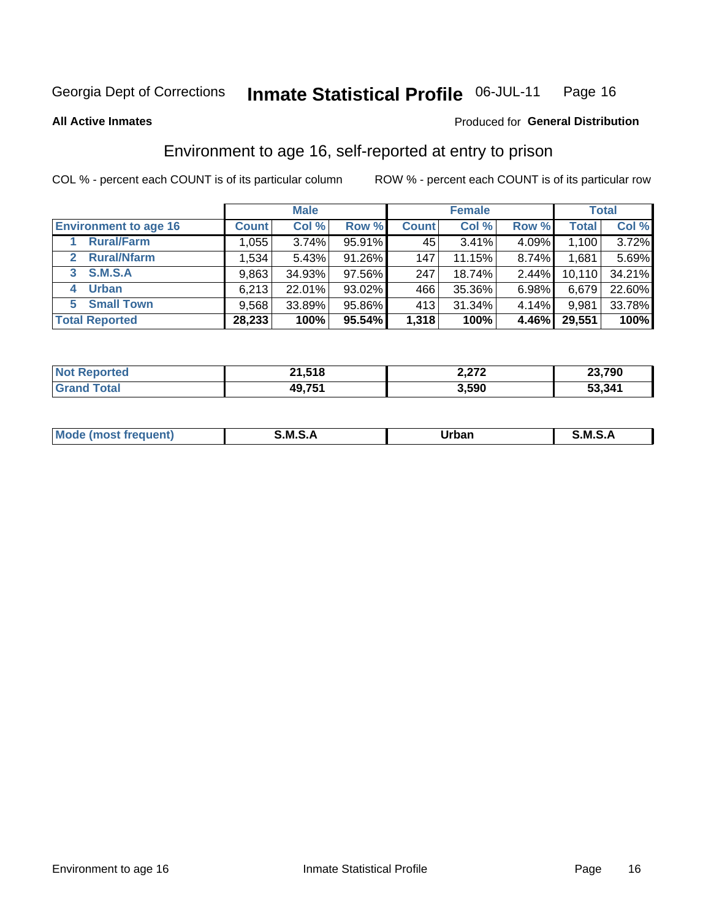Georgia Dept of Corrections **Inmate Statistical Profile** 06-JUL-11

**All Active Inmates**

Produced for **General Distribution**

## Environment to age 16, self-reported at entry to prison

COL % - percent each COUNT is of its particular column

ROW % - percent each COUNT is of its particular row

| Environment to age 16 | Male | | | Female | | | Total | |
|---|---|---|---|---|---|---|---|---|
| | Count | Col % | Row % | Count | Col % | Row % | Total | Col % |
| 1 Rural/Farm | 1,055 | 3.74% | 95.91% | 45 | 3.41% | 4.09% | 1,100 | 3.72% |
| 2 Rural/Nfarm | 1,534 | 5.43% | 91.26% | 147 | 11.15% | 8.74% | 1,681 | 5.69% |
| 3 S.M.S.A | 9,863 | 34.93% | 97.56% | 247 | 18.74% | 2.44% | 10,110 | 34.21% |
| 4 Urban | 6,213 | 22.01% | 93.02% | 466 | 35.36% | 6.98% | 6,679 | 22.60% |
| 5 Small Town | 9,568 | 33.89% | 95.86% | 413 | 31.34% | 4.14% | 9,981 | 33.78% |
| **Total Reported** | **28,233** | **100%** | **95.54%** | **1,318** | **100%** | **4.46%** | **29,551** | **100%** |

| | Male | Female | Total |
|---|---|---|---|
| Not Reported | 21,518 | 2,272 | 23,790 |
| Grand Total | 49,751 | 3,590 | 53,341 |

| | Male | Female | Total |
|---|---|---|---|
| Mode (most frequent) | S.M.S.A | Urban | S.M.S.A |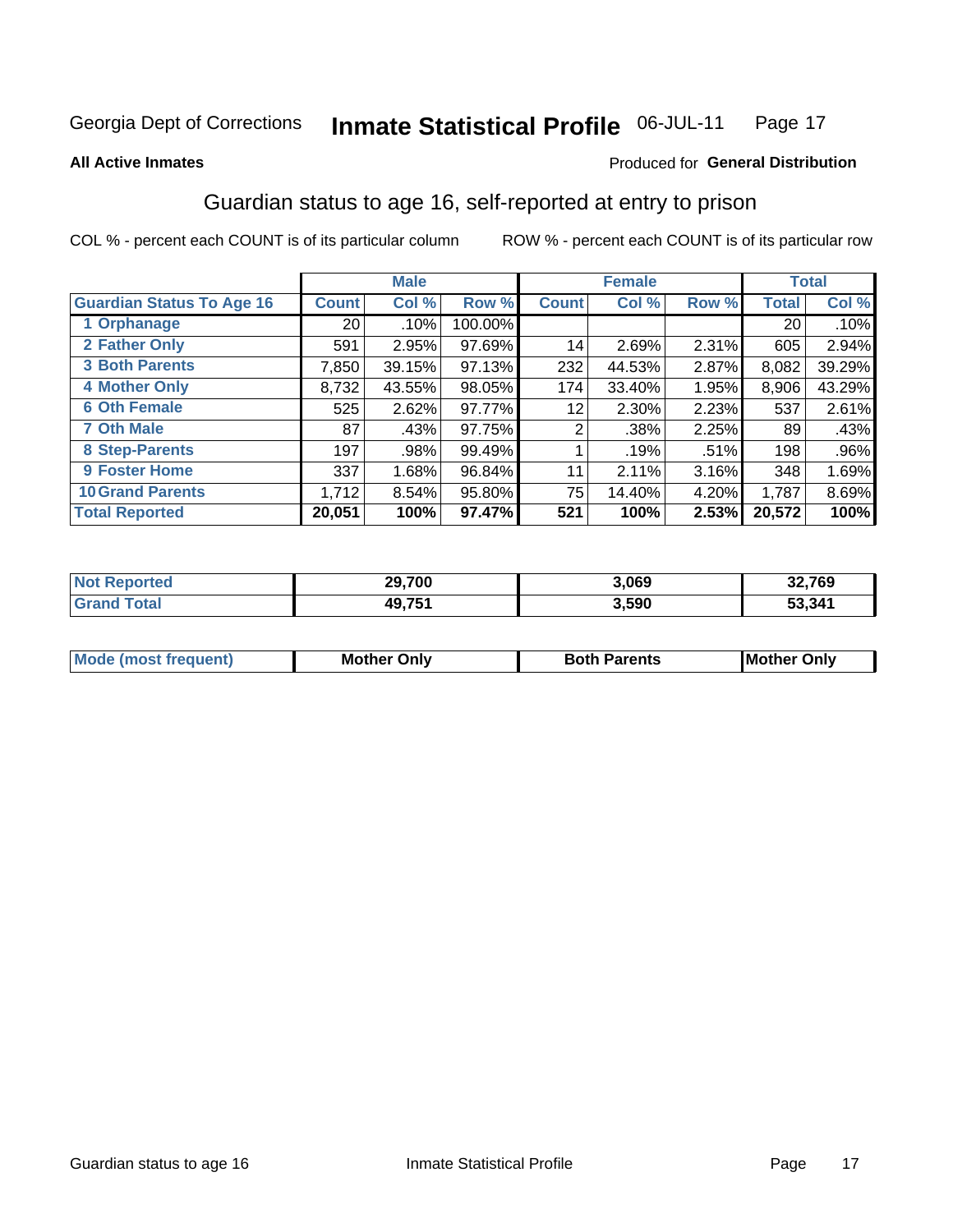Georgia Dept of Corrections **Inmate Statistical Profile** 06-JUL-11

**All Active Inmates**

Produced for **General Distribution**

## Guardian status to age 16, self-reported at entry to prison

COL % - percent each COUNT is of its particular column ROW % - percent each COUNT is of its particular row

| | Male | | | Female | | | Total | |
|---|---|---|---|---|---|---|---|---|
| **Guardian Status To Age 16** | **Count** | **Col %** | **Row %** | **Count** | **Col %** | **Row %** | **Total** | **Col %** |
| **1 Orphanage** | 20 | .10% | 100.00% | | | | 20 | .10% |
| **2 Father Only** | 591 | 2.95% | 97.69% | 14 | 2.69% | 2.31% | 605 | 2.94% |
| **3 Both Parents** | 7,850 | 39.15% | 97.13% | 232 | 44.53% | 2.87% | 8,082 | 39.29% |
| **4 Mother Only** | 8,732 | 43.55% | 98.05% | 174 | 33.40% | 1.95% | 8,906 | 43.29% |
| **6 Oth Female** | 525 | 2.62% | 97.77% | 12 | 2.30% | 2.23% | 537 | 2.61% |
| **7 Oth Male** | 87 | .43% | 97.75% | 2 | .38% | 2.25% | 89 | .43% |
| **8 Step-Parents** | 197 | .98% | 99.49% | 1 | .19% | .51% | 198 | .96% |
| **9 Foster Home** | 337 | 1.68% | 96.84% | 11 | 2.11% | 3.16% | 348 | 1.69% |
| **10 Grand Parents** | 1,712 | 8.54% | 95.80% | 75 | 14.40% | 4.20% | 1,787 | 8.69% |
| **Total Reported** | **20,051** | **100%** | **97.47%** | **521** | **100%** | **2.53%** | **20,572** | **100%** |

| | Male | Female | Total |
|---|---|---|---|
| **Not Reported** | **29,700** | **3,069** | **32,769** |
| **Grand Total** | **49,751** | **3,590** | **53,341** |

| | Male | Female | Total |
|---|---|---|---|
| **Mode (most frequent)** | **Mother Only** | **Both Parents** | **Mother Only** |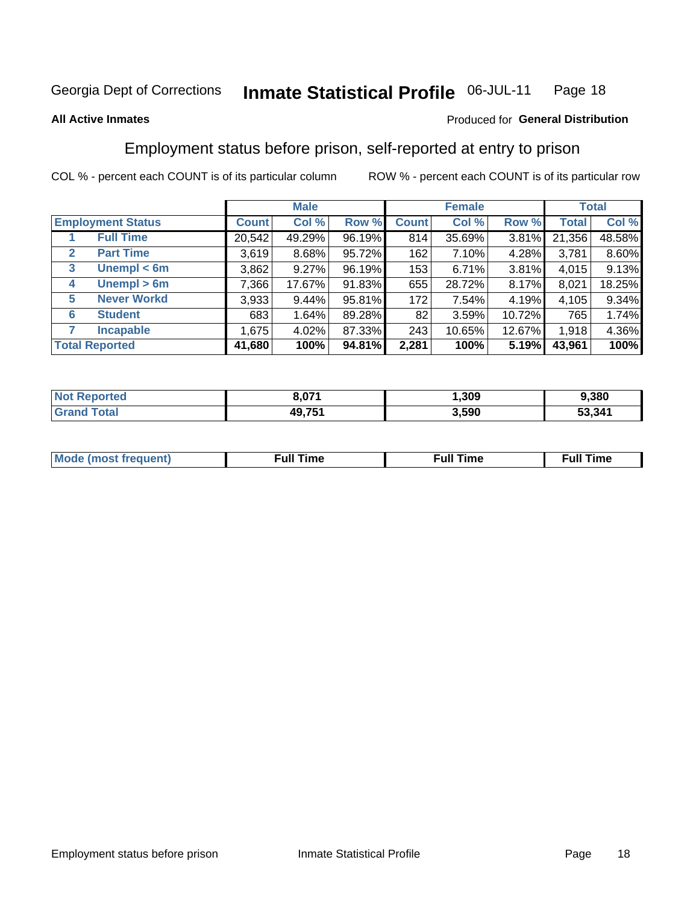Georgia Dept of Corrections **Inmate Statistical Profile** 06-JUL-11

**All Active Inmates**

Produced for **General Distribution**

## Employment status before prison, self-reported at entry to prison

COL % - percent each COUNT is of its particular column ROW % - percent each COUNT is of its particular row

| | | Male | | | Female | | | Total | |
|---|---|---|---|---|---|---|---|---|---|
| **Employment Status** | | **Count** | **Col %** | **Row %** | **Count** | **Col %** | **Row %** | **Total** | **Col %** |
| 1 | **Full Time** | 20,542 | 49.29% | 96.19% | 814 | 35.69% | 3.81% | 21,356 | 48.58% |
| 2 | **Part Time** | 3,619 | 8.68% | 95.72% | 162 | 7.10% | 4.28% | 3,781 | 8.60% |
| 3 | **Unempl < 6m** | 3,862 | 9.27% | 96.19% | 153 | 6.71% | 3.81% | 4,015 | 9.13% |
| 4 | **Unempl > 6m** | 7,366 | 17.67% | 91.83% | 655 | 28.72% | 8.17% | 8,021 | 18.25% |
| 5 | **Never Workd** | 3,933 | 9.44% | 95.81% | 172 | 7.54% | 4.19% | 4,105 | 9.34% |
| 6 | **Student** | 683 | 1.64% | 89.28% | 82 | 3.59% | 10.72% | 765 | 1.74% |
| 7 | **Incapable** | 1,675 | 4.02% | 87.33% | 243 | 10.65% | 12.67% | 1,918 | 4.36% |
| **Total Reported** | | **41,680** | **100%** | **94.81%** | **2,281** | **100%** | **5.19%** | **43,961** | **100%** |

| | Male | Female | Total |
|---|---|---|---|
| **Not Reported** | **8,071** | **1,309** | **9,380** |
| **Grand Total** | **49,751** | **3,590** | **53,341** |

| | Male | Female | Total |
|---|---|---|---|
| **Mode (most frequent)** | **Full Time** | **Full Time** | **Full Time** |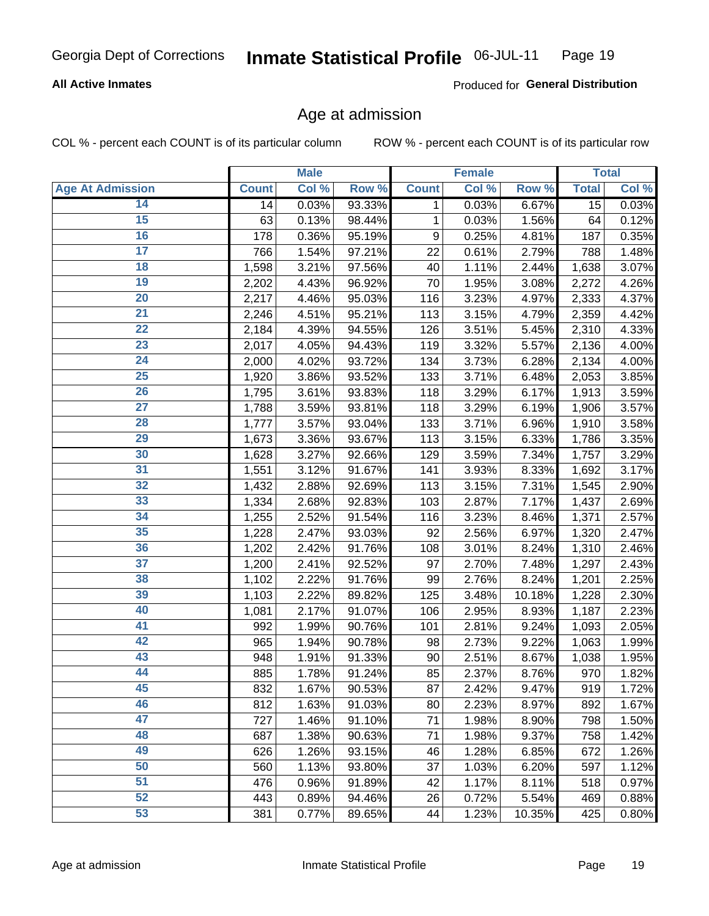Georgia Dept of Corrections **Inmate Statistical Profile** 06-JUL-11

**All Active Inmates**

Produced for **General Distribution**

## Age at admission

COL % - percent each COUNT is of its particular column    ROW % - percent each COUNT is of its particular row

| | Male | | | Female | | | Total | |
|---|---|---|---|---|---|---|---|---|
| **Age At Admission** | **Count** | **Col %** | **Row %** | **Count** | **Col %** | **Row %** | **Total** | **Col %** |
| 14 | 14 | 0.03% | 93.33% | 1 | 0.03% | 6.67% | 15 | 0.03% |
| 15 | 63 | 0.13% | 98.44% | 1 | 0.03% | 1.56% | 64 | 0.12% |
| 16 | 178 | 0.36% | 95.19% | 9 | 0.25% | 4.81% | 187 | 0.35% |
| 17 | 766 | 1.54% | 97.21% | 22 | 0.61% | 2.79% | 788 | 1.48% |
| 18 | 1,598 | 3.21% | 97.56% | 40 | 1.11% | 2.44% | 1,638 | 3.07% |
| 19 | 2,202 | 4.43% | 96.92% | 70 | 1.95% | 3.08% | 2,272 | 4.26% |
| 20 | 2,217 | 4.46% | 95.03% | 116 | 3.23% | 4.97% | 2,333 | 4.37% |
| 21 | 2,246 | 4.51% | 95.21% | 113 | 3.15% | 4.79% | 2,359 | 4.42% |
| 22 | 2,184 | 4.39% | 94.55% | 126 | 3.51% | 5.45% | 2,310 | 4.33% |
| 23 | 2,017 | 4.05% | 94.43% | 119 | 3.32% | 5.57% | 2,136 | 4.00% |
| 24 | 2,000 | 4.02% | 93.72% | 134 | 3.73% | 6.28% | 2,134 | 4.00% |
| 25 | 1,920 | 3.86% | 93.52% | 133 | 3.71% | 6.48% | 2,053 | 3.85% |
| 26 | 1,795 | 3.61% | 93.83% | 118 | 3.29% | 6.17% | 1,913 | 3.59% |
| 27 | 1,788 | 3.59% | 93.81% | 118 | 3.29% | 6.19% | 1,906 | 3.57% |
| 28 | 1,777 | 3.57% | 93.04% | 133 | 3.71% | 6.96% | 1,910 | 3.58% |
| 29 | 1,673 | 3.36% | 93.67% | 113 | 3.15% | 6.33% | 1,786 | 3.35% |
| 30 | 1,628 | 3.27% | 92.66% | 129 | 3.59% | 7.34% | 1,757 | 3.29% |
| 31 | 1,551 | 3.12% | 91.67% | 141 | 3.93% | 8.33% | 1,692 | 3.17% |
| 32 | 1,432 | 2.88% | 92.69% | 113 | 3.15% | 7.31% | 1,545 | 2.90% |
| 33 | 1,334 | 2.68% | 92.83% | 103 | 2.87% | 7.17% | 1,437 | 2.69% |
| 34 | 1,255 | 2.52% | 91.54% | 116 | 3.23% | 8.46% | 1,371 | 2.57% |
| 35 | 1,228 | 2.47% | 93.03% | 92 | 2.56% | 6.97% | 1,320 | 2.47% |
| 36 | 1,202 | 2.42% | 91.76% | 108 | 3.01% | 8.24% | 1,310 | 2.46% |
| 37 | 1,200 | 2.41% | 92.52% | 97 | 2.70% | 7.48% | 1,297 | 2.43% |
| 38 | 1,102 | 2.22% | 91.76% | 99 | 2.76% | 8.24% | 1,201 | 2.25% |
| 39 | 1,103 | 2.22% | 89.82% | 125 | 3.48% | 10.18% | 1,228 | 2.30% |
| 40 | 1,081 | 2.17% | 91.07% | 106 | 2.95% | 8.93% | 1,187 | 2.23% |
| 41 | 992 | 1.99% | 90.76% | 101 | 2.81% | 9.24% | 1,093 | 2.05% |
| 42 | 965 | 1.94% | 90.78% | 98 | 2.73% | 9.22% | 1,063 | 1.99% |
| 43 | 948 | 1.91% | 91.33% | 90 | 2.51% | 8.67% | 1,038 | 1.95% |
| 44 | 885 | 1.78% | 91.24% | 85 | 2.37% | 8.76% | 970 | 1.82% |
| 45 | 832 | 1.67% | 90.53% | 87 | 2.42% | 9.47% | 919 | 1.72% |
| 46 | 812 | 1.63% | 91.03% | 80 | 2.23% | 8.97% | 892 | 1.67% |
| 47 | 727 | 1.46% | 91.10% | 71 | 1.98% | 8.90% | 798 | 1.50% |
| 48 | 687 | 1.38% | 90.63% | 71 | 1.98% | 9.37% | 758 | 1.42% |
| 49 | 626 | 1.26% | 93.15% | 46 | 1.28% | 6.85% | 672 | 1.26% |
| 50 | 560 | 1.13% | 93.80% | 37 | 1.03% | 6.20% | 597 | 1.12% |
| 51 | 476 | 0.96% | 91.89% | 42 | 1.17% | 8.11% | 518 | 0.97% |
| 52 | 443 | 0.89% | 94.46% | 26 | 0.72% | 5.54% | 469 | 0.88% |
| 53 | 381 | 0.77% | 89.65% | 44 | 1.23% | 10.35% | 425 | 0.80% |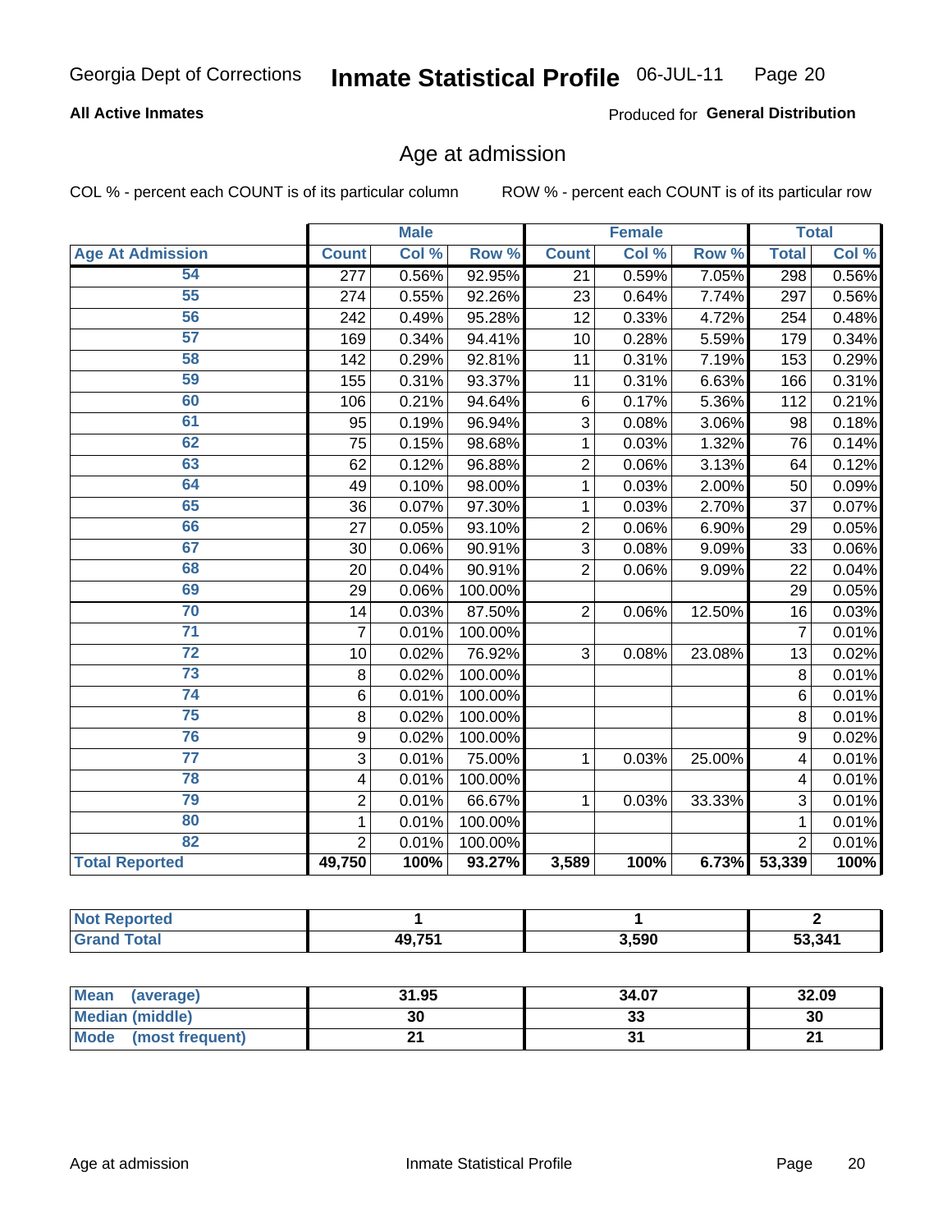Georgia Dept of Corrections **Inmate Statistical Profile** 06-JUL-11

**All Active Inmates**

Produced for **General Distribution**

## Age at admission

COL % - percent each COUNT is of its particular column    ROW % - percent each COUNT is of its particular row

| Age At Admission | Male | | | Female | | | Total | |
|---|---|---|---|---|---|---|---|---|
| | Count | Col % | Row % | Count | Col % | Row % | Total | Col % |
| 54 | 277 | 0.56% | 92.95% | 21 | 0.59% | 7.05% | 298 | 0.56% |
| 55 | 274 | 0.55% | 92.26% | 23 | 0.64% | 7.74% | 297 | 0.56% |
| 56 | 242 | 0.49% | 95.28% | 12 | 0.33% | 4.72% | 254 | 0.48% |
| 57 | 169 | 0.34% | 94.41% | 10 | 0.28% | 5.59% | 179 | 0.34% |
| 58 | 142 | 0.29% | 92.81% | 11 | 0.31% | 7.19% | 153 | 0.29% |
| 59 | 155 | 0.31% | 93.37% | 11 | 0.31% | 6.63% | 166 | 0.31% |
| 60 | 106 | 0.21% | 94.64% | 6 | 0.17% | 5.36% | 112 | 0.21% |
| 61 | 95 | 0.19% | 96.94% | 3 | 0.08% | 3.06% | 98 | 0.18% |
| 62 | 75 | 0.15% | 98.68% | 1 | 0.03% | 1.32% | 76 | 0.14% |
| 63 | 62 | 0.12% | 96.88% | 2 | 0.06% | 3.13% | 64 | 0.12% |
| 64 | 49 | 0.10% | 98.00% | 1 | 0.03% | 2.00% | 50 | 0.09% |
| 65 | 36 | 0.07% | 97.30% | 1 | 0.03% | 2.70% | 37 | 0.07% |
| 66 | 27 | 0.05% | 93.10% | 2 | 0.06% | 6.90% | 29 | 0.05% |
| 67 | 30 | 0.06% | 90.91% | 3 | 0.08% | 9.09% | 33 | 0.06% |
| 68 | 20 | 0.04% | 90.91% | 2 | 0.06% | 9.09% | 22 | 0.04% |
| 69 | 29 | 0.06% | 100.00% | | | | 29 | 0.05% |
| 70 | 14 | 0.03% | 87.50% | 2 | 0.06% | 12.50% | 16 | 0.03% |
| 71 | 7 | 0.01% | 100.00% | | | | 7 | 0.01% |
| 72 | 10 | 0.02% | 76.92% | 3 | 0.08% | 23.08% | 13 | 0.02% |
| 73 | 8 | 0.02% | 100.00% | | | | 8 | 0.01% |
| 74 | 6 | 0.01% | 100.00% | | | | 6 | 0.01% |
| 75 | 8 | 0.02% | 100.00% | | | | 8 | 0.01% |
| 76 | 9 | 0.02% | 100.00% | | | | 9 | 0.02% |
| 77 | 3 | 0.01% | 75.00% | 1 | 0.03% | 25.00% | 4 | 0.01% |
| 78 | 4 | 0.01% | 100.00% | | | | 4 | 0.01% |
| 79 | 2 | 0.01% | 66.67% | 1 | 0.03% | 33.33% | 3 | 0.01% |
| 80 | 1 | 0.01% | 100.00% | | | | 1 | 0.01% |
| 82 | 2 | 0.01% | 100.00% | | | | 2 | 0.01% |
| **Total Reported** | **49,750** | **100%** | **93.27%** | **3,589** | **100%** | **6.73%** | **53,339** | **100%** |

| | Male | Female | Total |
|---|---|---|---|
| **Not Reported** | **1** | **1** | **2** |
| **Grand Total** | **49,751** | **3,590** | **53,341** |

| | Male | Female | Total |
|---|---|---|---|
| **Mean (average)** | **31.95** | **34.07** | **32.09** |
| **Median (middle)** | **30** | **33** | **30** |
| **Mode (most frequent)** | **21** | **31** | **21** |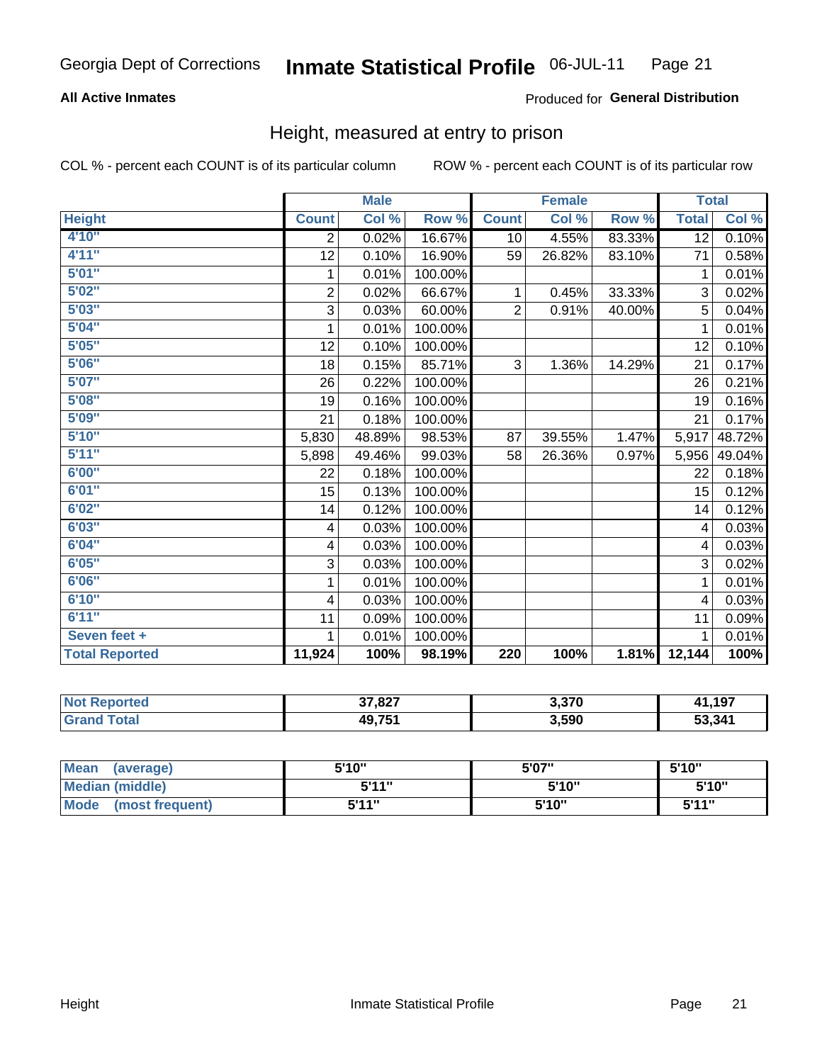Georgia Dept of Corrections **Inmate Statistical Profile** 06-JUL-11

**All Active Inmates**

Produced for **General Distribution**

## Height, measured at entry to prison

COL % - percent each COUNT is of its particular column

ROW % - percent each COUNT is of its particular row

| | Male | | | Female | | | Total | |
|---|---|---|---|---|---|---|---|---|
| **Height** | **Count** | **Col %** | **Row %** | **Count** | **Col %** | **Row %** | **Total** | **Col %** |
| 4'10" | 2 | 0.02% | 16.67% | 10 | 4.55% | 83.33% | 12 | 0.10% |
| 4'11" | 12 | 0.10% | 16.90% | 59 | 26.82% | 83.10% | 71 | 0.58% |
| 5'01" | 1 | 0.01% | 100.00% | | | | 1 | 0.01% |
| 5'02" | 2 | 0.02% | 66.67% | 1 | 0.45% | 33.33% | 3 | 0.02% |
| 5'03" | 3 | 0.03% | 60.00% | 2 | 0.91% | 40.00% | 5 | 0.04% |
| 5'04" | 1 | 0.01% | 100.00% | | | | 1 | 0.01% |
| 5'05" | 12 | 0.10% | 100.00% | | | | 12 | 0.10% |
| 5'06" | 18 | 0.15% | 85.71% | 3 | 1.36% | 14.29% | 21 | 0.17% |
| 5'07" | 26 | 0.22% | 100.00% | | | | 26 | 0.21% |
| 5'08" | 19 | 0.16% | 100.00% | | | | 19 | 0.16% |
| 5'09" | 21 | 0.18% | 100.00% | | | | 21 | 0.17% |
| 5'10" | 5,830 | 48.89% | 98.53% | 87 | 39.55% | 1.47% | 5,917 | 48.72% |
| 5'11" | 5,898 | 49.46% | 99.03% | 58 | 26.36% | 0.97% | 5,956 | 49.04% |
| 6'00" | 22 | 0.18% | 100.00% | | | | 22 | 0.18% |
| 6'01" | 15 | 0.13% | 100.00% | | | | 15 | 0.12% |
| 6'02" | 14 | 0.12% | 100.00% | | | | 14 | 0.12% |
| 6'03" | 4 | 0.03% | 100.00% | | | | 4 | 0.03% |
| 6'04" | 4 | 0.03% | 100.00% | | | | 4 | 0.03% |
| 6'05" | 3 | 0.03% | 100.00% | | | | 3 | 0.02% |
| 6'06" | 1 | 0.01% | 100.00% | | | | 1 | 0.01% |
| 6'10" | 4 | 0.03% | 100.00% | | | | 4 | 0.03% |
| 6'11" | 11 | 0.09% | 100.00% | | | | 11 | 0.09% |
| Seven feet + | 1 | 0.01% | 100.00% | | | | 1 | 0.01% |
| **Total Reported** | **11,924** | **100%** | **98.19%** | **220** | **100%** | **1.81%** | **12,144** | **100%** |

| | Male | Female | Total |
|---|---|---|---|
| **Not Reported** | **37,827** | **3,370** | **41,197** |
| **Grand Total** | **49,751** | **3,590** | **53,341** |

| | Male | Female | Total |
|---|---|---|---|
| **Mean (average)** | **5'10"** | **5'07"** | **5'10"** |
| **Median (middle)** | **5'11"** | **5'10"** | **5'10"** |
| **Mode (most frequent)** | **5'11"** | **5'10"** | **5'11"** |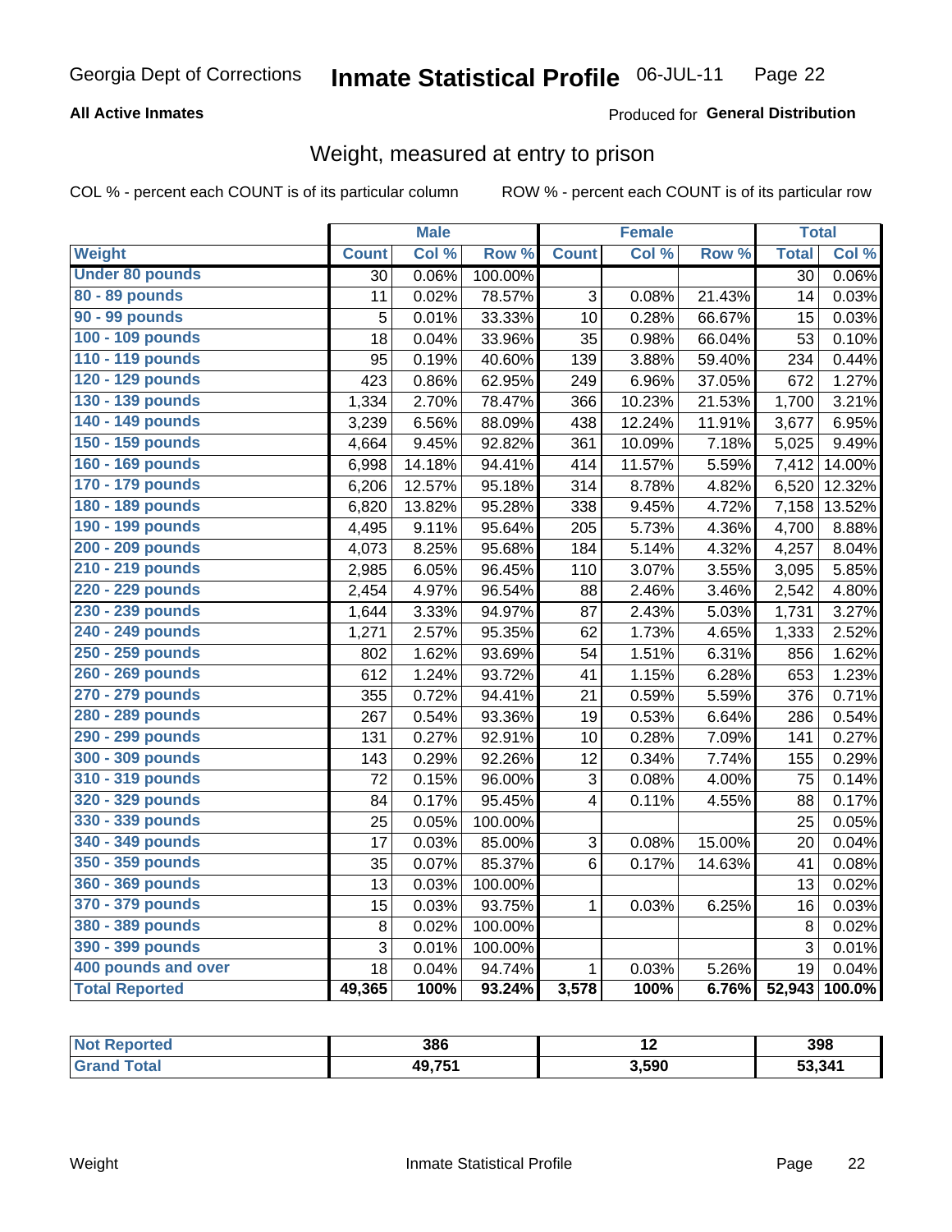Georgia Dept of Corrections **Inmate Statistical Profile** 06-JUL-11

**All Active Inmates**

Produced for **General Distribution**

## Weight, measured at entry to prison

COL % - percent each COUNT is of its particular column ROW % - percent each COUNT is of its particular row

| | Male | | | Female | | | Total | |
|---|---|---|---|---|---|---|---|---|
| **Weight** | **Count** | **Col %** | **Row %** | **Count** | **Col %** | **Row %** | **Total** | **Col %** |
| **Under 80 pounds** | 30 | 0.06% | 100.00% | | | | 30 | 0.06% |
| **80 - 89 pounds** | 11 | 0.02% | 78.57% | 3 | 0.08% | 21.43% | 14 | 0.03% |
| **90 - 99 pounds** | 5 | 0.01% | 33.33% | 10 | 0.28% | 66.67% | 15 | 0.03% |
| **100 - 109 pounds** | 18 | 0.04% | 33.96% | 35 | 0.98% | 66.04% | 53 | 0.10% |
| **110 - 119 pounds** | 95 | 0.19% | 40.60% | 139 | 3.88% | 59.40% | 234 | 0.44% |
| **120 - 129 pounds** | 423 | 0.86% | 62.95% | 249 | 6.96% | 37.05% | 672 | 1.27% |
| **130 - 139 pounds** | 1,334 | 2.70% | 78.47% | 366 | 10.23% | 21.53% | 1,700 | 3.21% |
| **140 - 149 pounds** | 3,239 | 6.56% | 88.09% | 438 | 12.24% | 11.91% | 3,677 | 6.95% |
| **150 - 159 pounds** | 4,664 | 9.45% | 92.82% | 361 | 10.09% | 7.18% | 5,025 | 9.49% |
| **160 - 169 pounds** | 6,998 | 14.18% | 94.41% | 414 | 11.57% | 5.59% | 7,412 | 14.00% |
| **170 - 179 pounds** | 6,206 | 12.57% | 95.18% | 314 | 8.78% | 4.82% | 6,520 | 12.32% |
| **180 - 189 pounds** | 6,820 | 13.82% | 95.28% | 338 | 9.45% | 4.72% | 7,158 | 13.52% |
| **190 - 199 pounds** | 4,495 | 9.11% | 95.64% | 205 | 5.73% | 4.36% | 4,700 | 8.88% |
| **200 - 209 pounds** | 4,073 | 8.25% | 95.68% | 184 | 5.14% | 4.32% | 4,257 | 8.04% |
| **210 - 219 pounds** | 2,985 | 6.05% | 96.45% | 110 | 3.07% | 3.55% | 3,095 | 5.85% |
| **220 - 229 pounds** | 2,454 | 4.97% | 96.54% | 88 | 2.46% | 3.46% | 2,542 | 4.80% |
| **230 - 239 pounds** | 1,644 | 3.33% | 94.97% | 87 | 2.43% | 5.03% | 1,731 | 3.27% |
| **240 - 249 pounds** | 1,271 | 2.57% | 95.35% | 62 | 1.73% | 4.65% | 1,333 | 2.52% |
| **250 - 259 pounds** | 802 | 1.62% | 93.69% | 54 | 1.51% | 6.31% | 856 | 1.62% |
| **260 - 269 pounds** | 612 | 1.24% | 93.72% | 41 | 1.15% | 6.28% | 653 | 1.23% |
| **270 - 279 pounds** | 355 | 0.72% | 94.41% | 21 | 0.59% | 5.59% | 376 | 0.71% |
| **280 - 289 pounds** | 267 | 0.54% | 93.36% | 19 | 0.53% | 6.64% | 286 | 0.54% |
| **290 - 299 pounds** | 131 | 0.27% | 92.91% | 10 | 0.28% | 7.09% | 141 | 0.27% |
| **300 - 309 pounds** | 143 | 0.29% | 92.26% | 12 | 0.34% | 7.74% | 155 | 0.29% |
| **310 - 319 pounds** | 72 | 0.15% | 96.00% | 3 | 0.08% | 4.00% | 75 | 0.14% |
| **320 - 329 pounds** | 84 | 0.17% | 95.45% | 4 | 0.11% | 4.55% | 88 | 0.17% |
| **330 - 339 pounds** | 25 | 0.05% | 100.00% | | | | 25 | 0.05% |
| **340 - 349 pounds** | 17 | 0.03% | 85.00% | 3 | 0.08% | 15.00% | 20 | 0.04% |
| **350 - 359 pounds** | 35 | 0.07% | 85.37% | 6 | 0.17% | 14.63% | 41 | 0.08% |
| **360 - 369 pounds** | 13 | 0.03% | 100.00% | | | | 13 | 0.02% |
| **370 - 379 pounds** | 15 | 0.03% | 93.75% | 1 | 0.03% | 6.25% | 16 | 0.03% |
| **380 - 389 pounds** | 8 | 0.02% | 100.00% | | | | 8 | 0.02% |
| **390 - 399 pounds** | 3 | 0.01% | 100.00% | | | | 3 | 0.01% |
| **400 pounds and over** | 18 | 0.04% | 94.74% | 1 | 0.03% | 5.26% | 19 | 0.04% |
| **Total Reported** | **49,365** | **100%** | **93.24%** | **3,578** | **100%** | **6.76%** | **52,943** | **100.0%** |

| | Male | Female | Total |
|---|---|---|---|
| **Not Reported** | **386** | **12** | **398** |
| **Grand Total** | **49,751** | **3,590** | **53,341** |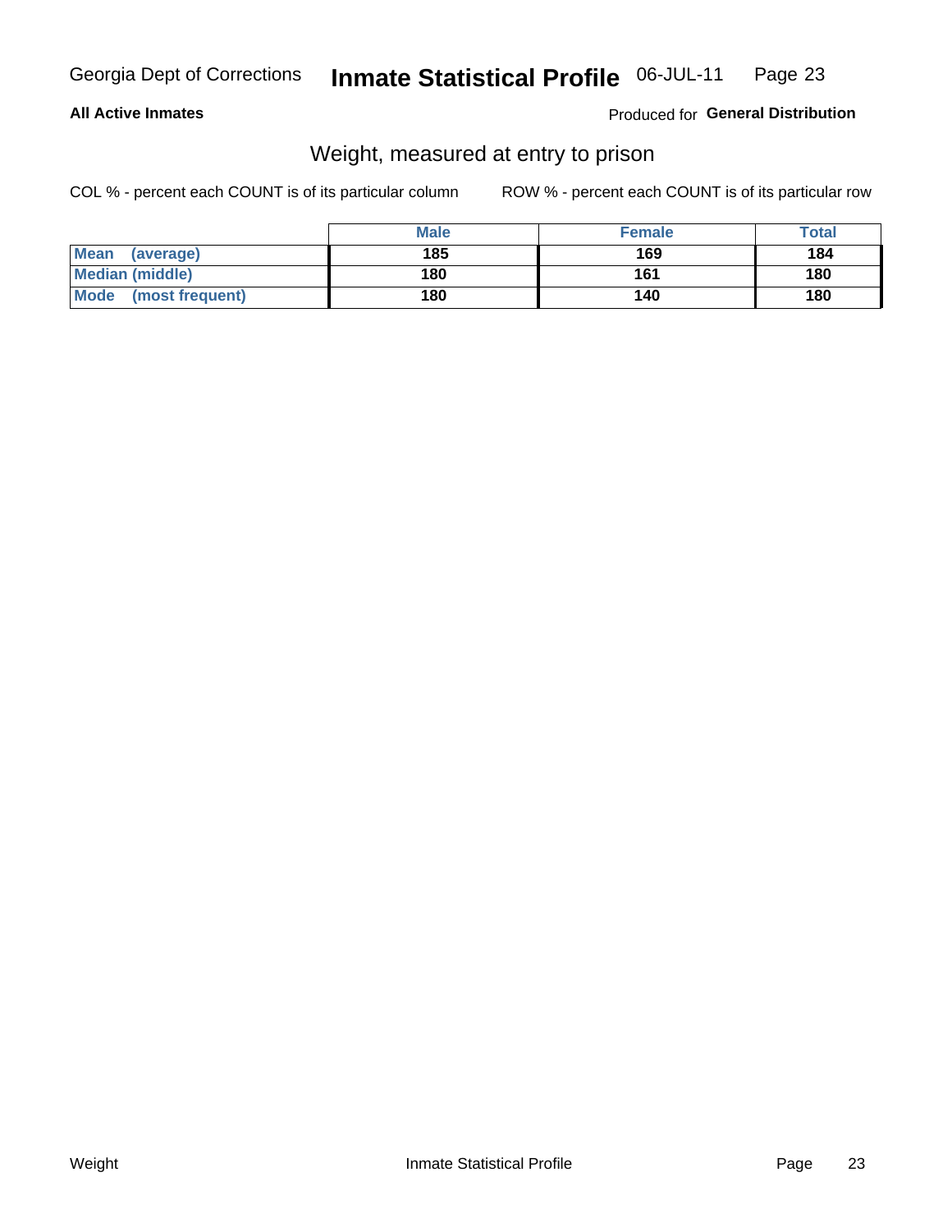Georgia Dept of Corrections **Inmate Statistical Profile** 06-JUL-11

**All Active Inmates**

Produced for **General Distribution**

## Weight, measured at entry to prison

COL % - percent each COUNT is of its particular column

ROW % - percent each COUNT is of its particular row

| | Male | Female | Total |
|---|---|---|---|
| **Mean (average)** | **185** | **169** | **184** |
| **Median (middle)** | **180** | **161** | **180** |
| **Mode (most frequent)** | **180** | **140** | **180** |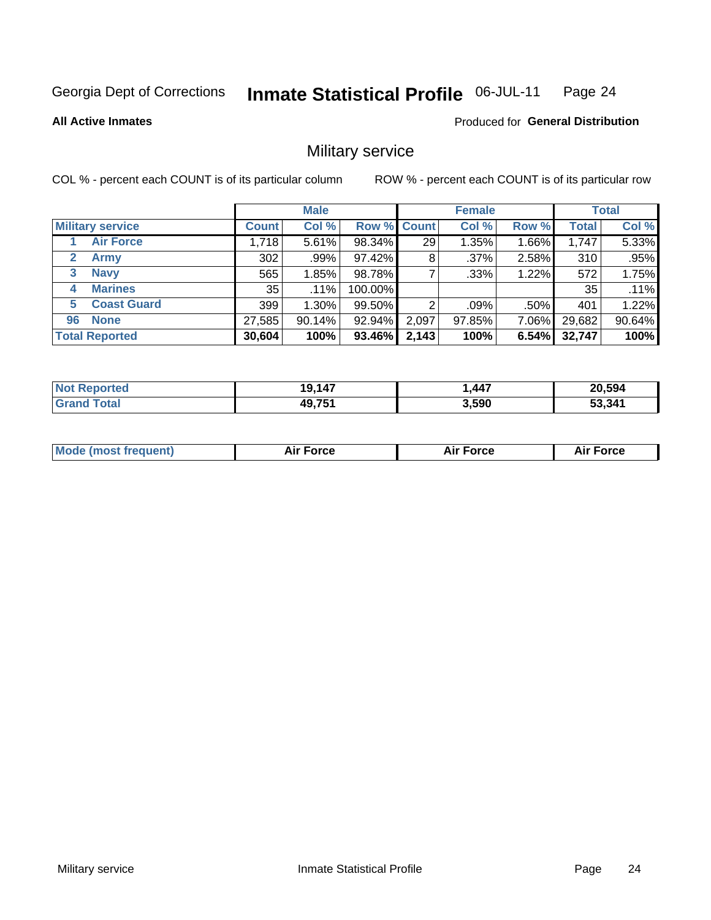Georgia Dept of Corrections **Inmate Statistical Profile** 06-JUL-11 Page 24

**All Active Inmates**

Produced for **General Distribution**

## Military service

COL % - percent each COUNT is of its particular column ROW % - percent each COUNT is of its particular row

| | Male | | | Female | | | Total | |
|---|---|---|---|---|---|---|---|---|
| **Military service** | **Count** | **Col %** | **Row %** | **Count** | **Col %** | **Row %** | **Total** | **Col %** |
| 1 **Air Force** | 1,718 | 5.61% | 98.34% | 29 | 1.35% | 1.66% | 1,747 | 5.33% |
| 2 **Army** | 302 | .99% | 97.42% | 8 | .37% | 2.58% | 310 | .95% |
| 3 **Navy** | 565 | 1.85% | 98.78% | 7 | .33% | 1.22% | 572 | 1.75% |
| 4 **Marines** | 35 | .11% | 100.00% | | | | 35 | .11% |
| 5 **Coast Guard** | 399 | 1.30% | 99.50% | 2 | .09% | .50% | 401 | 1.22% |
| 96 **None** | 27,585 | 90.14% | 92.94% | 2,097 | 97.85% | 7.06% | 29,682 | 90.64% |
| **Total Reported** | **30,604** | **100%** | **93.46%** | **2,143** | **100%** | **6.54%** | **32,747** | **100%** |

| | Male | Female | Total |
|---|---|---|---|
| **Not Reported** | **19,147** | **1,447** | **20,594** |
| **Grand Total** | **49,751** | **3,590** | **53,341** |

| | Male | Female | Total |
|---|---|---|---|
| **Mode (most frequent)** | **Air Force** | **Air Force** | **Air Force** |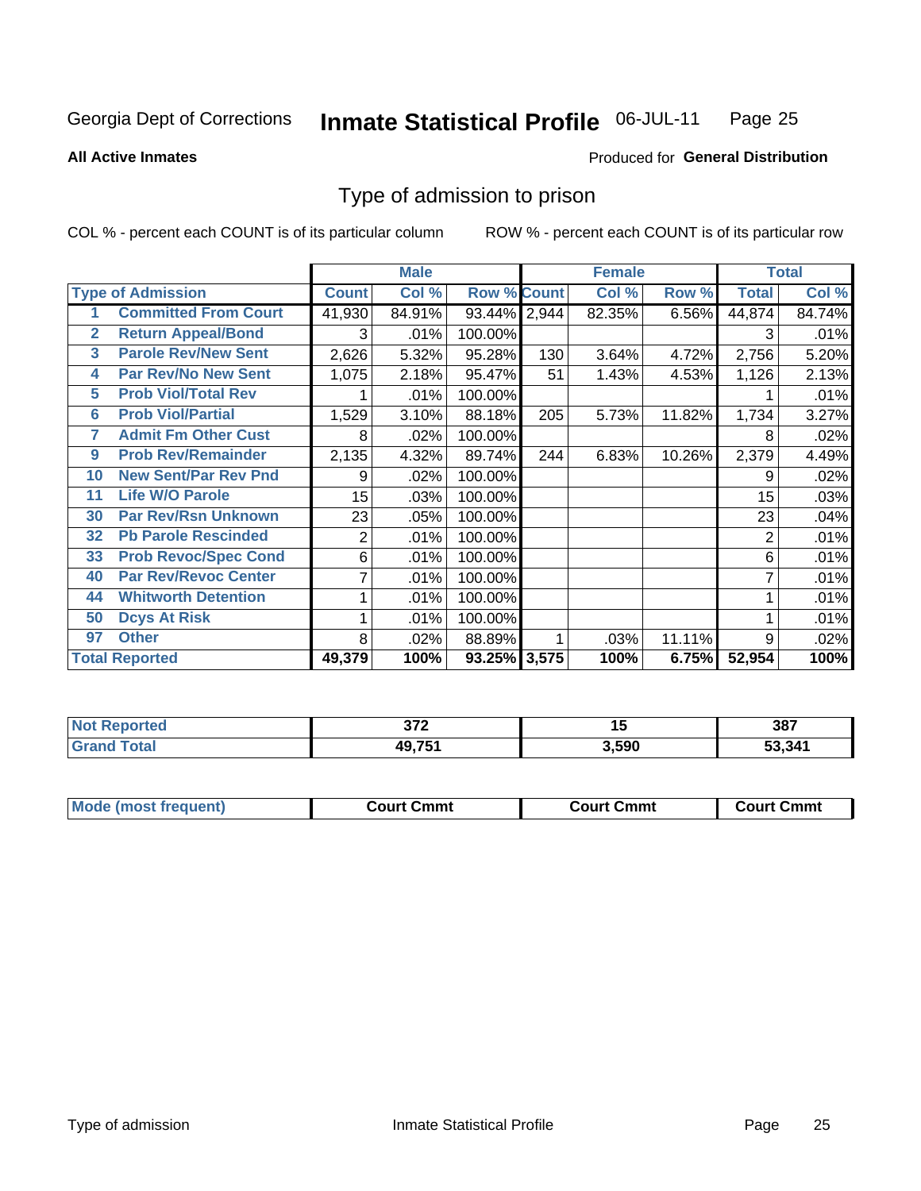Georgia Dept of Corrections **Inmate Statistical Profile** 06-JUL-11

**All Active Inmates**

Produced for **General Distribution**

## Type of admission to prison

COL % - percent each COUNT is of its particular column

ROW % - percent each COUNT is of its particular row

| | | Male | | | Female | | | Total | |
|---|---|---|---|---|---|---|---|---|---|
| Type of Admission | | Count | Col % | Row % | Count | Col % | Row % | Total | Col % |
| 1 | Committed From Court | 41,930 | 84.91% | 93.44% | 2,944 | 82.35% | 6.56% | 44,874 | 84.74% |
| 2 | Return Appeal/Bond | 3 | .01% | 100.00% | | | | 3 | .01% |
| 3 | Parole Rev/New Sent | 2,626 | 5.32% | 95.28% | 130 | 3.64% | 4.72% | 2,756 | 5.20% |
| 4 | Par Rev/No New Sent | 1,075 | 2.18% | 95.47% | 51 | 1.43% | 4.53% | 1,126 | 2.13% |
| 5 | Prob Viol/Total Rev | 1 | .01% | 100.00% | | | | 1 | .01% |
| 6 | Prob Viol/Partial | 1,529 | 3.10% | 88.18% | 205 | 5.73% | 11.82% | 1,734 | 3.27% |
| 7 | Admit Fm Other Cust | 8 | .02% | 100.00% | | | | 8 | .02% |
| 9 | Prob Rev/Remainder | 2,135 | 4.32% | 89.74% | 244 | 6.83% | 10.26% | 2,379 | 4.49% |
| 10 | New Sent/Par Rev Pnd | 9 | .02% | 100.00% | | | | 9 | .02% |
| 11 | Life W/O Parole | 15 | .03% | 100.00% | | | | 15 | .03% |
| 30 | Par Rev/Rsn Unknown | 23 | .05% | 100.00% | | | | 23 | .04% |
| 32 | Pb Parole Rescinded | 2 | .01% | 100.00% | | | | 2 | .01% |
| 33 | Prob Revoc/Spec Cond | 6 | .01% | 100.00% | | | | 6 | .01% |
| 40 | Par Rev/Revoc Center | 7 | .01% | 100.00% | | | | 7 | .01% |
| 44 | Whitworth Detention | 1 | .01% | 100.00% | | | | 1 | .01% |
| 50 | Dcys At Risk | 1 | .01% | 100.00% | | | | 1 | .01% |
| 97 | Other | 8 | .02% | 88.89% | 1 | .03% | 11.11% | 9 | .02% |
| Total Reported | | **49,379** | **100%** | **93.25%** | **3,575** | **100%** | **6.75%** | **52,954** | **100%** |

| | Male | Female | Total |
|---|---|---|---|
| Not Reported | 372 | 15 | 387 |
| Grand Total | 49,751 | 3,590 | 53,341 |

| | Male | Female | Total |
|---|---|---|---|
| Mode (most frequent) | Court Cmmt | Court Cmmt | Court Cmmt |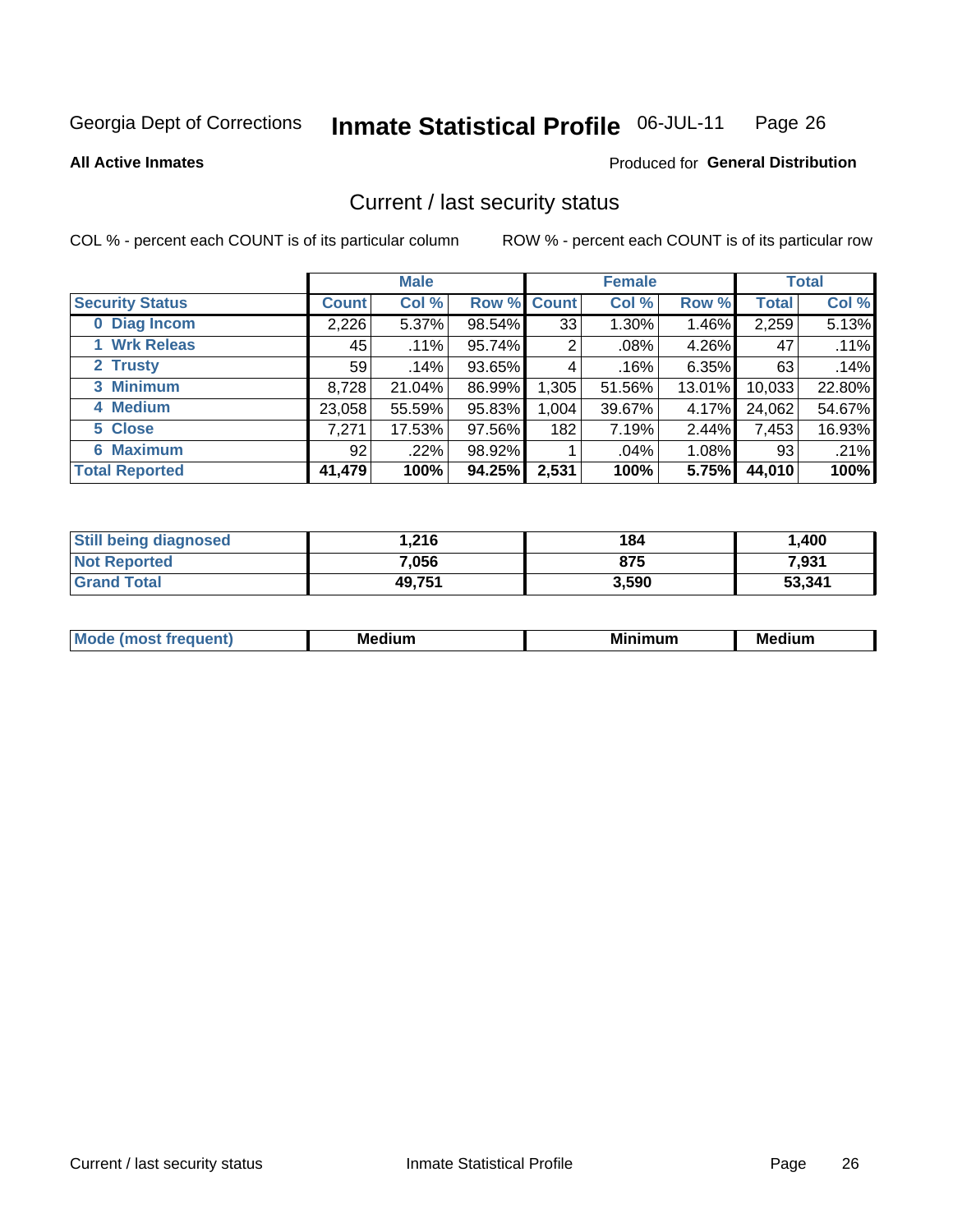Georgia Dept of Corrections **Inmate Statistical Profile** 06-JUL-11

**All Active Inmates**

Produced for **General Distribution**

## Current / last security status

COL % - percent each COUNT is of its particular column

ROW % - percent each COUNT is of its particular row

| | Male | | | Female | | | Total | |
|---|---|---|---|---|---|---|---|---|
| **Security Status** | **Count** | **Col %** | **Row %** | **Count** | **Col %** | **Row %** | **Total** | **Col %** |
| **0 Diag Incom** | 2,226 | 5.37% | 98.54% | 33 | 1.30% | 1.46% | 2,259 | 5.13% |
| **1 Wrk Releas** | 45 | .11% | 95.74% | 2 | .08% | 4.26% | 47 | .11% |
| **2 Trusty** | 59 | .14% | 93.65% | 4 | .16% | 6.35% | 63 | .14% |
| **3 Minimum** | 8,728 | 21.04% | 86.99% | 1,305 | 51.56% | 13.01% | 10,033 | 22.80% |
| **4 Medium** | 23,058 | 55.59% | 95.83% | 1,004 | 39.67% | 4.17% | 24,062 | 54.67% |
| **5 Close** | 7,271 | 17.53% | 97.56% | 182 | 7.19% | 2.44% | 7,453 | 16.93% |
| **6 Maximum** | 92 | .22% | 98.92% | 1 | .04% | 1.08% | 93 | .21% |
| **Total Reported** | **41,479** | **100%** | **94.25%** | **2,531** | **100%** | **5.75%** | **44,010** | **100%** |

| | Male | Female | Total |
|---|---|---|---|
| **Still being diagnosed** | **1,216** | **184** | **1,400** |
| **Not Reported** | **7,056** | **875** | **7,931** |
| **Grand Total** | **49,751** | **3,590** | **53,341** |

| | Male | Female | Total |
|---|---|---|---|
| **Mode (most frequent)** | **Medium** | **Minimum** | **Medium** |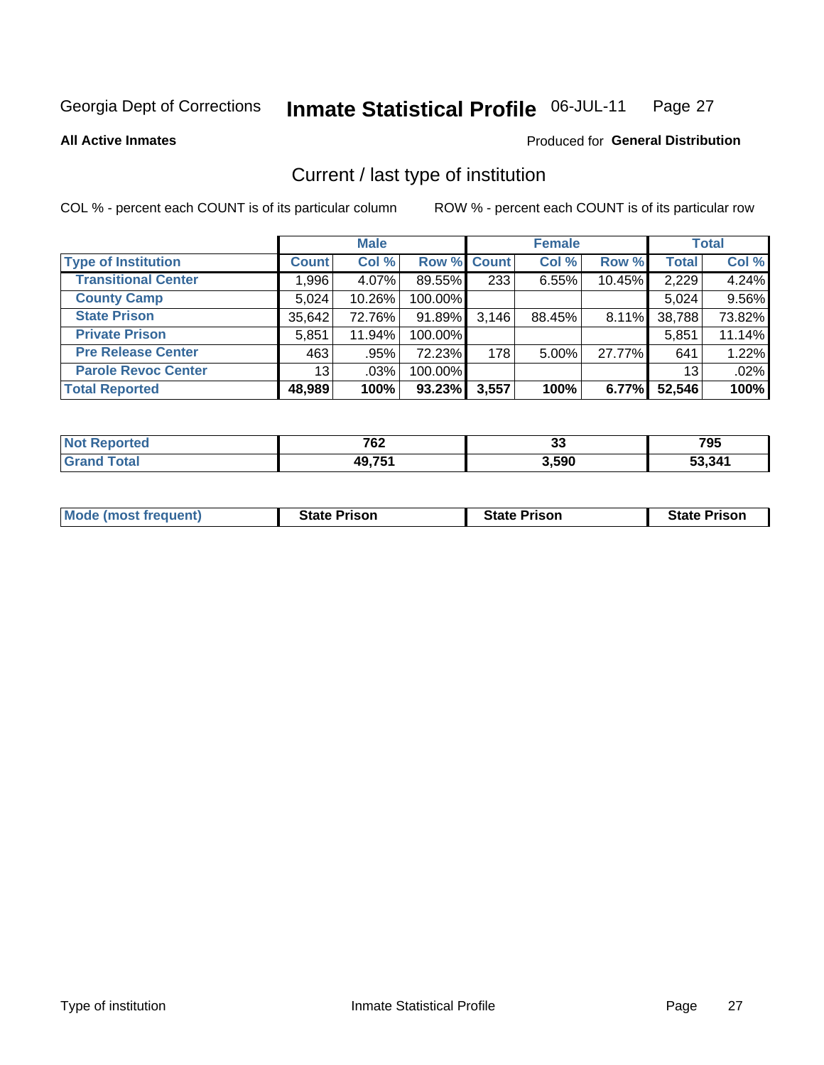Georgia Dept of Corrections **Inmate Statistical Profile** 06-JUL-11

**All Active Inmates**

Produced for **General Distribution**

## Current / last type of institution

COL % - percent each COUNT is of its particular column     ROW % - percent each COUNT is of its particular row

| | Male | | | Female | | | Total | |
|---|---|---|---|---|---|---|---|---|
| **Type of Institution** | **Count** | **Col %** | **Row %** | **Count** | **Col %** | **Row %** | **Total** | **Col %** |
| **Transitional Center** | 1,996 | 4.07% | 89.55% | 233 | 6.55% | 10.45% | 2,229 | 4.24% |
| **County Camp** | 5,024 | 10.26% | 100.00% | | | | 5,024 | 9.56% |
| **State Prison** | 35,642 | 72.76% | 91.89% | 3,146 | 88.45% | 8.11% | 38,788 | 73.82% |
| **Private Prison** | 5,851 | 11.94% | 100.00% | | | | 5,851 | 11.14% |
| **Pre Release Center** | 463 | .95% | 72.23% | 178 | 5.00% | 27.77% | 641 | 1.22% |
| **Parole Revoc Center** | 13 | .03% | 100.00% | | | | 13 | .02% |
| **Total Reported** | **48,989** | **100%** | **93.23%** | **3,557** | **100%** | **6.77%** | **52,546** | **100%** |

| | Male | Female | Total |
|---|---|---|---|
| **Not Reported** | **762** | **33** | **795** |
| **Grand Total** | **49,751** | **3,590** | **53,341** |

| | Male | Female | Total |
|---|---|---|---|
| **Mode (most frequent)** | **State Prison** | **State Prison** | **State Prison** |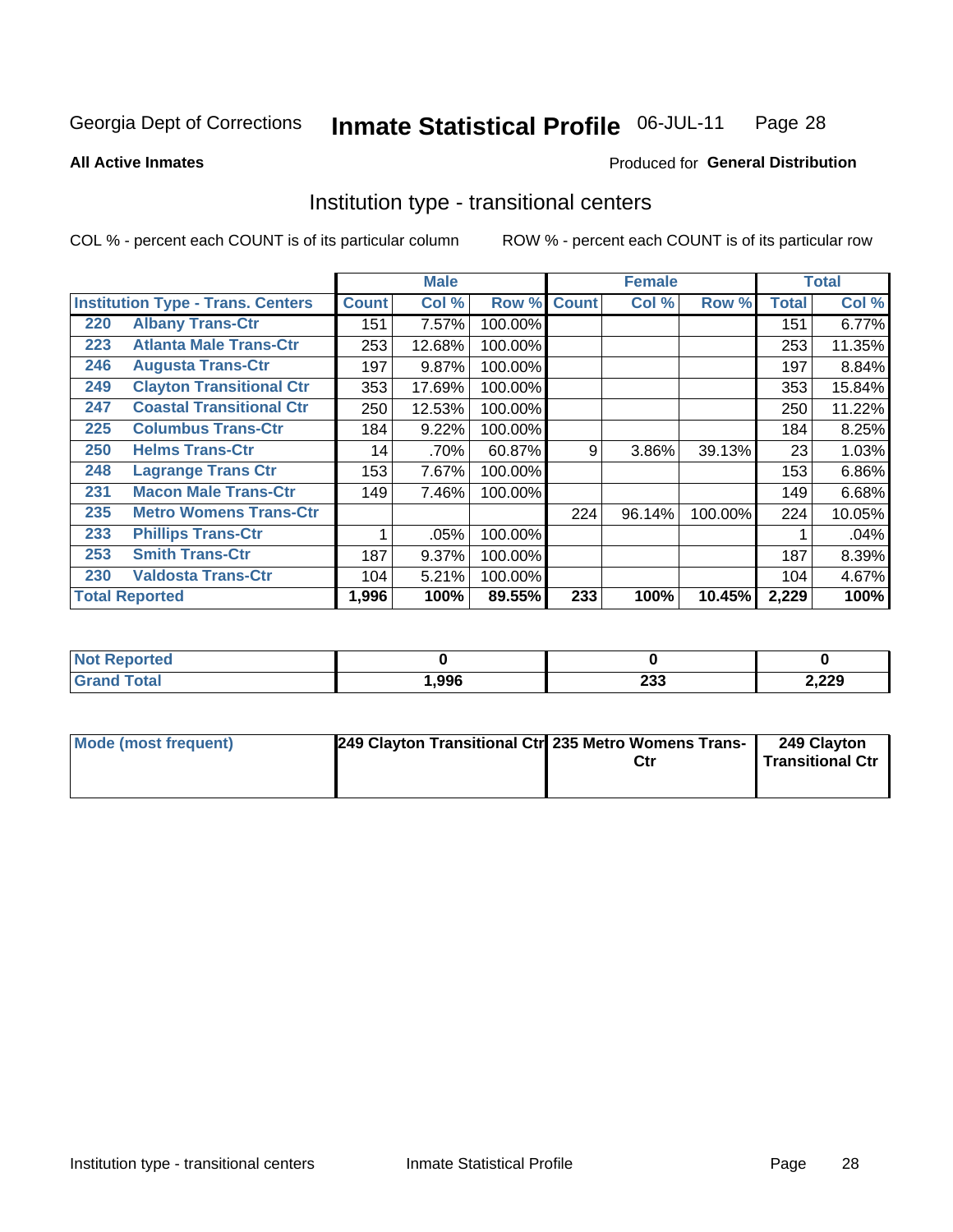Georgia Dept of Corrections **Inmate Statistical Profile** 06-JUL-11 Page 28

**All Active Inmates**

Produced for **General Distribution**

## Institution type - transitional centers

COL % - percent each COUNT is of its particular column ROW % - percent each COUNT is of its particular row

| Institution Type - Trans. Centers | | Male | | | Female | | | Total | |
|---|---|---|---|---|---|---|---|---|---|
| | | Count | Col % | Row % | Count | Col % | Row % | Total | Col % |
| 220 | Albany Trans-Ctr | 151 | 7.57% | 100.00% | | | | 151 | 6.77% |
| 223 | Atlanta Male Trans-Ctr | 253 | 12.68% | 100.00% | | | | 253 | 11.35% |
| 246 | Augusta Trans-Ctr | 197 | 9.87% | 100.00% | | | | 197 | 8.84% |
| 249 | Clayton Transitional Ctr | 353 | 17.69% | 100.00% | | | | 353 | 15.84% |
| 247 | Coastal Transitional Ctr | 250 | 12.53% | 100.00% | | | | 250 | 11.22% |
| 225 | Columbus Trans-Ctr | 184 | 9.22% | 100.00% | | | | 184 | 8.25% |
| 250 | Helms Trans-Ctr | 14 | .70% | 60.87% | 9 | 3.86% | 39.13% | 23 | 1.03% |
| 248 | Lagrange Trans Ctr | 153 | 7.67% | 100.00% | | | | 153 | 6.86% |
| 231 | Macon Male Trans-Ctr | 149 | 7.46% | 100.00% | | | | 149 | 6.68% |
| 235 | Metro Womens Trans-Ctr | | | | 224 | 96.14% | 100.00% | 224 | 10.05% |
| 233 | Phillips Trans-Ctr | 1 | .05% | 100.00% | | | | 1 | .04% |
| 253 | Smith Trans-Ctr | 187 | 9.37% | 100.00% | | | | 187 | 8.39% |
| 230 | Valdosta Trans-Ctr | 104 | 5.21% | 100.00% | | | | 104 | 4.67% |
| **Total Reported** | | **1,996** | **100%** | **89.55%** | **233** | **100%** | **10.45%** | **2,229** | **100%** |

| | Male | Female | Total |
|---|---|---|---|
| Not Reported | 0 | 0 | 0 |
| Grand Total | 1,996 | 233 | 2,229 |

| | Male | Female | Total |
|---|---|---|---|
| Mode (most frequent) | 249 Clayton Transitional Ctr | 235 Metro Womens Trans-Ctr | 249 Clayton Transitional Ctr |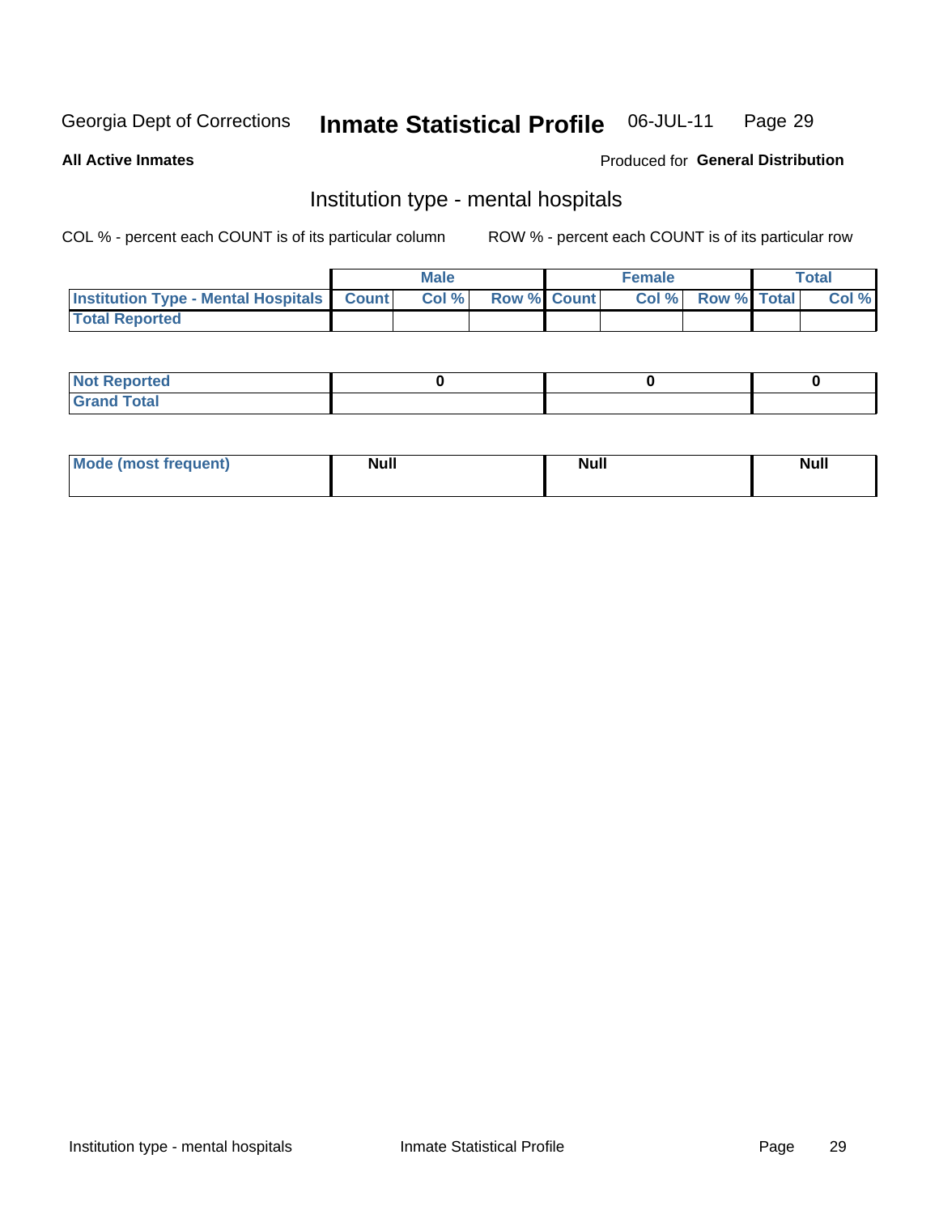Georgia Dept of Corrections **Inmate Statistical Profile** 06-JUL-11

**All Active Inmates** Produced for **General Distribution**

## Institution type - mental hospitals

COL % - percent each COUNT is of its particular column

ROW % - percent each COUNT is of its particular row

| | Male | | | Female | | | Total | |
|---|---|---|---|---|---|---|---|---|
| **Institution Type - Mental Hospitals** | **Count** | **Col %** | **Row %** | **Count** | **Col %** | **Row %** | **Total** | **Col %** |
| **Total Reported** | | | | | | | | |

| | Male | Female | Total |
|---|---|---|---|
| **Not Reported** | **0** | **0** | **0** |
| **Grand Total** | | | |

| | Male | Female | Total |
|---|---|---|---|
| **Mode (most frequent)** | **Null** | **Null** | **Null** |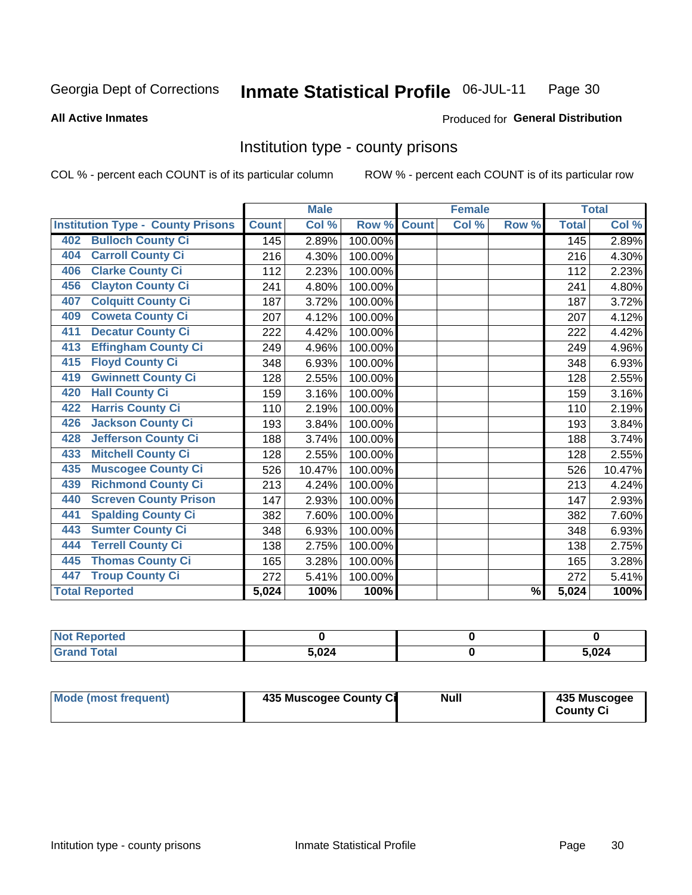Georgia Dept of Corrections **Inmate Statistical Profile** 06-JUL-11 Page 30

**All Active Inmates**

Produced for **General Distribution**

## Institution type - county prisons

COL % - percent each COUNT is of its particular column

ROW % - percent each COUNT is of its particular row

| Institution Type - County Prisons | Male | | | Female | | | Total | |
|---|---|---|---|---|---|---|---|---|
| | Count | Col % | Row % | Count | Col % | Row % | Total | Col % |
| 402 Bulloch County Ci | 145 | 2.89% | 100.00% | | | | 145 | 2.89% |
| 404 Carroll County Ci | 216 | 4.30% | 100.00% | | | | 216 | 4.30% |
| 406 Clarke County Ci | 112 | 2.23% | 100.00% | | | | 112 | 2.23% |
| 456 Clayton County Ci | 241 | 4.80% | 100.00% | | | | 241 | 4.80% |
| 407 Colquitt County Ci | 187 | 3.72% | 100.00% | | | | 187 | 3.72% |
| 409 Coweta County Ci | 207 | 4.12% | 100.00% | | | | 207 | 4.12% |
| 411 Decatur County Ci | 222 | 4.42% | 100.00% | | | | 222 | 4.42% |
| 413 Effingham County Ci | 249 | 4.96% | 100.00% | | | | 249 | 4.96% |
| 415 Floyd County Ci | 348 | 6.93% | 100.00% | | | | 348 | 6.93% |
| 419 Gwinnett County Ci | 128 | 2.55% | 100.00% | | | | 128 | 2.55% |
| 420 Hall County Ci | 159 | 3.16% | 100.00% | | | | 159 | 3.16% |
| 422 Harris County Ci | 110 | 2.19% | 100.00% | | | | 110 | 2.19% |
| 426 Jackson County Ci | 193 | 3.84% | 100.00% | | | | 193 | 3.84% |
| 428 Jefferson County Ci | 188 | 3.74% | 100.00% | | | | 188 | 3.74% |
| 433 Mitchell County Ci | 128 | 2.55% | 100.00% | | | | 128 | 2.55% |
| 435 Muscogee County Ci | 526 | 10.47% | 100.00% | | | | 526 | 10.47% |
| 439 Richmond County Ci | 213 | 4.24% | 100.00% | | | | 213 | 4.24% |
| 440 Screven County Prison | 147 | 2.93% | 100.00% | | | | 147 | 2.93% |
| 441 Spalding County Ci | 382 | 7.60% | 100.00% | | | | 382 | 7.60% |
| 443 Sumter County Ci | 348 | 6.93% | 100.00% | | | | 348 | 6.93% |
| 444 Terrell County Ci | 138 | 2.75% | 100.00% | | | | 138 | 2.75% |
| 445 Thomas County Ci | 165 | 3.28% | 100.00% | | | | 165 | 3.28% |
| 447 Troup County Ci | 272 | 5.41% | 100.00% | | | | 272 | 5.41% |
| **Total Reported** | **5,024** | **100%** | **100%** | | | **%** | **5,024** | **100%** |

| | Male | Female | Total |
|---|---|---|---|
| Not Reported | 0 | 0 | 0 |
| Grand Total | 5,024 | 0 | 5,024 |

| | Male | Female | Total |
|---|---|---|---|
| Mode (most frequent) | 435 Muscogee County Ci | Null | 435 Muscogee County Ci |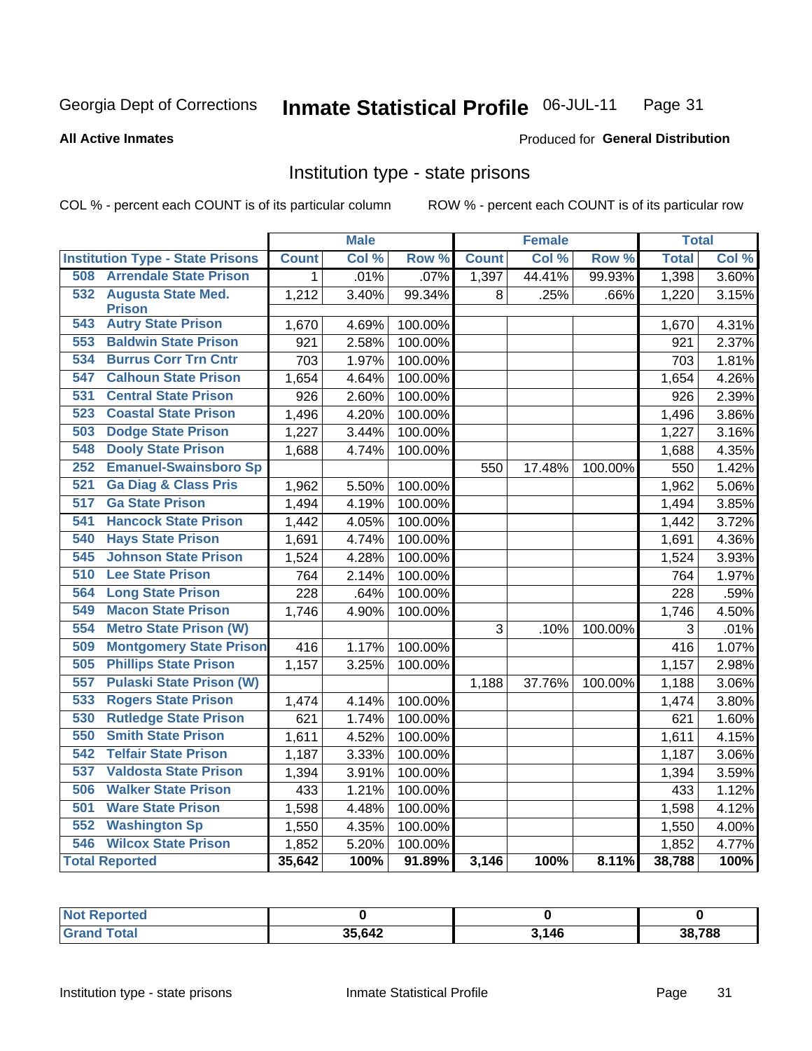Georgia Dept of Corrections **Inmate Statistical Profile** 06-JUL-11

**All Active Inmates**

Produced for **General Distribution**

## Institution type - state prisons

COL % - percent each COUNT is of its particular column ROW % - percent each COUNT is of its particular row

| | Male | | | Female | | | Total | |
|---|---|---|---|---|---|---|---|---|
| **Institution Type - State Prisons** | **Count** | **Col %** | **Row %** | **Count** | **Col %** | **Row %** | **Total** | **Col %** |
| 508 Arrendale State Prison | 1 | .01% | .07% | 1,397 | 44.41% | 99.93% | 1,398 | 3.60% |
| 532 Augusta State Med. Prison | 1,212 | 3.40% | 99.34% | 8 | .25% | .66% | 1,220 | 3.15% |
| 543 Autry State Prison | 1,670 | 4.69% | 100.00% | | | | 1,670 | 4.31% |
| 553 Baldwin State Prison | 921 | 2.58% | 100.00% | | | | 921 | 2.37% |
| 534 Burrus Corr Trn Cntr | 703 | 1.97% | 100.00% | | | | 703 | 1.81% |
| 547 Calhoun State Prison | 1,654 | 4.64% | 100.00% | | | | 1,654 | 4.26% |
| 531 Central State Prison | 926 | 2.60% | 100.00% | | | | 926 | 2.39% |
| 523 Coastal State Prison | 1,496 | 4.20% | 100.00% | | | | 1,496 | 3.86% |
| 503 Dodge State Prison | 1,227 | 3.44% | 100.00% | | | | 1,227 | 3.16% |
| 548 Dooly State Prison | 1,688 | 4.74% | 100.00% | | | | 1,688 | 4.35% |
| 252 Emanuel-Swainsboro Sp | | | | 550 | 17.48% | 100.00% | 550 | 1.42% |
| 521 Ga Diag & Class Pris | 1,962 | 5.50% | 100.00% | | | | 1,962 | 5.06% |
| 517 Ga State Prison | 1,494 | 4.19% | 100.00% | | | | 1,494 | 3.85% |
| 541 Hancock State Prison | 1,442 | 4.05% | 100.00% | | | | 1,442 | 3.72% |
| 540 Hays State Prison | 1,691 | 4.74% | 100.00% | | | | 1,691 | 4.36% |
| 545 Johnson State Prison | 1,524 | 4.28% | 100.00% | | | | 1,524 | 3.93% |
| 510 Lee State Prison | 764 | 2.14% | 100.00% | | | | 764 | 1.97% |
| 564 Long State Prison | 228 | .64% | 100.00% | | | | 228 | .59% |
| 549 Macon State Prison | 1,746 | 4.90% | 100.00% | | | | 1,746 | 4.50% |
| 554 Metro State Prison (W) | | | | 3 | .10% | 100.00% | 3 | .01% |
| 509 Montgomery State Prison | 416 | 1.17% | 100.00% | | | | 416 | 1.07% |
| 505 Phillips State Prison | 1,157 | 3.25% | 100.00% | | | | 1,157 | 2.98% |
| 557 Pulaski State Prison (W) | | | | 1,188 | 37.76% | 100.00% | 1,188 | 3.06% |
| 533 Rogers State Prison | 1,474 | 4.14% | 100.00% | | | | 1,474 | 3.80% |
| 530 Rutledge State Prison | 621 | 1.74% | 100.00% | | | | 621 | 1.60% |
| 550 Smith State Prison | 1,611 | 4.52% | 100.00% | | | | 1,611 | 4.15% |
| 542 Telfair State Prison | 1,187 | 3.33% | 100.00% | | | | 1,187 | 3.06% |
| 537 Valdosta State Prison | 1,394 | 3.91% | 100.00% | | | | 1,394 | 3.59% |
| 506 Walker State Prison | 433 | 1.21% | 100.00% | | | | 433 | 1.12% |
| 501 Ware State Prison | 1,598 | 4.48% | 100.00% | | | | 1,598 | 4.12% |
| 552 Washington Sp | 1,550 | 4.35% | 100.00% | | | | 1,550 | 4.00% |
| 546 Wilcox State Prison | 1,852 | 5.20% | 100.00% | | | | 1,852 | 4.77% |
| **Total Reported** | **35,642** | **100%** | **91.89%** | **3,146** | **100%** | **8.11%** | **38,788** | **100%** |

| | Male | Female | Total |
|---|---|---|---|
| **Not Reported** | **0** | **0** | **0** |
| **Grand Total** | **35,642** | **3,146** | **38,788** |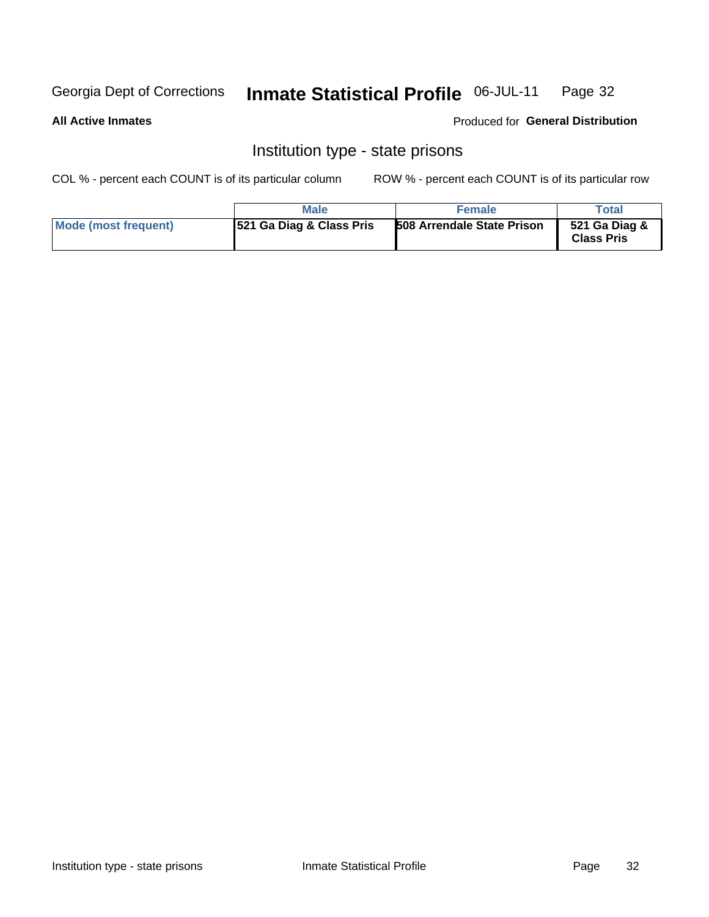Georgia Dept of Corrections **Inmate Statistical Profile** 06-JUL-11

**All Active Inmates**

Produced for **General Distribution**

## Institution type - state prisons

COL % - percent each COUNT is of its particular column

ROW % - percent each COUNT is of its particular row

| | Male | Female | Total |
|---|---|---|---|
| **Mode (most frequent)** | **521 Ga Diag & Class Pris** | **508 Arrendale State Prison** | **521 Ga Diag & Class Pris** |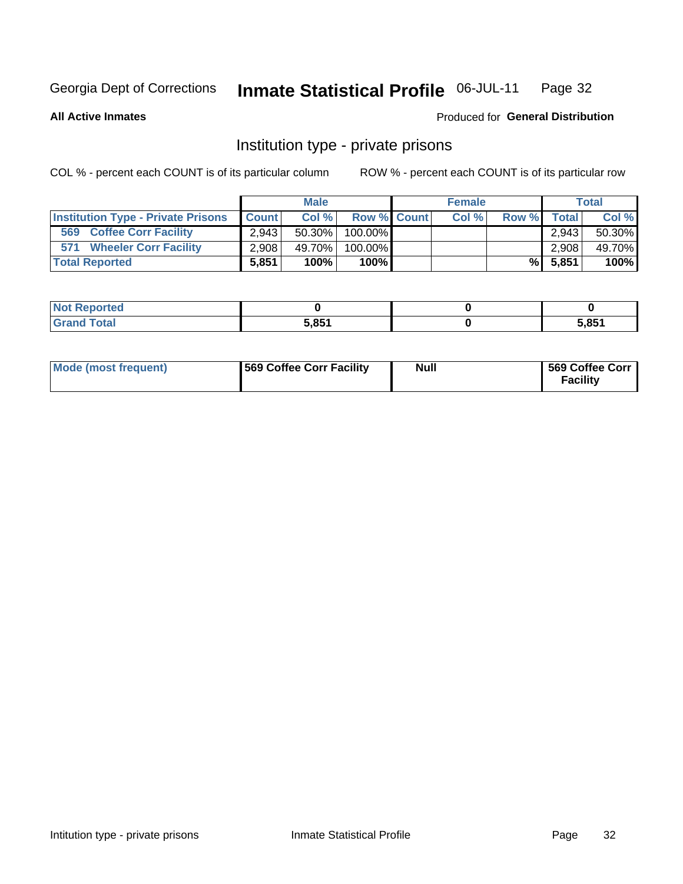Georgia Dept of Corrections **Inmate Statistical Profile** 06-JUL-11

**All Active Inmates**

Produced for **General Distribution**

## Institution type - private prisons

COL % - percent each COUNT is of its particular column ROW % - percent each COUNT is of its particular row

| | Male | | | Female | | | Total | |
|---|---|---|---|---|---|---|---|---|
| Institution Type - Private Prisons | Count | Col % | Row % | Count | Col % | Row % | Total | Col % |
| 569 Coffee Corr Facility | 2,943 | 50.30% | 100.00% | | | | 2,943 | 50.30% |
| 571 Wheeler Corr Facility | 2,908 | 49.70% | 100.00% | | | | 2,908 | 49.70% |
| **Total Reported** | **5,851** | **100%** | **100%** | | | **%** | **5,851** | **100%** |

| | Male | Female | Total |
|---|---|---|---|
| Not Reported | **0** | **0** | **0** |
| Grand Total | **5,851** | **0** | **5,851** |

| | Male | Female | Total |
|---|---|---|---|
| Mode (most frequent) | **569 Coffee Corr Facility** | **Null** | **569 Coffee Corr Facility** |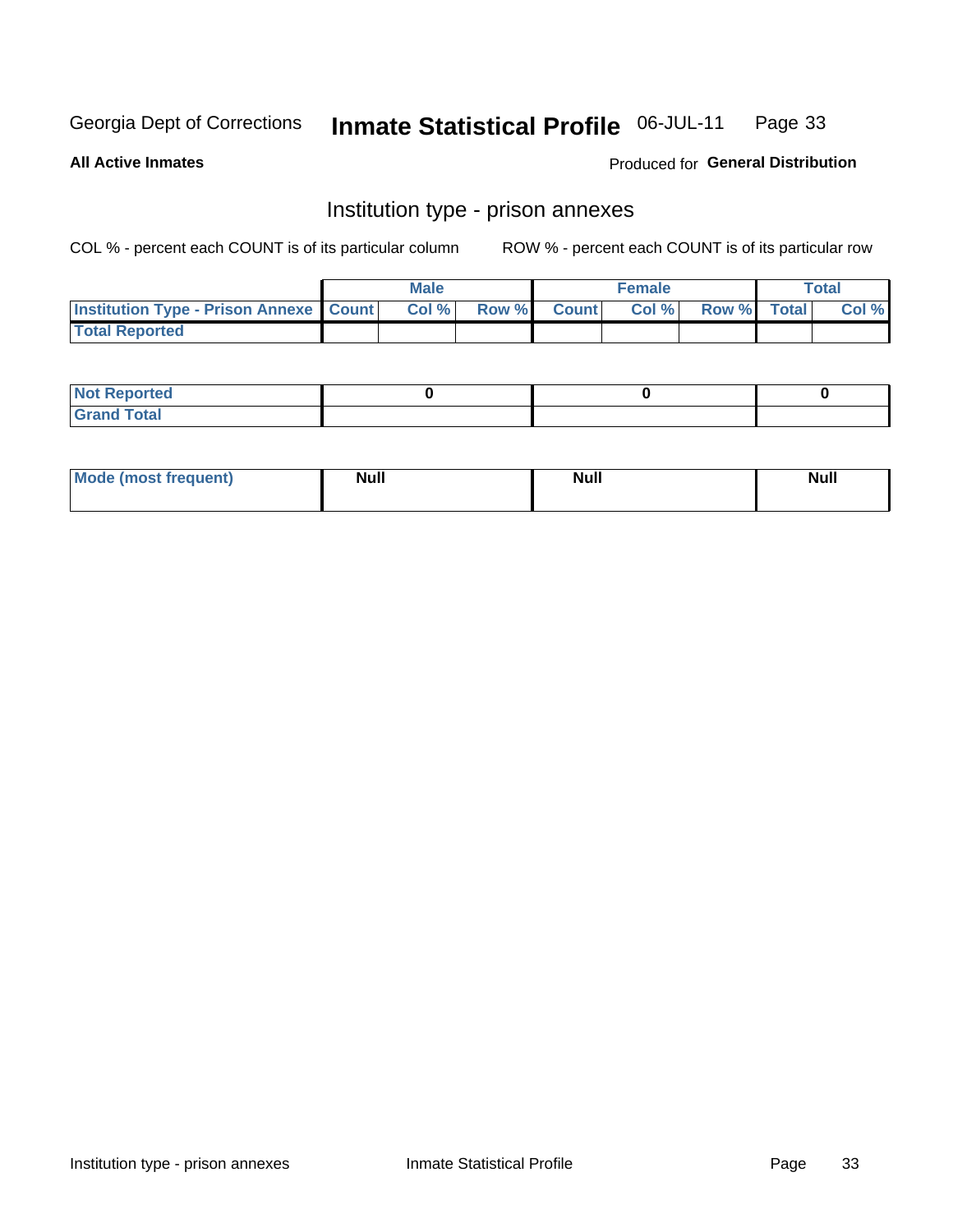Georgia Dept of Corrections **Inmate Statistical Profile** 06-JUL-11

**All Active Inmates**

Produced for **General Distribution**

## Institution type - prison annexes

COL % - percent each COUNT is of its particular column        ROW % - percent each COUNT is of its particular row

| | Male | | | Female | | | Total | |
|---|---|---|---|---|---|---|---|---|
| **Institution Type - Prison Annexe** | **Count** | **Col %** | **Row %** | **Count** | **Col %** | **Row %** | **Total** | **Col %** |
| **Total Reported** | | | | | | | | |

| | Male | Female | Total |
|---|---|---|---|
| **Not Reported** | 0 | 0 | 0 |
| **Grand Total** | | | |

| | Male | Female | Total |
|---|---|---|---|
| **Mode (most frequent)** | Null | Null | Null |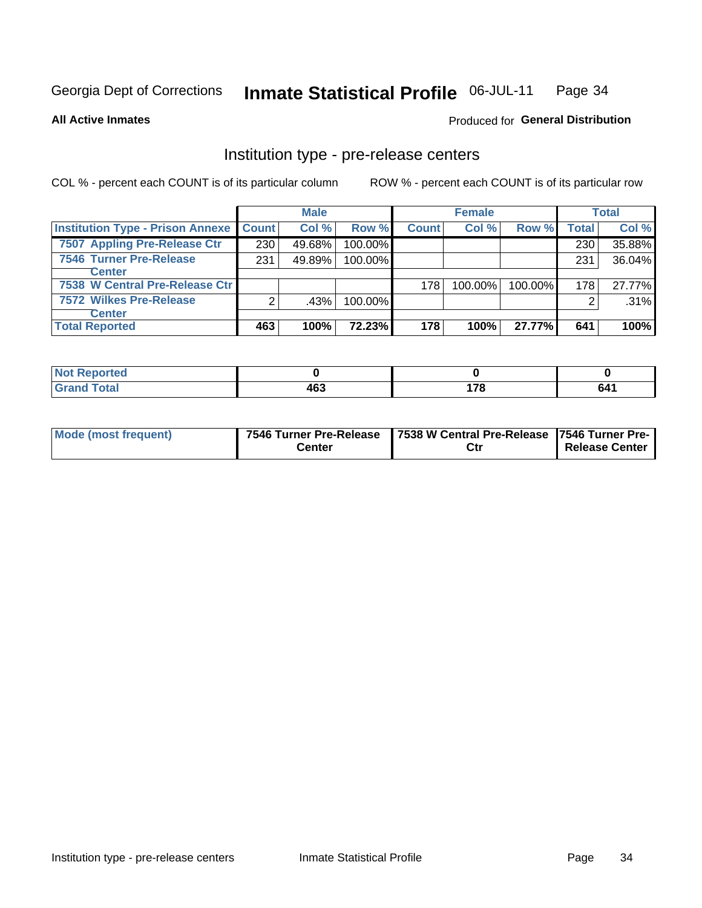Georgia Dept of Corrections **Inmate Statistical Profile** 06-JUL-11

**All Active Inmates**

Produced for **General Distribution**

## Institution type - pre-release centers

COL % - percent each COUNT is of its particular column ROW % - percent each COUNT is of its particular row

| | Male | | | Female | | | Total | |
|---|---|---|---|---|---|---|---|---|
| **Institution Type - Prison Annexe** | **Count** | **Col %** | **Row %** | **Count** | **Col %** | **Row %** | **Total** | **Col %** |
| **7507 Appling Pre-Release Ctr** | 230 | 49.68% | 100.00% | | | | 230 | 35.88% |
| **7546 Turner Pre-Release Center** | 231 | 49.89% | 100.00% | | | | 231 | 36.04% |
| **7538 W Central Pre-Release Ctr** | | | | 178 | 100.00% | 100.00% | 178 | 27.77% |
| **7572 Wilkes Pre-Release Center** | 2 | .43% | 100.00% | | | | 2 | .31% |
| **Total Reported** | **463** | **100%** | **72.23%** | **178** | **100%** | **27.77%** | **641** | **100%** |

| | Male | Female | Total |
|---|---|---|---|
| **Not Reported** | **0** | **0** | **0** |
| **Grand Total** | **463** | **178** | **641** |

| | Male | Female | Total |
|---|---|---|---|
| **Mode (most frequent)** | **7546 Turner Pre-Release Center** | **7538 W Central Pre-Release Ctr** | **7546 Turner Pre-Release Center** |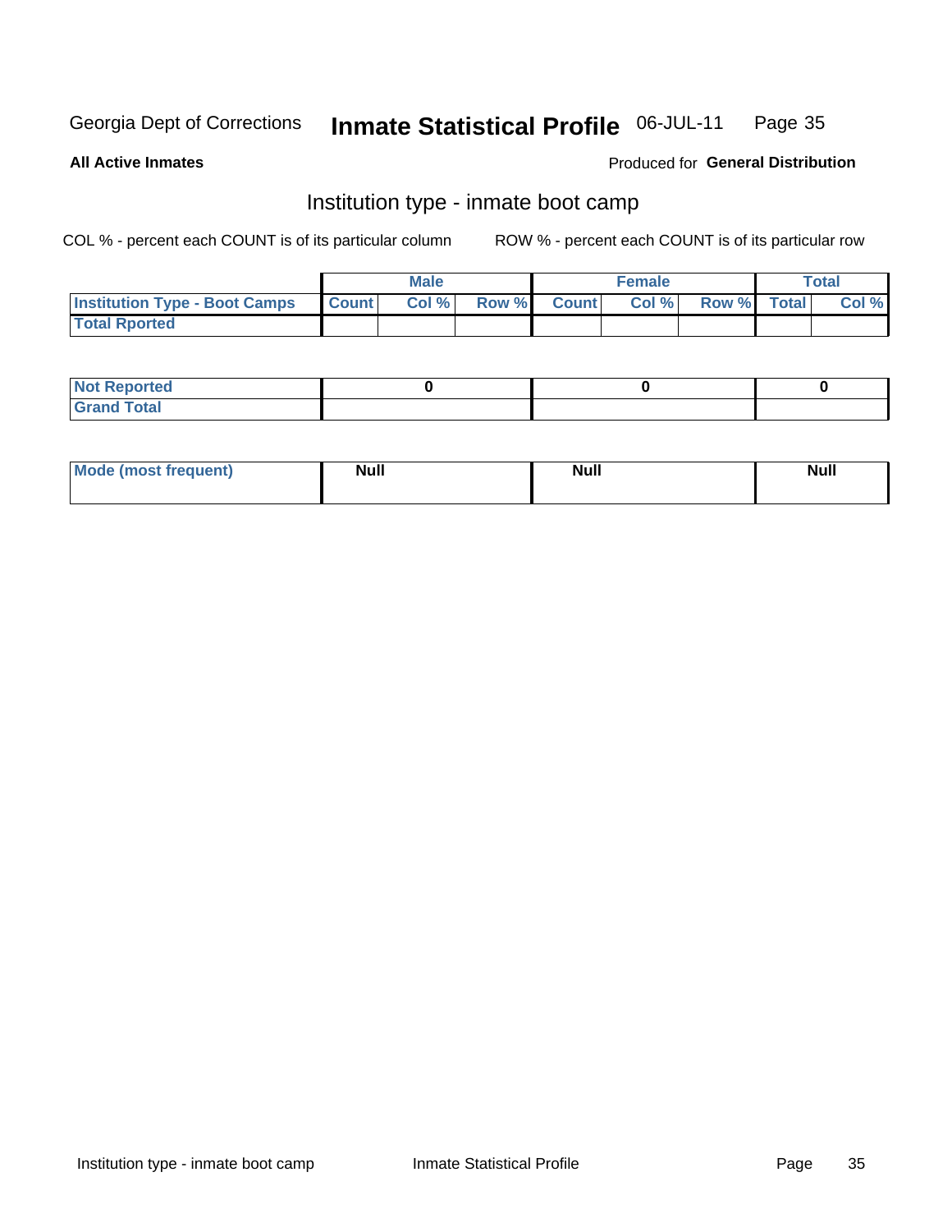Georgia Dept of Corrections **Inmate Statistical Profile** 06-JUL-11

**All Active Inmates**

Produced for **General Distribution**

## Institution type - inmate boot camp

COL % - percent each COUNT is of its particular column

ROW % - percent each COUNT is of its particular row

| | Male | | | Female | | | Total | |
|---|---|---|---|---|---|---|---|---|
| **Institution Type - Boot Camps** | **Count** | **Col %** | **Row %** | **Count** | **Col %** | **Row %** | **Total** | **Col %** |
| **Total Rported** | | | | | | | | |

| | Male | Female | Total |
|---|---|---|---|
| **Not Reported** | 0 | 0 | 0 |
| **Grand Total** | | | |

| | Male | Female | Total |
|---|---|---|---|
| **Mode (most frequent)** | Null | Null | Null |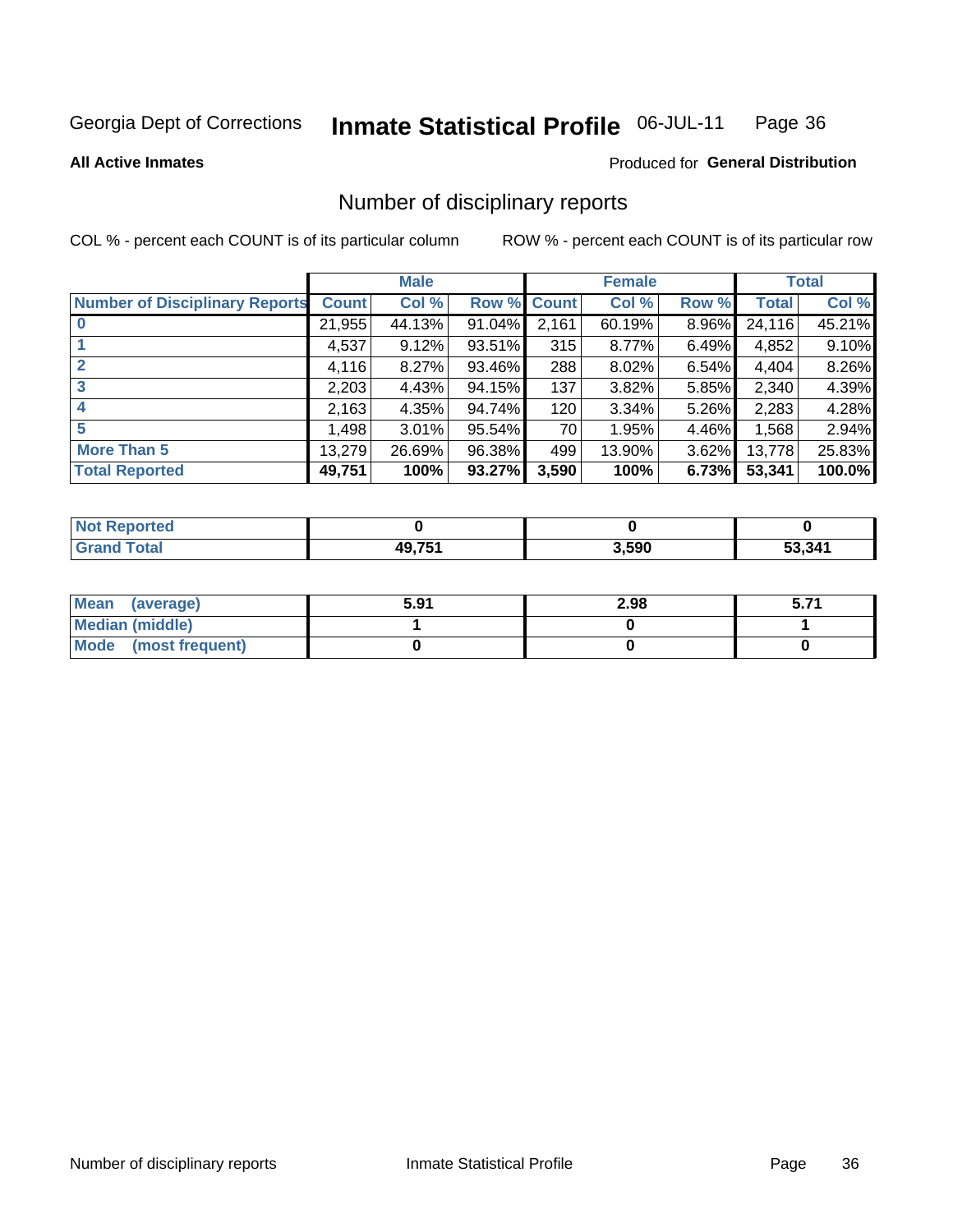Georgia Dept of Corrections **Inmate Statistical Profile** 06-JUL-11

**All Active Inmates**

Produced for **General Distribution**

## Number of disciplinary reports

COL % - percent each COUNT is of its particular column    ROW % - percent each COUNT is of its particular row

| | Male | | | Female | | | Total | |
|---|---|---|---|---|---|---|---|---|
| **Number of Disciplinary Reports** | **Count** | **Col %** | **Row %** | **Count** | **Col %** | **Row %** | **Total** | **Col %** |
| **0** | 21,955 | 44.13% | 91.04% | 2,161 | 60.19% | 8.96% | 24,116 | 45.21% |
| **1** | 4,537 | 9.12% | 93.51% | 315 | 8.77% | 6.49% | 4,852 | 9.10% |
| **2** | 4,116 | 8.27% | 93.46% | 288 | 8.02% | 6.54% | 4,404 | 8.26% |
| **3** | 2,203 | 4.43% | 94.15% | 137 | 3.82% | 5.85% | 2,340 | 4.39% |
| **4** | 2,163 | 4.35% | 94.74% | 120 | 3.34% | 5.26% | 2,283 | 4.28% |
| **5** | 1,498 | 3.01% | 95.54% | 70 | 1.95% | 4.46% | 1,568 | 2.94% |
| **More Than 5** | 13,279 | 26.69% | 96.38% | 499 | 13.90% | 3.62% | 13,778 | 25.83% |
| **Total Reported** | **49,751** | **100%** | **93.27%** | **3,590** | **100%** | **6.73%** | **53,341** | **100.0%** |

| | Male | Female | Total |
|---|---|---|---|
| **Not Reported** | **0** | **0** | **0** |
| **Grand Total** | **49,751** | **3,590** | **53,341** |

| | Male | Female | Total |
|---|---|---|---|
| **Mean (average)** | **5.91** | **2.98** | **5.71** |
| **Median (middle)** | **1** | **0** | **1** |
| **Mode (most frequent)** | **0** | **0** | **0** |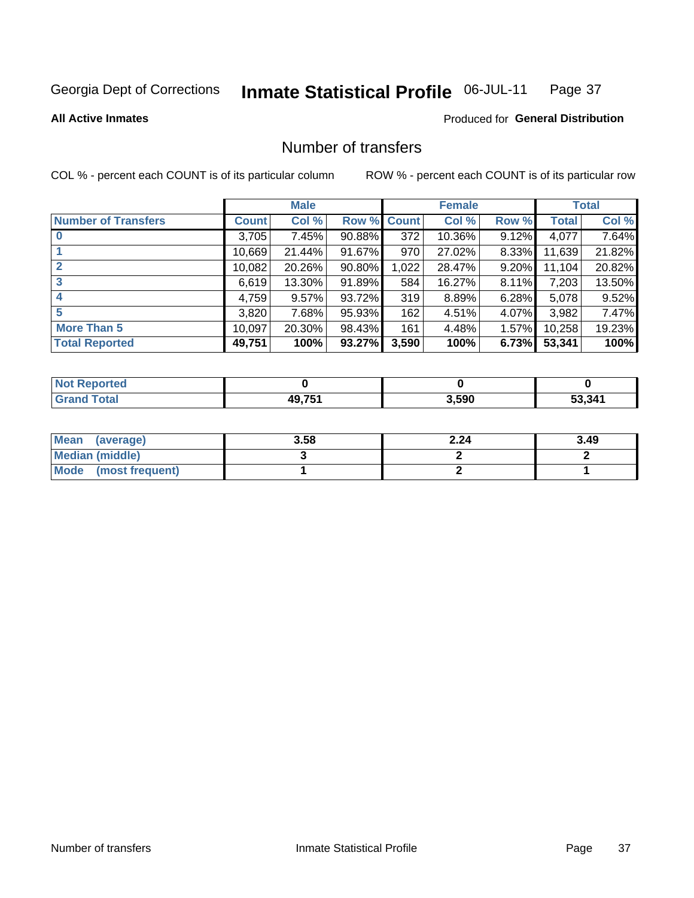Georgia Dept of Corrections **Inmate Statistical Profile** 06-JUL-11

**All Active Inmates**

Produced for **General Distribution**

# Number of transfers

COL % - percent each COUNT is of its particular column

ROW % - percent each COUNT is of its particular row

| | Male | | | Female | | | Total | |
|---|---|---|---|---|---|---|---|---|
| **Number of Transfers** | **Count** | **Col %** | **Row %** | **Count** | **Col %** | **Row %** | **Total** | **Col %** |
| **0** | 3,705 | 7.45% | 90.88% | 372 | 10.36% | 9.12% | 4,077 | 7.64% |
| **1** | 10,669 | 21.44% | 91.67% | 970 | 27.02% | 8.33% | 11,639 | 21.82% |
| **2** | 10,082 | 20.26% | 90.80% | 1,022 | 28.47% | 9.20% | 11,104 | 20.82% |
| **3** | 6,619 | 13.30% | 91.89% | 584 | 16.27% | 8.11% | 7,203 | 13.50% |
| **4** | 4,759 | 9.57% | 93.72% | 319 | 8.89% | 6.28% | 5,078 | 9.52% |
| **5** | 3,820 | 7.68% | 95.93% | 162 | 4.51% | 4.07% | 3,982 | 7.47% |
| **More Than 5** | 10,097 | 20.30% | 98.43% | 161 | 4.48% | 1.57% | 10,258 | 19.23% |
| **Total Reported** | **49,751** | **100%** | **93.27%** | **3,590** | **100%** | **6.73%** | **53,341** | **100%** |

| | Male | Female | Total |
|---|---|---|---|
| **Not Reported** | **0** | **0** | **0** |
| **Grand Total** | **49,751** | **3,590** | **53,341** |

| | Male | Female | Total |
|---|---|---|---|
| **Mean (average)** | **3.58** | **2.24** | **3.49** |
| **Median (middle)** | **3** | **2** | **2** |
| **Mode (most frequent)** | **1** | **2** | **1** |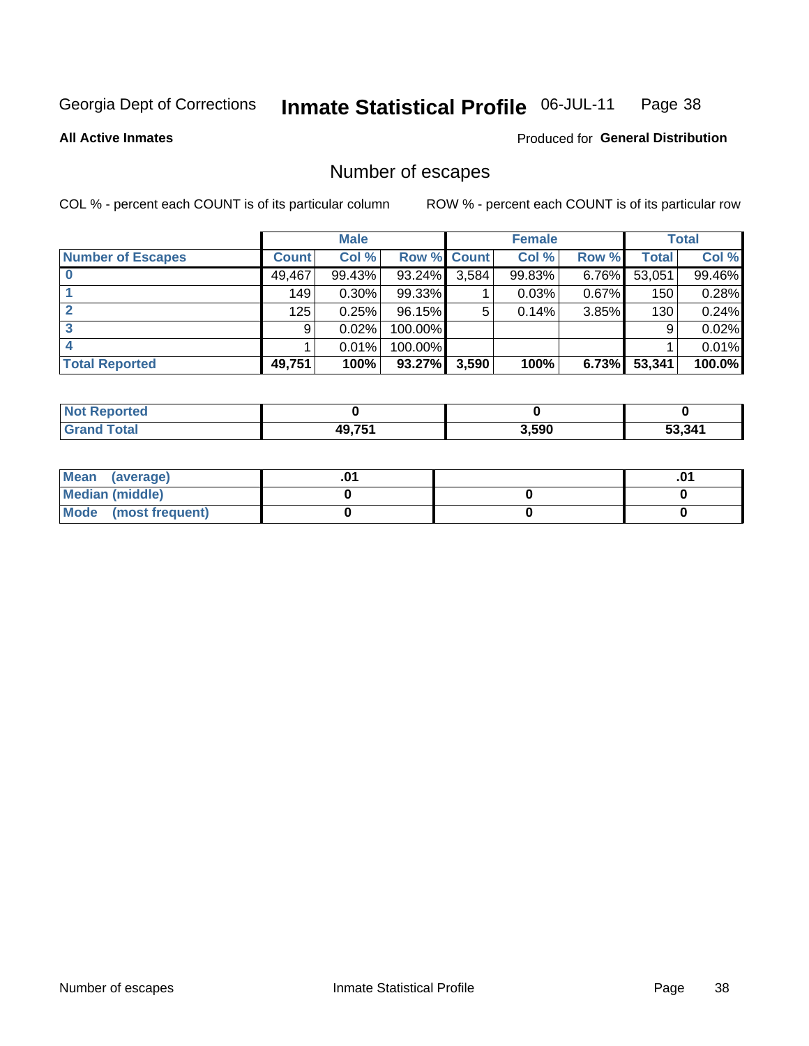Georgia Dept of Corrections **Inmate Statistical Profile** 06-JUL-11

**All Active Inmates**

Produced for **General Distribution**

## Number of escapes

COL % - percent each COUNT is of its particular column    ROW % - percent each COUNT is of its particular row

| | Male | | | Female | | | Total | |
|---|---|---|---|---|---|---|---|---|
| **Number of Escapes** | **Count** | **Col %** | **Row %** | **Count** | **Col %** | **Row %** | **Total** | **Col %** |
| **0** | 49,467 | 99.43% | 93.24% | 3,584 | 99.83% | 6.76% | 53,051 | 99.46% |
| **1** | 149 | 0.30% | 99.33% | 1 | 0.03% | 0.67% | 150 | 0.28% |
| **2** | 125 | 0.25% | 96.15% | 5 | 0.14% | 3.85% | 130 | 0.24% |
| **3** | 9 | 0.02% | 100.00% | | | | 9 | 0.02% |
| **4** | 1 | 0.01% | 100.00% | | | | 1 | 0.01% |
| **Total Reported** | **49,751** | **100%** | **93.27%** | **3,590** | **100%** | **6.73%** | **53,341** | **100.0%** |

| | Male | Female | Total |
|---|---|---|---|
| **Not Reported** | **0** | **0** | **0** |
| **Grand Total** | **49,751** | **3,590** | **53,341** |

| | Male | Female | Total |
|---|---|---|---|
| **Mean (average)** | **.01** | | **.01** |
| **Median (middle)** | **0** | **0** | **0** |
| **Mode (most frequent)** | **0** | **0** | **0** |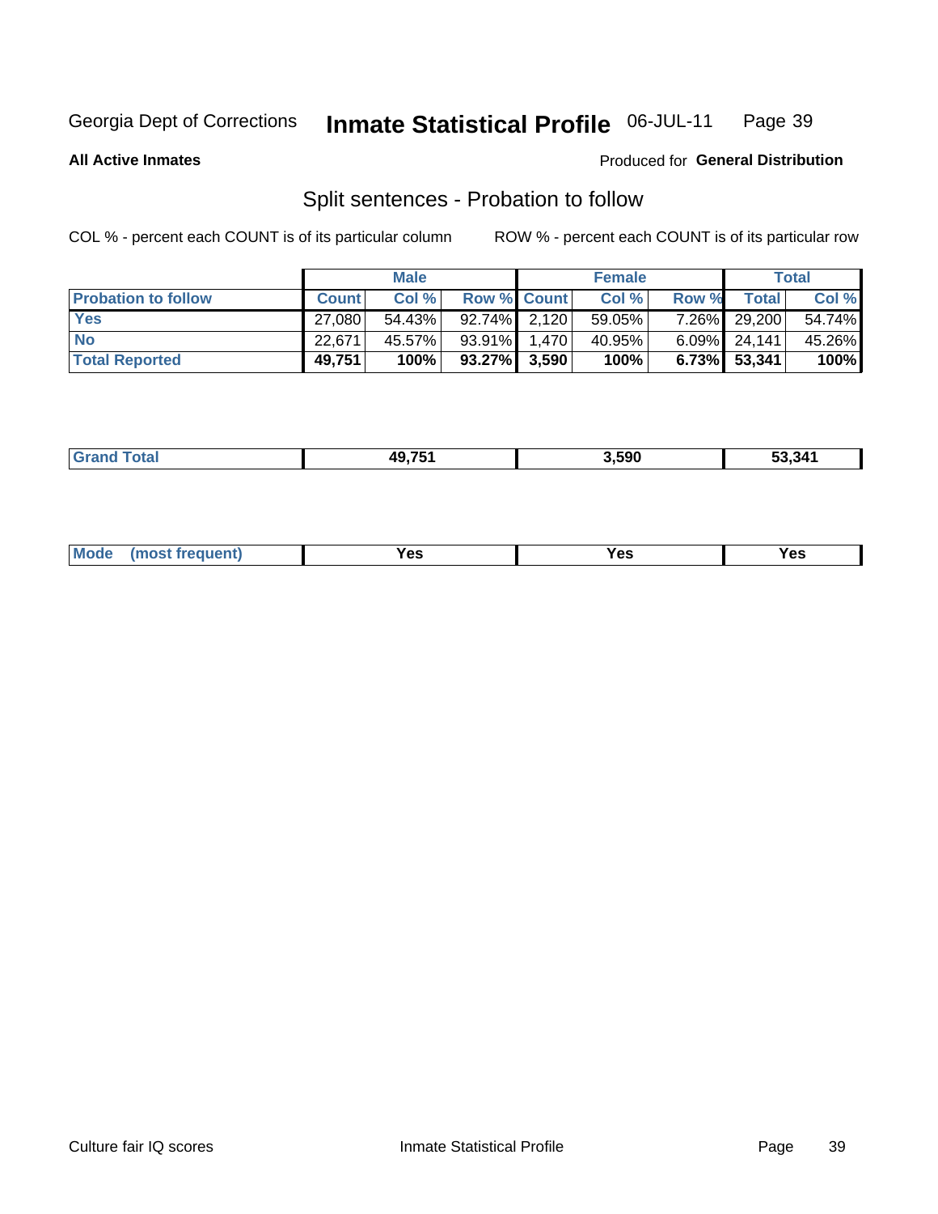Georgia Dept of Corrections **Inmate Statistical Profile** 06-JUL-11

**All Active Inmates**

Produced for **General Distribution**

## Split sentences - Probation to follow

COL % - percent each COUNT is of its particular column ROW % - percent each COUNT is of its particular row

| | Male | | | Female | | | Total | |
|---|---|---|---|---|---|---|---|---|
| **Probation to follow** | **Count** | **Col %** | **Row %** | **Count** | **Col %** | **Row %** | **Total** | **Col %** |
| **Yes** | 27,080 | 54.43% | 92.74% | 2,120 | 59.05% | 7.26% | 29,200 | 54.74% |
| **No** | 22,671 | 45.57% | 93.91% | 1,470 | 40.95% | 6.09% | 24,141 | 45.26% |
| **Total Reported** | **49,751** | **100%** | **93.27%** | **3,590** | **100%** | **6.73%** | **53,341** | **100%** |

| | | | |
|---|---|---|---|
| **Grand Total** | **49,751** | **3,590** | **53,341** |

| | | | |
|---|---|---|---|
| **Mode (most frequent)** | **Yes** | **Yes** | **Yes** |

Culture fair IQ scores Inmate Statistical Profile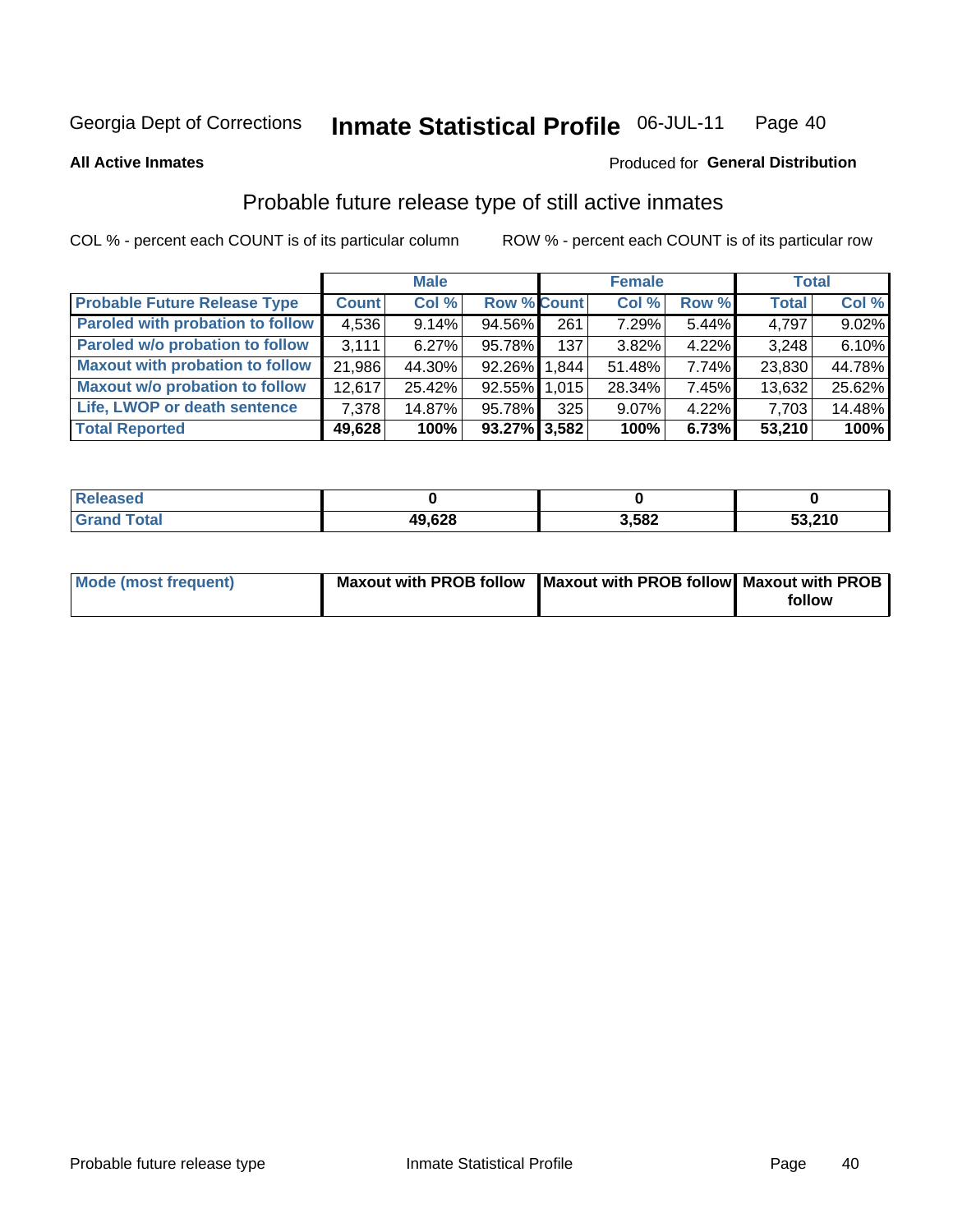Georgia Dept of Corrections **Inmate Statistical Profile** 06-JUL-11

**All Active Inmates**

Produced for **General Distribution**

## Probable future release type of still active inmates

COL % - percent each COUNT is of its particular column

ROW % - percent each COUNT is of its particular row

| | Male | | | Female | | | Total | |
|---|---|---|---|---|---|---|---|---|
| **Probable Future Release Type** | **Count** | **Col %** | **Row %** | **Count** | **Col %** | **Row %** | **Total** | **Col %** |
| **Paroled with probation to follow** | 4,536 | 9.14% | 94.56% | 261 | 7.29% | 5.44% | 4,797 | 9.02% |
| **Paroled w/o probation to follow** | 3,111 | 6.27% | 95.78% | 137 | 3.82% | 4.22% | 3,248 | 6.10% |
| **Maxout with probation to follow** | 21,986 | 44.30% | 92.26% | 1,844 | 51.48% | 7.74% | 23,830 | 44.78% |
| **Maxout w/o probation to follow** | 12,617 | 25.42% | 92.55% | 1,015 | 28.34% | 7.45% | 13,632 | 25.62% |
| **Life, LWOP or death sentence** | 7,378 | 14.87% | 95.78% | 325 | 9.07% | 4.22% | 7,703 | 14.48% |
| **Total Reported** | **49,628** | **100%** | **93.27%** | **3,582** | **100%** | **6.73%** | **53,210** | **100%** |

| | Male | Female | Total |
|---|---|---|---|
| **Released** | **0** | **0** | **0** |
| **Grand Total** | **49,628** | **3,582** | **53,210** |

| | Male | Female | Total |
|---|---|---|---|
| **Mode (most frequent)** | **Maxout with PROB follow** | **Maxout with PROB follow** | **Maxout with PROB follow** |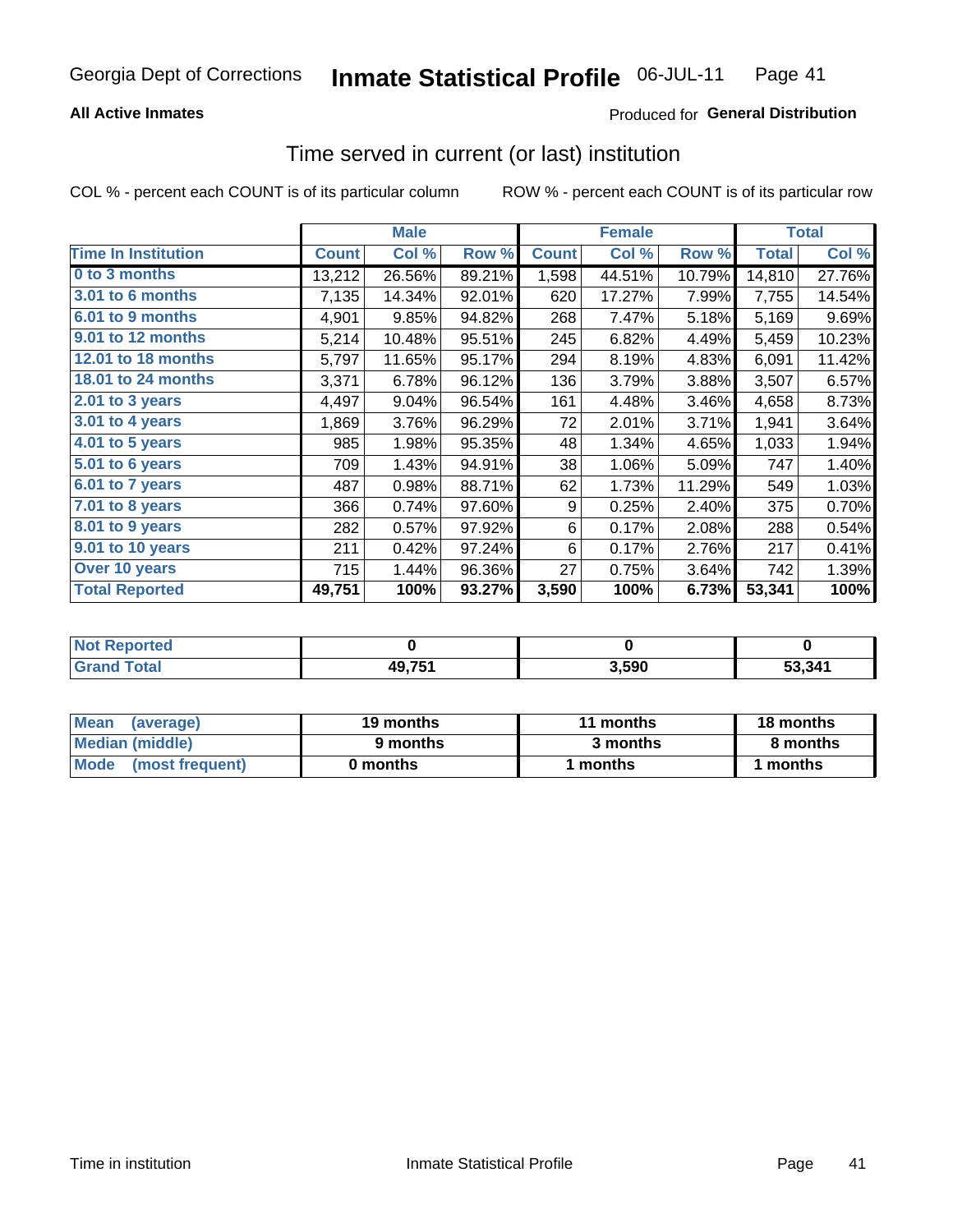Georgia Dept of Corrections **Inmate Statistical Profile** 06-JUL-11

**All Active Inmates**

Produced for **General Distribution**

## Time served in current (or last) institution

COL % - percent each COUNT is of its particular column

ROW % - percent each COUNT is of its particular row

| | Male | | | Female | | | Total | |
|---|---|---|---|---|---|---|---|---|
| **Time In Institution** | **Count** | **Col %** | **Row %** | **Count** | **Col %** | **Row %** | **Total** | **Col %** |
| **0 to 3 months** | 13,212 | 26.56% | 89.21% | 1,598 | 44.51% | 10.79% | 14,810 | 27.76% |
| **3.01 to 6 months** | 7,135 | 14.34% | 92.01% | 620 | 17.27% | 7.99% | 7,755 | 14.54% |
| **6.01 to 9 months** | 4,901 | 9.85% | 94.82% | 268 | 7.47% | 5.18% | 5,169 | 9.69% |
| **9.01 to 12 months** | 5,214 | 10.48% | 95.51% | 245 | 6.82% | 4.49% | 5,459 | 10.23% |
| **12.01 to 18 months** | 5,797 | 11.65% | 95.17% | 294 | 8.19% | 4.83% | 6,091 | 11.42% |
| **18.01 to 24 months** | 3,371 | 6.78% | 96.12% | 136 | 3.79% | 3.88% | 3,507 | 6.57% |
| **2.01 to 3 years** | 4,497 | 9.04% | 96.54% | 161 | 4.48% | 3.46% | 4,658 | 8.73% |
| **3.01 to 4 years** | 1,869 | 3.76% | 96.29% | 72 | 2.01% | 3.71% | 1,941 | 3.64% |
| **4.01 to 5 years** | 985 | 1.98% | 95.35% | 48 | 1.34% | 4.65% | 1,033 | 1.94% |
| **5.01 to 6 years** | 709 | 1.43% | 94.91% | 38 | 1.06% | 5.09% | 747 | 1.40% |
| **6.01 to 7 years** | 487 | 0.98% | 88.71% | 62 | 1.73% | 11.29% | 549 | 1.03% |
| **7.01 to 8 years** | 366 | 0.74% | 97.60% | 9 | 0.25% | 2.40% | 375 | 0.70% |
| **8.01 to 9 years** | 282 | 0.57% | 97.92% | 6 | 0.17% | 2.08% | 288 | 0.54% |
| **9.01 to 10 years** | 211 | 0.42% | 97.24% | 6 | 0.17% | 2.76% | 217 | 0.41% |
| **Over 10 years** | 715 | 1.44% | 96.36% | 27 | 0.75% | 3.64% | 742 | 1.39% |
| **Total Reported** | **49,751** | **100%** | **93.27%** | **3,590** | **100%** | **6.73%** | **53,341** | **100%** |

| | Male | Female | Total |
|---|---|---|---|
| **Not Reported** | **0** | **0** | **0** |
| **Grand Total** | **49,751** | **3,590** | **53,341** |

| | Male | Female | Total |
|---|---|---|---|
| **Mean (average)** | **19 months** | **11 months** | **18 months** |
| **Median (middle)** | **9 months** | **3 months** | **8 months** |
| **Mode (most frequent)** | **0 months** | **1 months** | **1 months** |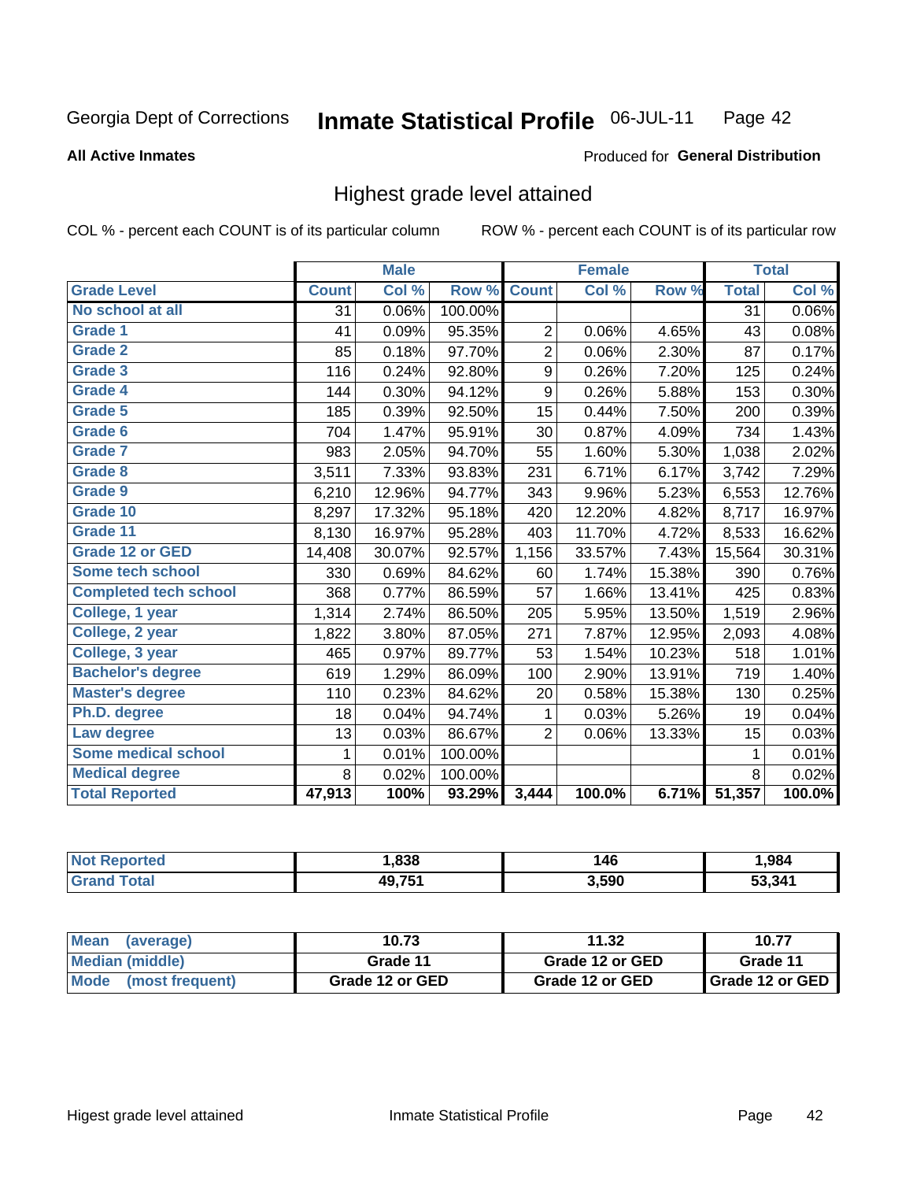Georgia Dept of Corrections **Inmate Statistical Profile** 06-JUL-11

**All Active Inmates**

Produced for **General Distribution**

## Highest grade level attained

COL % - percent each COUNT is of its particular column ROW % - percent each COUNT is of its particular row

| | Male | | | Female | | | Total | |
|---|---|---|---|---|---|---|---|---|
| **Grade Level** | **Count** | **Col %** | **Row %** | **Count** | **Col %** | **Row %** | **Total** | **Col %** |
| No school at all | 31 | 0.06% | 100.00% | | | | 31 | 0.06% |
| Grade 1 | 41 | 0.09% | 95.35% | 2 | 0.06% | 4.65% | 43 | 0.08% |
| Grade 2 | 85 | 0.18% | 97.70% | 2 | 0.06% | 2.30% | 87 | 0.17% |
| Grade 3 | 116 | 0.24% | 92.80% | 9 | 0.26% | 7.20% | 125 | 0.24% |
| Grade 4 | 144 | 0.30% | 94.12% | 9 | 0.26% | 5.88% | 153 | 0.30% |
| Grade 5 | 185 | 0.39% | 92.50% | 15 | 0.44% | 7.50% | 200 | 0.39% |
| Grade 6 | 704 | 1.47% | 95.91% | 30 | 0.87% | 4.09% | 734 | 1.43% |
| Grade 7 | 983 | 2.05% | 94.70% | 55 | 1.60% | 5.30% | 1,038 | 2.02% |
| Grade 8 | 3,511 | 7.33% | 93.83% | 231 | 6.71% | 6.17% | 3,742 | 7.29% |
| Grade 9 | 6,210 | 12.96% | 94.77% | 343 | 9.96% | 5.23% | 6,553 | 12.76% |
| Grade 10 | 8,297 | 17.32% | 95.18% | 420 | 12.20% | 4.82% | 8,717 | 16.97% |
| Grade 11 | 8,130 | 16.97% | 95.28% | 403 | 11.70% | 4.72% | 8,533 | 16.62% |
| Grade 12 or GED | 14,408 | 30.07% | 92.57% | 1,156 | 33.57% | 7.43% | 15,564 | 30.31% |
| Some tech school | 330 | 0.69% | 84.62% | 60 | 1.74% | 15.38% | 390 | 0.76% |
| Completed tech school | 368 | 0.77% | 86.59% | 57 | 1.66% | 13.41% | 425 | 0.83% |
| College, 1 year | 1,314 | 2.74% | 86.50% | 205 | 5.95% | 13.50% | 1,519 | 2.96% |
| College, 2 year | 1,822 | 3.80% | 87.05% | 271 | 7.87% | 12.95% | 2,093 | 4.08% |
| College, 3 year | 465 | 0.97% | 89.77% | 53 | 1.54% | 10.23% | 518 | 1.01% |
| Bachelor's degree | 619 | 1.29% | 86.09% | 100 | 2.90% | 13.91% | 719 | 1.40% |
| Master's degree | 110 | 0.23% | 84.62% | 20 | 0.58% | 15.38% | 130 | 0.25% |
| Ph.D. degree | 18 | 0.04% | 94.74% | 1 | 0.03% | 5.26% | 19 | 0.04% |
| Law degree | 13 | 0.03% | 86.67% | 2 | 0.06% | 13.33% | 15 | 0.03% |
| Some medical school | 1 | 0.01% | 100.00% | | | | 1 | 0.01% |
| Medical degree | 8 | 0.02% | 100.00% | | | | 8 | 0.02% |
| **Total Reported** | **47,913** | **100%** | **93.29%** | **3,444** | **100.0%** | **6.71%** | **51,357** | **100.0%** |

| | Male | Female | Total |
|---|---|---|---|
| Not Reported | 1,838 | 146 | 1,984 |
| Grand Total | 49,751 | 3,590 | 53,341 |

| | Male | Female | Total |
|---|---|---|---|
| Mean (average) | 10.73 | 11.32 | 10.77 |
| Median (middle) | Grade 11 | Grade 12 or GED | Grade 11 |
| Mode (most frequent) | Grade 12 or GED | Grade 12 or GED | Grade 12 or GED |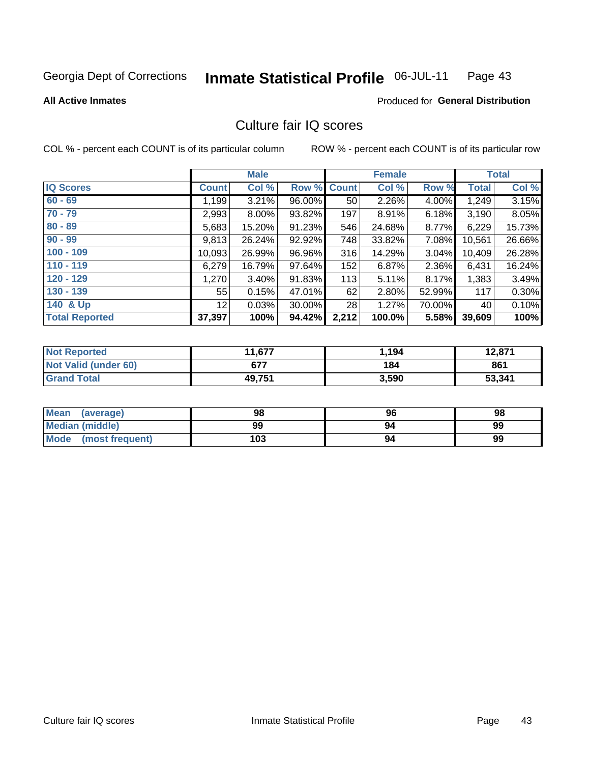Georgia Dept of Corrections **Inmate Statistical Profile** 06-JUL-11 Page 43

**All Active Inmates**

Produced for **General Distribution**

## Culture fair IQ scores

COL % - percent each COUNT is of its particular column

ROW % - percent each COUNT is of its particular row

| | Male | | | Female | | | Total | |
|---|---|---|---|---|---|---|---|---|
| **IQ Scores** | **Count** | **Col %** | **Row %** | **Count** | **Col %** | **Row %** | **Total** | **Col %** |
| 60 - 69 | 1,199 | 3.21% | 96.00% | 50 | 2.26% | 4.00% | 1,249 | 3.15% |
| 70 - 79 | 2,993 | 8.00% | 93.82% | 197 | 8.91% | 6.18% | 3,190 | 8.05% |
| 80 - 89 | 5,683 | 15.20% | 91.23% | 546 | 24.68% | 8.77% | 6,229 | 15.73% |
| 90 - 99 | 9,813 | 26.24% | 92.92% | 748 | 33.82% | 7.08% | 10,561 | 26.66% |
| 100 - 109 | 10,093 | 26.99% | 96.96% | 316 | 14.29% | 3.04% | 10,409 | 26.28% |
| 110 - 119 | 6,279 | 16.79% | 97.64% | 152 | 6.87% | 2.36% | 6,431 | 16.24% |
| 120 - 129 | 1,270 | 3.40% | 91.83% | 113 | 5.11% | 8.17% | 1,383 | 3.49% |
| 130 - 139 | 55 | 0.15% | 47.01% | 62 | 2.80% | 52.99% | 117 | 0.30% |
| 140 & Up | 12 | 0.03% | 30.00% | 28 | 1.27% | 70.00% | 40 | 0.10% |
| **Total Reported** | **37,397** | **100%** | **94.42%** | **2,212** | **100.0%** | **5.58%** | **39,609** | **100%** |

| | Male | Female | Total |
|---|---|---|---|
| Not Reported | 11,677 | 1,194 | 12,871 |
| Not Valid (under 60) | 677 | 184 | 861 |
| Grand Total | 49,751 | 3,590 | 53,341 |

| | Male | Female | Total |
|---|---|---|---|
| Mean (average) | 98 | 96 | 98 |
| Median (middle) | 99 | 94 | 99 |
| Mode (most frequent) | 103 | 94 | 99 |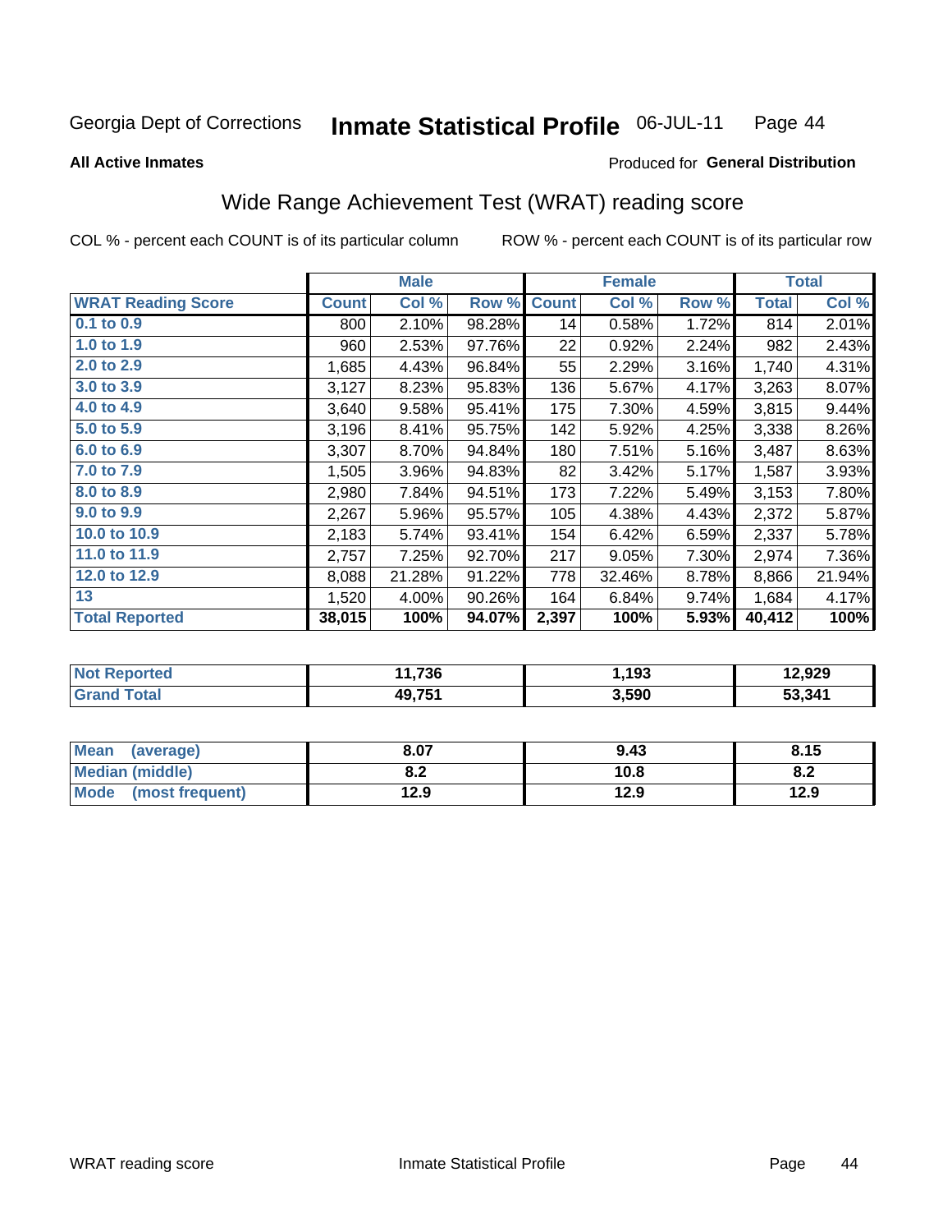Georgia Dept of Corrections **Inmate Statistical Profile** 06-JUL-11

**All Active Inmates**

Produced for **General Distribution**

## Wide Range Achievement Test (WRAT) reading score

COL % - percent each COUNT is of its particular column

ROW % - percent each COUNT is of its particular row

| | Male | | | Female | | | Total | |
|---|---|---|---|---|---|---|---|---|
| **WRAT Reading Score** | **Count** | **Col %** | **Row %** | **Count** | **Col %** | **Row %** | **Total** | **Col %** |
| 0.1 to 0.9 | 800 | 2.10% | 98.28% | 14 | 0.58% | 1.72% | 814 | 2.01% |
| 1.0 to 1.9 | 960 | 2.53% | 97.76% | 22 | 0.92% | 2.24% | 982 | 2.43% |
| 2.0 to 2.9 | 1,685 | 4.43% | 96.84% | 55 | 2.29% | 3.16% | 1,740 | 4.31% |
| 3.0 to 3.9 | 3,127 | 8.23% | 95.83% | 136 | 5.67% | 4.17% | 3,263 | 8.07% |
| 4.0 to 4.9 | 3,640 | 9.58% | 95.41% | 175 | 7.30% | 4.59% | 3,815 | 9.44% |
| 5.0 to 5.9 | 3,196 | 8.41% | 95.75% | 142 | 5.92% | 4.25% | 3,338 | 8.26% |
| 6.0 to 6.9 | 3,307 | 8.70% | 94.84% | 180 | 7.51% | 5.16% | 3,487 | 8.63% |
| 7.0 to 7.9 | 1,505 | 3.96% | 94.83% | 82 | 3.42% | 5.17% | 1,587 | 3.93% |
| 8.0 to 8.9 | 2,980 | 7.84% | 94.51% | 173 | 7.22% | 5.49% | 3,153 | 7.80% |
| 9.0 to 9.9 | 2,267 | 5.96% | 95.57% | 105 | 4.38% | 4.43% | 2,372 | 5.87% |
| 10.0 to 10.9 | 2,183 | 5.74% | 93.41% | 154 | 6.42% | 6.59% | 2,337 | 5.78% |
| 11.0 to 11.9 | 2,757 | 7.25% | 92.70% | 217 | 9.05% | 7.30% | 2,974 | 7.36% |
| 12.0 to 12.9 | 8,088 | 21.28% | 91.22% | 778 | 32.46% | 8.78% | 8,866 | 21.94% |
| 13 | 1,520 | 4.00% | 90.26% | 164 | 6.84% | 9.74% | 1,684 | 4.17% |
| **Total Reported** | **38,015** | **100%** | **94.07%** | **2,397** | **100%** | **5.93%** | **40,412** | **100%** |

| | Male | Female | Total |
|---|---|---|---|
| **Not Reported** | **11,736** | **1,193** | **12,929** |
| **Grand Total** | **49,751** | **3,590** | **53,341** |

| | Male | Female | Total |
|---|---|---|---|
| **Mean (average)** | **8.07** | **9.43** | **8.15** |
| **Median (middle)** | **8.2** | **10.8** | **8.2** |
| **Mode (most frequent)** | **12.9** | **12.9** | **12.9** |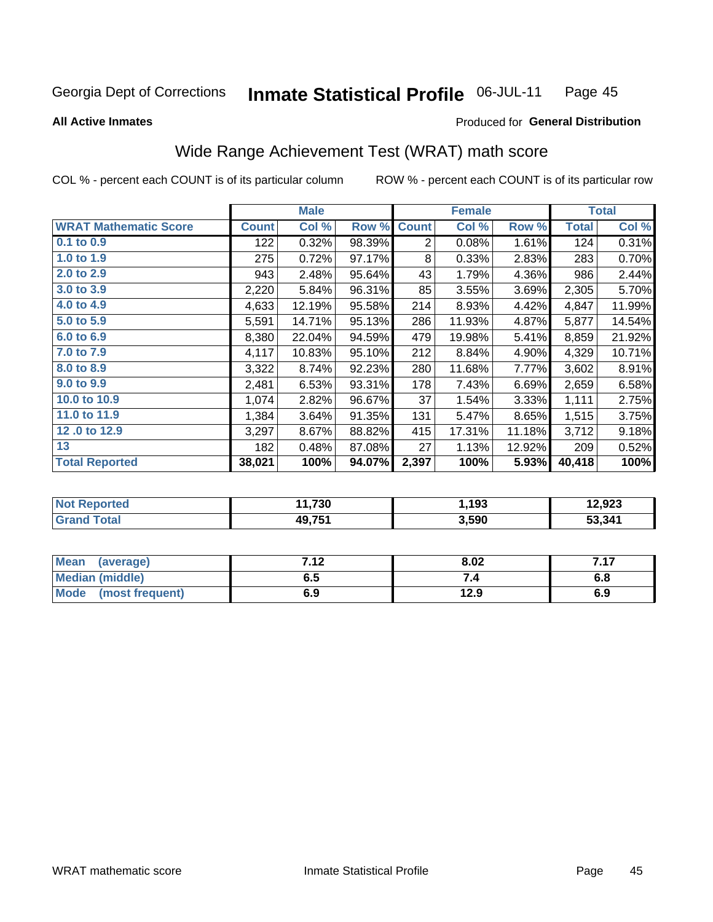Georgia Dept of Corrections **Inmate Statistical Profile** 06-JUL-11 Page 45

**All Active Inmates**

Produced for **General Distribution**

## Wide Range Achievement Test (WRAT) math score

COL % - percent each COUNT is of its particular column ROW % - percent each COUNT is of its particular row

| | Male | | | Female | | | Total | |
|---|---|---|---|---|---|---|---|---|
| **WRAT Mathematic Score** | **Count** | **Col %** | **Row %** | **Count** | **Col %** | **Row %** | **Total** | **Col %** |
| 0.1 to 0.9 | 122 | 0.32% | 98.39% | 2 | 0.08% | 1.61% | 124 | 0.31% |
| 1.0 to 1.9 | 275 | 0.72% | 97.17% | 8 | 0.33% | 2.83% | 283 | 0.70% |
| 2.0 to 2.9 | 943 | 2.48% | 95.64% | 43 | 1.79% | 4.36% | 986 | 2.44% |
| 3.0 to 3.9 | 2,220 | 5.84% | 96.31% | 85 | 3.55% | 3.69% | 2,305 | 5.70% |
| 4.0 to 4.9 | 4,633 | 12.19% | 95.58% | 214 | 8.93% | 4.42% | 4,847 | 11.99% |
| 5.0 to 5.9 | 5,591 | 14.71% | 95.13% | 286 | 11.93% | 4.87% | 5,877 | 14.54% |
| 6.0 to 6.9 | 8,380 | 22.04% | 94.59% | 479 | 19.98% | 5.41% | 8,859 | 21.92% |
| 7.0 to 7.9 | 4,117 | 10.83% | 95.10% | 212 | 8.84% | 4.90% | 4,329 | 10.71% |
| 8.0 to 8.9 | 3,322 | 8.74% | 92.23% | 280 | 11.68% | 7.77% | 3,602 | 8.91% |
| 9.0 to 9.9 | 2,481 | 6.53% | 93.31% | 178 | 7.43% | 6.69% | 2,659 | 6.58% |
| 10.0 to 10.9 | 1,074 | 2.82% | 96.67% | 37 | 1.54% | 3.33% | 1,111 | 2.75% |
| 11.0 to 11.9 | 1,384 | 3.64% | 91.35% | 131 | 5.47% | 8.65% | 1,515 | 3.75% |
| 12 .0 to 12.9 | 3,297 | 8.67% | 88.82% | 415 | 17.31% | 11.18% | 3,712 | 9.18% |
| 13 | 182 | 0.48% | 87.08% | 27 | 1.13% | 12.92% | 209 | 0.52% |
| **Total Reported** | **38,021** | **100%** | **94.07%** | **2,397** | **100%** | **5.93%** | **40,418** | **100%** |

| | Male | Female | Total |
|---|---|---|---|
| Not Reported | 11,730 | 1,193 | 12,923 |
| Grand Total | 49,751 | 3,590 | 53,341 |

| | Male | Female | Total |
|---|---|---|---|
| Mean (average) | 7.12 | 8.02 | 7.17 |
| Median (middle) | 6.5 | 7.4 | 6.8 |
| Mode (most frequent) | 6.9 | 12.9 | 6.9 |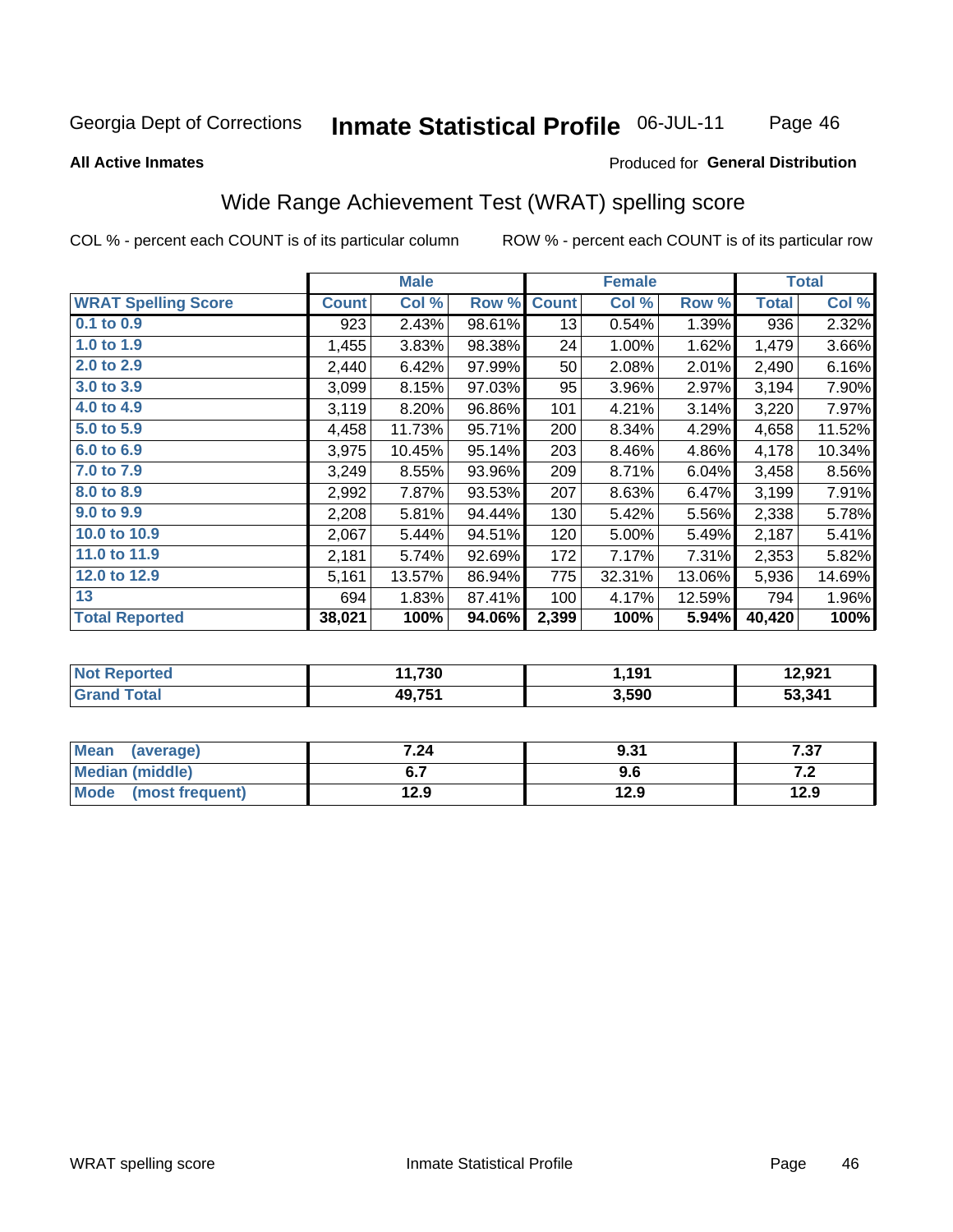Georgia Dept of Corrections **Inmate Statistical Profile** 06-JUL-11

**All Active Inmates**

Produced for **General Distribution**

## Wide Range Achievement Test (WRAT) spelling score

COL % - percent each COUNT is of its particular column    ROW % - percent each COUNT is of its particular row

| | Male | | | Female | | | Total | |
|---|---|---|---|---|---|---|---|---|
| **WRAT Spelling Score** | **Count** | **Col %** | **Row %** | **Count** | **Col %** | **Row %** | **Total** | **Col %** |
| **0.1 to 0.9** | 923 | 2.43% | 98.61% | 13 | 0.54% | 1.39% | 936 | 2.32% |
| **1.0 to 1.9** | 1,455 | 3.83% | 98.38% | 24 | 1.00% | 1.62% | 1,479 | 3.66% |
| **2.0 to 2.9** | 2,440 | 6.42% | 97.99% | 50 | 2.08% | 2.01% | 2,490 | 6.16% |
| **3.0 to 3.9** | 3,099 | 8.15% | 97.03% | 95 | 3.96% | 2.97% | 3,194 | 7.90% |
| **4.0 to 4.9** | 3,119 | 8.20% | 96.86% | 101 | 4.21% | 3.14% | 3,220 | 7.97% |
| **5.0 to 5.9** | 4,458 | 11.73% | 95.71% | 200 | 8.34% | 4.29% | 4,658 | 11.52% |
| **6.0 to 6.9** | 3,975 | 10.45% | 95.14% | 203 | 8.46% | 4.86% | 4,178 | 10.34% |
| **7.0 to 7.9** | 3,249 | 8.55% | 93.96% | 209 | 8.71% | 6.04% | 3,458 | 8.56% |
| **8.0 to 8.9** | 2,992 | 7.87% | 93.53% | 207 | 8.63% | 6.47% | 3,199 | 7.91% |
| **9.0 to 9.9** | 2,208 | 5.81% | 94.44% | 130 | 5.42% | 5.56% | 2,338 | 5.78% |
| **10.0 to 10.9** | 2,067 | 5.44% | 94.51% | 120 | 5.00% | 5.49% | 2,187 | 5.41% |
| **11.0 to 11.9** | 2,181 | 5.74% | 92.69% | 172 | 7.17% | 7.31% | 2,353 | 5.82% |
| **12.0 to 12.9** | 5,161 | 13.57% | 86.94% | 775 | 32.31% | 13.06% | 5,936 | 14.69% |
| **13** | 694 | 1.83% | 87.41% | 100 | 4.17% | 12.59% | 794 | 1.96% |
| **Total Reported** | **38,021** | **100%** | **94.06%** | **2,399** | **100%** | **5.94%** | **40,420** | **100%** |

| | Male | Female | Total |
|---|---|---|---|
| **Not Reported** | **11,730** | **1,191** | **12,921** |
| **Grand Total** | **49,751** | **3,590** | **53,341** |

| | Male | Female | Total |
|---|---|---|---|
| **Mean (average)** | **7.24** | **9.31** | **7.37** |
| **Median (middle)** | **6.7** | **9.6** | **7.2** |
| **Mode (most frequent)** | **12.9** | **12.9** | **12.9** |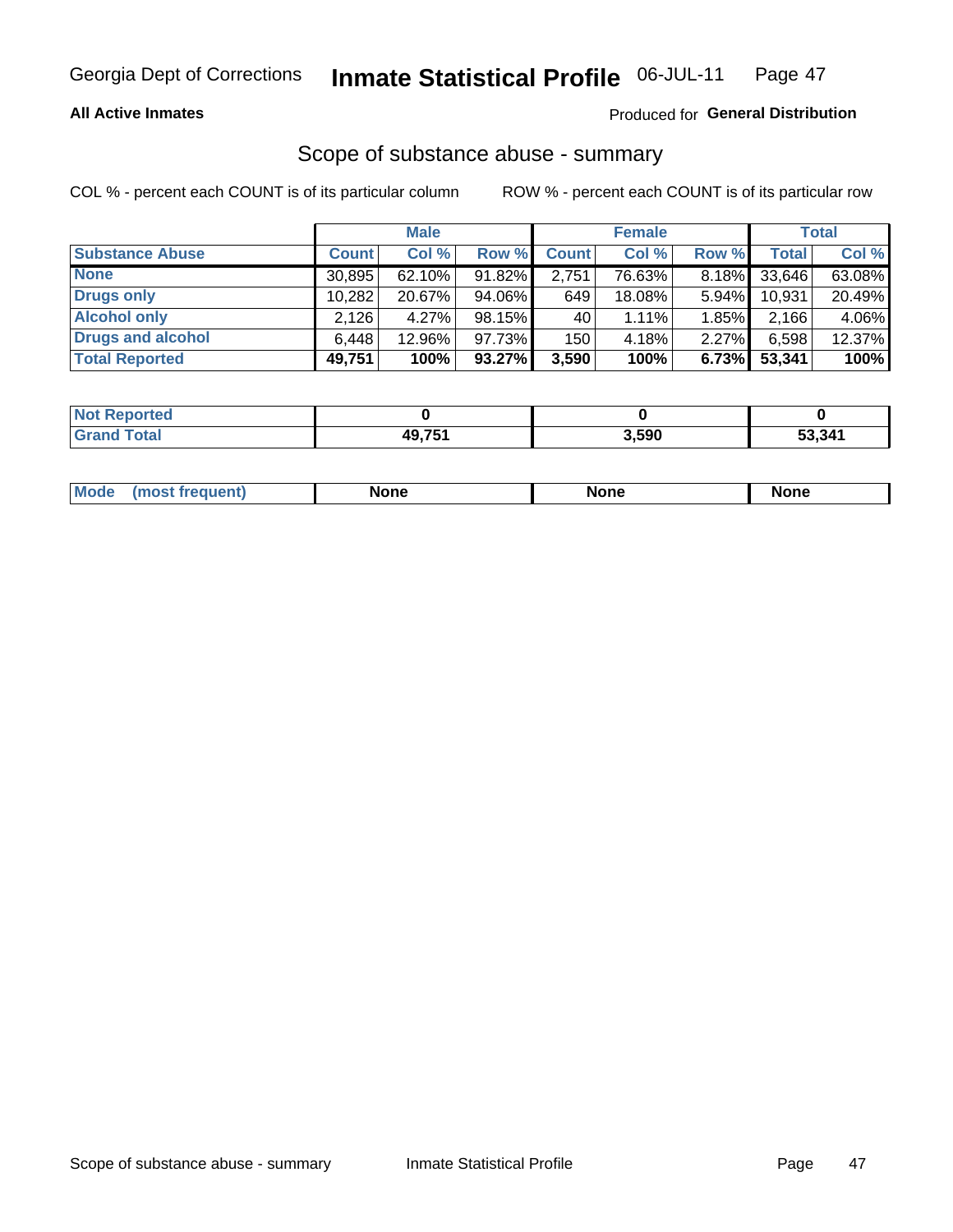**All Active Inmates**

Produced for **General Distribution**

## Scope of substance abuse - summary

COL % - percent each COUNT is of its particular column

ROW % - percent each COUNT is of its particular row

| | Male | | | Female | | | Total | |
|---|---|---|---|---|---|---|---|---|
| **Substance Abuse** | **Count** | **Col %** | **Row %** | **Count** | **Col %** | **Row %** | **Total** | **Col %** |
| **None** | 30,895 | 62.10% | 91.82% | 2,751 | 76.63% | 8.18% | 33,646 | 63.08% |
| **Drugs only** | 10,282 | 20.67% | 94.06% | 649 | 18.08% | 5.94% | 10,931 | 20.49% |
| **Alcohol only** | 2,126 | 4.27% | 98.15% | 40 | 1.11% | 1.85% | 2,166 | 4.06% |
| **Drugs and alcohol** | 6,448 | 12.96% | 97.73% | 150 | 4.18% | 2.27% | 6,598 | 12.37% |
| **Total Reported** | **49,751** | **100%** | **93.27%** | **3,590** | **100%** | **6.73%** | **53,341** | **100%** |

| | Male | Female | Total |
|---|---|---|---|
| **Not Reported** | **0** | **0** | **0** |
| **Grand Total** | **49,751** | **3,590** | **53,341** |

| | Male | Female | Total |
|---|---|---|---|
| **Mode (most frequent)** | **None** | **None** | **None** |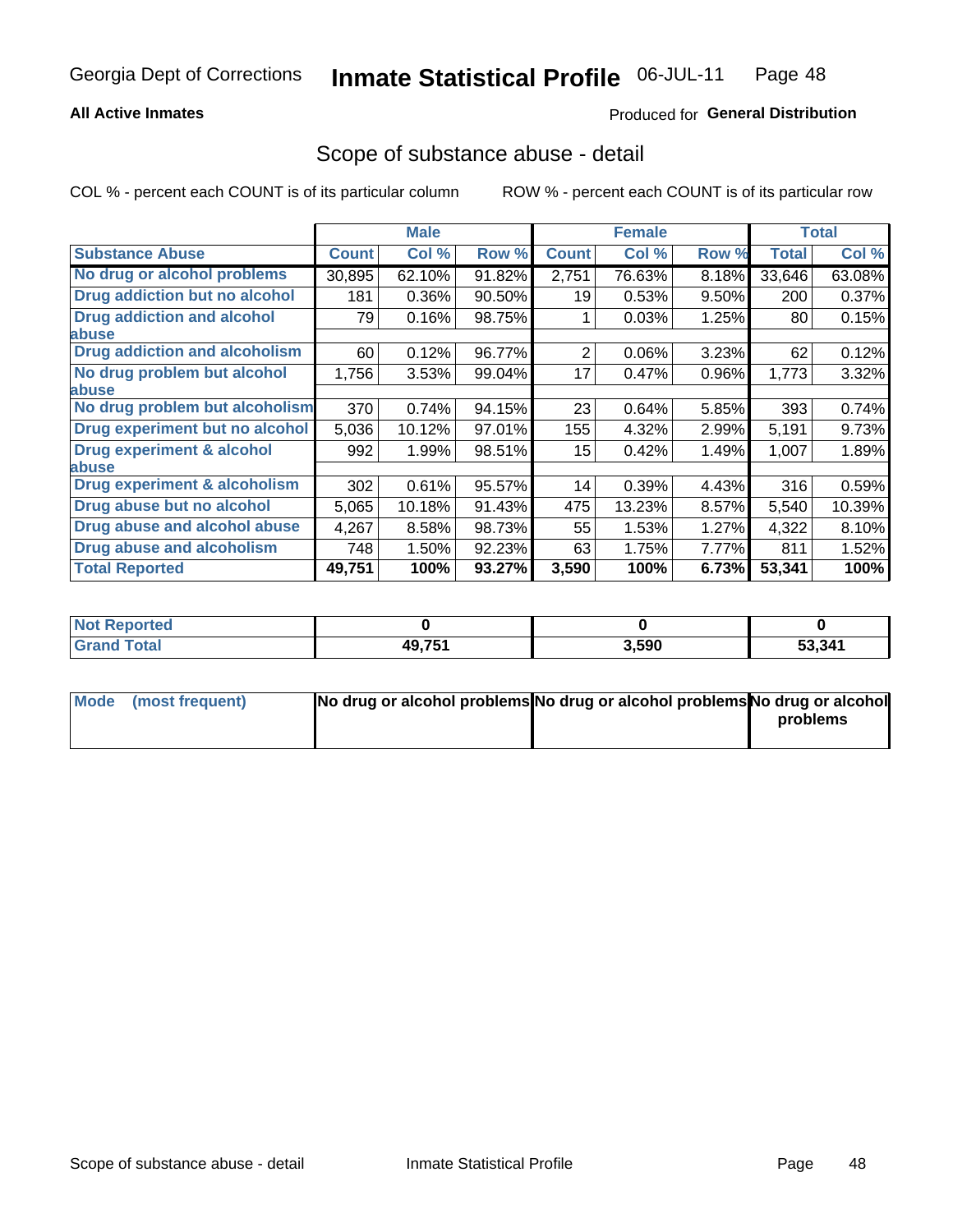Georgia Dept of Corrections **Inmate Statistical Profile** 06-JUL-11

**All Active Inmates**

Produced for **General Distribution**

## Scope of substance abuse - detail

COL % - percent each COUNT is of its particular column

ROW % - percent each COUNT is of its particular row

| | Male | | | Female | | | Total | |
|---|---|---|---|---|---|---|---|---|
| **Substance Abuse** | **Count** | **Col %** | **Row %** | **Count** | **Col %** | **Row %** | **Total** | **Col %** |
| **No drug or alcohol problems** | 30,895 | 62.10% | 91.82% | 2,751 | 76.63% | 8.18% | 33,646 | 63.08% |
| **Drug addiction but no alcohol** | 181 | 0.36% | 90.50% | 19 | 0.53% | 9.50% | 200 | 0.37% |
| **Drug addiction and alcohol abuse** | 79 | 0.16% | 98.75% | 1 | 0.03% | 1.25% | 80 | 0.15% |
| **Drug addiction and alcoholism** | 60 | 0.12% | 96.77% | 2 | 0.06% | 3.23% | 62 | 0.12% |
| **No drug problem but alcohol abuse** | 1,756 | 3.53% | 99.04% | 17 | 0.47% | 0.96% | 1,773 | 3.32% |
| **No drug problem but alcoholism** | 370 | 0.74% | 94.15% | 23 | 0.64% | 5.85% | 393 | 0.74% |
| **Drug experiment but no alcohol** | 5,036 | 10.12% | 97.01% | 155 | 4.32% | 2.99% | 5,191 | 9.73% |
| **Drug experiment & alcohol abuse** | 992 | 1.99% | 98.51% | 15 | 0.42% | 1.49% | 1,007 | 1.89% |
| **Drug experiment & alcoholism** | 302 | 0.61% | 95.57% | 14 | 0.39% | 4.43% | 316 | 0.59% |
| **Drug abuse but no alcohol** | 5,065 | 10.18% | 91.43% | 475 | 13.23% | 8.57% | 5,540 | 10.39% |
| **Drug abuse and alcohol abuse** | 4,267 | 8.58% | 98.73% | 55 | 1.53% | 1.27% | 4,322 | 8.10% |
| **Drug abuse and alcoholism** | 748 | 1.50% | 92.23% | 63 | 1.75% | 7.77% | 811 | 1.52% |
| **Total Reported** | **49,751** | **100%** | **93.27%** | **3,590** | **100%** | **6.73%** | **53,341** | **100%** |

| | Male | Female | Total |
|---|---|---|---|
| **Not Reported** | **0** | **0** | **0** |
| **Grand Total** | **49,751** | **3,590** | **53,341** |

| | Male | Female | Total |
|---|---|---|---|
| **Mode (most frequent)** | **No drug or alcohol problems** | **No drug or alcohol problems** | **No drug or alcohol problems** |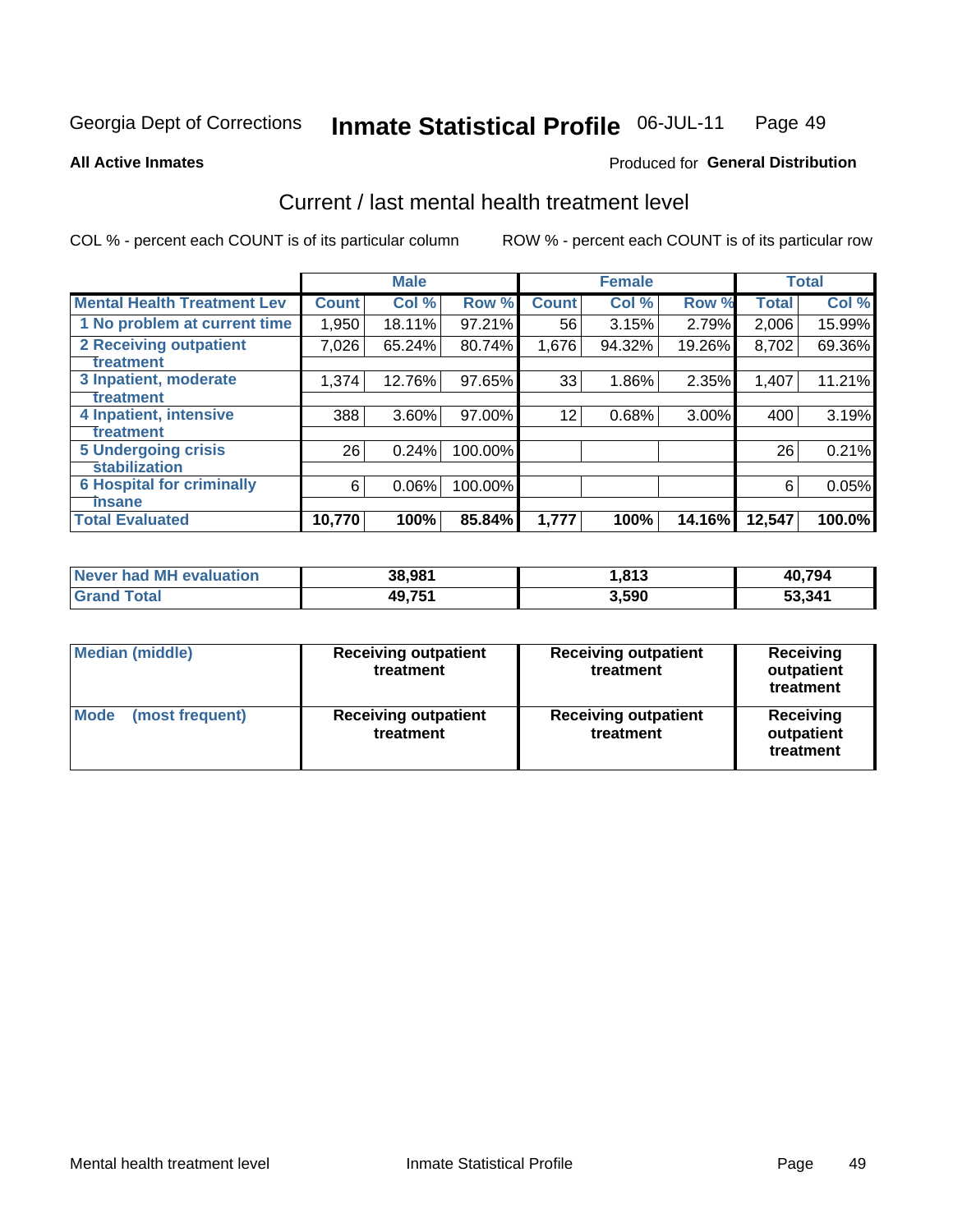Georgia Dept of Corrections **Inmate Statistical Profile** 06-JUL-11

**All Active Inmates**

Produced for **General Distribution**

## Current / last mental health treatment level

COL % - percent each COUNT is of its particular column

ROW % - percent each COUNT is of its particular row

| | Male | | | Female | | | Total | |
|---|---|---|---|---|---|---|---|---|
| **Mental Health Treatment Lev** | **Count** | **Col %** | **Row %** | **Count** | **Col %** | **Row %** | **Total** | **Col %** |
| 1 No problem at current time | 1,950 | 18.11% | 97.21% | 56 | 3.15% | 2.79% | 2,006 | 15.99% |
| 2 Receiving outpatient treatment | 7,026 | 65.24% | 80.74% | 1,676 | 94.32% | 19.26% | 8,702 | 69.36% |
| 3 Inpatient, moderate treatment | 1,374 | 12.76% | 97.65% | 33 | 1.86% | 2.35% | 1,407 | 11.21% |
| 4 Inpatient, intensive treatment | 388 | 3.60% | 97.00% | 12 | 0.68% | 3.00% | 400 | 3.19% |
| 5 Undergoing crisis stabilization | 26 | 0.24% | 100.00% | | | | 26 | 0.21% |
| 6 Hospital for criminally insane | 6 | 0.06% | 100.00% | | | | 6 | 0.05% |
| **Total Evaluated** | **10,770** | **100%** | **85.84%** | **1,777** | **100%** | **14.16%** | **12,547** | **100.0%** |

| | Male | Female | Total |
|---|---|---|---|
| **Never had MH evaluation** | **38,981** | **1,813** | **40,794** |
| **Grand Total** | **49,751** | **3,590** | **53,341** |

| | Male | Female | Total |
|---|---|---|---|
| **Median (middle)** | **Receiving outpatient treatment** | **Receiving outpatient treatment** | **Receiving outpatient treatment** |
| **Mode (most frequent)** | **Receiving outpatient treatment** | **Receiving outpatient treatment** | **Receiving outpatient treatment** |

Mental health treatment level Inmate Statistical Profile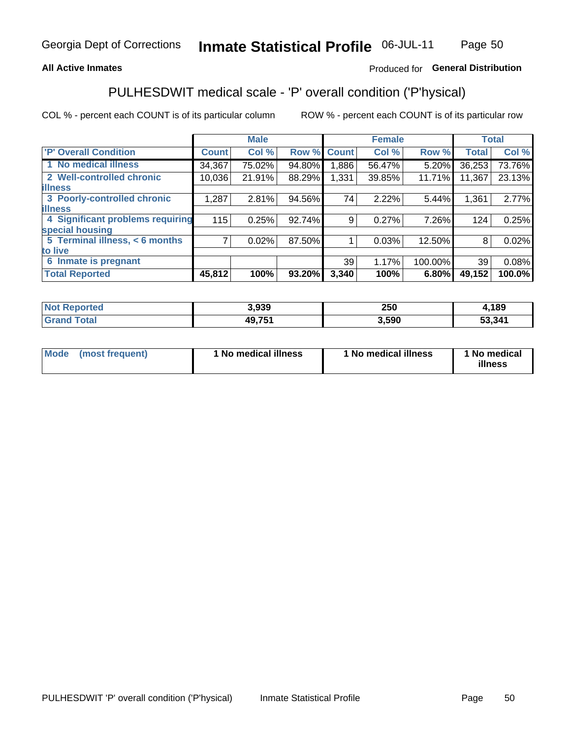**All Active Inmates**

Produced for **General Distribution**

## PULHESDWIT medical scale - 'P' overall condition ('P'hysical)

COL % - percent each COUNT is of its particular column

ROW % - percent each COUNT is of its particular row

| | Male | | | Female | | | Total | |
|---|---|---|---|---|---|---|---|---|
| 'P' Overall Condition | Count | Col % | Row % | Count | Col % | Row % | Total | Col % |
| 1 No medical illness | 34,367 | 75.02% | 94.80% | 1,886 | 56.47% | 5.20% | 36,253 | 73.76% |
| 2 Well-controlled chronic illness | 10,036 | 21.91% | 88.29% | 1,331 | 39.85% | 11.71% | 11,367 | 23.13% |
| 3 Poorly-controlled chronic illness | 1,287 | 2.81% | 94.56% | 74 | 2.22% | 5.44% | 1,361 | 2.77% |
| 4 Significant problems requiring special housing | 115 | 0.25% | 92.74% | 9 | 0.27% | 7.26% | 124 | 0.25% |
| 5 Terminal illness, < 6 months to live | 7 | 0.02% | 87.50% | 1 | 0.03% | 12.50% | 8 | 0.02% |
| 6 Inmate is pregnant | | | | 39 | 1.17% | 100.00% | 39 | 0.08% |
| **Total Reported** | **45,812** | **100%** | **93.20%** | **3,340** | **100%** | **6.80%** | **49,152** | **100.0%** |

| | Male | Female | Total |
|---|---|---|---|
| Not Reported | 3,939 | 250 | 4,189 |
| Grand Total | 49,751 | 3,590 | 53,341 |

| | Male | Female | Total |
|---|---|---|---|
| Mode (most frequent) | 1 No medical illness | 1 No medical illness | 1 No medical illness |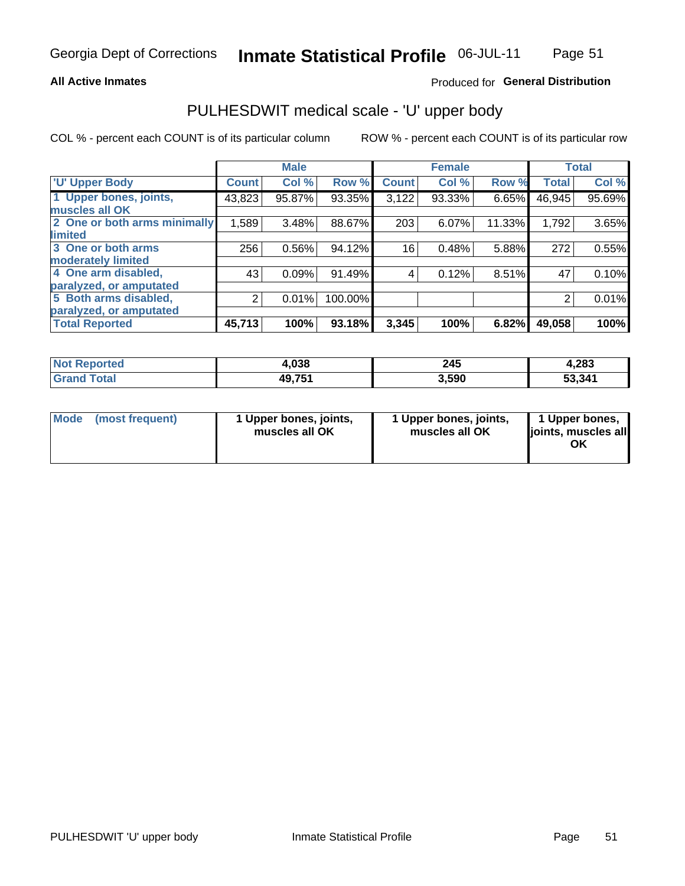**All Active Inmates**

Produced for **General Distribution**

## PULHESDWIT medical scale - 'U' upper body

COL % - percent each COUNT is of its particular column

ROW % - percent each COUNT is of its particular row

| | Male | | | Female | | | Total | |
|---|---|---|---|---|---|---|---|---|
| 'U' Upper Body | Count | Col % | Row % | Count | Col % | Row % | Total | Col % |
| 1 Upper bones, joints, muscles all OK | 43,823 | 95.87% | 93.35% | 3,122 | 93.33% | 6.65% | 46,945 | 95.69% |
| 2 One or both arms minimally limited | 1,589 | 3.48% | 88.67% | 203 | 6.07% | 11.33% | 1,792 | 3.65% |
| 3 One or both arms moderately limited | 256 | 0.56% | 94.12% | 16 | 0.48% | 5.88% | 272 | 0.55% |
| 4 One arm disabled, paralyzed, or amputated | 43 | 0.09% | 91.49% | 4 | 0.12% | 8.51% | 47 | 0.10% |
| 5 Both arms disabled, paralyzed, or amputated | 2 | 0.01% | 100.00% | | | | 2 | 0.01% |
| **Total Reported** | **45,713** | **100%** | **93.18%** | **3,345** | **100%** | **6.82%** | **49,058** | **100%** |

| | Male | Female | Total |
|---|---|---|---|
| Not Reported | 4,038 | 245 | 4,283 |
| Grand Total | 49,751 | 3,590 | 53,341 |

| | Male | Female | Total |
|---|---|---|---|
| Mode (most frequent) | 1 Upper bones, joints, muscles all OK | 1 Upper bones, joints, muscles all OK | 1 Upper bones, joints, muscles all OK |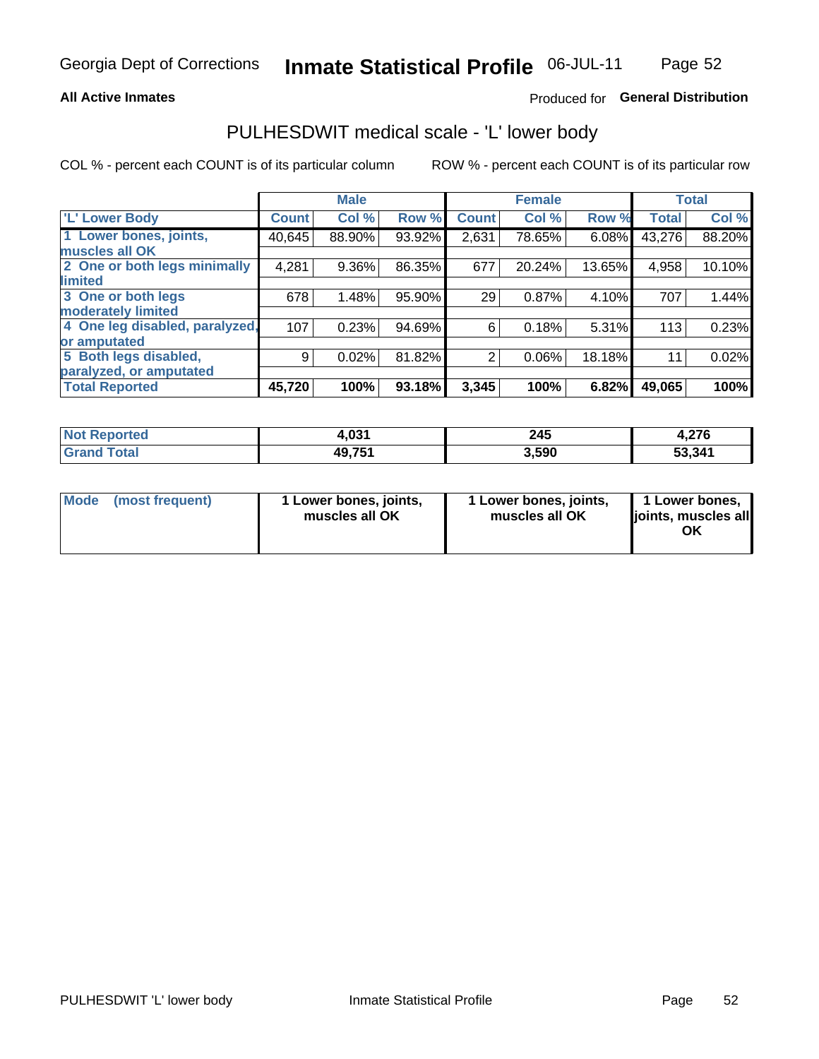Georgia Dept of Corrections **Inmate Statistical Profile** 06-JUL-11

**All Active Inmates**

Produced for **General Distribution**

## PULHESDWIT medical scale - 'L' lower body

COL % - percent each COUNT is of its particular column

ROW % - percent each COUNT is of its particular row

| | Male | | | Female | | | Total | |
|---|---|---|---|---|---|---|---|---|
| 'L' Lower Body | Count | Col % | Row % | Count | Col % | Row % | Total | Col % |
| 1 Lower bones, joints, muscles all OK | 40,645 | 88.90% | 93.92% | 2,631 | 78.65% | 6.08% | 43,276 | 88.20% |
| 2 One or both legs minimally limited | 4,281 | 9.36% | 86.35% | 677 | 20.24% | 13.65% | 4,958 | 10.10% |
| 3 One or both legs moderately limited | 678 | 1.48% | 95.90% | 29 | 0.87% | 4.10% | 707 | 1.44% |
| 4 One leg disabled, paralyzed, or amputated | 107 | 0.23% | 94.69% | 6 | 0.18% | 5.31% | 113 | 0.23% |
| 5 Both legs disabled, paralyzed, or amputated | 9 | 0.02% | 81.82% | 2 | 0.06% | 18.18% | 11 | 0.02% |
| **Total Reported** | **45,720** | **100%** | **93.18%** | **3,345** | **100%** | **6.82%** | **49,065** | **100%** |

| | Male | Female | Total |
|---|---|---|---|
| **Not Reported** | **4,031** | **245** | **4,276** |
| **Grand Total** | **49,751** | **3,590** | **53,341** |

| | Male | Female | Total |
|---|---|---|---|
| **Mode (most frequent)** | **1 Lower bones, joints, muscles all OK** | **1 Lower bones, joints, muscles all OK** | **1 Lower bones, joints, muscles all OK** |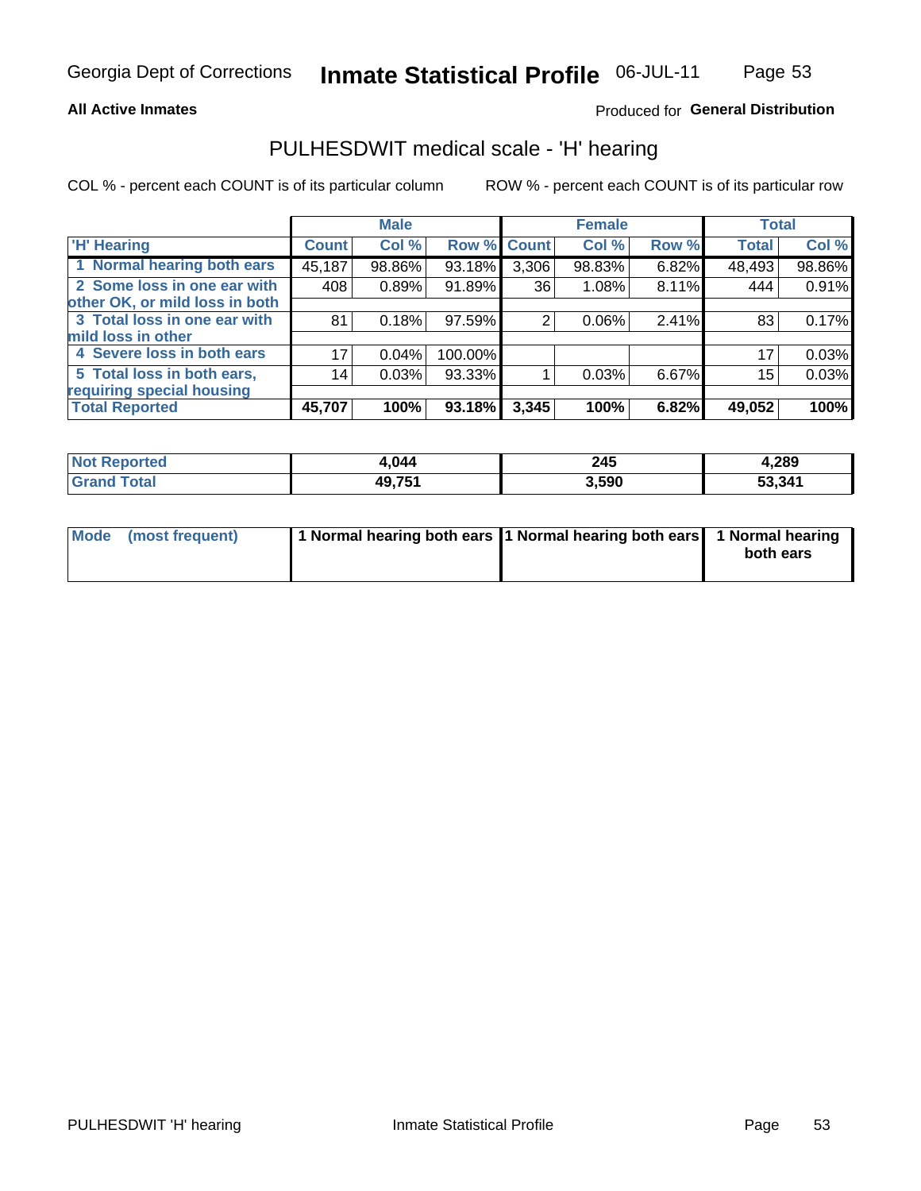**All Active Inmates**

Produced for **General Distribution**

## PULHESDWIT medical scale - 'H' hearing

COL % - percent each COUNT is of its particular column

ROW % - percent each COUNT is of its particular row

| | Male | | | Female | | | Total | |
|---|---|---|---|---|---|---|---|---|
| 'H' Hearing | Count | Col % | Row % | Count | Col % | Row % | Total | Col % |
| 1 Normal hearing both ears | 45,187 | 98.86% | 93.18% | 3,306 | 98.83% | 6.82% | 48,493 | 98.86% |
| 2 Some loss in one ear with other OK, or mild loss in both | 408 | 0.89% | 91.89% | 36 | 1.08% | 8.11% | 444 | 0.91% |
| 3 Total loss in one ear with mild loss in other | 81 | 0.18% | 97.59% | 2 | 0.06% | 2.41% | 83 | 0.17% |
| 4 Severe loss in both ears | 17 | 0.04% | 100.00% | | | | 17 | 0.03% |
| 5 Total loss in both ears, requiring special housing | 14 | 0.03% | 93.33% | 1 | 0.03% | 6.67% | 15 | 0.03% |
| **Total Reported** | **45,707** | **100%** | **93.18%** | **3,345** | **100%** | **6.82%** | **49,052** | **100%** |

| | Male | Female | Total |
|---|---|---|---|
| Not Reported | 4,044 | 245 | 4,289 |
| Grand Total | 49,751 | 3,590 | 53,341 |

| | Male | Female | Total |
|---|---|---|---|
| Mode (most frequent) | 1 Normal hearing both ears | 1 Normal hearing both ears | 1 Normal hearing both ears |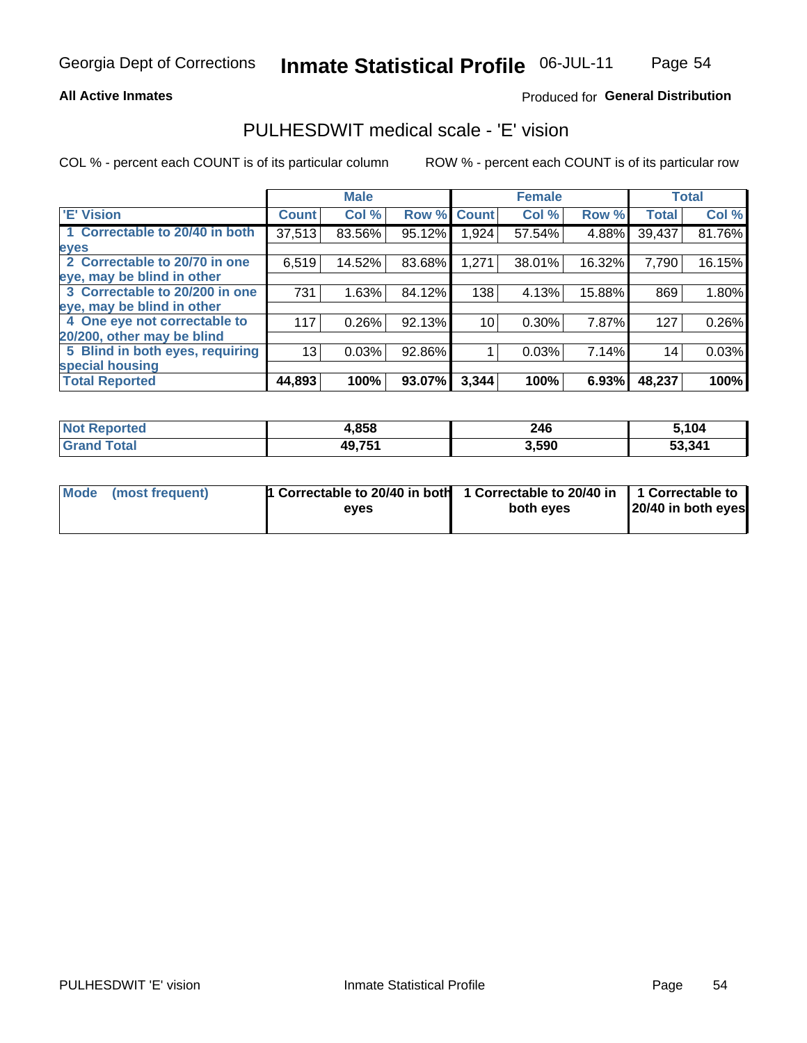Georgia Dept of Corrections **Inmate Statistical Profile** 06-JUL-11

**All Active Inmates**

Produced for **General Distribution**

## PULHESDWIT medical scale - 'E' vision

COL % - percent each COUNT is of its particular column ROW % - percent each COUNT is of its particular row

| | Male | | | Female | | | Total | |
|---|---|---|---|---|---|---|---|---|
| 'E' Vision | Count | Col % | Row % | Count | Col % | Row % | Total | Col % |
| 1 Correctable to 20/40 in both eyes | 37,513 | 83.56% | 95.12% | 1,924 | 57.54% | 4.88% | 39,437 | 81.76% |
| 2 Correctable to 20/70 in one eye, may be blind in other | 6,519 | 14.52% | 83.68% | 1,271 | 38.01% | 16.32% | 7,790 | 16.15% |
| 3 Correctable to 20/200 in one eye, may be blind in other | 731 | 1.63% | 84.12% | 138 | 4.13% | 15.88% | 869 | 1.80% |
| 4 One eye not correctable to 20/200, other may be blind | 117 | 0.26% | 92.13% | 10 | 0.30% | 7.87% | 127 | 0.26% |
| 5 Blind in both eyes, requiring special housing | 13 | 0.03% | 92.86% | 1 | 0.03% | 7.14% | 14 | 0.03% |
| **Total Reported** | **44,893** | **100%** | **93.07%** | **3,344** | **100%** | **6.93%** | **48,237** | **100%** |

| | Male | Female | Total |
|---|---|---|---|
| Not Reported | 4,858 | 246 | 5,104 |
| Grand Total | 49,751 | 3,590 | 53,341 |

| | Male | Female | Total |
|---|---|---|---|
| Mode (most frequent) | 1 Correctable to 20/40 in both eyes | 1 Correctable to 20/40 in both eyes | 1 Correctable to 20/40 in both eyes |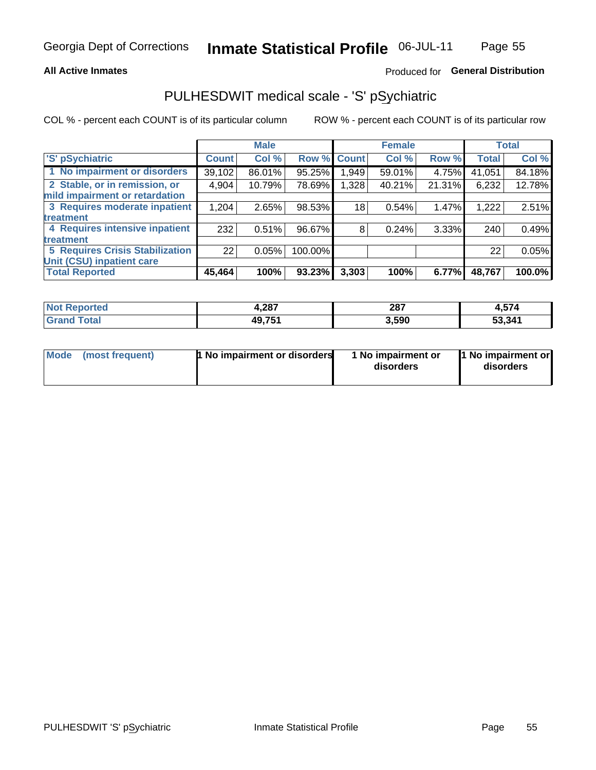Georgia Dept of Corrections **Inmate Statistical Profile** 06-JUL-11

**All Active Inmates**

Produced for **General Distribution**

## PULHESDWIT medical scale - 'S' pSychiatric

COL % - percent each COUNT is of its particular column

ROW % - percent each COUNT is of its particular row

| 'S' pSychiatric | Male | | | Female | | | Total | |
|---|---|---|---|---|---|---|---|---|
| | Count | Col % | Row % | Count | Col % | Row % | Total | Col % |
| 1 No impairment or disorders | 39,102 | 86.01% | 95.25% | 1,949 | 59.01% | 4.75% | 41,051 | 84.18% |
| 2 Stable, or in remission, or mild impairment or retardation | 4,904 | 10.79% | 78.69% | 1,328 | 40.21% | 21.31% | 6,232 | 12.78% |
| 3 Requires moderate inpatient treatment | 1,204 | 2.65% | 98.53% | 18 | 0.54% | 1.47% | 1,222 | 2.51% |
| 4 Requires intensive inpatient treatment | 232 | 0.51% | 96.67% | 8 | 0.24% | 3.33% | 240 | 0.49% |
| 5 Requires Crisis Stabilization Unit (CSU) inpatient care | 22 | 0.05% | 100.00% | | | | 22 | 0.05% |
| **Total Reported** | **45,464** | **100%** | **93.23%** | **3,303** | **100%** | **6.77%** | **48,767** | **100.0%** |

| | Male | Female | Total |
|---|---|---|---|
| Not Reported | 4,287 | 287 | 4,574 |
| Grand Total | 49,751 | 3,590 | 53,341 |

| | Male | Female | Total |
|---|---|---|---|
| Mode (most frequent) | 1 No impairment or disorders | 1 No impairment or disorders | 1 No impairment or disorders |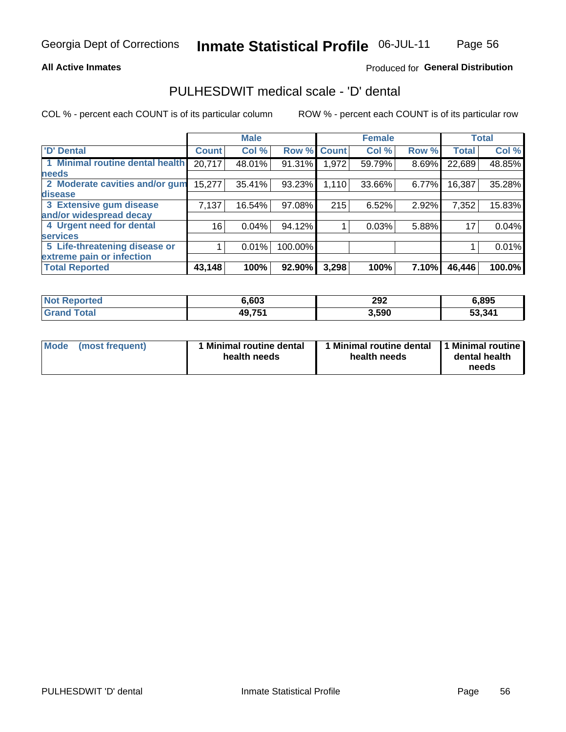Georgia Dept of Corrections **Inmate Statistical Profile** 06-JUL-11

**All Active Inmates**

Produced for **General Distribution**

## PULHESDWIT medical scale - 'D' dental

COL % - percent each COUNT is of its particular column

ROW % - percent each COUNT is of its particular row

| | Male | | | Female | | | Total | |
|---|---|---|---|---|---|---|---|---|
| 'D' Dental | Count | Col % | Row % | Count | Col % | Row % | Total | Col % |
| 1 Minimal routine dental health needs | 20,717 | 48.01% | 91.31% | 1,972 | 59.79% | 8.69% | 22,689 | 48.85% |
| 2 Moderate cavities and/or gum disease | 15,277 | 35.41% | 93.23% | 1,110 | 33.66% | 6.77% | 16,387 | 35.28% |
| 3 Extensive gum disease and/or widespread decay | 7,137 | 16.54% | 97.08% | 215 | 6.52% | 2.92% | 7,352 | 15.83% |
| 4 Urgent need for dental services | 16 | 0.04% | 94.12% | 1 | 0.03% | 5.88% | 17 | 0.04% |
| 5 Life-threatening disease or extreme pain or infection | 1 | 0.01% | 100.00% | | | | 1 | 0.01% |
| **Total Reported** | **43,148** | **100%** | **92.90%** | **3,298** | **100%** | **7.10%** | **46,446** | **100.0%** |

| | Male | Female | Total |
|---|---|---|---|
| **Not Reported** | **6,603** | **292** | **6,895** |
| **Grand Total** | **49,751** | **3,590** | **53,341** |

| | Male | Female | Total |
|---|---|---|---|
| **Mode (most frequent)** | **1 Minimal routine dental health needs** | **1 Minimal routine dental health needs** | **1 Minimal routine dental health needs** |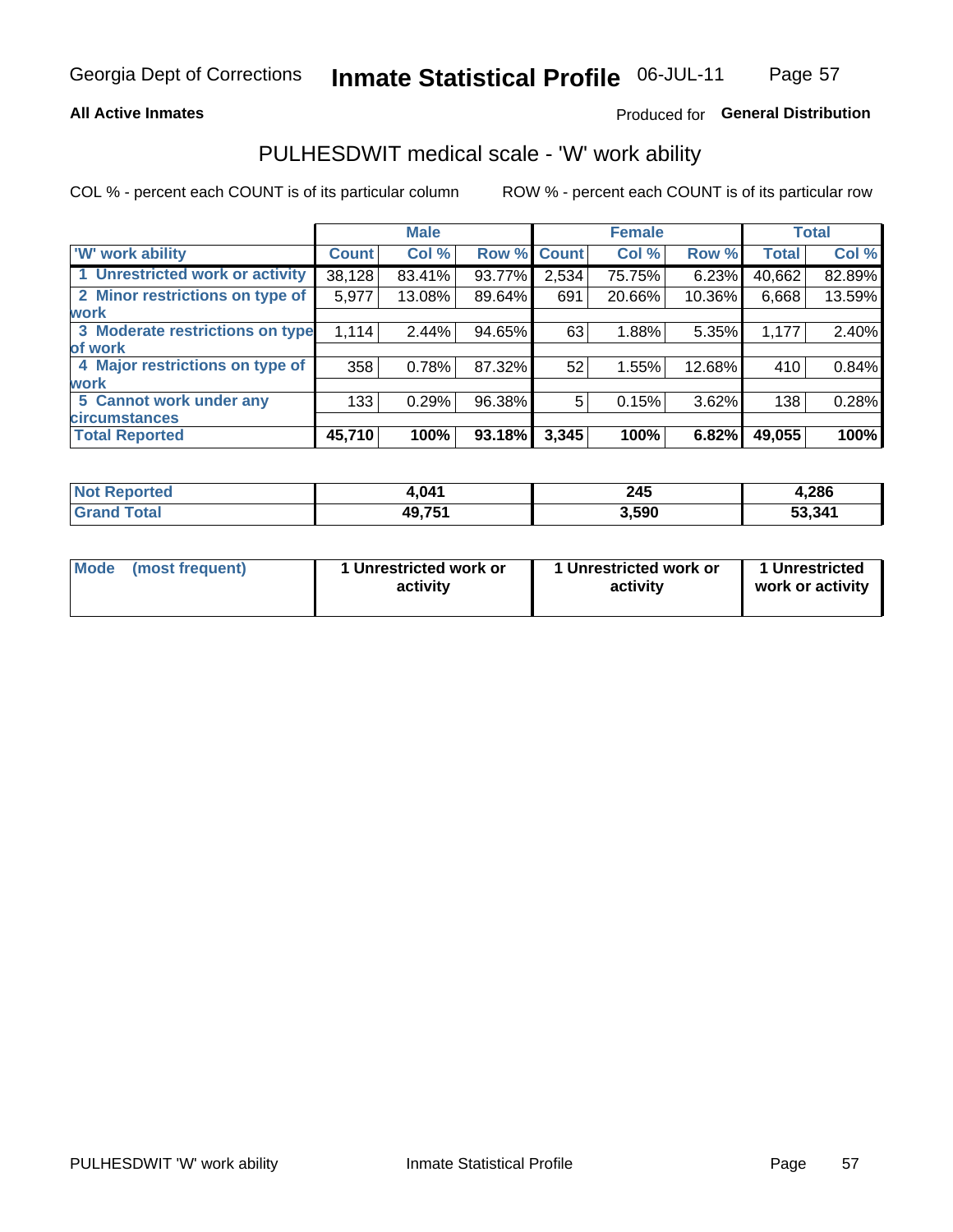**All Active Inmates**

Produced for **General Distribution**

## PULHESDWIT medical scale - 'W' work ability

COL % - percent each COUNT is of its particular column

ROW % - percent each COUNT is of its particular row

| | Male | | | Female | | | Total | |
|---|---|---|---|---|---|---|---|---|
| 'W' work ability | Count | Col % | Row % | Count | Col % | Row % | Total | Col % |
| 1 Unrestricted work or activity | 38,128 | 83.41% | 93.77% | 2,534 | 75.75% | 6.23% | 40,662 | 82.89% |
| 2 Minor restrictions on type of work | 5,977 | 13.08% | 89.64% | 691 | 20.66% | 10.36% | 6,668 | 13.59% |
| 3 Moderate restrictions on type of work | 1,114 | 2.44% | 94.65% | 63 | 1.88% | 5.35% | 1,177 | 2.40% |
| 4 Major restrictions on type of work | 358 | 0.78% | 87.32% | 52 | 1.55% | 12.68% | 410 | 0.84% |
| 5 Cannot work under any circumstances | 133 | 0.29% | 96.38% | 5 | 0.15% | 3.62% | 138 | 0.28% |
| **Total Reported** | **45,710** | **100%** | **93.18%** | **3,345** | **100%** | **6.82%** | **49,055** | **100%** |

| | Male | Female | Total |
|---|---|---|---|
| Not Reported | 4,041 | 245 | 4,286 |
| Grand Total | 49,751 | 3,590 | 53,341 |

| | Male | Female | Total |
|---|---|---|---|
| Mode (most frequent) | 1 Unrestricted work or activity | 1 Unrestricted work or activity | 1 Unrestricted work or activity |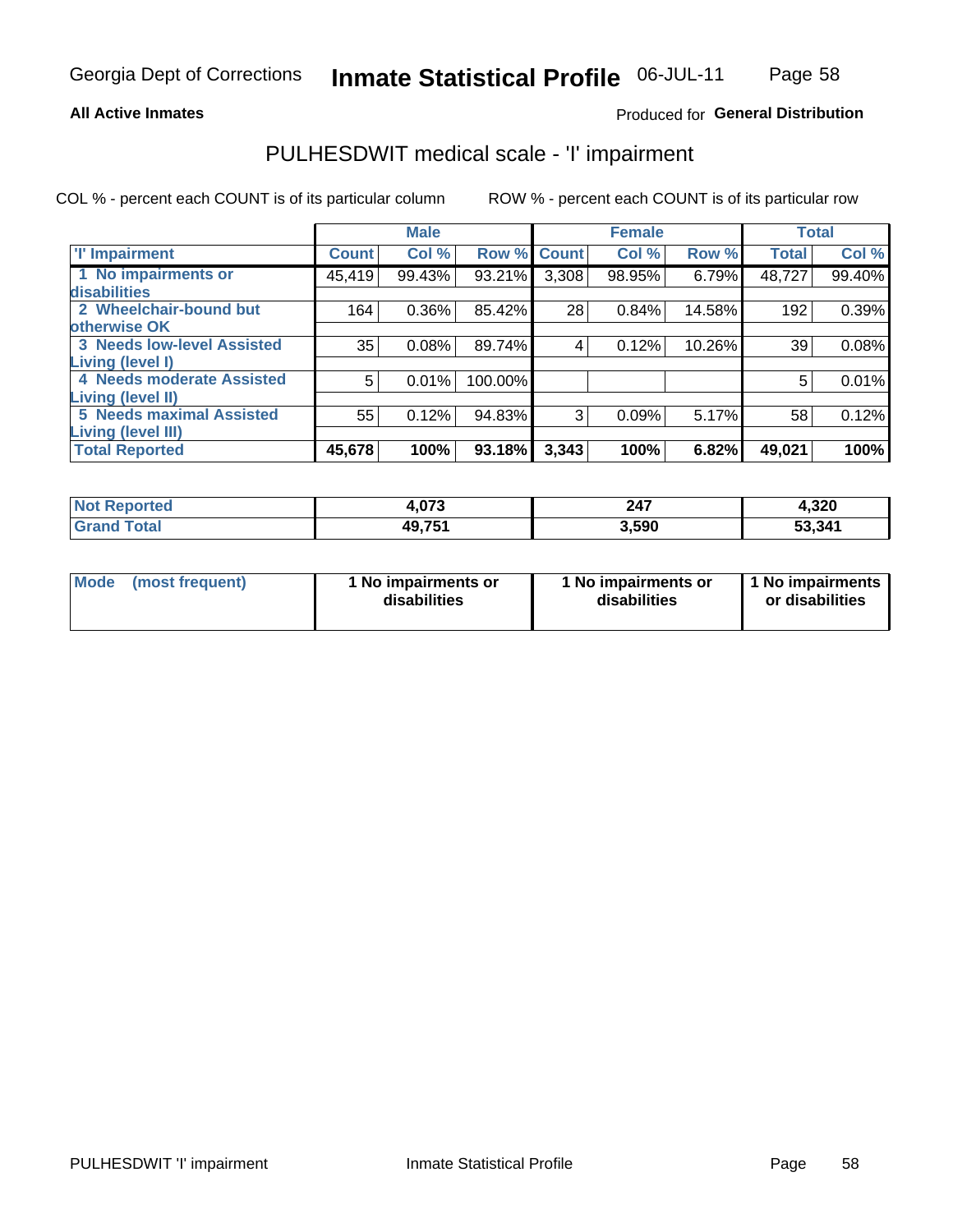**All Active Inmates**

Produced for **General Distribution**

## PULHESDWIT medical scale - 'I' impairment

COL % - percent each COUNT is of its particular column

ROW % - percent each COUNT is of its particular row

| | Male | | | Female | | | Total | |
|---|---|---|---|---|---|---|---|---|
| 'I' Impairment | Count | Col % | Row % | Count | Col % | Row % | Total | Col % |
| 1 No impairments or disabilities | 45,419 | 99.43% | 93.21% | 3,308 | 98.95% | 6.79% | 48,727 | 99.40% |
| 2 Wheelchair-bound but otherwise OK | 164 | 0.36% | 85.42% | 28 | 0.84% | 14.58% | 192 | 0.39% |
| 3 Needs low-level Assisted Living (level I) | 35 | 0.08% | 89.74% | 4 | 0.12% | 10.26% | 39 | 0.08% |
| 4 Needs moderate Assisted Living (level II) | 5 | 0.01% | 100.00% | | | | 5 | 0.01% |
| 5 Needs maximal Assisted Living (level III) | 55 | 0.12% | 94.83% | 3 | 0.09% | 5.17% | 58 | 0.12% |
| **Total Reported** | **45,678** | **100%** | **93.18%** | **3,343** | **100%** | **6.82%** | **49,021** | **100%** |

| | Male | Female | Total |
|---|---|---|---|
| Not Reported | 4,073 | 247 | 4,320 |
| Grand Total | 49,751 | 3,590 | 53,341 |

| | Male | Female | Total |
|---|---|---|---|
| Mode (most frequent) | 1 No impairments or disabilities | 1 No impairments or disabilities | 1 No impairments or disabilities |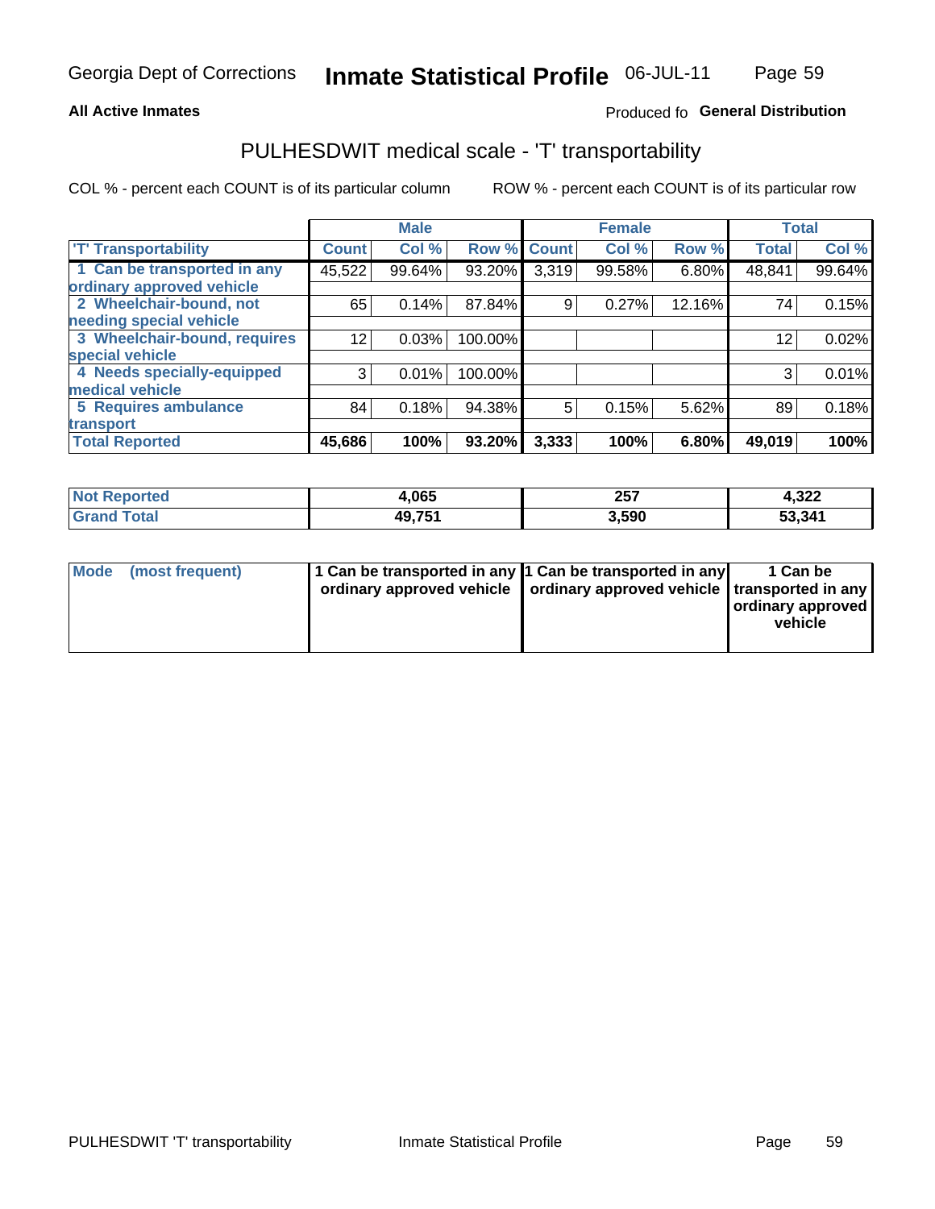**All Active Inmates**

Produced fo **General Distribution**

## PULHESDWIT medical scale - 'T' transportability

COL % - percent each COUNT is of its particular column

ROW % - percent each COUNT is of its particular row

| | Male | | | Female | | | Total | |
|---|---|---|---|---|---|---|---|---|
| 'T' Transportability | Count | Col % | Row % | Count | Col % | Row % | Total | Col % |
| 1 Can be transported in any ordinary approved vehicle | 45,522 | 99.64% | 93.20% | 3,319 | 99.58% | 6.80% | 48,841 | 99.64% |
| 2 Wheelchair-bound, not needing special vehicle | 65 | 0.14% | 87.84% | 9 | 0.27% | 12.16% | 74 | 0.15% |
| 3 Wheelchair-bound, requires special vehicle | 12 | 0.03% | 100.00% | | | | 12 | 0.02% |
| 4 Needs specially-equipped medical vehicle | 3 | 0.01% | 100.00% | | | | 3 | 0.01% |
| 5 Requires ambulance transport | 84 | 0.18% | 94.38% | 5 | 0.15% | 5.62% | 89 | 0.18% |
| **Total Reported** | **45,686** | **100%** | **93.20%** | **3,333** | **100%** | **6.80%** | **49,019** | **100%** |

| | Male | Female | Total |
|---|---|---|---|
| **Not Reported** | **4,065** | **257** | **4,322** |
| **Grand Total** | **49,751** | **3,590** | **53,341** |

| | Male | Female | Total |
|---|---|---|---|
| **Mode (most frequent)** | **1 Can be transported in any ordinary approved vehicle** | **1 Can be transported in any ordinary approved vehicle** | **1 Can be transported in any ordinary approved vehicle** |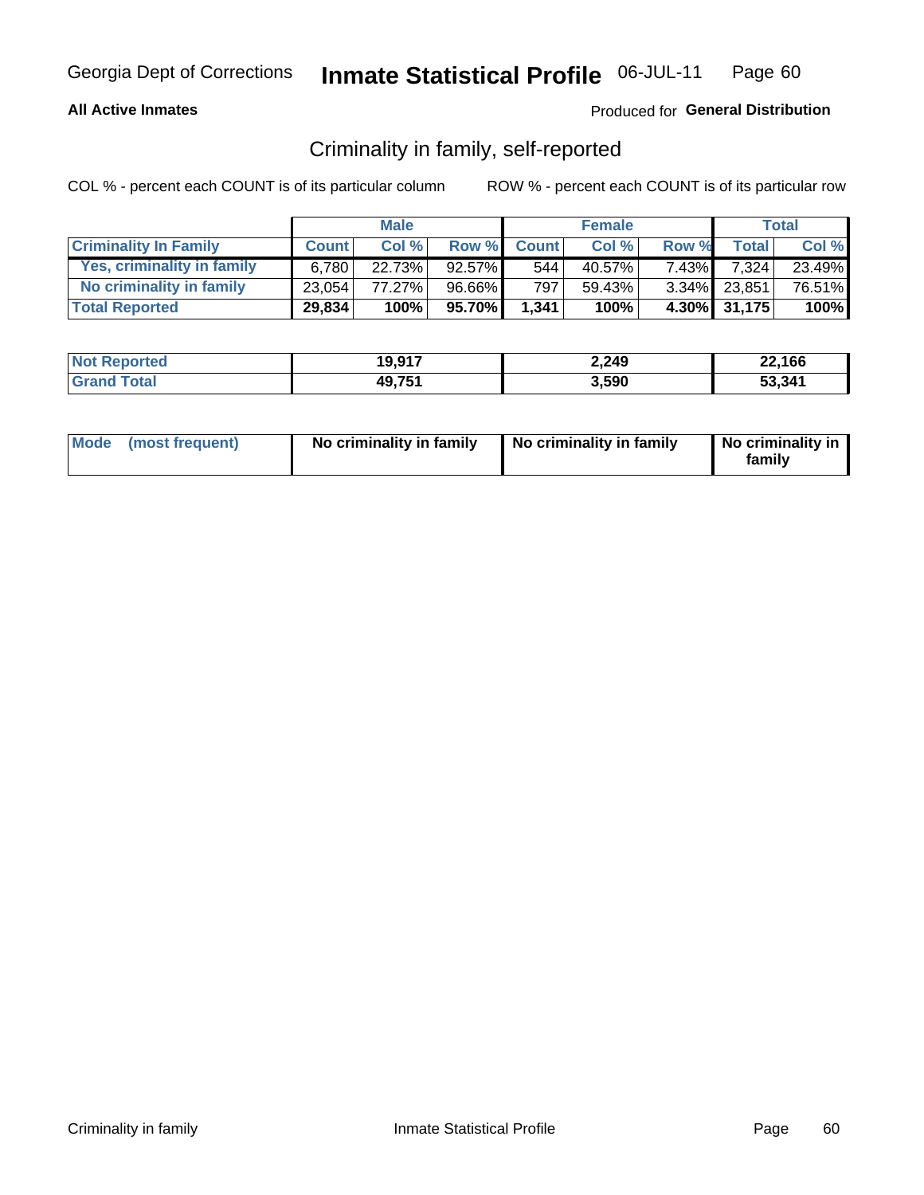Georgia Dept of Corrections **Inmate Statistical Profile** 06-JUL-11

**All Active Inmates**

Produced for **General Distribution**

## Criminality in family, self-reported

COL % - percent each COUNT is of its particular column

ROW % - percent each COUNT is of its particular row

| | Male | | | Female | | | Total | |
|---|---|---|---|---|---|---|---|---|
| **Criminality In Family** | **Count** | **Col %** | **Row %** | **Count** | **Col %** | **Row %** | **Total** | **Col %** |
| Yes, criminality in family | 6,780 | 22.73% | 92.57% | 544 | 40.57% | 7.43% | 7,324 | 23.49% |
| No criminality in family | 23,054 | 77.27% | 96.66% | 797 | 59.43% | 3.34% | 23,851 | 76.51% |
| **Total Reported** | **29,834** | **100%** | **95.70%** | **1,341** | **100%** | **4.30%** | **31,175** | **100%** |

| | Male | Female | Total |
|---|---|---|---|
| **Not Reported** | **19,917** | **2,249** | **22,166** |
| **Grand Total** | **49,751** | **3,590** | **53,341** |

| | Male | Female | Total |
|---|---|---|---|
| **Mode (most frequent)** | **No criminality in family** | **No criminality in family** | **No criminality in family** |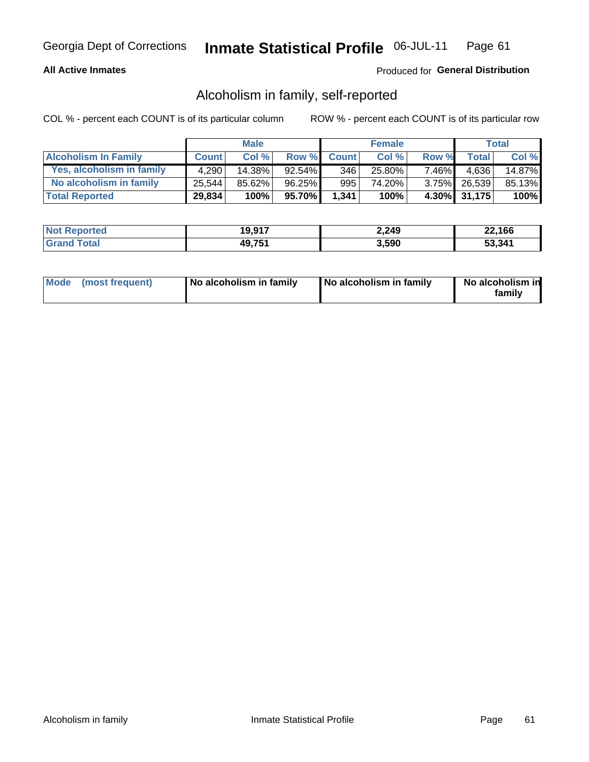Georgia Dept of Corrections **Inmate Statistical Profile** 06-JUL-11

**All Active Inmates**

Produced for **General Distribution**

## Alcoholism in family, self-reported

COL % - percent each COUNT is of its particular column ROW % - percent each COUNT is of its particular row

| | Male | | | Female | | | Total | |
|---|---|---|---|---|---|---|---|---|
| **Alcoholism In Family** | **Count** | **Col %** | **Row %** | **Count** | **Col %** | **Row %** | **Total** | **Col %** |
| **Yes, alcoholism in family** | 4,290 | 14.38% | 92.54% | 346 | 25.80% | 7.46% | 4,636 | 14.87% |
| **No alcoholism in family** | 25,544 | 85.62% | 96.25% | 995 | 74.20% | 3.75% | 26,539 | 85.13% |
| **Total Reported** | **29,834** | **100%** | **95.70%** | **1,341** | **100%** | **4.30%** | **31,175** | **100%** |

| | Male | Female | Total |
|---|---|---|---|
| **Not Reported** | **19,917** | **2,249** | **22,166** |
| **Grand Total** | **49,751** | **3,590** | **53,341** |

| | Male | Female | Total |
|---|---|---|---|
| **Mode (most frequent)** | **No alcoholism in family** | **No alcoholism in family** | **No alcoholism in family** |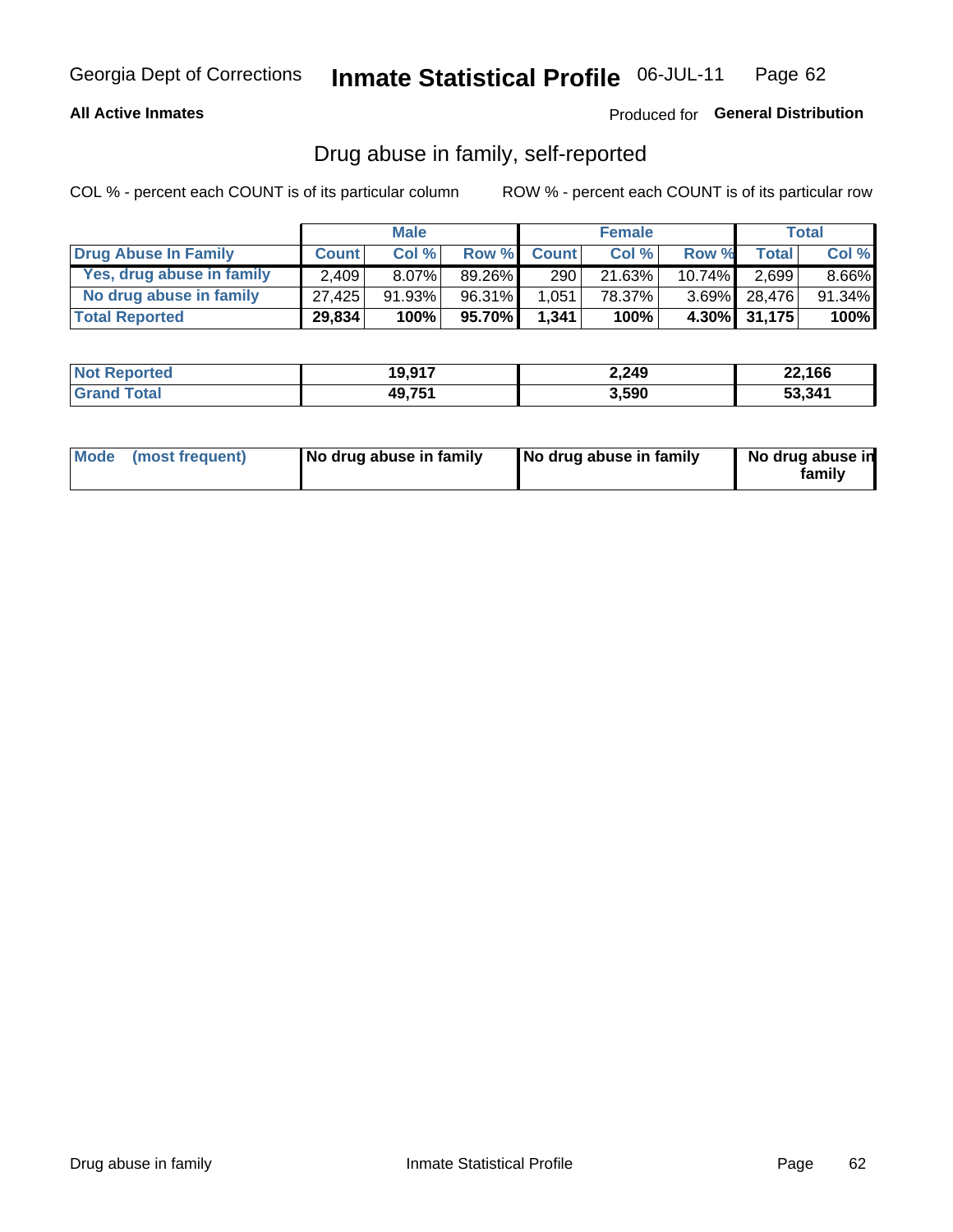Georgia Dept of Corrections **Inmate Statistical Profile** 06-JUL-11

**All Active Inmates**

Produced for **General Distribution**

## Drug abuse in family, self-reported

COL % - percent each COUNT is of its particular column

ROW % - percent each COUNT is of its particular row

| | Male | | | Female | | | Total | |
|---|---|---|---|---|---|---|---|---|
| **Drug Abuse In Family** | **Count** | **Col %** | **Row %** | **Count** | **Col %** | **Row %** | **Total** | **Col %** |
| Yes, drug abuse in family | 2,409 | 8.07% | 89.26% | 290 | 21.63% | 10.74% | 2,699 | 8.66% |
| No drug abuse in family | 27,425 | 91.93% | 96.31% | 1,051 | 78.37% | 3.69% | 28,476 | 91.34% |
| **Total Reported** | **29,834** | **100%** | **95.70%** | **1,341** | **100%** | **4.30%** | **31,175** | **100%** |

| | Male | Female | Total |
|---|---|---|---|
| **Not Reported** | **19,917** | **2,249** | **22,166** |
| **Grand Total** | **49,751** | **3,590** | **53,341** |

| | Male | Female | Total |
|---|---|---|---|
| **Mode (most frequent)** | **No drug abuse in family** | **No drug abuse in family** | **No drug abuse in family** |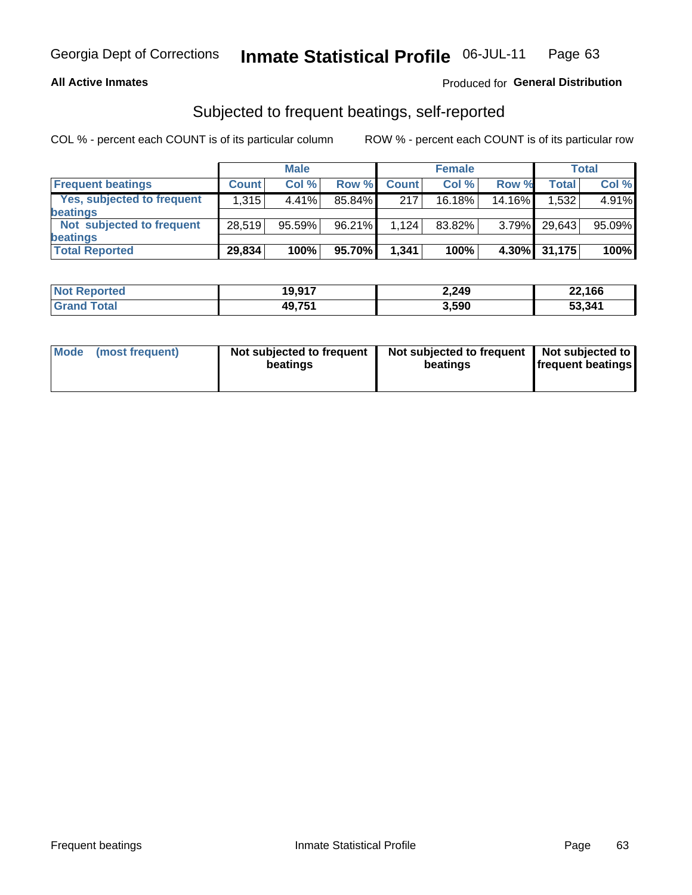**All Active Inmates**

Produced for **General Distribution**

## Subjected to frequent beatings, self-reported

COL % - percent each COUNT is of its particular column

ROW % - percent each COUNT is of its particular row

| | Male | | | Female | | | Total | |
|---|---|---|---|---|---|---|---|---|
| **Frequent beatings** | **Count** | **Col %** | **Row %** | **Count** | **Col %** | **Row %** | **Total** | **Col %** |
| Yes, subjected to frequent beatings | 1,315 | 4.41% | 85.84% | 217 | 16.18% | 14.16% | 1,532 | 4.91% |
| Not subjected to frequent beatings | 28,519 | 95.59% | 96.21% | 1,124 | 83.82% | 3.79% | 29,643 | 95.09% |
| **Total Reported** | **29,834** | **100%** | **95.70%** | **1,341** | **100%** | **4.30%** | **31,175** | **100%** |

| | Male | Female | Total |
|---|---|---|---|
| **Not Reported** | **19,917** | **2,249** | **22,166** |
| **Grand Total** | **49,751** | **3,590** | **53,341** |

| | Male | Female | Total |
|---|---|---|---|
| **Mode (most frequent)** | **Not subjected to frequent beatings** | **Not subjected to frequent beatings** | **Not subjected to frequent beatings** |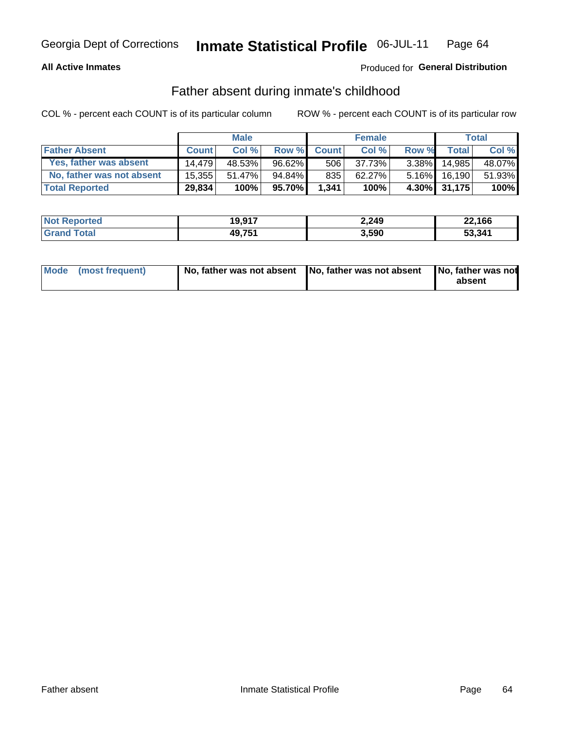**All Active Inmates** Produced for **General Distribution**

## Father absent during inmate's childhood

COL % - percent each COUNT is of its particular column ROW % - percent each COUNT is of its particular row

| | Male | | | Female | | | Total | |
|---|---|---|---|---|---|---|---|---|
| **Father Absent** | **Count** | **Col %** | **Row %** | **Count** | **Col %** | **Row %** | **Total** | **Col %** |
| Yes, father was absent | 14,479 | 48.53% | 96.62% | 506 | 37.73% | 3.38% | 14,985 | 48.07% |
| No, father was not absent | 15,355 | 51.47% | 94.84% | 835 | 62.27% | 5.16% | 16,190 | 51.93% |
| **Total Reported** | **29,834** | **100%** | **95.70%** | **1,341** | **100%** | **4.30%** | **31,175** | **100%** |

| | Male | Female | Total |
|---|---|---|---|
| **Not Reported** | **19,917** | **2,249** | **22,166** |
| **Grand Total** | **49,751** | **3,590** | **53,341** |

| Mode (most frequent) | No, father was not absent | No, father was not absent | No, father was not absent |
|---|---|---|---|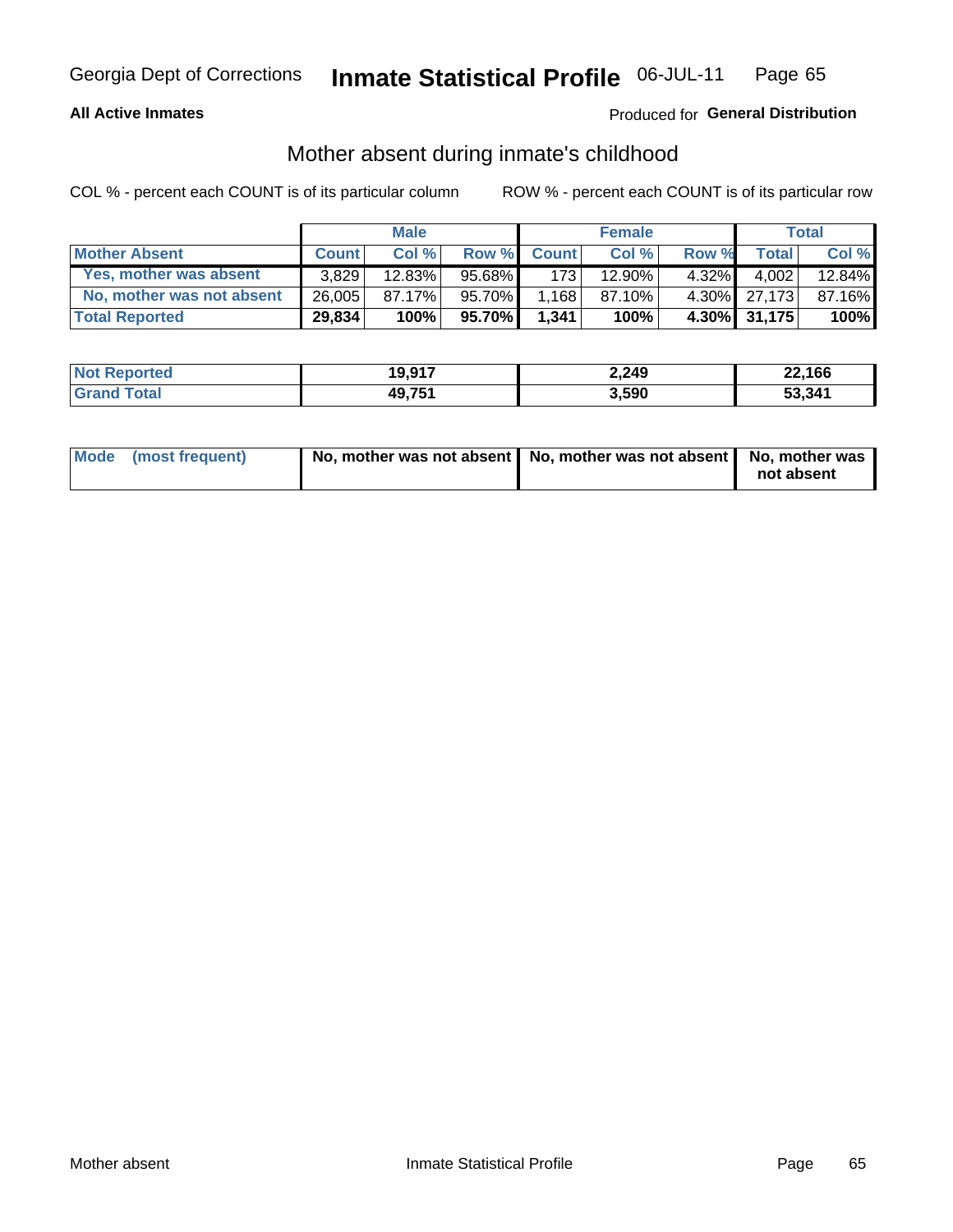Georgia Dept of Corrections **Inmate Statistical Profile** 06-JUL-11

**All Active Inmates**

Produced for **General Distribution**

## Mother absent during inmate's childhood

COL % - percent each COUNT is of its particular column

ROW % - percent each COUNT is of its particular row

| | Male | | | Female | | | Total | |
|---|---|---|---|---|---|---|---|---|
| **Mother Absent** | **Count** | **Col %** | **Row %** | **Count** | **Col %** | **Row %** | **Total** | **Col %** |
| **Yes, mother was absent** | 3,829 | 12.83% | 95.68% | 173 | 12.90% | 4.32% | 4,002 | 12.84% |
| **No, mother was not absent** | 26,005 | 87.17% | 95.70% | 1,168 | 87.10% | 4.30% | 27,173 | 87.16% |
| **Total Reported** | **29,834** | **100%** | **95.70%** | **1,341** | **100%** | **4.30%** | **31,175** | **100%** |

| | Male | Female | Total |
|---|---|---|---|
| **Not Reported** | **19,917** | **2,249** | **22,166** |
| **Grand Total** | **49,751** | **3,590** | **53,341** |

| | Male | Female | Total |
|---|---|---|---|
| **Mode (most frequent)** | **No, mother was not absent** | **No, mother was not absent** | **No, mother was not absent** |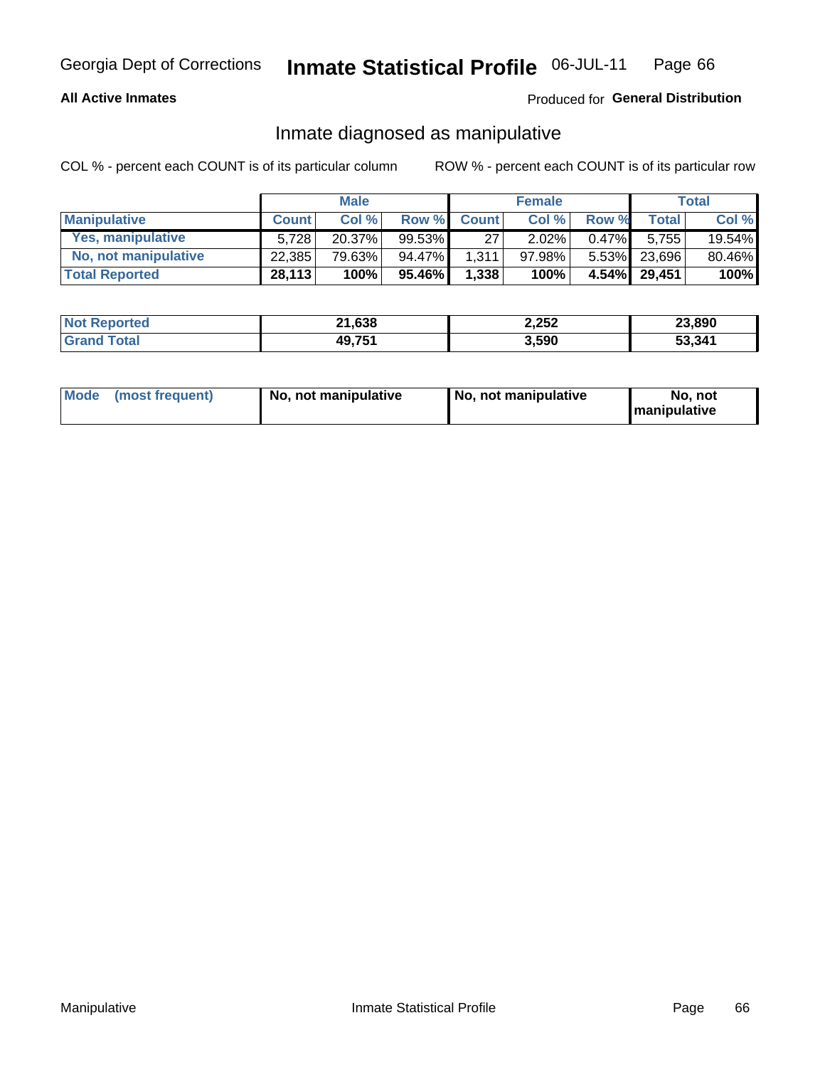Georgia Dept of Corrections **Inmate Statistical Profile** 06-JUL-11

**All Active Inmates**

Produced for **General Distribution**

## Inmate diagnosed as manipulative

COL % - percent each COUNT is of its particular column

ROW % - percent each COUNT is of its particular row

| | Male | | | Female | | | Total | |
|---|---|---|---|---|---|---|---|---|
| **Manipulative** | **Count** | **Col %** | **Row %** | **Count** | **Col %** | **Row %** | **Total** | **Col %** |
| **Yes, manipulative** | 5,728 | 20.37% | 99.53% | 27 | 2.02% | 0.47% | 5,755 | 19.54% |
| **No, not manipulative** | 22,385 | 79.63% | 94.47% | 1,311 | 97.98% | 5.53% | 23,696 | 80.46% |
| **Total Reported** | **28,113** | **100%** | **95.46%** | **1,338** | **100%** | **4.54%** | **29,451** | **100%** |

| | Male | Female | Total |
|---|---|---|---|
| **Not Reported** | **21,638** | **2,252** | **23,890** |
| **Grand Total** | **49,751** | **3,590** | **53,341** |

| | Male | Female | Total |
|---|---|---|---|
| **Mode (most frequent)** | **No, not manipulative** | **No, not manipulative** | **No, not manipulative** |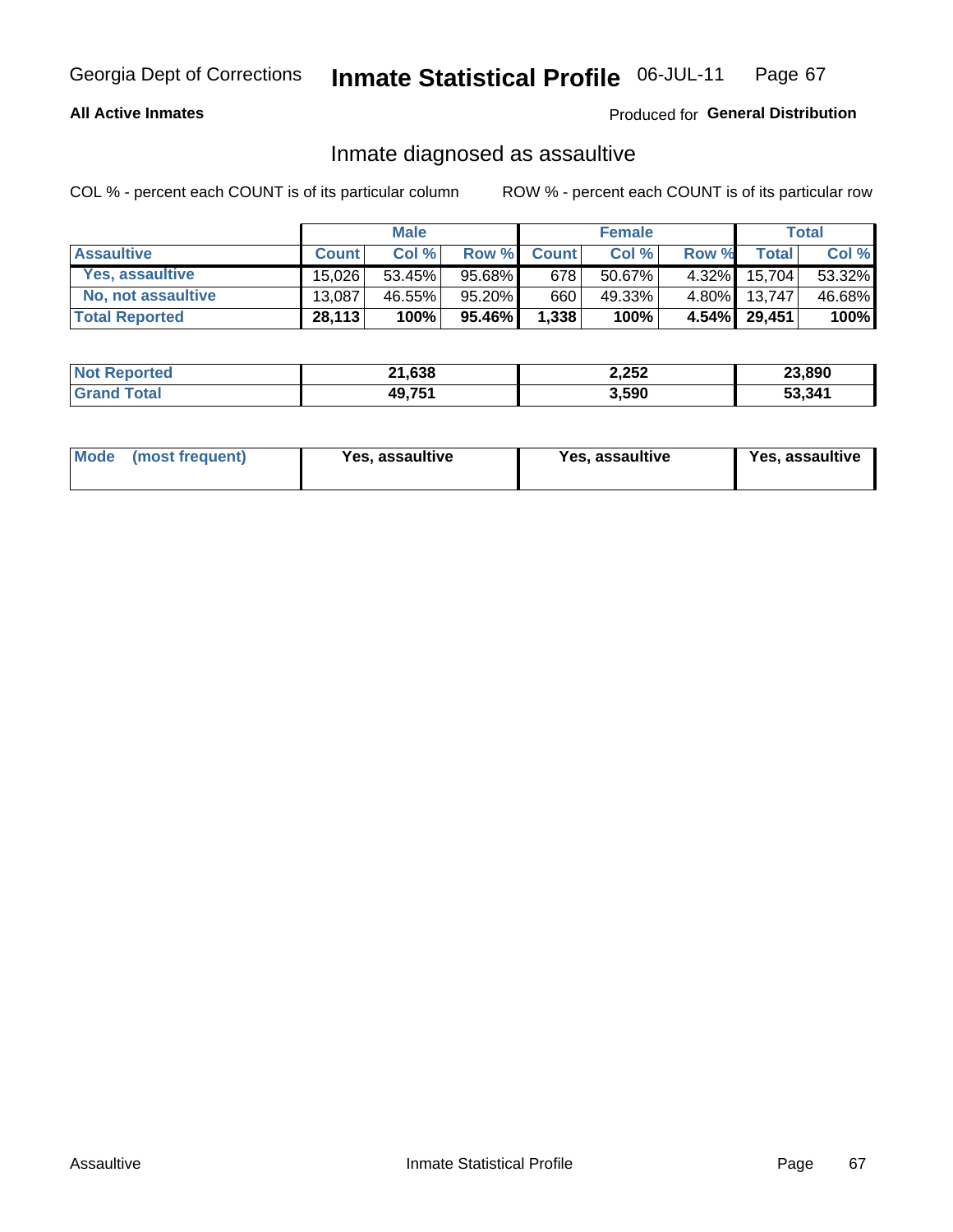Georgia Dept of Corrections **Inmate Statistical Profile** 06-JUL-11

**All Active Inmates**

Produced for **General Distribution**

## Inmate diagnosed as assaultive

COL % - percent each COUNT is of its particular column

ROW % - percent each COUNT is of its particular row

| | Male | | | Female | | | Total | |
|---|---|---|---|---|---|---|---|---|
| **Assaultive** | **Count** | **Col %** | **Row %** | **Count** | **Col %** | **Row %** | **Total** | **Col %** |
| Yes, assaultive | 15,026 | 53.45% | 95.68% | 678 | 50.67% | 4.32% | 15,704 | 53.32% |
| No, not assaultive | 13,087 | 46.55% | 95.20% | 660 | 49.33% | 4.80% | 13,747 | 46.68% |
| **Total Reported** | **28,113** | **100%** | **95.46%** | **1,338** | **100%** | **4.54%** | **29,451** | **100%** |

| | Male | Female | Total |
|---|---|---|---|
| **Not Reported** | **21,638** | **2,252** | **23,890** |
| **Grand Total** | **49,751** | **3,590** | **53,341** |

| | Male | Female | Total |
|---|---|---|---|
| **Mode (most frequent)** | **Yes, assaultive** | **Yes, assaultive** | **Yes, assaultive** |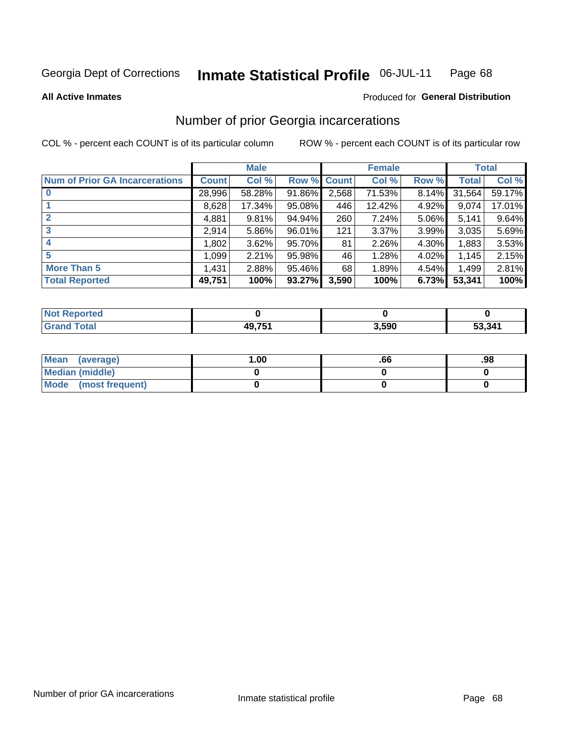Georgia Dept of Corrections **Inmate Statistical Profile** 06-JUL-11

**All Active Inmates**

Produced for **General Distribution**

## Number of prior Georgia incarcerations

COL % - percent each COUNT is of its particular column

ROW % - percent each COUNT is of its particular row

| | Male | | | Female | | | Total | |
|---|---|---|---|---|---|---|---|---|
| **Num of Prior GA Incarcerations** | **Count** | **Col %** | **Row %** | **Count** | **Col %** | **Row %** | **Total** | **Col %** |
| **0** | 28,996 | 58.28% | 91.86% | 2,568 | 71.53% | 8.14% | 31,564 | 59.17% |
| **1** | 8,628 | 17.34% | 95.08% | 446 | 12.42% | 4.92% | 9,074 | 17.01% |
| **2** | 4,881 | 9.81% | 94.94% | 260 | 7.24% | 5.06% | 5,141 | 9.64% |
| **3** | 2,914 | 5.86% | 96.01% | 121 | 3.37% | 3.99% | 3,035 | 5.69% |
| **4** | 1,802 | 3.62% | 95.70% | 81 | 2.26% | 4.30% | 1,883 | 3.53% |
| **5** | 1,099 | 2.21% | 95.98% | 46 | 1.28% | 4.02% | 1,145 | 2.15% |
| **More Than 5** | 1,431 | 2.88% | 95.46% | 68 | 1.89% | 4.54% | 1,499 | 2.81% |
| **Total Reported** | **49,751** | **100%** | **93.27%** | **3,590** | **100%** | **6.73%** | **53,341** | **100%** |

| | Male | Female | Total |
|---|---|---|---|
| **Not Reported** | **0** | **0** | **0** |
| **Grand Total** | **49,751** | **3,590** | **53,341** |

| | Male | Female | Total |
|---|---|---|---|
| **Mean (average)** | **1.00** | **.66** | **.98** |
| **Median (middle)** | **0** | **0** | **0** |
| **Mode (most frequent)** | **0** | **0** | **0** |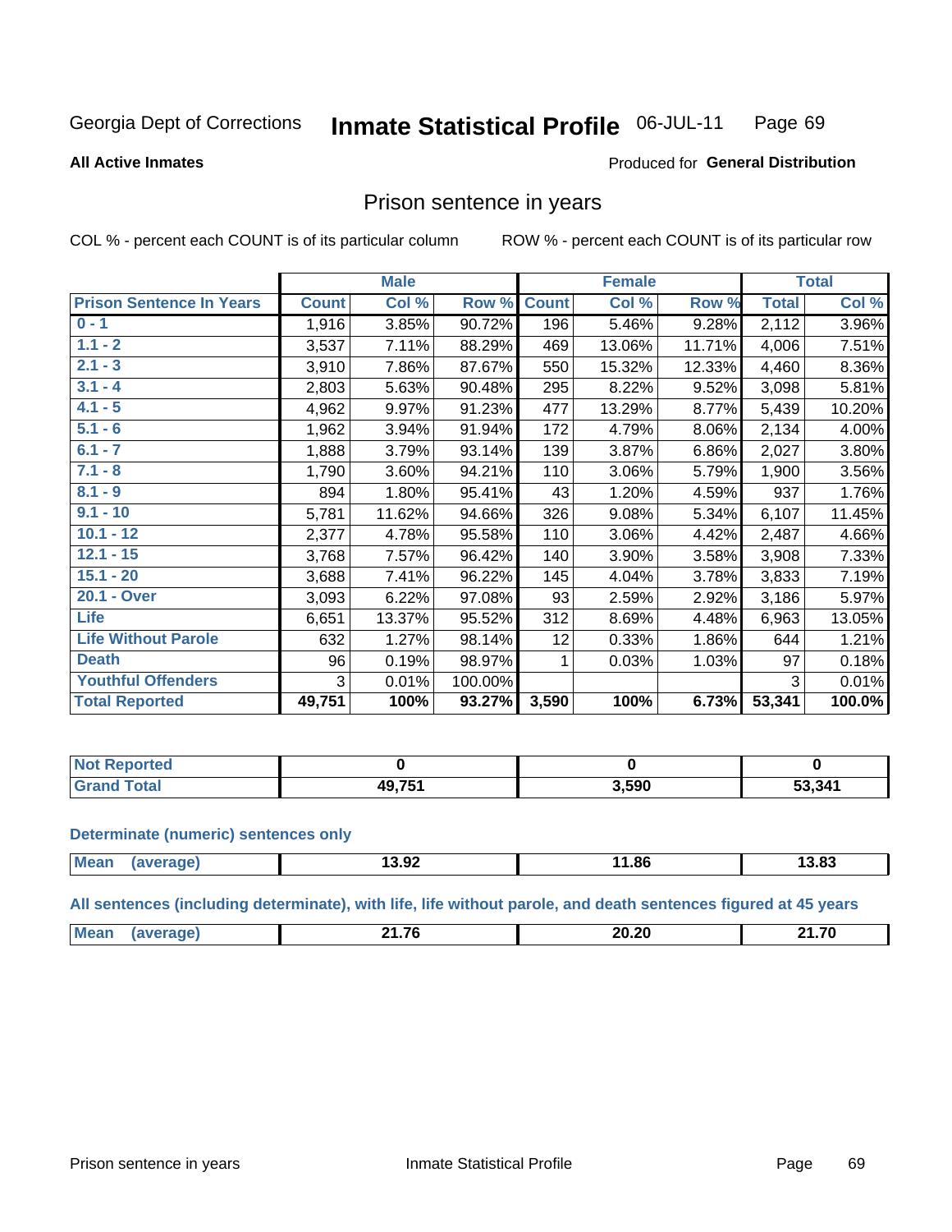Georgia Dept of Corrections **Inmate Statistical Profile** 06-JUL-11

**All Active Inmates**

Produced for **General Distribution**

## Prison sentence in years

COL % - percent each COUNT is of its particular column    ROW % - percent each COUNT is of its particular row

| | Male | | | Female | | | Total | |
|---|---|---|---|---|---|---|---|---|
| **Prison Sentence In Years** | **Count** | **Col %** | **Row %** | **Count** | **Col %** | **Row %** | **Total** | **Col %** |
| 0 - 1 | 1,916 | 3.85% | 90.72% | 196 | 5.46% | 9.28% | 2,112 | 3.96% |
| 1.1 - 2 | 3,537 | 7.11% | 88.29% | 469 | 13.06% | 11.71% | 4,006 | 7.51% |
| 2.1 - 3 | 3,910 | 7.86% | 87.67% | 550 | 15.32% | 12.33% | 4,460 | 8.36% |
| 3.1 - 4 | 2,803 | 5.63% | 90.48% | 295 | 8.22% | 9.52% | 3,098 | 5.81% |
| 4.1 - 5 | 4,962 | 9.97% | 91.23% | 477 | 13.29% | 8.77% | 5,439 | 10.20% |
| 5.1 - 6 | 1,962 | 3.94% | 91.94% | 172 | 4.79% | 8.06% | 2,134 | 4.00% |
| 6.1 - 7 | 1,888 | 3.79% | 93.14% | 139 | 3.87% | 6.86% | 2,027 | 3.80% |
| 7.1 - 8 | 1,790 | 3.60% | 94.21% | 110 | 3.06% | 5.79% | 1,900 | 3.56% |
| 8.1 - 9 | 894 | 1.80% | 95.41% | 43 | 1.20% | 4.59% | 937 | 1.76% |
| 9.1 - 10 | 5,781 | 11.62% | 94.66% | 326 | 9.08% | 5.34% | 6,107 | 11.45% |
| 10.1 - 12 | 2,377 | 4.78% | 95.58% | 110 | 3.06% | 4.42% | 2,487 | 4.66% |
| 12.1 - 15 | 3,768 | 7.57% | 96.42% | 140 | 3.90% | 3.58% | 3,908 | 7.33% |
| 15.1 - 20 | 3,688 | 7.41% | 96.22% | 145 | 4.04% | 3.78% | 3,833 | 7.19% |
| 20.1 - Over | 3,093 | 6.22% | 97.08% | 93 | 2.59% | 2.92% | 3,186 | 5.97% |
| Life | 6,651 | 13.37% | 95.52% | 312 | 8.69% | 4.48% | 6,963 | 13.05% |
| Life Without Parole | 632 | 1.27% | 98.14% | 12 | 0.33% | 1.86% | 644 | 1.21% |
| Death | 96 | 0.19% | 98.97% | 1 | 0.03% | 1.03% | 97 | 0.18% |
| Youthful Offenders | 3 | 0.01% | 100.00% | | | | 3 | 0.01% |
| **Total Reported** | **49,751** | **100%** | **93.27%** | **3,590** | **100%** | **6.73%** | **53,341** | **100.0%** |

| | Male | Female | Total |
|---|---|---|---|
| Not Reported | **0** | **0** | **0** |
| Grand Total | **49,751** | **3,590** | **53,341** |

**Determinate (numeric) sentences only**

| | Male | Female | Total |
|---|---|---|---|
| Mean (average) | **13.92** | **11.86** | **13.83** |

**All sentences (including determinate), with life, life without parole, and death sentences figured at 45 years**

| | Male | Female | Total |
|---|---|---|---|
| Mean (average) | **21.76** | **20.20** | **21.70** |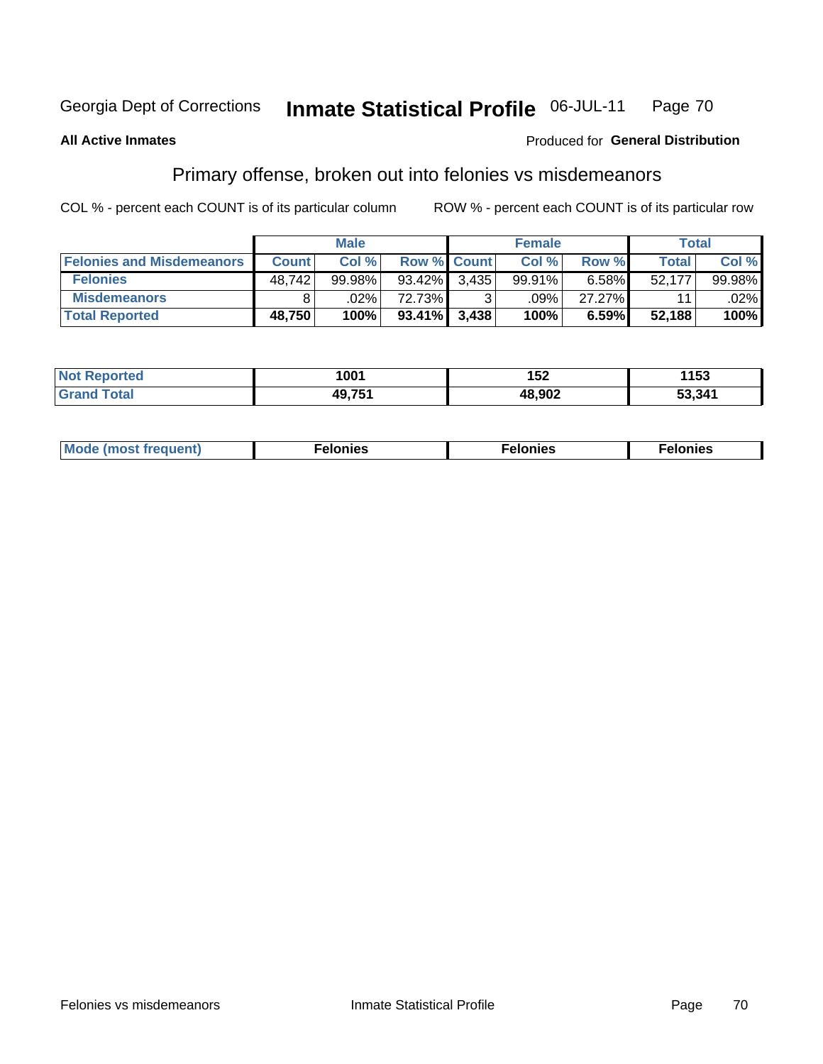Georgia Dept of Corrections **Inmate Statistical Profile** 06-JUL-11

**All Active Inmates**

Produced for **General Distribution**

## Primary offense, broken out into felonies vs misdemeanors

COL % - percent each COUNT is of its particular column

ROW % - percent each COUNT is of its particular row

| | Male | | | Female | | | Total | |
|---|---|---|---|---|---|---|---|---|
| **Felonies and Misdemeanors** | **Count** | **Col %** | **Row %** | **Count** | **Col %** | **Row %** | **Total** | **Col %** |
| **Felonies** | 48,742 | 99.98% | 93.42% | 3,435 | 99.91% | 6.58% | 52,177 | 99.98% |
| **Misdemeanors** | 8 | .02% | 72.73% | 3 | .09% | 27.27% | 11 | .02% |
| **Total Reported** | **48,750** | **100%** | **93.41%** | **3,438** | **100%** | **6.59%** | **52,188** | **100%** |

| | Male | Female | Total |
|---|---|---|---|
| **Not Reported** | **1001** | **152** | **1153** |
| **Grand Total** | **49,751** | **48,902** | **53,341** |

| | Male | Female | Total |
|---|---|---|---|
| **Mode (most frequent)** | **Felonies** | **Felonies** | **Felonies** |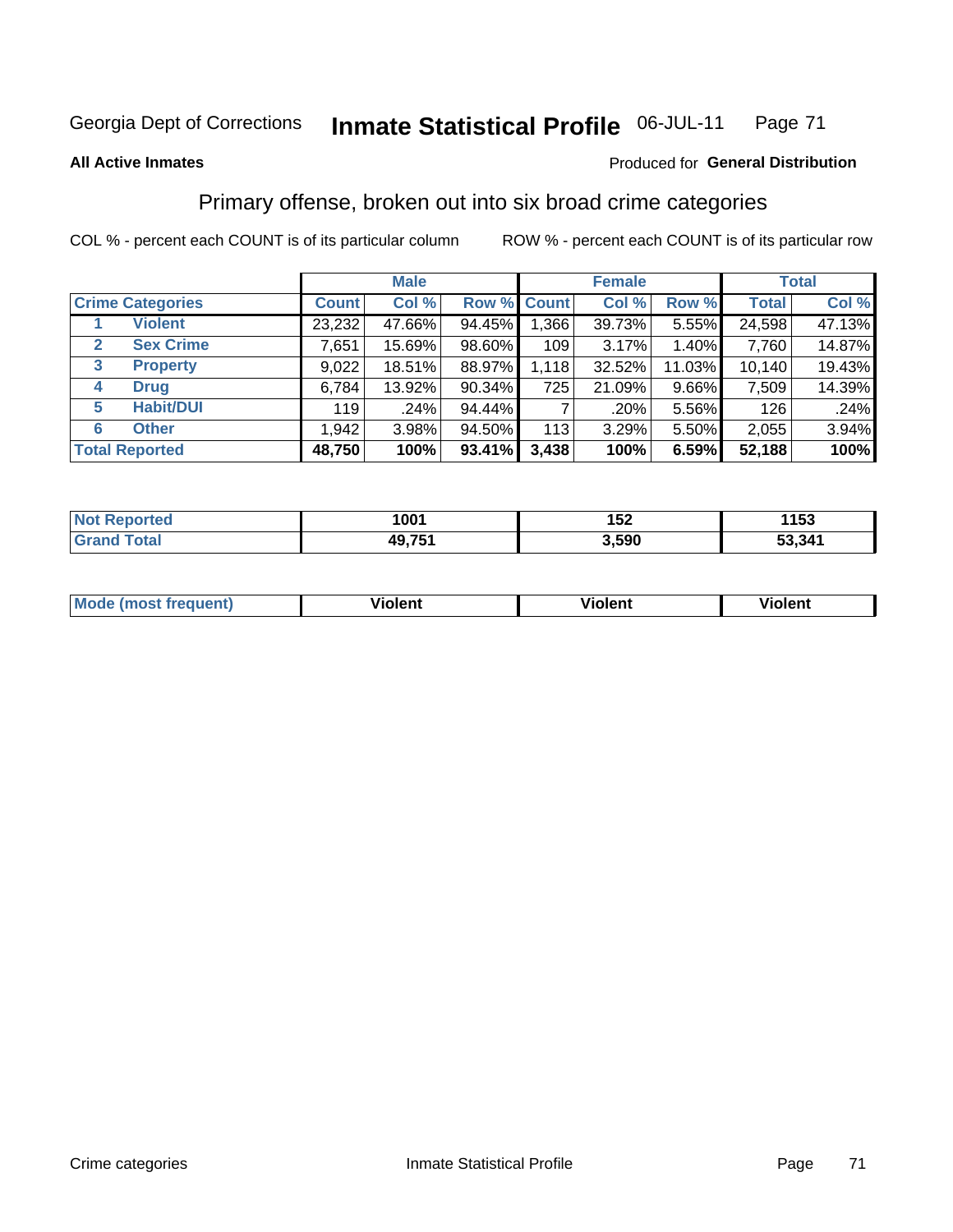Georgia Dept of Corrections **Inmate Statistical Profile** 06-JUL-11

**All Active Inmates**

Produced for **General Distribution**

## Primary offense, broken out into six broad crime categories

COL % - percent each COUNT is of its particular column    ROW % - percent each COUNT is of its particular row

| | | Male | | | Female | | | Total | |
|---|---|---|---|---|---|---|---|---|---|
| **Crime Categories** | | **Count** | **Col %** | **Row %** | **Count** | **Col %** | **Row %** | **Total** | **Col %** |
| 1 | **Violent** | 23,232 | 47.66% | 94.45% | 1,366 | 39.73% | 5.55% | 24,598 | 47.13% |
| 2 | **Sex Crime** | 7,651 | 15.69% | 98.60% | 109 | 3.17% | 1.40% | 7,760 | 14.87% |
| 3 | **Property** | 9,022 | 18.51% | 88.97% | 1,118 | 32.52% | 11.03% | 10,140 | 19.43% |
| 4 | **Drug** | 6,784 | 13.92% | 90.34% | 725 | 21.09% | 9.66% | 7,509 | 14.39% |
| 5 | **Habit/DUI** | 119 | .24% | 94.44% | 7 | .20% | 5.56% | 126 | .24% |
| 6 | **Other** | 1,942 | 3.98% | 94.50% | 113 | 3.29% | 5.50% | 2,055 | 3.94% |
| **Total Reported** | | **48,750** | **100%** | **93.41%** | **3,438** | **100%** | **6.59%** | **52,188** | **100%** |

| | Male | Female | Total |
|---|---|---|---|
| **Not Reported** | **1001** | **152** | **1153** |
| **Grand Total** | **49,751** | **3,590** | **53,341** |

| | Male | Female | Total |
|---|---|---|---|
| **Mode (most frequent)** | **Violent** | **Violent** | **Violent** |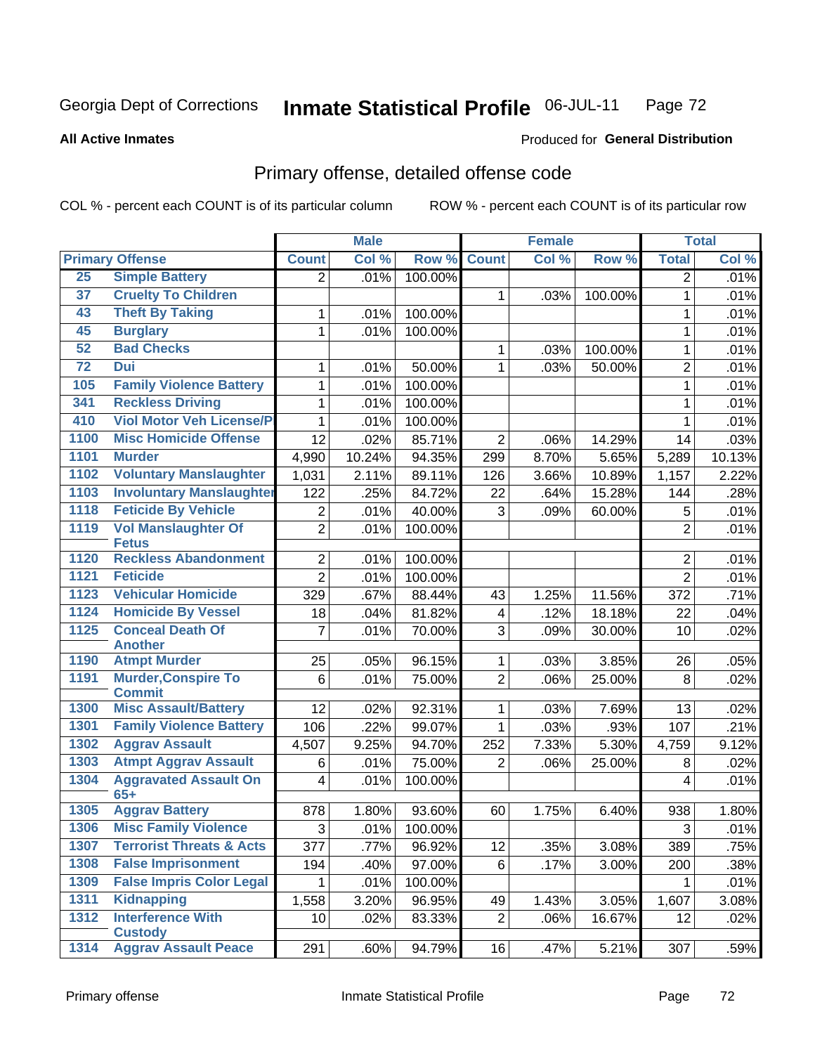Georgia Dept of Corrections **Inmate Statistical Profile** 06-JUL-11

**All Active Inmates**

Produced for **General Distribution**

## Primary offense, detailed offense code

COL % - percent each COUNT is of its particular column

ROW % - percent each COUNT is of its particular row

| Primary Offense | | Male | | | Female | | | Total | |
|---|---|---|---|---|---|---|---|---|---|
| | | Count | Col % | Row % | Count | Col % | Row % | Total | Col % |
| 25 | Simple Battery | 2 | .01% | 100.00% | | | | 2 | .01% |
| 37 | Cruelty To Children | | | | 1 | .03% | 100.00% | 1 | .01% |
| 43 | Theft By Taking | 1 | .01% | 100.00% | | | | 1 | .01% |
| 45 | Burglary | 1 | .01% | 100.00% | | | | 1 | .01% |
| 52 | Bad Checks | | | | 1 | .03% | 100.00% | 1 | .01% |
| 72 | Dui | 1 | .01% | 50.00% | 1 | .03% | 50.00% | 2 | .01% |
| 105 | Family Violence Battery | 1 | .01% | 100.00% | | | | 1 | .01% |
| 341 | Reckless Driving | 1 | .01% | 100.00% | | | | 1 | .01% |
| 410 | Viol Motor Veh License/P | 1 | .01% | 100.00% | | | | 1 | .01% |
| 1100 | Misc Homicide Offense | 12 | .02% | 85.71% | 2 | .06% | 14.29% | 14 | .03% |
| 1101 | Murder | 4,990 | 10.24% | 94.35% | 299 | 8.70% | 5.65% | 5,289 | 10.13% |
| 1102 | Voluntary Manslaughter | 1,031 | 2.11% | 89.11% | 126 | 3.66% | 10.89% | 1,157 | 2.22% |
| 1103 | Involuntary Manslaughter | 122 | .25% | 84.72% | 22 | .64% | 15.28% | 144 | .28% |
| 1118 | Feticide By Vehicle | 2 | .01% | 40.00% | 3 | .09% | 60.00% | 5 | .01% |
| 1119 | Vol Manslaughter Of Fetus | 2 | .01% | 100.00% | | | | 2 | .01% |
| 1120 | Reckless Abandonment | 2 | .01% | 100.00% | | | | 2 | .01% |
| 1121 | Feticide | 2 | .01% | 100.00% | | | | 2 | .01% |
| 1123 | Vehicular Homicide | 329 | .67% | 88.44% | 43 | 1.25% | 11.56% | 372 | .71% |
| 1124 | Homicide By Vessel | 18 | .04% | 81.82% | 4 | .12% | 18.18% | 22 | .04% |
| 1125 | Conceal Death Of Another | 7 | .01% | 70.00% | 3 | .09% | 30.00% | 10 | .02% |
| 1190 | Atmpt Murder | 25 | .05% | 96.15% | 1 | .03% | 3.85% | 26 | .05% |
| 1191 | Murder,Conspire To Commit | 6 | .01% | 75.00% | 2 | .06% | 25.00% | 8 | .02% |
| 1300 | Misc Assault/Battery | 12 | .02% | 92.31% | 1 | .03% | 7.69% | 13 | .02% |
| 1301 | Family Violence Battery | 106 | .22% | 99.07% | 1 | .03% | .93% | 107 | .21% |
| 1302 | Aggrav Assault | 4,507 | 9.25% | 94.70% | 252 | 7.33% | 5.30% | 4,759 | 9.12% |
| 1303 | Atmpt Aggrav Assault | 6 | .01% | 75.00% | 2 | .06% | 25.00% | 8 | .02% |
| 1304 | Aggravated Assault On 65+ | 4 | .01% | 100.00% | | | | 4 | .01% |
| 1305 | Aggrav Battery | 878 | 1.80% | 93.60% | 60 | 1.75% | 6.40% | 938 | 1.80% |
| 1306 | Misc Family Violence | 3 | .01% | 100.00% | | | | 3 | .01% |
| 1307 | Terrorist Threats & Acts | 377 | .77% | 96.92% | 12 | .35% | 3.08% | 389 | .75% |
| 1308 | False Imprisonment | 194 | .40% | 97.00% | 6 | .17% | 3.00% | 200 | .38% |
| 1309 | False Impris Color Legal | 1 | .01% | 100.00% | | | | 1 | .01% |
| 1311 | Kidnapping | 1,558 | 3.20% | 96.95% | 49 | 1.43% | 3.05% | 1,607 | 3.08% |
| 1312 | Interference With Custody | 10 | .02% | 83.33% | 2 | .06% | 16.67% | 12 | .02% |
| 1314 | Aggrav Assault Peace | 291 | .60% | 94.79% | 16 | .47% | 5.21% | 307 | .59% |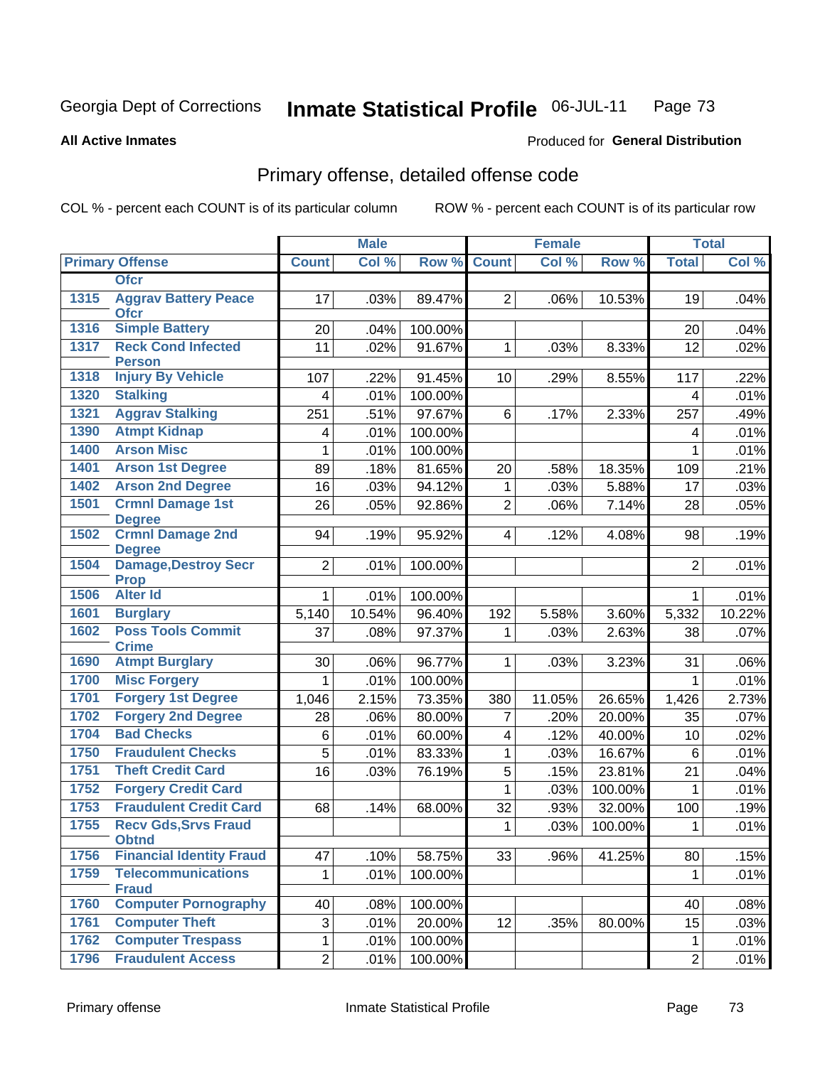Georgia Dept of Corrections **Inmate Statistical Profile** 06-JUL-11

**All Active Inmates**

Produced for **General Distribution**

## Primary offense, detailed offense code

COL % - percent each COUNT is of its particular column

ROW % - percent each COUNT is of its particular row

| Primary Offense | | Male | | | Female | | | Total | |
|---|---|---|---|---|---|---|---|---|---|
| | | Count | Col % | Row % | Count | Col % | Row % | Total | Col % |
| | Ofcr | | | | | | | | |
| 1315 | Aggrav Battery Peace Ofcr | 17 | .03% | 89.47% | 2 | .06% | 10.53% | 19 | .04% |
| 1316 | Simple Battery | 20 | .04% | 100.00% | | | | 20 | .04% |
| 1317 | Reck Cond Infected Person | 11 | .02% | 91.67% | 1 | .03% | 8.33% | 12 | .02% |
| 1318 | Injury By Vehicle | 107 | .22% | 91.45% | 10 | .29% | 8.55% | 117 | .22% |
| 1320 | Stalking | 4 | .01% | 100.00% | | | | 4 | .01% |
| 1321 | Aggrav Stalking | 251 | .51% | 97.67% | 6 | .17% | 2.33% | 257 | .49% |
| 1390 | Atmpt Kidnap | 4 | .01% | 100.00% | | | | 4 | .01% |
| 1400 | Arson Misc | 1 | .01% | 100.00% | | | | 1 | .01% |
| 1401 | Arson 1st Degree | 89 | .18% | 81.65% | 20 | .58% | 18.35% | 109 | .21% |
| 1402 | Arson 2nd Degree | 16 | .03% | 94.12% | 1 | .03% | 5.88% | 17 | .03% |
| 1501 | Crmnl Damage 1st Degree | 26 | .05% | 92.86% | 2 | .06% | 7.14% | 28 | .05% |
| 1502 | Crmnl Damage 2nd Degree | 94 | .19% | 95.92% | 4 | .12% | 4.08% | 98 | .19% |
| 1504 | Damage,Destroy Secr Prop | 2 | .01% | 100.00% | | | | 2 | .01% |
| 1506 | Alter Id | 1 | .01% | 100.00% | | | | 1 | .01% |
| 1601 | Burglary | 5,140 | 10.54% | 96.40% | 192 | 5.58% | 3.60% | 5,332 | 10.22% |
| 1602 | Poss Tools Commit Crime | 37 | .08% | 97.37% | 1 | .03% | 2.63% | 38 | .07% |
| 1690 | Atmpt Burglary | 30 | .06% | 96.77% | 1 | .03% | 3.23% | 31 | .06% |
| 1700 | Misc Forgery | 1 | .01% | 100.00% | | | | 1 | .01% |
| 1701 | Forgery 1st Degree | 1,046 | 2.15% | 73.35% | 380 | 11.05% | 26.65% | 1,426 | 2.73% |
| 1702 | Forgery 2nd Degree | 28 | .06% | 80.00% | 7 | .20% | 20.00% | 35 | .07% |
| 1704 | Bad Checks | 6 | .01% | 60.00% | 4 | .12% | 40.00% | 10 | .02% |
| 1750 | Fraudulent Checks | 5 | .01% | 83.33% | 1 | .03% | 16.67% | 6 | .01% |
| 1751 | Theft Credit Card | 16 | .03% | 76.19% | 5 | .15% | 23.81% | 21 | .04% |
| 1752 | Forgery Credit Card | | | | 1 | .03% | 100.00% | 1 | .01% |
| 1753 | Fraudulent Credit Card | 68 | .14% | 68.00% | 32 | .93% | 32.00% | 100 | .19% |
| 1755 | Recv Gds,Srvs Fraud Obtnd | | | | 1 | .03% | 100.00% | 1 | .01% |
| 1756 | Financial Identity Fraud | 47 | .10% | 58.75% | 33 | .96% | 41.25% | 80 | .15% |
| 1759 | Telecommunications Fraud | 1 | .01% | 100.00% | | | | 1 | .01% |
| 1760 | Computer Pornography | 40 | .08% | 100.00% | | | | 40 | .08% |
| 1761 | Computer Theft | 3 | .01% | 20.00% | 12 | .35% | 80.00% | 15 | .03% |
| 1762 | Computer Trespass | 1 | .01% | 100.00% | | | | 1 | .01% |
| 1796 | Fraudulent Access | 2 | .01% | 100.00% | | | | 2 | .01% |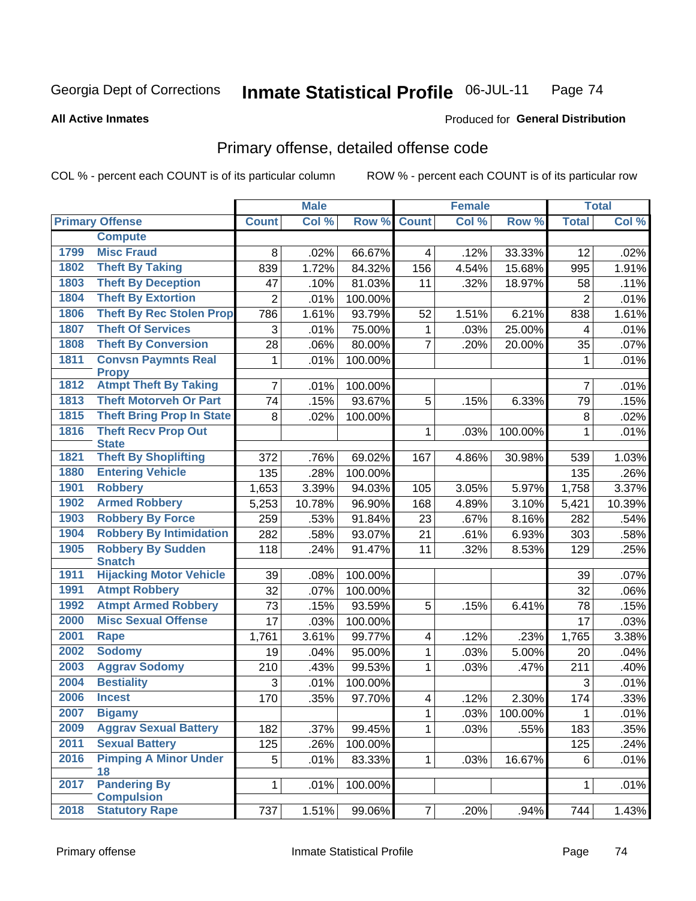Georgia Dept of Corrections **Inmate Statistical Profile** 06-JUL-11

**All Active Inmates**

Produced for **General Distribution**

## Primary offense, detailed offense code

COL % - percent each COUNT is of its particular column     ROW % - percent each COUNT is of its particular row

| Primary Offense | | Male | | | Female | | | Total | |
|---|---|---|---|---|---|---|---|---|---|
| | | Count | Col % | Row % | Count | Col % | Row % | Total | Col % |
| | Compute | | | | | | | | |
| 1799 | Misc Fraud | 8 | .02% | 66.67% | 4 | .12% | 33.33% | 12 | .02% |
| 1802 | Theft By Taking | 839 | 1.72% | 84.32% | 156 | 4.54% | 15.68% | 995 | 1.91% |
| 1803 | Theft By Deception | 47 | .10% | 81.03% | 11 | .32% | 18.97% | 58 | .11% |
| 1804 | Theft By Extortion | 2 | .01% | 100.00% | | | | 2 | .01% |
| 1806 | Theft By Rec Stolen Prop | 786 | 1.61% | 93.79% | 52 | 1.51% | 6.21% | 838 | 1.61% |
| 1807 | Theft Of Services | 3 | .01% | 75.00% | 1 | .03% | 25.00% | 4 | .01% |
| 1808 | Theft By Conversion | 28 | .06% | 80.00% | 7 | .20% | 20.00% | 35 | .07% |
| 1811 | Convsn Paymnts Real Propy | 1 | .01% | 100.00% | | | | 1 | .01% |
| 1812 | Atmpt Theft By Taking | 7 | .01% | 100.00% | | | | 7 | .01% |
| 1813 | Theft Motorveh Or Part | 74 | .15% | 93.67% | 5 | .15% | 6.33% | 79 | .15% |
| 1815 | Theft Bring Prop In State | 8 | .02% | 100.00% | | | | 8 | .02% |
| 1816 | Theft Recv Prop Out State | | | | 1 | .03% | 100.00% | 1 | .01% |
| 1821 | Theft By Shoplifting | 372 | .76% | 69.02% | 167 | 4.86% | 30.98% | 539 | 1.03% |
| 1880 | Entering Vehicle | 135 | .28% | 100.00% | | | | 135 | .26% |
| 1901 | Robbery | 1,653 | 3.39% | 94.03% | 105 | 3.05% | 5.97% | 1,758 | 3.37% |
| 1902 | Armed Robbery | 5,253 | 10.78% | 96.90% | 168 | 4.89% | 3.10% | 5,421 | 10.39% |
| 1903 | Robbery By Force | 259 | .53% | 91.84% | 23 | .67% | 8.16% | 282 | .54% |
| 1904 | Robbery By Intimidation | 282 | .58% | 93.07% | 21 | .61% | 6.93% | 303 | .58% |
| 1905 | Robbery By Sudden Snatch | 118 | .24% | 91.47% | 11 | .32% | 8.53% | 129 | .25% |
| 1911 | Hijacking Motor Vehicle | 39 | .08% | 100.00% | | | | 39 | .07% |
| 1991 | Atmpt Robbery | 32 | .07% | 100.00% | | | | 32 | .06% |
| 1992 | Atmpt Armed Robbery | 73 | .15% | 93.59% | 5 | .15% | 6.41% | 78 | .15% |
| 2000 | Misc Sexual Offense | 17 | .03% | 100.00% | | | | 17 | .03% |
| 2001 | Rape | 1,761 | 3.61% | 99.77% | 4 | .12% | .23% | 1,765 | 3.38% |
| 2002 | Sodomy | 19 | .04% | 95.00% | 1 | .03% | 5.00% | 20 | .04% |
| 2003 | Aggrav Sodomy | 210 | .43% | 99.53% | 1 | .03% | .47% | 211 | .40% |
| 2004 | Bestiality | 3 | .01% | 100.00% | | | | 3 | .01% |
| 2006 | Incest | 170 | .35% | 97.70% | 4 | .12% | 2.30% | 174 | .33% |
| 2007 | Bigamy | | | | 1 | .03% | 100.00% | 1 | .01% |
| 2009 | Aggrav Sexual Battery | 182 | .37% | 99.45% | 1 | .03% | .55% | 183 | .35% |
| 2011 | Sexual Battery | 125 | .26% | 100.00% | | | | 125 | .24% |
| 2016 | Pimping A Minor Under 18 | 5 | .01% | 83.33% | 1 | .03% | 16.67% | 6 | .01% |
| 2017 | Pandering By Compulsion | 1 | .01% | 100.00% | | | | 1 | .01% |
| 2018 | Statutory Rape | 737 | 1.51% | 99.06% | 7 | .20% | .94% | 744 | 1.43% |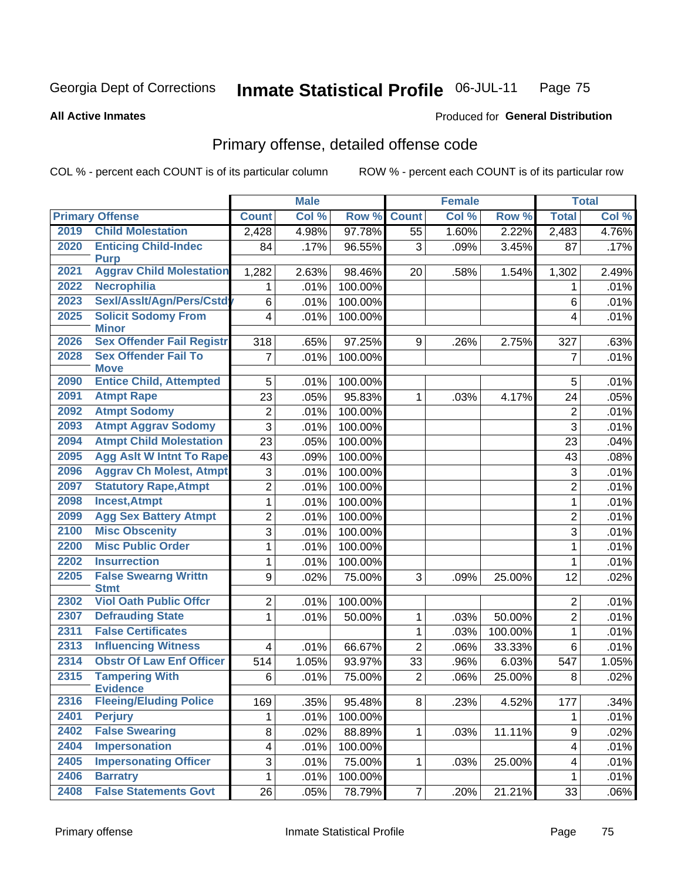Georgia Dept of Corrections **Inmate Statistical Profile** 06-JUL-11

**All Active Inmates**

Produced for **General Distribution**

## Primary offense, detailed offense code

COL % - percent each COUNT is of its particular column ROW % - percent each COUNT is of its particular row

| Primary Offense | | Male | | | Female | | | Total | |
|---|---|---|---|---|---|---|---|---|---|
| | | Count | Col % | Row % | Count | Col % | Row % | Total | Col % |
| 2019 | Child Molestation | 2,428 | 4.98% | 97.78% | 55 | 1.60% | 2.22% | 2,483 | 4.76% |
| 2020 | Enticing Child-Indec Purp | 84 | .17% | 96.55% | 3 | .09% | 3.45% | 87 | .17% |
| 2021 | Aggrav Child Molestation | 1,282 | 2.63% | 98.46% | 20 | .58% | 1.54% | 1,302 | 2.49% |
| 2022 | Necrophilia | 1 | .01% | 100.00% | | | | 1 | .01% |
| 2023 | Sexl/Asslt/Agn/Pers/Cstdy | 6 | .01% | 100.00% | | | | 6 | .01% |
| 2025 | Solicit Sodomy From Minor | 4 | .01% | 100.00% | | | | 4 | .01% |
| 2026 | Sex Offender Fail Registr | 318 | .65% | 97.25% | 9 | .26% | 2.75% | 327 | .63% |
| 2028 | Sex Offender Fail To Move | 7 | .01% | 100.00% | | | | 7 | .01% |
| 2090 | Entice Child, Attempted | 5 | .01% | 100.00% | | | | 5 | .01% |
| 2091 | Atmpt Rape | 23 | .05% | 95.83% | 1 | .03% | 4.17% | 24 | .05% |
| 2092 | Atmpt Sodomy | 2 | .01% | 100.00% | | | | 2 | .01% |
| 2093 | Atmpt Aggrav Sodomy | 3 | .01% | 100.00% | | | | 3 | .01% |
| 2094 | Atmpt Child Molestation | 23 | .05% | 100.00% | | | | 23 | .04% |
| 2095 | Agg Aslt W Intnt To Rape | 43 | .09% | 100.00% | | | | 43 | .08% |
| 2096 | Aggrav Ch Molest, Atmpt | 3 | .01% | 100.00% | | | | 3 | .01% |
| 2097 | Statutory Rape,Atmpt | 2 | .01% | 100.00% | | | | 2 | .01% |
| 2098 | Incest,Atmpt | 1 | .01% | 100.00% | | | | 1 | .01% |
| 2099 | Agg Sex Battery Atmpt | 2 | .01% | 100.00% | | | | 2 | .01% |
| 2100 | Misc Obscenity | 3 | .01% | 100.00% | | | | 3 | .01% |
| 2200 | Misc Public Order | 1 | .01% | 100.00% | | | | 1 | .01% |
| 2202 | Insurrection | 1 | .01% | 100.00% | | | | 1 | .01% |
| 2205 | False Swearng Writtn Stmt | 9 | .02% | 75.00% | 3 | .09% | 25.00% | 12 | .02% |
| 2302 | Viol Oath Public Offcr | 2 | .01% | 100.00% | | | | 2 | .01% |
| 2307 | Defrauding State | 1 | .01% | 50.00% | 1 | .03% | 50.00% | 2 | .01% |
| 2311 | False Certificates | | | | 1 | .03% | 100.00% | 1 | .01% |
| 2313 | Influencing Witness | 4 | .01% | 66.67% | 2 | .06% | 33.33% | 6 | .01% |
| 2314 | Obstr Of Law Enf Officer | 514 | 1.05% | 93.97% | 33 | .96% | 6.03% | 547 | 1.05% |
| 2315 | Tampering With Evidence | 6 | .01% | 75.00% | 2 | .06% | 25.00% | 8 | .02% |
| 2316 | Fleeing/Eluding Police | 169 | .35% | 95.48% | 8 | .23% | 4.52% | 177 | .34% |
| 2401 | Perjury | 1 | .01% | 100.00% | | | | 1 | .01% |
| 2402 | False Swearing | 8 | .02% | 88.89% | 1 | .03% | 11.11% | 9 | .02% |
| 2404 | Impersonation | 4 | .01% | 100.00% | | | | 4 | .01% |
| 2405 | Impersonating Officer | 3 | .01% | 75.00% | 1 | .03% | 25.00% | 4 | .01% |
| 2406 | Barratry | 1 | .01% | 100.00% | | | | 1 | .01% |
| 2408 | False Statements Govt | 26 | .05% | 78.79% | 7 | .20% | 21.21% | 33 | .06% |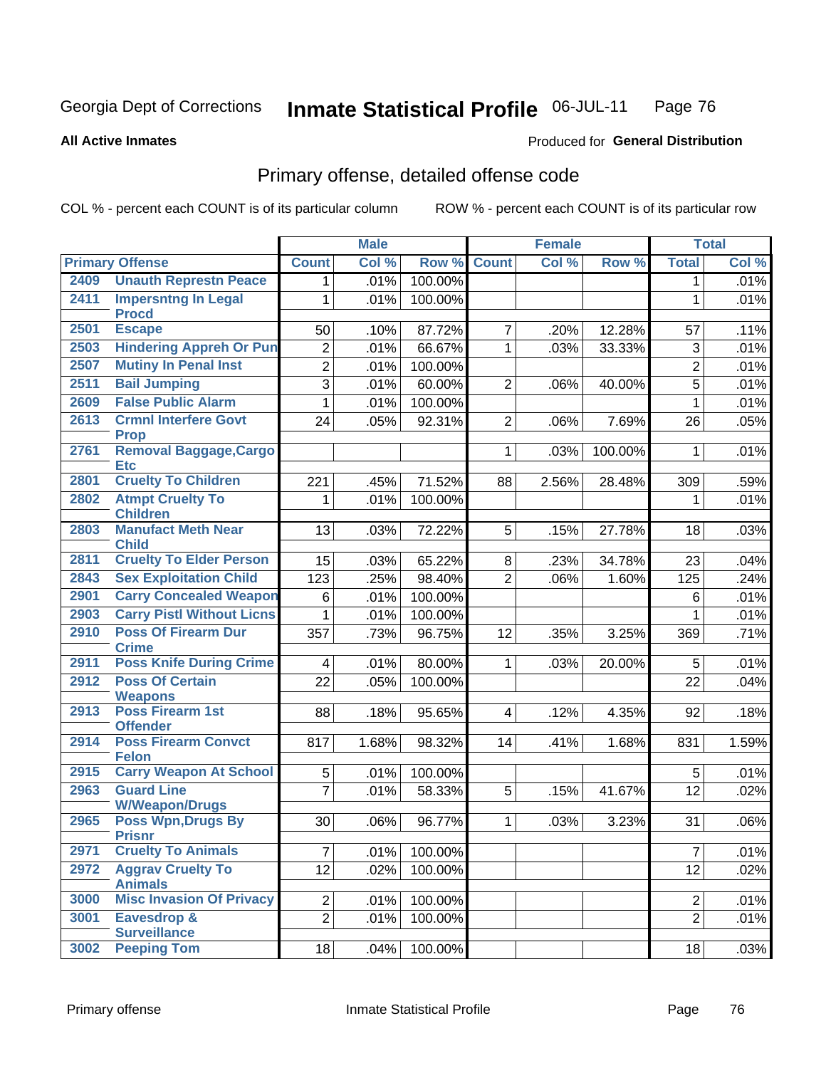Georgia Dept of Corrections **Inmate Statistical Profile** 06-JUL-11

**All Active Inmates**

Produced for **General Distribution**

## Primary offense, detailed offense code

COL % - percent each COUNT is of its particular column ROW % - percent each COUNT is of its particular row

| Primary Offense | | Male | | | Female | | | Total | |
|---|---|---|---|---|---|---|---|---|---|
| | | Count | Col % | Row % | Count | Col % | Row % | Total | Col % |
| 2409 | Unauth Represtn Peace | 1 | .01% | 100.00% | | | | 1 | .01% |
| 2411 | Impersntng In Legal Procd | 1 | .01% | 100.00% | | | | 1 | .01% |
| 2501 | Escape | 50 | .10% | 87.72% | 7 | .20% | 12.28% | 57 | .11% |
| 2503 | Hindering Appreh Or Pun | 2 | .01% | 66.67% | 1 | .03% | 33.33% | 3 | .01% |
| 2507 | Mutiny In Penal Inst | 2 | .01% | 100.00% | | | | 2 | .01% |
| 2511 | Bail Jumping | 3 | .01% | 60.00% | 2 | .06% | 40.00% | 5 | .01% |
| 2609 | False Public Alarm | 1 | .01% | 100.00% | | | | 1 | .01% |
| 2613 | Crmnl Interfere Govt Prop | 24 | .05% | 92.31% | 2 | .06% | 7.69% | 26 | .05% |
| 2761 | Removal Baggage,Cargo Etc | | | | 1 | .03% | 100.00% | 1 | .01% |
| 2801 | Cruelty To Children | 221 | .45% | 71.52% | 88 | 2.56% | 28.48% | 309 | .59% |
| 2802 | Atmpt Cruelty To Children | 1 | .01% | 100.00% | | | | 1 | .01% |
| 2803 | Manufact Meth Near Child | 13 | .03% | 72.22% | 5 | .15% | 27.78% | 18 | .03% |
| 2811 | Cruelty To Elder Person | 15 | .03% | 65.22% | 8 | .23% | 34.78% | 23 | .04% |
| 2843 | Sex Exploitation Child | 123 | .25% | 98.40% | 2 | .06% | 1.60% | 125 | .24% |
| 2901 | Carry Concealed Weapon | 6 | .01% | 100.00% | | | | 6 | .01% |
| 2903 | Carry Pistl Without Licns | 1 | .01% | 100.00% | | | | 1 | .01% |
| 2910 | Poss Of Firearm Dur Crime | 357 | .73% | 96.75% | 12 | .35% | 3.25% | 369 | .71% |
| 2911 | Poss Knife During Crime | 4 | .01% | 80.00% | 1 | .03% | 20.00% | 5 | .01% |
| 2912 | Poss Of Certain Weapons | 22 | .05% | 100.00% | | | | 22 | .04% |
| 2913 | Poss Firearm 1st Offender | 88 | .18% | 95.65% | 4 | .12% | 4.35% | 92 | .18% |
| 2914 | Poss Firearm Convct Felon | 817 | 1.68% | 98.32% | 14 | .41% | 1.68% | 831 | 1.59% |
| 2915 | Carry Weapon At School | 5 | .01% | 100.00% | | | | 5 | .01% |
| 2963 | Guard Line W/Weapon/Drugs | 7 | .01% | 58.33% | 5 | .15% | 41.67% | 12 | .02% |
| 2965 | Poss Wpn,Drugs By Prisnr | 30 | .06% | 96.77% | 1 | .03% | 3.23% | 31 | .06% |
| 2971 | Cruelty To Animals | 7 | .01% | 100.00% | | | | 7 | .01% |
| 2972 | Aggrav Cruelty To Animals | 12 | .02% | 100.00% | | | | 12 | .02% |
| 3000 | Misc Invasion Of Privacy | 2 | .01% | 100.00% | | | | 2 | .01% |
| 3001 | Eavesdrop & Surveillance | 2 | .01% | 100.00% | | | | 2 | .01% |
| 3002 | Peeping Tom | 18 | .04% | 100.00% | | | | 18 | .03% |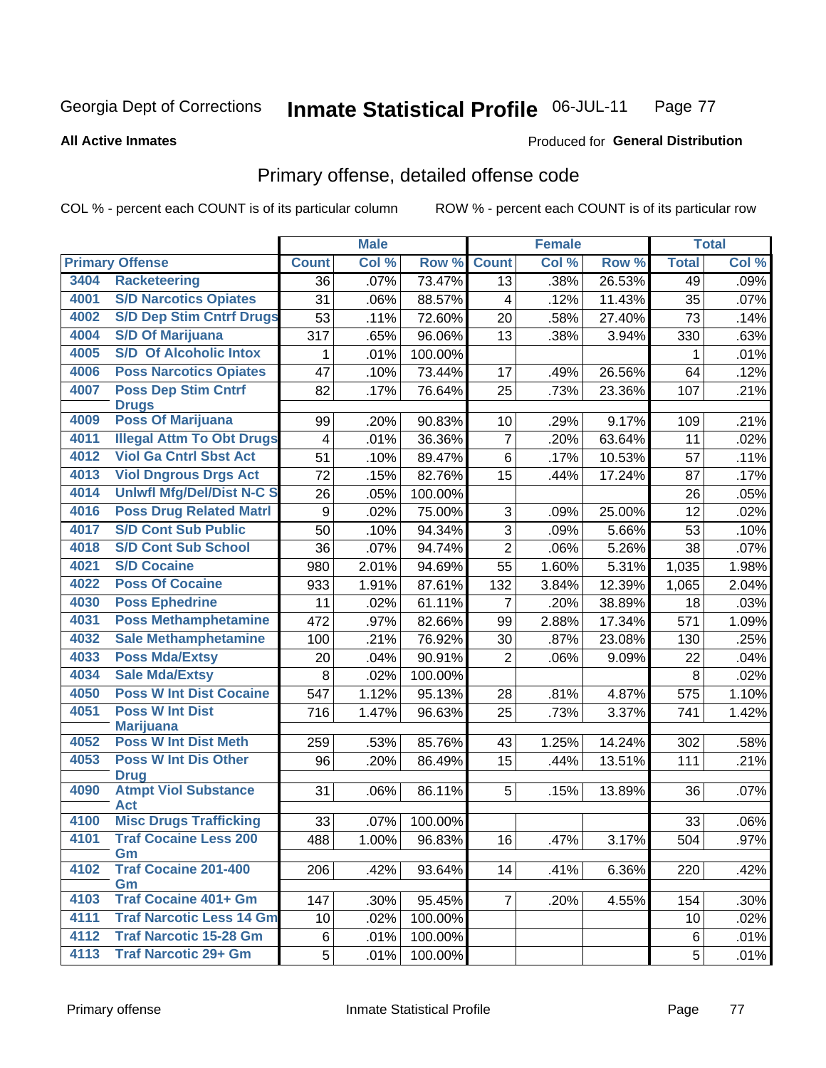Georgia Dept of Corrections **Inmate Statistical Profile** 06-JUL-11

**All Active Inmates**

Produced for **General Distribution**

## Primary offense, detailed offense code

COL % - percent each COUNT is of its particular column ROW % - percent each COUNT is of its particular row

| Primary Offense | | Male | | | Female | | | Total | |
|---|---|---|---|---|---|---|---|---|---|
| | | Count | Col % | Row % | Count | Col % | Row % | Total | Col % |
| 3404 | Racketeering | 36 | .07% | 73.47% | 13 | .38% | 26.53% | 49 | .09% |
| 4001 | S/D Narcotics Opiates | 31 | .06% | 88.57% | 4 | .12% | 11.43% | 35 | .07% |
| 4002 | S/D Dep Stim Cntrf Drugs | 53 | .11% | 72.60% | 20 | .58% | 27.40% | 73 | .14% |
| 4004 | S/D Of Marijuana | 317 | .65% | 96.06% | 13 | .38% | 3.94% | 330 | .63% |
| 4005 | S/D Of Alcoholic Intox | 1 | .01% | 100.00% | | | | 1 | .01% |
| 4006 | Poss Narcotics Opiates | 47 | .10% | 73.44% | 17 | .49% | 26.56% | 64 | .12% |
| 4007 | Poss Dep Stim Cntrf Drugs | 82 | .17% | 76.64% | 25 | .73% | 23.36% | 107 | .21% |
| 4009 | Poss Of Marijuana | 99 | .20% | 90.83% | 10 | .29% | 9.17% | 109 | .21% |
| 4011 | Illegal Attm To Obt Drugs | 4 | .01% | 36.36% | 7 | .20% | 63.64% | 11 | .02% |
| 4012 | Viol Ga Cntrl Sbst Act | 51 | .10% | 89.47% | 6 | .17% | 10.53% | 57 | .11% |
| 4013 | Viol Dngrous Drgs Act | 72 | .15% | 82.76% | 15 | .44% | 17.24% | 87 | .17% |
| 4014 | Unlwfl Mfg/Del/Dist N-C S | 26 | .05% | 100.00% | | | | 26 | .05% |
| 4016 | Poss Drug Related Matrl | 9 | .02% | 75.00% | 3 | .09% | 25.00% | 12 | .02% |
| 4017 | S/D Cont Sub Public | 50 | .10% | 94.34% | 3 | .09% | 5.66% | 53 | .10% |
| 4018 | S/D Cont Sub School | 36 | .07% | 94.74% | 2 | .06% | 5.26% | 38 | .07% |
| 4021 | S/D Cocaine | 980 | 2.01% | 94.69% | 55 | 1.60% | 5.31% | 1,035 | 1.98% |
| 4022 | Poss Of Cocaine | 933 | 1.91% | 87.61% | 132 | 3.84% | 12.39% | 1,065 | 2.04% |
| 4030 | Poss Ephedrine | 11 | .02% | 61.11% | 7 | .20% | 38.89% | 18 | .03% |
| 4031 | Poss Methamphetamine | 472 | .97% | 82.66% | 99 | 2.88% | 17.34% | 571 | 1.09% |
| 4032 | Sale Methamphetamine | 100 | .21% | 76.92% | 30 | .87% | 23.08% | 130 | .25% |
| 4033 | Poss Mda/Extsy | 20 | .04% | 90.91% | 2 | .06% | 9.09% | 22 | .04% |
| 4034 | Sale Mda/Extsy | 8 | .02% | 100.00% | | | | 8 | .02% |
| 4050 | Poss W Int Dist Cocaine | 547 | 1.12% | 95.13% | 28 | .81% | 4.87% | 575 | 1.10% |
| 4051 | Poss W Int Dist Marijuana | 716 | 1.47% | 96.63% | 25 | .73% | 3.37% | 741 | 1.42% |
| 4052 | Poss W Int Dist Meth | 259 | .53% | 85.76% | 43 | 1.25% | 14.24% | 302 | .58% |
| 4053 | Poss W Int Dis Other Drug | 96 | .20% | 86.49% | 15 | .44% | 13.51% | 111 | .21% |
| 4090 | Atmpt Viol Substance Act | 31 | .06% | 86.11% | 5 | .15% | 13.89% | 36 | .07% |
| 4100 | Misc Drugs Trafficking | 33 | .07% | 100.00% | | | | 33 | .06% |
| 4101 | Traf Cocaine Less 200 Gm | 488 | 1.00% | 96.83% | 16 | .47% | 3.17% | 504 | .97% |
| 4102 | Traf Cocaine 201-400 Gm | 206 | .42% | 93.64% | 14 | .41% | 6.36% | 220 | .42% |
| 4103 | Traf Cocaine 401+ Gm | 147 | .30% | 95.45% | 7 | .20% | 4.55% | 154 | .30% |
| 4111 | Traf Narcotic Less 14 Gm | 10 | .02% | 100.00% | | | | 10 | .02% |
| 4112 | Traf Narcotic 15-28 Gm | 6 | .01% | 100.00% | | | | 6 | .01% |
| 4113 | Traf Narcotic 29+ Gm | 5 | .01% | 100.00% | | | | 5 | .01% |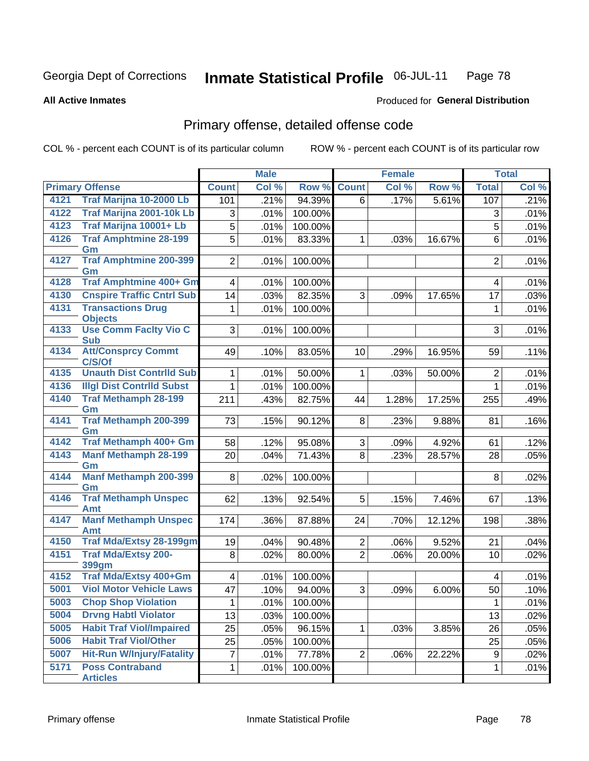Georgia Dept of Corrections **Inmate Statistical Profile** 06-JUL-11

**All Active Inmates**

Produced for **General Distribution**

## Primary offense, detailed offense code

COL % - percent each COUNT is of its particular column ROW % - percent each COUNT is of its particular row

| Primary Offense | | Male | | | Female | | | Total | |
|---|---|---|---|---|---|---|---|---|---|
| | | Count | Col % | Row % | Count | Col % | Row % | Total | Col % |
| 4121 | Traf Marijna 10-2000 Lb | 101 | .21% | 94.39% | 6 | .17% | 5.61% | 107 | .21% |
| 4122 | Traf Marijna 2001-10k Lb | 3 | .01% | 100.00% | | | | 3 | .01% |
| 4123 | Traf Marijna 10001+ Lb | 5 | .01% | 100.00% | | | | 5 | .01% |
| 4126 | Traf Amphtmine 28-199 Gm | 5 | .01% | 83.33% | 1 | .03% | 16.67% | 6 | .01% |
| 4127 | Traf Amphtmine 200-399 Gm | 2 | .01% | 100.00% | | | | 2 | .01% |
| 4128 | Traf Amphtmine 400+ Gm | 4 | .01% | 100.00% | | | | 4 | .01% |
| 4130 | Cnspire Traffic Cntrl Sub | 14 | .03% | 82.35% | 3 | .09% | 17.65% | 17 | .03% |
| 4131 | Transactions Drug Objects | 1 | .01% | 100.00% | | | | 1 | .01% |
| 4133 | Use Comm Faclty Vio C Sub | 3 | .01% | 100.00% | | | | 3 | .01% |
| 4134 | Att/Consprcy Commt C/S/Of | 49 | .10% | 83.05% | 10 | .29% | 16.95% | 59 | .11% |
| 4135 | Unauth Dist Contrlld Sub | 1 | .01% | 50.00% | 1 | .03% | 50.00% | 2 | .01% |
| 4136 | Illgl Dist Contrlld Subst | 1 | .01% | 100.00% | | | | 1 | .01% |
| 4140 | Traf Methamph 28-199 Gm | 211 | .43% | 82.75% | 44 | 1.28% | 17.25% | 255 | .49% |
| 4141 | Traf Methamph 200-399 Gm | 73 | .15% | 90.12% | 8 | .23% | 9.88% | 81 | .16% |
| 4142 | Traf Methamph 400+ Gm | 58 | .12% | 95.08% | 3 | .09% | 4.92% | 61 | .12% |
| 4143 | Manf Methamph 28-199 Gm | 20 | .04% | 71.43% | 8 | .23% | 28.57% | 28 | .05% |
| 4144 | Manf Methamph 200-399 Gm | 8 | .02% | 100.00% | | | | 8 | .02% |
| 4146 | Traf Methamph Unspec Amt | 62 | .13% | 92.54% | 5 | .15% | 7.46% | 67 | .13% |
| 4147 | Manf Methamph Unspec Amt | 174 | .36% | 87.88% | 24 | .70% | 12.12% | 198 | .38% |
| 4150 | Traf Mda/Extsy 28-199gm | 19 | .04% | 90.48% | 2 | .06% | 9.52% | 21 | .04% |
| 4151 | Traf Mda/Extsy 200-399gm | 8 | .02% | 80.00% | 2 | .06% | 20.00% | 10 | .02% |
| 4152 | Traf Mda/Extsy 400+Gm | 4 | .01% | 100.00% | | | | 4 | .01% |
| 5001 | Viol Motor Vehicle Laws | 47 | .10% | 94.00% | 3 | .09% | 6.00% | 50 | .10% |
| 5003 | Chop Shop Violation | 1 | .01% | 100.00% | | | | 1 | .01% |
| 5004 | Drvng Habtl Violator | 13 | .03% | 100.00% | | | | 13 | .02% |
| 5005 | Habit Traf Viol/Impaired | 25 | .05% | 96.15% | 1 | .03% | 3.85% | 26 | .05% |
| 5006 | Habit Traf Viol/Other | 25 | .05% | 100.00% | | | | 25 | .05% |
| 5007 | Hit-Run W/Injury/Fatality | 7 | .01% | 77.78% | 2 | .06% | 22.22% | 9 | .02% |
| 5171 | Poss Contraband Articles | 1 | .01% | 100.00% | | | | 1 | .01% |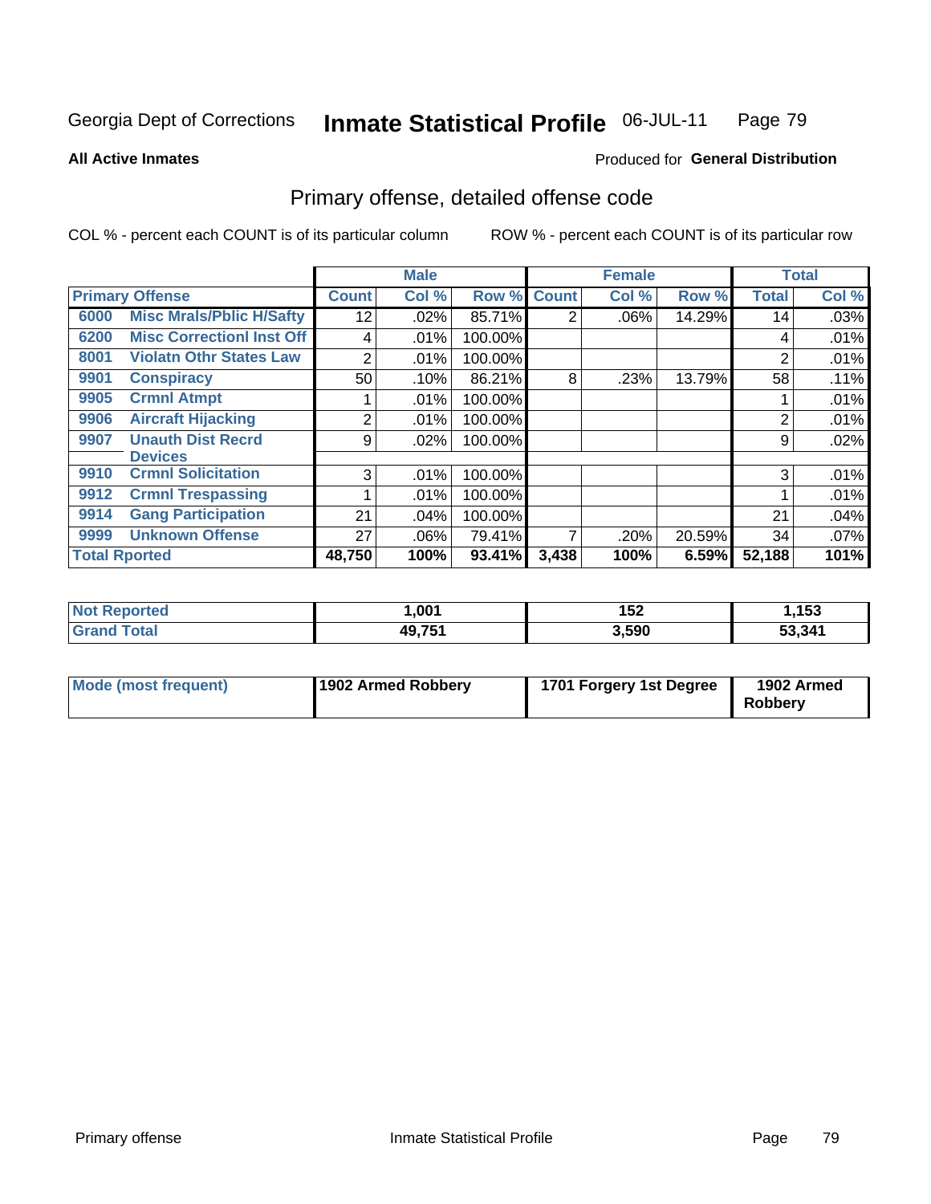Georgia Dept of Corrections **Inmate Statistical Profile** 06-JUL-11

**All Active Inmates**

Produced for **General Distribution**

## Primary offense, detailed offense code

COL % - percent each COUNT is of its particular column

ROW % - percent each COUNT is of its particular row

| Primary Offense | | Male | | | Female | | | Total | |
|---|---|---|---|---|---|---|---|---|---|
| | | Count | Col % | Row % | Count | Col % | Row % | Total | Col % |
| 6000 | Misc Mrals/Pblic H/Safty | 12 | .02% | 85.71% | 2 | .06% | 14.29% | 14 | .03% |
| 6200 | Misc Correctionl Inst Off | 4 | .01% | 100.00% | | | | 4 | .01% |
| 8001 | Violatn Othr States Law | 2 | .01% | 100.00% | | | | 2 | .01% |
| 9901 | Conspiracy | 50 | .10% | 86.21% | 8 | .23% | 13.79% | 58 | .11% |
| 9905 | Crmnl Atmpt | 1 | .01% | 100.00% | | | | 1 | .01% |
| 9906 | Aircraft Hijacking | 2 | .01% | 100.00% | | | | 2 | .01% |
| 9907 | Unauth Dist Recrd Devices | 9 | .02% | 100.00% | | | | 9 | .02% |
| 9910 | Crmnl Solicitation | 3 | .01% | 100.00% | | | | 3 | .01% |
| 9912 | Crmnl Trespassing | 1 | .01% | 100.00% | | | | 1 | .01% |
| 9914 | Gang Participation | 21 | .04% | 100.00% | | | | 21 | .04% |
| 9999 | Unknown Offense | 27 | .06% | 79.41% | 7 | .20% | 20.59% | 34 | .07% |
| Total Rported | | 48,750 | 100% | 93.41% | 3,438 | 100% | 6.59% | 52,188 | 101% |

| | Male | Female | Total |
|---|---|---|---|
| Not Reported | 1,001 | 152 | 1,153 |
| Grand Total | 49,751 | 3,590 | 53,341 |

| | Male | Female | Total |
|---|---|---|---|
| Mode (most frequent) | 1902 Armed Robbery | 1701 Forgery 1st Degree | 1902 Armed Robbery |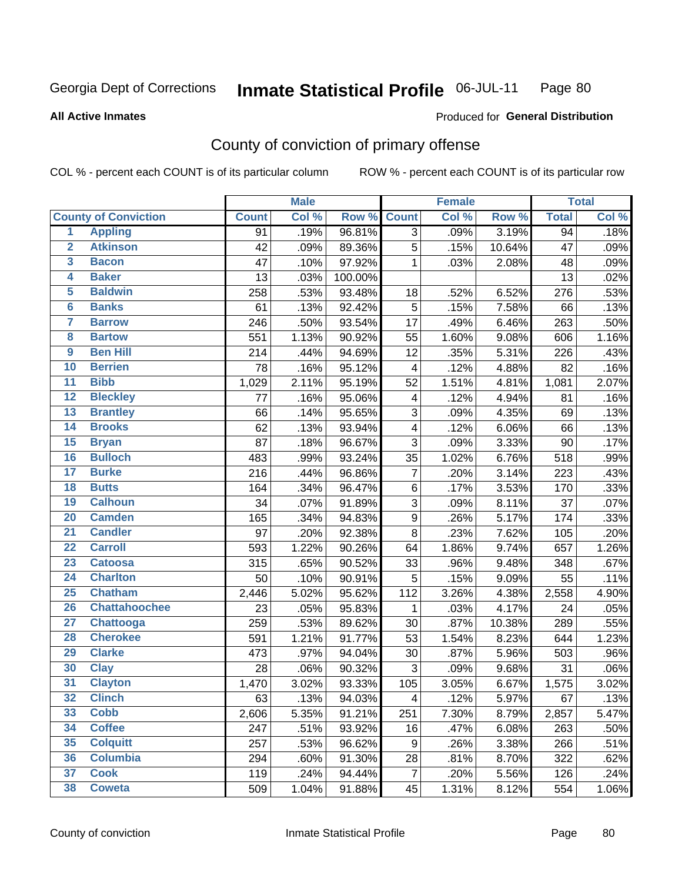Georgia Dept of Corrections **Inmate Statistical Profile** 06-JUL-11

**All Active Inmates**

Produced for **General Distribution**

## County of conviction of primary offense

COL % - percent each COUNT is of its particular column ROW % - percent each COUNT is of its particular row

| County of Conviction | | Male | | | Female | | | Total | |
|---|---|---|---|---|---|---|---|---|---|
| | | Count | Col % | Row % | Count | Col % | Row % | Total | Col % |
| 1 | Appling | 91 | .19% | 96.81% | 3 | .09% | 3.19% | 94 | .18% |
| 2 | Atkinson | 42 | .09% | 89.36% | 5 | .15% | 10.64% | 47 | .09% |
| 3 | Bacon | 47 | .10% | 97.92% | 1 | .03% | 2.08% | 48 | .09% |
| 4 | Baker | 13 | .03% | 100.00% | | | | 13 | .02% |
| 5 | Baldwin | 258 | .53% | 93.48% | 18 | .52% | 6.52% | 276 | .53% |
| 6 | Banks | 61 | .13% | 92.42% | 5 | .15% | 7.58% | 66 | .13% |
| 7 | Barrow | 246 | .50% | 93.54% | 17 | .49% | 6.46% | 263 | .50% |
| 8 | Bartow | 551 | 1.13% | 90.92% | 55 | 1.60% | 9.08% | 606 | 1.16% |
| 9 | Ben Hill | 214 | .44% | 94.69% | 12 | .35% | 5.31% | 226 | .43% |
| 10 | Berrien | 78 | .16% | 95.12% | 4 | .12% | 4.88% | 82 | .16% |
| 11 | Bibb | 1,029 | 2.11% | 95.19% | 52 | 1.51% | 4.81% | 1,081 | 2.07% |
| 12 | Bleckley | 77 | .16% | 95.06% | 4 | .12% | 4.94% | 81 | .16% |
| 13 | Brantley | 66 | .14% | 95.65% | 3 | .09% | 4.35% | 69 | .13% |
| 14 | Brooks | 62 | .13% | 93.94% | 4 | .12% | 6.06% | 66 | .13% |
| 15 | Bryan | 87 | .18% | 96.67% | 3 | .09% | 3.33% | 90 | .17% |
| 16 | Bulloch | 483 | .99% | 93.24% | 35 | 1.02% | 6.76% | 518 | .99% |
| 17 | Burke | 216 | .44% | 96.86% | 7 | .20% | 3.14% | 223 | .43% |
| 18 | Butts | 164 | .34% | 96.47% | 6 | .17% | 3.53% | 170 | .33% |
| 19 | Calhoun | 34 | .07% | 91.89% | 3 | .09% | 8.11% | 37 | .07% |
| 20 | Camden | 165 | .34% | 94.83% | 9 | .26% | 5.17% | 174 | .33% |
| 21 | Candler | 97 | .20% | 92.38% | 8 | .23% | 7.62% | 105 | .20% |
| 22 | Carroll | 593 | 1.22% | 90.26% | 64 | 1.86% | 9.74% | 657 | 1.26% |
| 23 | Catoosa | 315 | .65% | 90.52% | 33 | .96% | 9.48% | 348 | .67% |
| 24 | Charlton | 50 | .10% | 90.91% | 5 | .15% | 9.09% | 55 | .11% |
| 25 | Chatham | 2,446 | 5.02% | 95.62% | 112 | 3.26% | 4.38% | 2,558 | 4.90% |
| 26 | Chattahoochee | 23 | .05% | 95.83% | 1 | .03% | 4.17% | 24 | .05% |
| 27 | Chattooga | 259 | .53% | 89.62% | 30 | .87% | 10.38% | 289 | .55% |
| 28 | Cherokee | 591 | 1.21% | 91.77% | 53 | 1.54% | 8.23% | 644 | 1.23% |
| 29 | Clarke | 473 | .97% | 94.04% | 30 | .87% | 5.96% | 503 | .96% |
| 30 | Clay | 28 | .06% | 90.32% | 3 | .09% | 9.68% | 31 | .06% |
| 31 | Clayton | 1,470 | 3.02% | 93.33% | 105 | 3.05% | 6.67% | 1,575 | 3.02% |
| 32 | Clinch | 63 | .13% | 94.03% | 4 | .12% | 5.97% | 67 | .13% |
| 33 | Cobb | 2,606 | 5.35% | 91.21% | 251 | 7.30% | 8.79% | 2,857 | 5.47% |
| 34 | Coffee | 247 | .51% | 93.92% | 16 | .47% | 6.08% | 263 | .50% |
| 35 | Colquitt | 257 | .53% | 96.62% | 9 | .26% | 3.38% | 266 | .51% |
| 36 | Columbia | 294 | .60% | 91.30% | 28 | .81% | 8.70% | 322 | .62% |
| 37 | Cook | 119 | .24% | 94.44% | 7 | .20% | 5.56% | 126 | .24% |
| 38 | Coweta | 509 | 1.04% | 91.88% | 45 | 1.31% | 8.12% | 554 | 1.06% |

County of conviction Inmate Statistical Profile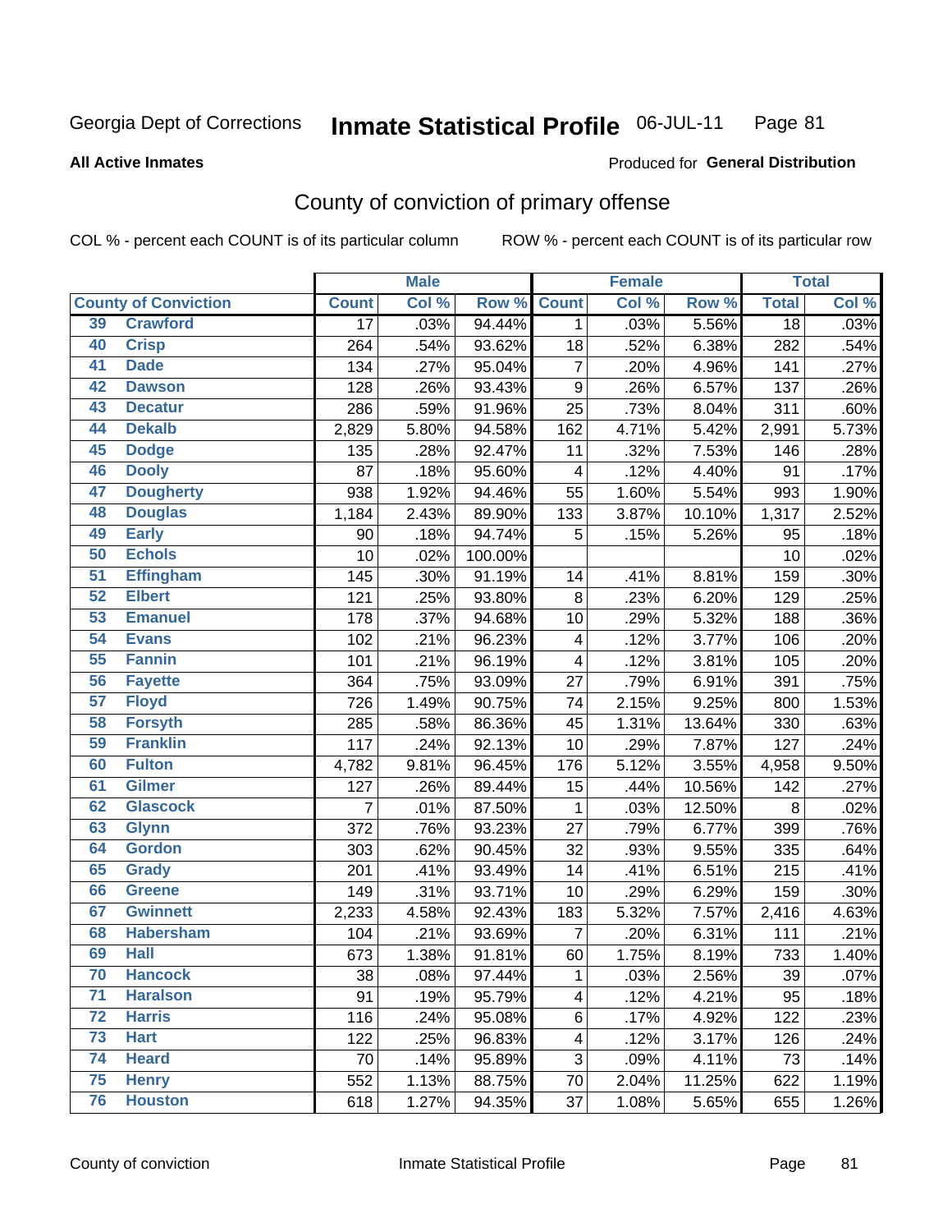Georgia Dept of Corrections **Inmate Statistical Profile** 06-JUL-11 Page 81

**All Active Inmates**

Produced for **General Distribution**

# County of conviction of primary offense

COL % - percent each COUNT is of its particular column ROW % - percent each COUNT is of its particular row

| County of Conviction | | Male | | | Female | | | Total | |
|---|---|---|---|---|---|---|---|---|---|
| | | Count | Col % | Row % | Count | Col % | Row % | Total | Col % |
| 39 | Crawford | 17 | .03% | 94.44% | 1 | .03% | 5.56% | 18 | .03% |
| 40 | Crisp | 264 | .54% | 93.62% | 18 | .52% | 6.38% | 282 | .54% |
| 41 | Dade | 134 | .27% | 95.04% | 7 | .20% | 4.96% | 141 | .27% |
| 42 | Dawson | 128 | .26% | 93.43% | 9 | .26% | 6.57% | 137 | .26% |
| 43 | Decatur | 286 | .59% | 91.96% | 25 | .73% | 8.04% | 311 | .60% |
| 44 | Dekalb | 2,829 | 5.80% | 94.58% | 162 | 4.71% | 5.42% | 2,991 | 5.73% |
| 45 | Dodge | 135 | .28% | 92.47% | 11 | .32% | 7.53% | 146 | .28% |
| 46 | Dooly | 87 | .18% | 95.60% | 4 | .12% | 4.40% | 91 | .17% |
| 47 | Dougherty | 938 | 1.92% | 94.46% | 55 | 1.60% | 5.54% | 993 | 1.90% |
| 48 | Douglas | 1,184 | 2.43% | 89.90% | 133 | 3.87% | 10.10% | 1,317 | 2.52% |
| 49 | Early | 90 | .18% | 94.74% | 5 | .15% | 5.26% | 95 | .18% |
| 50 | Echols | 10 | .02% | 100.00% | | | | 10 | .02% |
| 51 | Effingham | 145 | .30% | 91.19% | 14 | .41% | 8.81% | 159 | .30% |
| 52 | Elbert | 121 | .25% | 93.80% | 8 | .23% | 6.20% | 129 | .25% |
| 53 | Emanuel | 178 | .37% | 94.68% | 10 | .29% | 5.32% | 188 | .36% |
| 54 | Evans | 102 | .21% | 96.23% | 4 | .12% | 3.77% | 106 | .20% |
| 55 | Fannin | 101 | .21% | 96.19% | 4 | .12% | 3.81% | 105 | .20% |
| 56 | Fayette | 364 | .75% | 93.09% | 27 | .79% | 6.91% | 391 | .75% |
| 57 | Floyd | 726 | 1.49% | 90.75% | 74 | 2.15% | 9.25% | 800 | 1.53% |
| 58 | Forsyth | 285 | .58% | 86.36% | 45 | 1.31% | 13.64% | 330 | .63% |
| 59 | Franklin | 117 | .24% | 92.13% | 10 | .29% | 7.87% | 127 | .24% |
| 60 | Fulton | 4,782 | 9.81% | 96.45% | 176 | 5.12% | 3.55% | 4,958 | 9.50% |
| 61 | Gilmer | 127 | .26% | 89.44% | 15 | .44% | 10.56% | 142 | .27% |
| 62 | Glascock | 7 | .01% | 87.50% | 1 | .03% | 12.50% | 8 | .02% |
| 63 | Glynn | 372 | .76% | 93.23% | 27 | .79% | 6.77% | 399 | .76% |
| 64 | Gordon | 303 | .62% | 90.45% | 32 | .93% | 9.55% | 335 | .64% |
| 65 | Grady | 201 | .41% | 93.49% | 14 | .41% | 6.51% | 215 | .41% |
| 66 | Greene | 149 | .31% | 93.71% | 10 | .29% | 6.29% | 159 | .30% |
| 67 | Gwinnett | 2,233 | 4.58% | 92.43% | 183 | 5.32% | 7.57% | 2,416 | 4.63% |
| 68 | Habersham | 104 | .21% | 93.69% | 7 | .20% | 6.31% | 111 | .21% |
| 69 | Hall | 673 | 1.38% | 91.81% | 60 | 1.75% | 8.19% | 733 | 1.40% |
| 70 | Hancock | 38 | .08% | 97.44% | 1 | .03% | 2.56% | 39 | .07% |
| 71 | Haralson | 91 | .19% | 95.79% | 4 | .12% | 4.21% | 95 | .18% |
| 72 | Harris | 116 | .24% | 95.08% | 6 | .17% | 4.92% | 122 | .23% |
| 73 | Hart | 122 | .25% | 96.83% | 4 | .12% | 3.17% | 126 | .24% |
| 74 | Heard | 70 | .14% | 95.89% | 3 | .09% | 4.11% | 73 | .14% |
| 75 | Henry | 552 | 1.13% | 88.75% | 70 | 2.04% | 11.25% | 622 | 1.19% |
| 76 | Houston | 618 | 1.27% | 94.35% | 37 | 1.08% | 5.65% | 655 | 1.26% |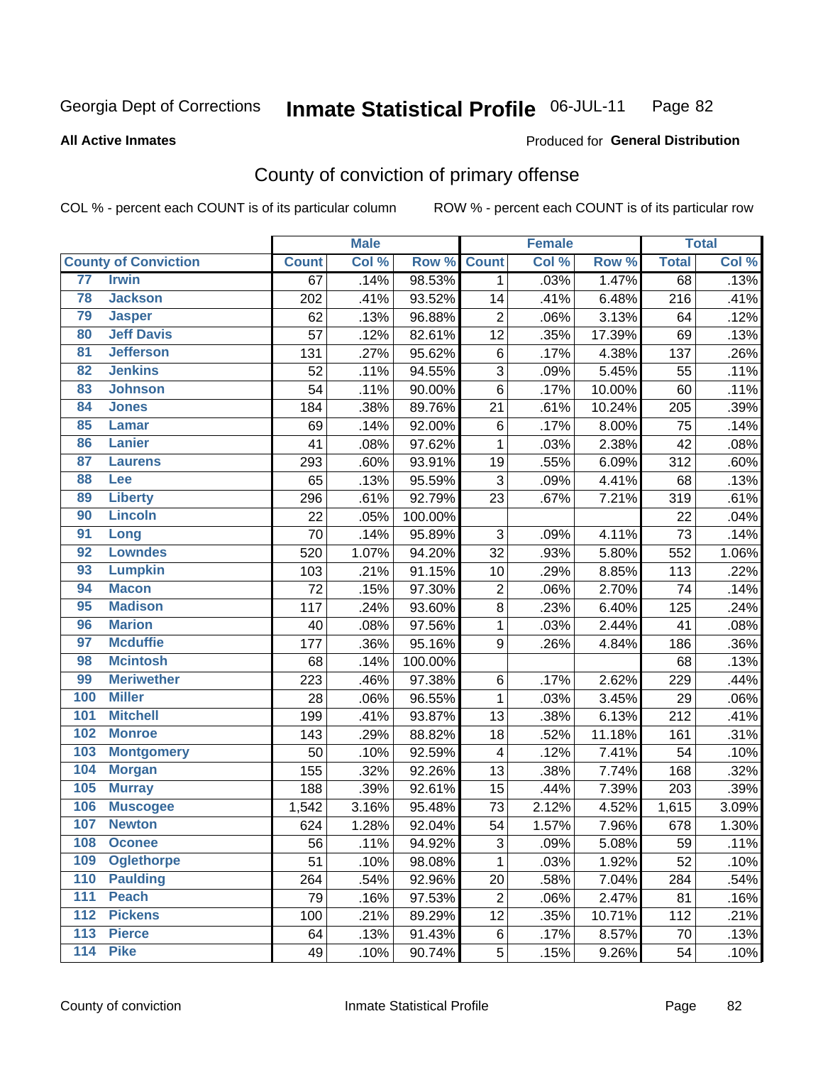Georgia Dept of Corrections **Inmate Statistical Profile** 06-JUL-11

**All Active Inmates**

Produced for **General Distribution**

## County of conviction of primary offense

COL % - percent each COUNT is of its particular column     ROW % - percent each COUNT is of its particular row

| County of Conviction | | Male | | | Female | | | Total | |
|---|---|---|---|---|---|---|---|---|---|
| | | Count | Col % | Row % | Count | Col % | Row % | Total | Col % |
| 77 | Irwin | 67 | .14% | 98.53% | 1 | .03% | 1.47% | 68 | .13% |
| 78 | Jackson | 202 | .41% | 93.52% | 14 | .41% | 6.48% | 216 | .41% |
| 79 | Jasper | 62 | .13% | 96.88% | 2 | .06% | 3.13% | 64 | .12% |
| 80 | Jeff Davis | 57 | .12% | 82.61% | 12 | .35% | 17.39% | 69 | .13% |
| 81 | Jefferson | 131 | .27% | 95.62% | 6 | .17% | 4.38% | 137 | .26% |
| 82 | Jenkins | 52 | .11% | 94.55% | 3 | .09% | 5.45% | 55 | .11% |
| 83 | Johnson | 54 | .11% | 90.00% | 6 | .17% | 10.00% | 60 | .11% |
| 84 | Jones | 184 | .38% | 89.76% | 21 | .61% | 10.24% | 205 | .39% |
| 85 | Lamar | 69 | .14% | 92.00% | 6 | .17% | 8.00% | 75 | .14% |
| 86 | Lanier | 41 | .08% | 97.62% | 1 | .03% | 2.38% | 42 | .08% |
| 87 | Laurens | 293 | .60% | 93.91% | 19 | .55% | 6.09% | 312 | .60% |
| 88 | Lee | 65 | .13% | 95.59% | 3 | .09% | 4.41% | 68 | .13% |
| 89 | Liberty | 296 | .61% | 92.79% | 23 | .67% | 7.21% | 319 | .61% |
| 90 | Lincoln | 22 | .05% | 100.00% | | | | 22 | .04% |
| 91 | Long | 70 | .14% | 95.89% | 3 | .09% | 4.11% | 73 | .14% |
| 92 | Lowndes | 520 | 1.07% | 94.20% | 32 | .93% | 5.80% | 552 | 1.06% |
| 93 | Lumpkin | 103 | .21% | 91.15% | 10 | .29% | 8.85% | 113 | .22% |
| 94 | Macon | 72 | .15% | 97.30% | 2 | .06% | 2.70% | 74 | .14% |
| 95 | Madison | 117 | .24% | 93.60% | 8 | .23% | 6.40% | 125 | .24% |
| 96 | Marion | 40 | .08% | 97.56% | 1 | .03% | 2.44% | 41 | .08% |
| 97 | Mcduffie | 177 | .36% | 95.16% | 9 | .26% | 4.84% | 186 | .36% |
| 98 | Mcintosh | 68 | .14% | 100.00% | | | | 68 | .13% |
| 99 | Meriwether | 223 | .46% | 97.38% | 6 | .17% | 2.62% | 229 | .44% |
| 100 | Miller | 28 | .06% | 96.55% | 1 | .03% | 3.45% | 29 | .06% |
| 101 | Mitchell | 199 | .41% | 93.87% | 13 | .38% | 6.13% | 212 | .41% |
| 102 | Monroe | 143 | .29% | 88.82% | 18 | .52% | 11.18% | 161 | .31% |
| 103 | Montgomery | 50 | .10% | 92.59% | 4 | .12% | 7.41% | 54 | .10% |
| 104 | Morgan | 155 | .32% | 92.26% | 13 | .38% | 7.74% | 168 | .32% |
| 105 | Murray | 188 | .39% | 92.61% | 15 | .44% | 7.39% | 203 | .39% |
| 106 | Muscogee | 1,542 | 3.16% | 95.48% | 73 | 2.12% | 4.52% | 1,615 | 3.09% |
| 107 | Newton | 624 | 1.28% | 92.04% | 54 | 1.57% | 7.96% | 678 | 1.30% |
| 108 | Oconee | 56 | .11% | 94.92% | 3 | .09% | 5.08% | 59 | .11% |
| 109 | Oglethorpe | 51 | .10% | 98.08% | 1 | .03% | 1.92% | 52 | .10% |
| 110 | Paulding | 264 | .54% | 92.96% | 20 | .58% | 7.04% | 284 | .54% |
| 111 | Peach | 79 | .16% | 97.53% | 2 | .06% | 2.47% | 81 | .16% |
| 112 | Pickens | 100 | .21% | 89.29% | 12 | .35% | 10.71% | 112 | .21% |
| 113 | Pierce | 64 | .13% | 91.43% | 6 | .17% | 8.57% | 70 | .13% |
| 114 | Pike | 49 | .10% | 90.74% | 5 | .15% | 9.26% | 54 | .10% |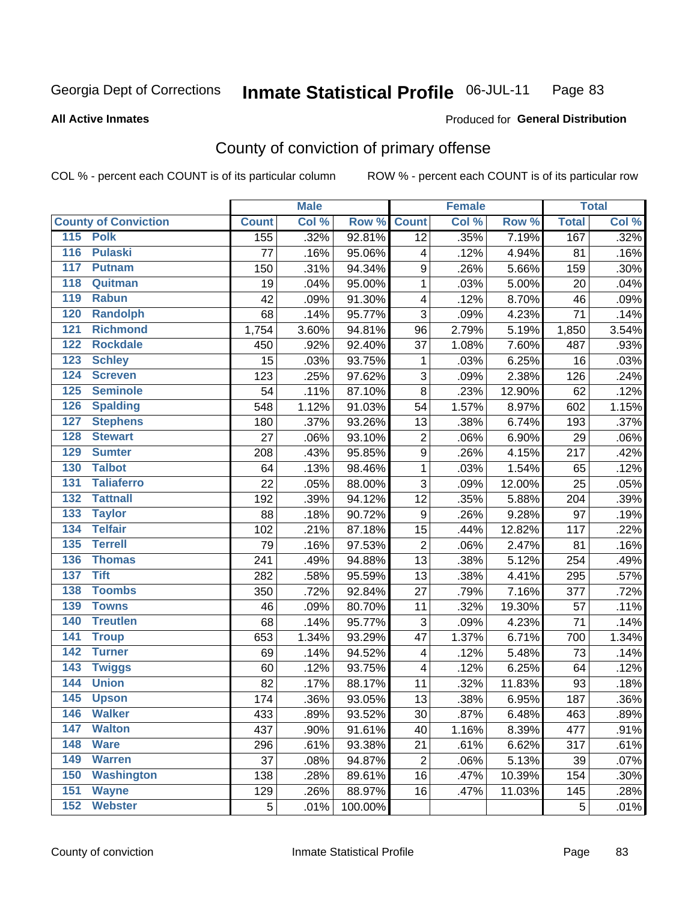Georgia Dept of Corrections **Inmate Statistical Profile** 06-JUL-11 Page 83

**All Active Inmates**

Produced for **General Distribution**

## County of conviction of primary offense

COL % - percent each COUNT is of its particular column ROW % - percent each COUNT is of its particular row

| County of Conviction | Male | | | Female | | | Total | |
|---|---|---|---|---|---|---|---|---|
| | Count | Col % | Row % | Count | Col % | Row % | Total | Col % |
| 115 Polk | 155 | .32% | 92.81% | 12 | .35% | 7.19% | 167 | .32% |
| 116 Pulaski | 77 | .16% | 95.06% | 4 | .12% | 4.94% | 81 | .16% |
| 117 Putnam | 150 | .31% | 94.34% | 9 | .26% | 5.66% | 159 | .30% |
| 118 Quitman | 19 | .04% | 95.00% | 1 | .03% | 5.00% | 20 | .04% |
| 119 Rabun | 42 | .09% | 91.30% | 4 | .12% | 8.70% | 46 | .09% |
| 120 Randolph | 68 | .14% | 95.77% | 3 | .09% | 4.23% | 71 | .14% |
| 121 Richmond | 1,754 | 3.60% | 94.81% | 96 | 2.79% | 5.19% | 1,850 | 3.54% |
| 122 Rockdale | 450 | .92% | 92.40% | 37 | 1.08% | 7.60% | 487 | .93% |
| 123 Schley | 15 | .03% | 93.75% | 1 | .03% | 6.25% | 16 | .03% |
| 124 Screven | 123 | .25% | 97.62% | 3 | .09% | 2.38% | 126 | .24% |
| 125 Seminole | 54 | .11% | 87.10% | 8 | .23% | 12.90% | 62 | .12% |
| 126 Spalding | 548 | 1.12% | 91.03% | 54 | 1.57% | 8.97% | 602 | 1.15% |
| 127 Stephens | 180 | .37% | 93.26% | 13 | .38% | 6.74% | 193 | .37% |
| 128 Stewart | 27 | .06% | 93.10% | 2 | .06% | 6.90% | 29 | .06% |
| 129 Sumter | 208 | .43% | 95.85% | 9 | .26% | 4.15% | 217 | .42% |
| 130 Talbot | 64 | .13% | 98.46% | 1 | .03% | 1.54% | 65 | .12% |
| 131 Taliaferro | 22 | .05% | 88.00% | 3 | .09% | 12.00% | 25 | .05% |
| 132 Tattnall | 192 | .39% | 94.12% | 12 | .35% | 5.88% | 204 | .39% |
| 133 Taylor | 88 | .18% | 90.72% | 9 | .26% | 9.28% | 97 | .19% |
| 134 Telfair | 102 | .21% | 87.18% | 15 | .44% | 12.82% | 117 | .22% |
| 135 Terrell | 79 | .16% | 97.53% | 2 | .06% | 2.47% | 81 | .16% |
| 136 Thomas | 241 | .49% | 94.88% | 13 | .38% | 5.12% | 254 | .49% |
| 137 Tift | 282 | .58% | 95.59% | 13 | .38% | 4.41% | 295 | .57% |
| 138 Toombs | 350 | .72% | 92.84% | 27 | .79% | 7.16% | 377 | .72% |
| 139 Towns | 46 | .09% | 80.70% | 11 | .32% | 19.30% | 57 | .11% |
| 140 Treutlen | 68 | .14% | 95.77% | 3 | .09% | 4.23% | 71 | .14% |
| 141 Troup | 653 | 1.34% | 93.29% | 47 | 1.37% | 6.71% | 700 | 1.34% |
| 142 Turner | 69 | .14% | 94.52% | 4 | .12% | 5.48% | 73 | .14% |
| 143 Twiggs | 60 | .12% | 93.75% | 4 | .12% | 6.25% | 64 | .12% |
| 144 Union | 82 | .17% | 88.17% | 11 | .32% | 11.83% | 93 | .18% |
| 145 Upson | 174 | .36% | 93.05% | 13 | .38% | 6.95% | 187 | .36% |
| 146 Walker | 433 | .89% | 93.52% | 30 | .87% | 6.48% | 463 | .89% |
| 147 Walton | 437 | .90% | 91.61% | 40 | 1.16% | 8.39% | 477 | .91% |
| 148 Ware | 296 | .61% | 93.38% | 21 | .61% | 6.62% | 317 | .61% |
| 149 Warren | 37 | .08% | 94.87% | 2 | .06% | 5.13% | 39 | .07% |
| 150 Washington | 138 | .28% | 89.61% | 16 | .47% | 10.39% | 154 | .30% |
| 151 Wayne | 129 | .26% | 88.97% | 16 | .47% | 11.03% | 145 | .28% |
| 152 Webster | 5 | .01% | 100.00% | | | | 5 | .01% |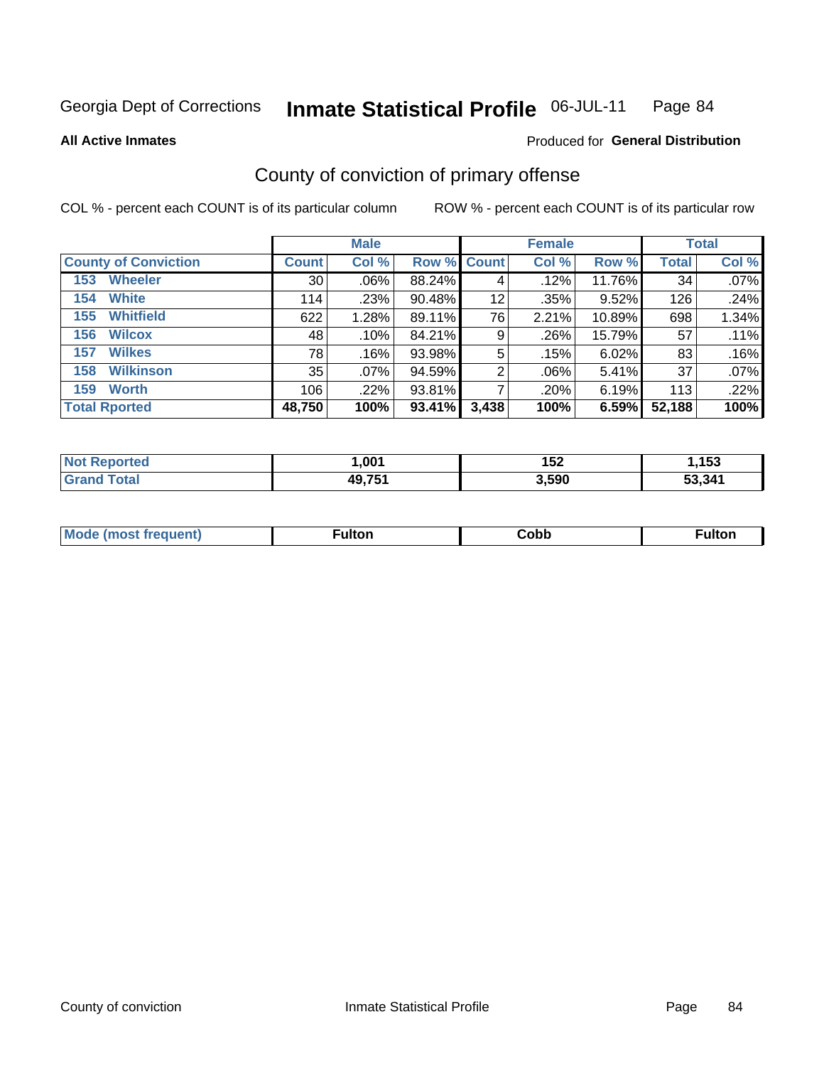Georgia Dept of Corrections **Inmate Statistical Profile** 06-JUL-11 Page 84

**All Active Inmates**

Produced for **General Distribution**

## County of conviction of primary offense

COL % - percent each COUNT is of its particular column ROW % - percent each COUNT is of its particular row

| | Male | | | Female | | | Total | |
|---|---|---|---|---|---|---|---|---|
| **County of Conviction** | **Count** | **Col %** | **Row %** | **Count** | **Col %** | **Row %** | **Total** | **Col %** |
| **153 Wheeler** | 30 | .06% | 88.24% | 4 | .12% | 11.76% | 34 | .07% |
| **154 White** | 114 | .23% | 90.48% | 12 | .35% | 9.52% | 126 | .24% |
| **155 Whitfield** | 622 | 1.28% | 89.11% | 76 | 2.21% | 10.89% | 698 | 1.34% |
| **156 Wilcox** | 48 | .10% | 84.21% | 9 | .26% | 15.79% | 57 | .11% |
| **157 Wilkes** | 78 | .16% | 93.98% | 5 | .15% | 6.02% | 83 | .16% |
| **158 Wilkinson** | 35 | .07% | 94.59% | 2 | .06% | 5.41% | 37 | .07% |
| **159 Worth** | 106 | .22% | 93.81% | 7 | .20% | 6.19% | 113 | .22% |
| **Total Rported** | **48,750** | **100%** | **93.41%** | **3,438** | **100%** | **6.59%** | **52,188** | **100%** |

| | Male | Female | Total |
|---|---|---|---|
| **Not Reported** | **1,001** | **152** | **1,153** |
| **Grand Total** | **49,751** | **3,590** | **53,341** |

| | Male | Female | Total |
|---|---|---|---|
| **Mode (most frequent)** | **Fulton** | **Cobb** | **Fulton** |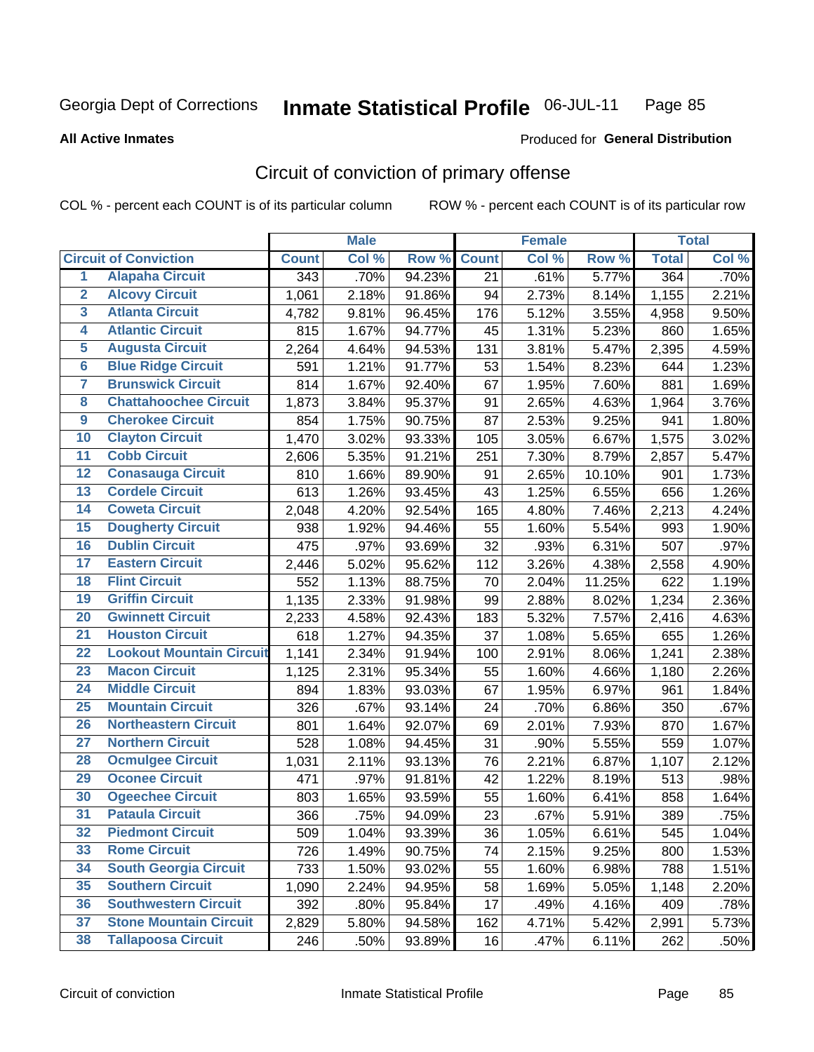Georgia Dept of Corrections **Inmate Statistical Profile** 06-JUL-11

**All Active Inmates**

Produced for **General Distribution**

## Circuit of conviction of primary offense

COL % - percent each COUNT is of its particular column ROW % - percent each COUNT is of its particular row

| | | Male | | | Female | | | Total | |
|---|---|---|---|---|---|---|---|---|---|
| Circuit of Conviction | | Count | Col % | Row % | Count | Col % | Row % | Total | Col % |
| 1 | Alapaha Circuit | 343 | .70% | 94.23% | 21 | .61% | 5.77% | 364 | .70% |
| 2 | Alcovy Circuit | 1,061 | 2.18% | 91.86% | 94 | 2.73% | 8.14% | 1,155 | 2.21% |
| 3 | Atlanta Circuit | 4,782 | 9.81% | 96.45% | 176 | 5.12% | 3.55% | 4,958 | 9.50% |
| 4 | Atlantic Circuit | 815 | 1.67% | 94.77% | 45 | 1.31% | 5.23% | 860 | 1.65% |
| 5 | Augusta Circuit | 2,264 | 4.64% | 94.53% | 131 | 3.81% | 5.47% | 2,395 | 4.59% |
| 6 | Blue Ridge Circuit | 591 | 1.21% | 91.77% | 53 | 1.54% | 8.23% | 644 | 1.23% |
| 7 | Brunswick Circuit | 814 | 1.67% | 92.40% | 67 | 1.95% | 7.60% | 881 | 1.69% |
| 8 | Chattahoochee Circuit | 1,873 | 3.84% | 95.37% | 91 | 2.65% | 4.63% | 1,964 | 3.76% |
| 9 | Cherokee Circuit | 854 | 1.75% | 90.75% | 87 | 2.53% | 9.25% | 941 | 1.80% |
| 10 | Clayton Circuit | 1,470 | 3.02% | 93.33% | 105 | 3.05% | 6.67% | 1,575 | 3.02% |
| 11 | Cobb Circuit | 2,606 | 5.35% | 91.21% | 251 | 7.30% | 8.79% | 2,857 | 5.47% |
| 12 | Conasauga Circuit | 810 | 1.66% | 89.90% | 91 | 2.65% | 10.10% | 901 | 1.73% |
| 13 | Cordele Circuit | 613 | 1.26% | 93.45% | 43 | 1.25% | 6.55% | 656 | 1.26% |
| 14 | Coweta Circuit | 2,048 | 4.20% | 92.54% | 165 | 4.80% | 7.46% | 2,213 | 4.24% |
| 15 | Dougherty Circuit | 938 | 1.92% | 94.46% | 55 | 1.60% | 5.54% | 993 | 1.90% |
| 16 | Dublin Circuit | 475 | .97% | 93.69% | 32 | .93% | 6.31% | 507 | .97% |
| 17 | Eastern Circuit | 2,446 | 5.02% | 95.62% | 112 | 3.26% | 4.38% | 2,558 | 4.90% |
| 18 | Flint Circuit | 552 | 1.13% | 88.75% | 70 | 2.04% | 11.25% | 622 | 1.19% |
| 19 | Griffin Circuit | 1,135 | 2.33% | 91.98% | 99 | 2.88% | 8.02% | 1,234 | 2.36% |
| 20 | Gwinnett Circuit | 2,233 | 4.58% | 92.43% | 183 | 5.32% | 7.57% | 2,416 | 4.63% |
| 21 | Houston Circuit | 618 | 1.27% | 94.35% | 37 | 1.08% | 5.65% | 655 | 1.26% |
| 22 | Lookout Mountain Circuit | 1,141 | 2.34% | 91.94% | 100 | 2.91% | 8.06% | 1,241 | 2.38% |
| 23 | Macon Circuit | 1,125 | 2.31% | 95.34% | 55 | 1.60% | 4.66% | 1,180 | 2.26% |
| 24 | Middle Circuit | 894 | 1.83% | 93.03% | 67 | 1.95% | 6.97% | 961 | 1.84% |
| 25 | Mountain Circuit | 326 | .67% | 93.14% | 24 | .70% | 6.86% | 350 | .67% |
| 26 | Northeastern Circuit | 801 | 1.64% | 92.07% | 69 | 2.01% | 7.93% | 870 | 1.67% |
| 27 | Northern Circuit | 528 | 1.08% | 94.45% | 31 | .90% | 5.55% | 559 | 1.07% |
| 28 | Ocmulgee Circuit | 1,031 | 2.11% | 93.13% | 76 | 2.21% | 6.87% | 1,107 | 2.12% |
| 29 | Oconee Circuit | 471 | .97% | 91.81% | 42 | 1.22% | 8.19% | 513 | .98% |
| 30 | Ogeechee Circuit | 803 | 1.65% | 93.59% | 55 | 1.60% | 6.41% | 858 | 1.64% |
| 31 | Pataula Circuit | 366 | .75% | 94.09% | 23 | .67% | 5.91% | 389 | .75% |
| 32 | Piedmont Circuit | 509 | 1.04% | 93.39% | 36 | 1.05% | 6.61% | 545 | 1.04% |
| 33 | Rome Circuit | 726 | 1.49% | 90.75% | 74 | 2.15% | 9.25% | 800 | 1.53% |
| 34 | South Georgia Circuit | 733 | 1.50% | 93.02% | 55 | 1.60% | 6.98% | 788 | 1.51% |
| 35 | Southern Circuit | 1,090 | 2.24% | 94.95% | 58 | 1.69% | 5.05% | 1,148 | 2.20% |
| 36 | Southwestern Circuit | 392 | .80% | 95.84% | 17 | .49% | 4.16% | 409 | .78% |
| 37 | Stone Mountain Circuit | 2,829 | 5.80% | 94.58% | 162 | 4.71% | 5.42% | 2,991 | 5.73% |
| 38 | Tallapoosa Circuit | 246 | .50% | 93.89% | 16 | .47% | 6.11% | 262 | .50% |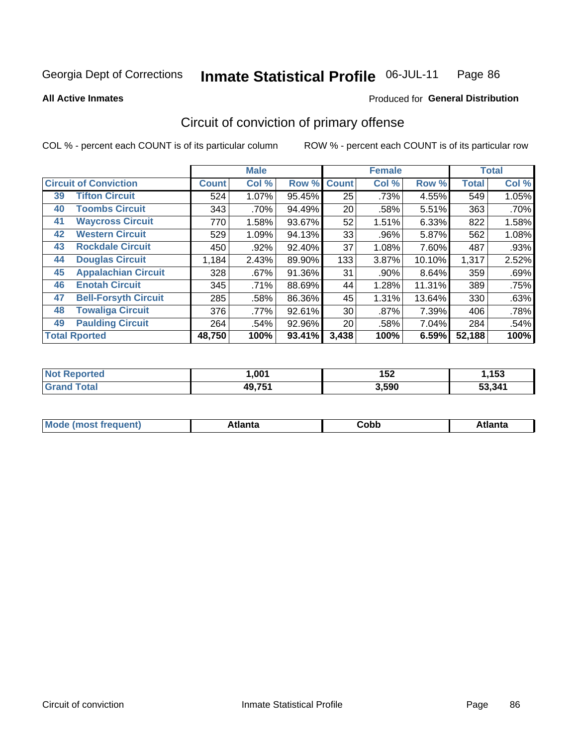Georgia Dept of Corrections **Inmate Statistical Profile** 06-JUL-11

**All Active Inmates**

Produced for **General Distribution**

## Circuit of conviction of primary offense

COL % - percent each COUNT is of its particular column ROW % - percent each COUNT is of its particular row

| Circuit of Conviction | | Male | | | Female | | | Total | |
|---|---|---|---|---|---|---|---|---|---|
| | | Count | Col % | Row % | Count | Col % | Row % | Total | Col % |
| 39 | Tifton Circuit | 524 | 1.07% | 95.45% | 25 | .73% | 4.55% | 549 | 1.05% |
| 40 | Toombs Circuit | 343 | .70% | 94.49% | 20 | .58% | 5.51% | 363 | .70% |
| 41 | Waycross Circuit | 770 | 1.58% | 93.67% | 52 | 1.51% | 6.33% | 822 | 1.58% |
| 42 | Western Circuit | 529 | 1.09% | 94.13% | 33 | .96% | 5.87% | 562 | 1.08% |
| 43 | Rockdale Circuit | 450 | .92% | 92.40% | 37 | 1.08% | 7.60% | 487 | .93% |
| 44 | Douglas Circuit | 1,184 | 2.43% | 89.90% | 133 | 3.87% | 10.10% | 1,317 | 2.52% |
| 45 | Appalachian Circuit | 328 | .67% | 91.36% | 31 | .90% | 8.64% | 359 | .69% |
| 46 | Enotah Circuit | 345 | .71% | 88.69% | 44 | 1.28% | 11.31% | 389 | .75% |
| 47 | Bell-Forsyth Circuit | 285 | .58% | 86.36% | 45 | 1.31% | 13.64% | 330 | .63% |
| 48 | Towaliga Circuit | 376 | .77% | 92.61% | 30 | .87% | 7.39% | 406 | .78% |
| 49 | Paulding Circuit | 264 | .54% | 92.96% | 20 | .58% | 7.04% | 284 | .54% |
| Total Rported | | **48,750** | **100%** | **93.41%** | **3,438** | **100%** | **6.59%** | **52,188** | **100%** |

| | Male | Female | Total |
|---|---|---|---|
| Not Reported | **1,001** | **152** | **1,153** |
| Grand Total | **49,751** | **3,590** | **53,341** |

| | Male | Female | Total |
|---|---|---|---|
| Mode (most frequent) | **Atlanta** | **Cobb** | **Atlanta** |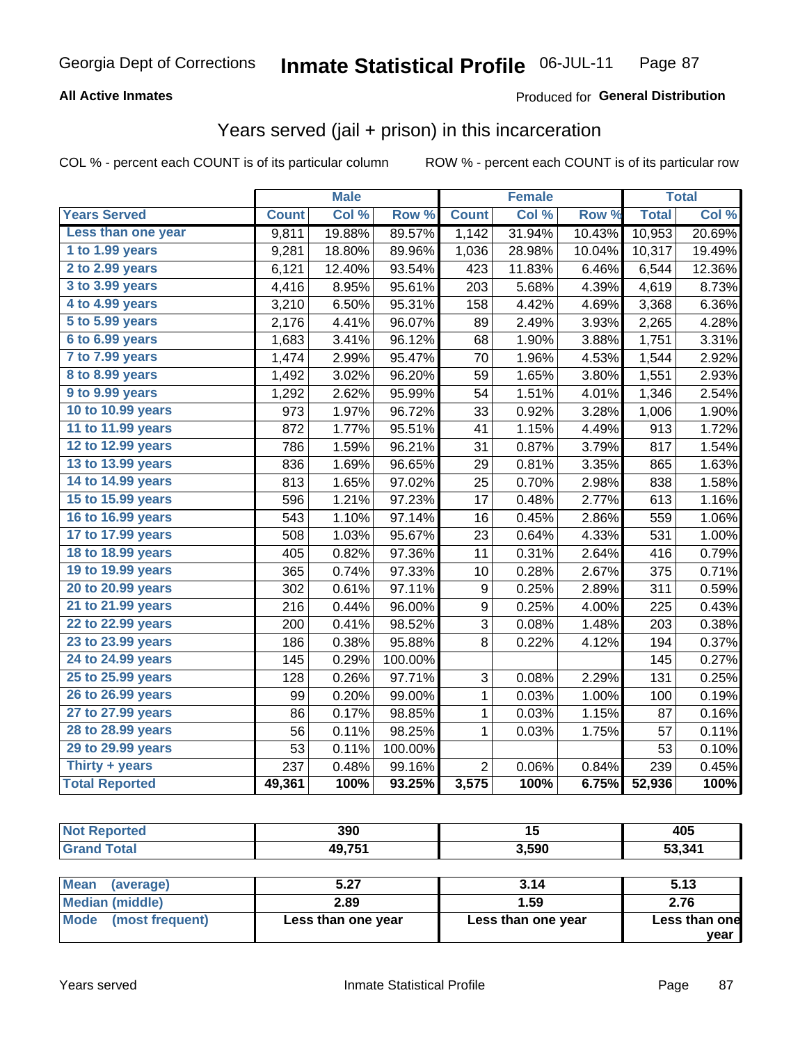Georgia Dept of Corrections **Inmate Statistical Profile** 06-JUL-11

**All Active Inmates**

Produced for **General Distribution**

## Years served (jail + prison) in this incarceration

COL % - percent each COUNT is of its particular column ROW % - percent each COUNT is of its particular row

| | Male | | | Female | | | Total | |
|---|---|---|---|---|---|---|---|---|
| **Years Served** | **Count** | **Col %** | **Row %** | **Count** | **Col %** | **Row %** | **Total** | **Col %** |
| Less than one year | 9,811 | 19.88% | 89.57% | 1,142 | 31.94% | 10.43% | 10,953 | 20.69% |
| 1 to 1.99 years | 9,281 | 18.80% | 89.96% | 1,036 | 28.98% | 10.04% | 10,317 | 19.49% |
| 2 to 2.99 years | 6,121 | 12.40% | 93.54% | 423 | 11.83% | 6.46% | 6,544 | 12.36% |
| 3 to 3.99 years | 4,416 | 8.95% | 95.61% | 203 | 5.68% | 4.39% | 4,619 | 8.73% |
| 4 to 4.99 years | 3,210 | 6.50% | 95.31% | 158 | 4.42% | 4.69% | 3,368 | 6.36% |
| 5 to 5.99 years | 2,176 | 4.41% | 96.07% | 89 | 2.49% | 3.93% | 2,265 | 4.28% |
| 6 to 6.99 years | 1,683 | 3.41% | 96.12% | 68 | 1.90% | 3.88% | 1,751 | 3.31% |
| 7 to 7.99 years | 1,474 | 2.99% | 95.47% | 70 | 1.96% | 4.53% | 1,544 | 2.92% |
| 8 to 8.99 years | 1,492 | 3.02% | 96.20% | 59 | 1.65% | 3.80% | 1,551 | 2.93% |
| 9 to 9.99 years | 1,292 | 2.62% | 95.99% | 54 | 1.51% | 4.01% | 1,346 | 2.54% |
| 10 to 10.99 years | 973 | 1.97% | 96.72% | 33 | 0.92% | 3.28% | 1,006 | 1.90% |
| 11 to 11.99 years | 872 | 1.77% | 95.51% | 41 | 1.15% | 4.49% | 913 | 1.72% |
| 12 to 12.99 years | 786 | 1.59% | 96.21% | 31 | 0.87% | 3.79% | 817 | 1.54% |
| 13 to 13.99 years | 836 | 1.69% | 96.65% | 29 | 0.81% | 3.35% | 865 | 1.63% |
| 14 to 14.99 years | 813 | 1.65% | 97.02% | 25 | 0.70% | 2.98% | 838 | 1.58% |
| 15 to 15.99 years | 596 | 1.21% | 97.23% | 17 | 0.48% | 2.77% | 613 | 1.16% |
| 16 to 16.99 years | 543 | 1.10% | 97.14% | 16 | 0.45% | 2.86% | 559 | 1.06% |
| 17 to 17.99 years | 508 | 1.03% | 95.67% | 23 | 0.64% | 4.33% | 531 | 1.00% |
| 18 to 18.99 years | 405 | 0.82% | 97.36% | 11 | 0.31% | 2.64% | 416 | 0.79% |
| 19 to 19.99 years | 365 | 0.74% | 97.33% | 10 | 0.28% | 2.67% | 375 | 0.71% |
| 20 to 20.99 years | 302 | 0.61% | 97.11% | 9 | 0.25% | 2.89% | 311 | 0.59% |
| 21 to 21.99 years | 216 | 0.44% | 96.00% | 9 | 0.25% | 4.00% | 225 | 0.43% |
| 22 to 22.99 years | 200 | 0.41% | 98.52% | 3 | 0.08% | 1.48% | 203 | 0.38% |
| 23 to 23.99 years | 186 | 0.38% | 95.88% | 8 | 0.22% | 4.12% | 194 | 0.37% |
| 24 to 24.99 years | 145 | 0.29% | 100.00% | | | | 145 | 0.27% |
| 25 to 25.99 years | 128 | 0.26% | 97.71% | 3 | 0.08% | 2.29% | 131 | 0.25% |
| 26 to 26.99 years | 99 | 0.20% | 99.00% | 1 | 0.03% | 1.00% | 100 | 0.19% |
| 27 to 27.99 years | 86 | 0.17% | 98.85% | 1 | 0.03% | 1.15% | 87 | 0.16% |
| 28 to 28.99 years | 56 | 0.11% | 98.25% | 1 | 0.03% | 1.75% | 57 | 0.11% |
| 29 to 29.99 years | 53 | 0.11% | 100.00% | | | | 53 | 0.10% |
| Thirty + years | 237 | 0.48% | 99.16% | 2 | 0.06% | 0.84% | 239 | 0.45% |
| **Total Reported** | **49,361** | **100%** | **93.25%** | **3,575** | **100%** | **6.75%** | **52,936** | **100%** |

| | Male | Female | Total |
|---|---|---|---|
| Not Reported | 390 | 15 | 405 |
| Grand Total | 49,751 | 3,590 | 53,341 |

| | Male | Female | Total |
|---|---|---|---|
| Mean (average) | 5.27 | 3.14 | 5.13 |
| Median (middle) | 2.89 | 1.59 | 2.76 |
| Mode (most frequent) | Less than one year | Less than one year | Less than one year |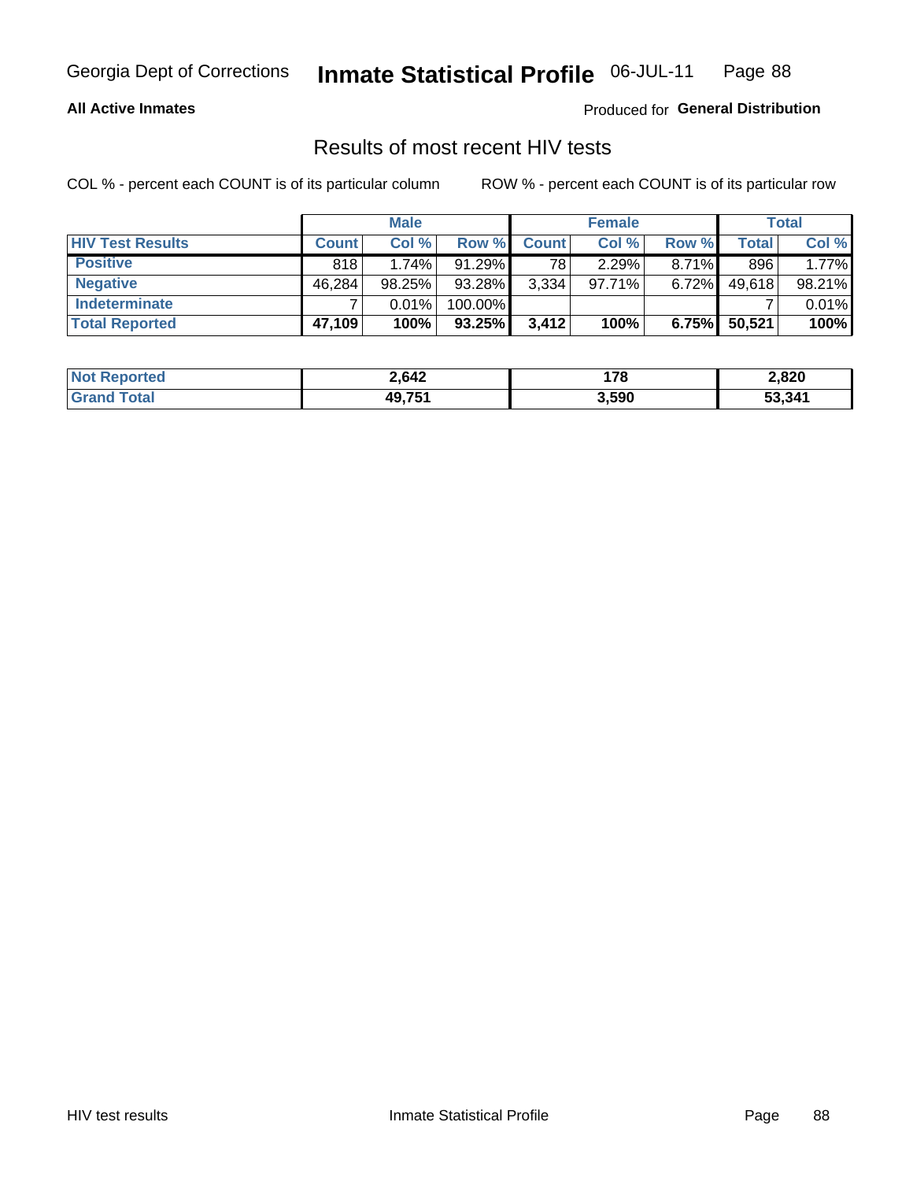Georgia Dept of Corrections **Inmate Statistical Profile** 06-JUL-11

**All Active Inmates**

Produced for **General Distribution**

## Results of most recent HIV tests

COL % - percent each COUNT is of its particular column

ROW % - percent each COUNT is of its particular row

| | Male | | | Female | | | Total | |
|---|---|---|---|---|---|---|---|---|
| **HIV Test Results** | **Count** | **Col %** | **Row %** | **Count** | **Col %** | **Row %** | **Total** | **Col %** |
| **Positive** | 818 | 1.74% | 91.29% | 78 | 2.29% | 8.71% | 896 | 1.77% |
| **Negative** | 46,284 | 98.25% | 93.28% | 3,334 | 97.71% | 6.72% | 49,618 | 98.21% |
| **Indeterminate** | 7 | 0.01% | 100.00% | | | | 7 | 0.01% |
| **Total Reported** | **47,109** | **100%** | **93.25%** | **3,412** | **100%** | **6.75%** | **50,521** | **100%** |

| | Male | Female | Total |
|---|---|---|---|
| **Not Reported** | **2,642** | **178** | **2,820** |
| **Grand Total** | **49,751** | **3,590** | **53,341** |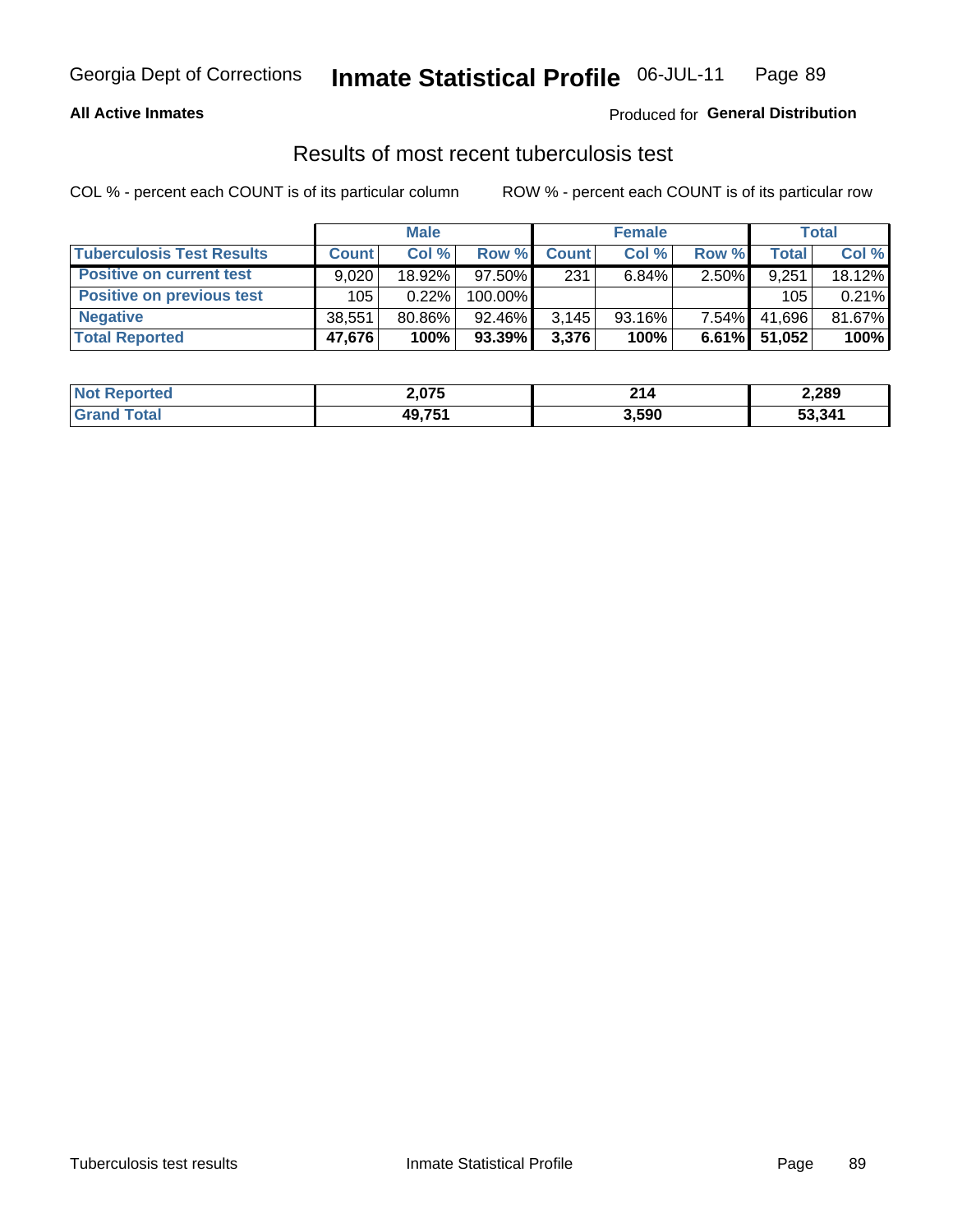**All Active Inmates**

Produced for **General Distribution**

## Results of most recent tuberculosis test

COL % - percent each COUNT is of its particular column

ROW % - percent each COUNT is of its particular row

| | Male | | | Female | | | Total | |
|---|---|---|---|---|---|---|---|---|
| **Tuberculosis Test Results** | **Count** | **Col %** | **Row %** | **Count** | **Col %** | **Row %** | **Total** | **Col %** |
| **Positive on current test** | 9,020 | 18.92% | 97.50% | 231 | 6.84% | 2.50% | 9,251 | 18.12% |
| **Positive on previous test** | 105 | 0.22% | 100.00% | | | | 105 | 0.21% |
| **Negative** | 38,551 | 80.86% | 92.46% | 3,145 | 93.16% | 7.54% | 41,696 | 81.67% |
| **Total Reported** | **47,676** | **100%** | **93.39%** | **3,376** | **100%** | **6.61%** | **51,052** | **100%** |

| | Male | Female | Total |
|---|---|---|---|
| **Not Reported** | **2,075** | **214** | **2,289** |
| **Grand Total** | **49,751** | **3,590** | **53,341** |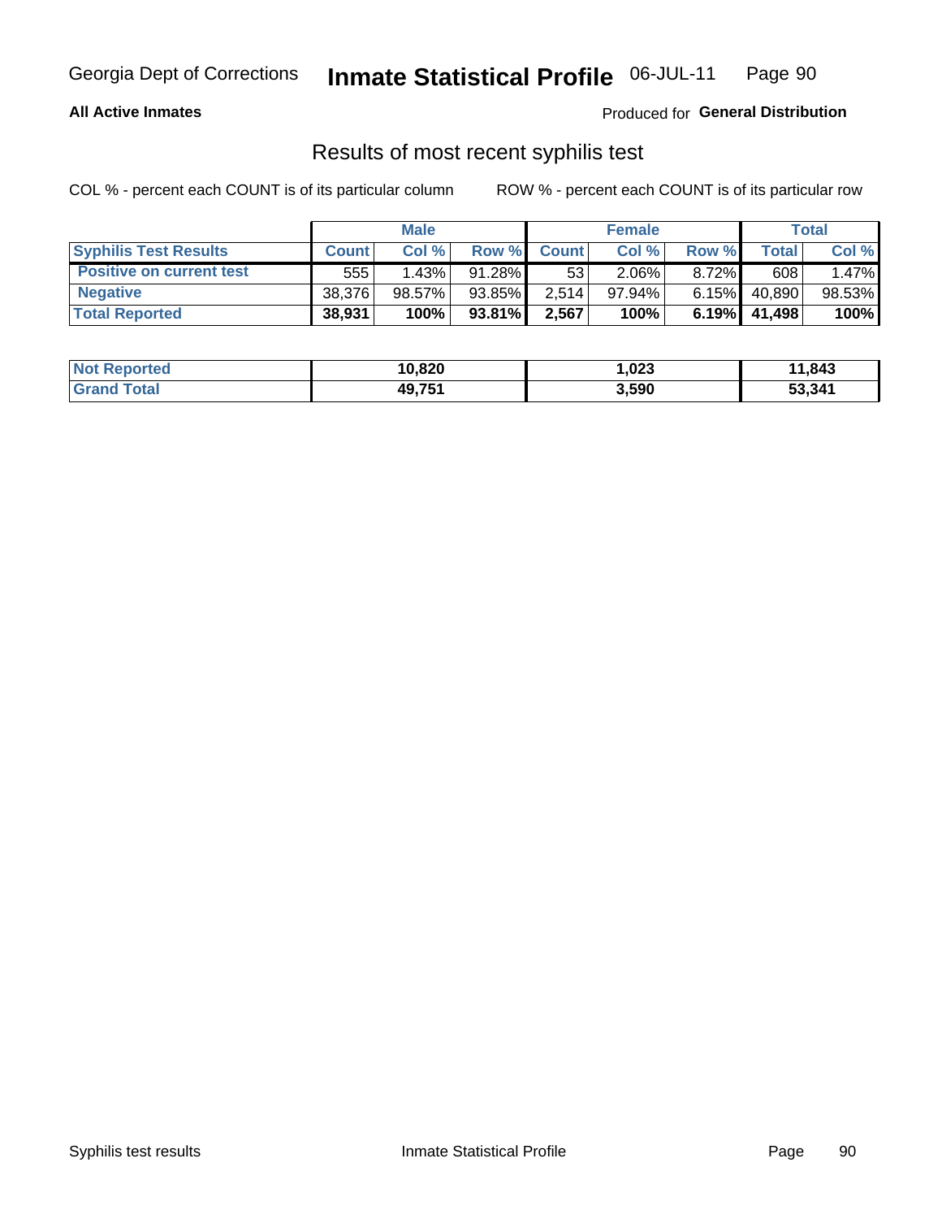**All Active Inmates**

Produced for **General Distribution**

## Results of most recent syphilis test

COL % - percent each COUNT is of its particular column

ROW % - percent each COUNT is of its particular row

| | Male | | | Female | | | Total | |
|---|---|---|---|---|---|---|---|---|
| **Syphilis Test Results** | **Count** | **Col %** | **Row %** | **Count** | **Col %** | **Row %** | **Total** | **Col %** |
| **Positive on current test** | 555 | 1.43% | 91.28% | 53 | 2.06% | 8.72% | 608 | 1.47% |
| **Negative** | 38,376 | 98.57% | 93.85% | 2,514 | 97.94% | 6.15% | 40,890 | 98.53% |
| **Total Reported** | **38,931** | **100%** | **93.81%** | **2,567** | **100%** | **6.19%** | **41,498** | **100%** |

| | Male | Female | Total |
|---|---|---|---|
| **Not Reported** | **10,820** | **1,023** | **11,843** |
| **Grand Total** | **49,751** | **3,590** | **53,341** |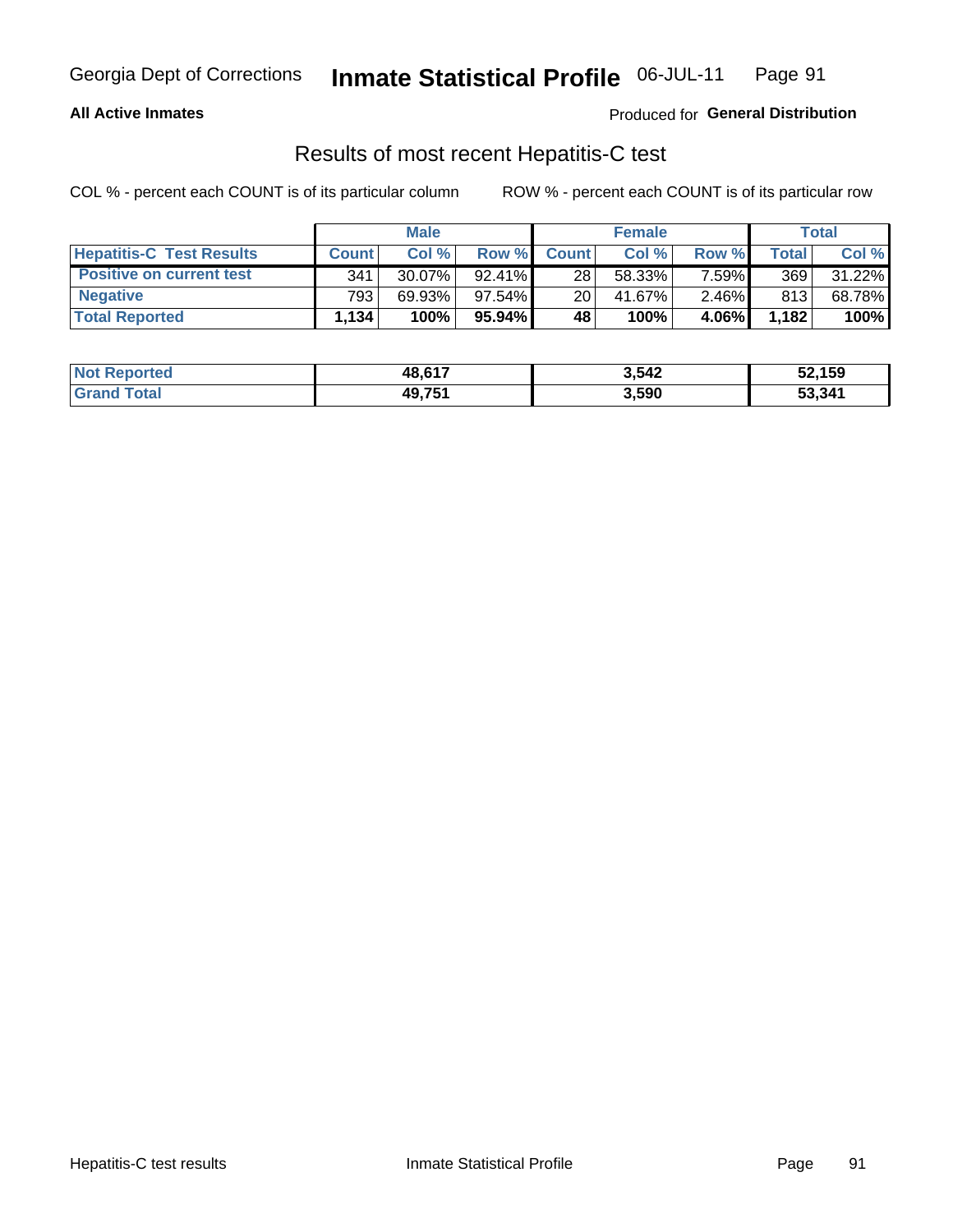**All Active Inmates**

Produced for **General Distribution**

## Results of most recent Hepatitis-C test

COL % - percent each COUNT is of its particular column

ROW % - percent each COUNT is of its particular row

| | Male | | | Female | | | Total | |
|---|---|---|---|---|---|---|---|---|
| **Hepatitis-C Test Results** | **Count** | **Col %** | **Row %** | **Count** | **Col %** | **Row %** | **Total** | **Col %** |
| **Positive on current test** | 341 | 30.07% | 92.41% | 28 | 58.33% | 7.59% | 369 | 31.22% |
| **Negative** | 793 | 69.93% | 97.54% | 20 | 41.67% | 2.46% | 813 | 68.78% |
| **Total Reported** | **1,134** | **100%** | **95.94%** | **48** | **100%** | **4.06%** | **1,182** | **100%** |

| | Male | Female | Total |
|---|---|---|---|
| **Not Reported** | **48,617** | **3,542** | **52,159** |
| **Grand Total** | **49,751** | **3,590** | **53,341** |